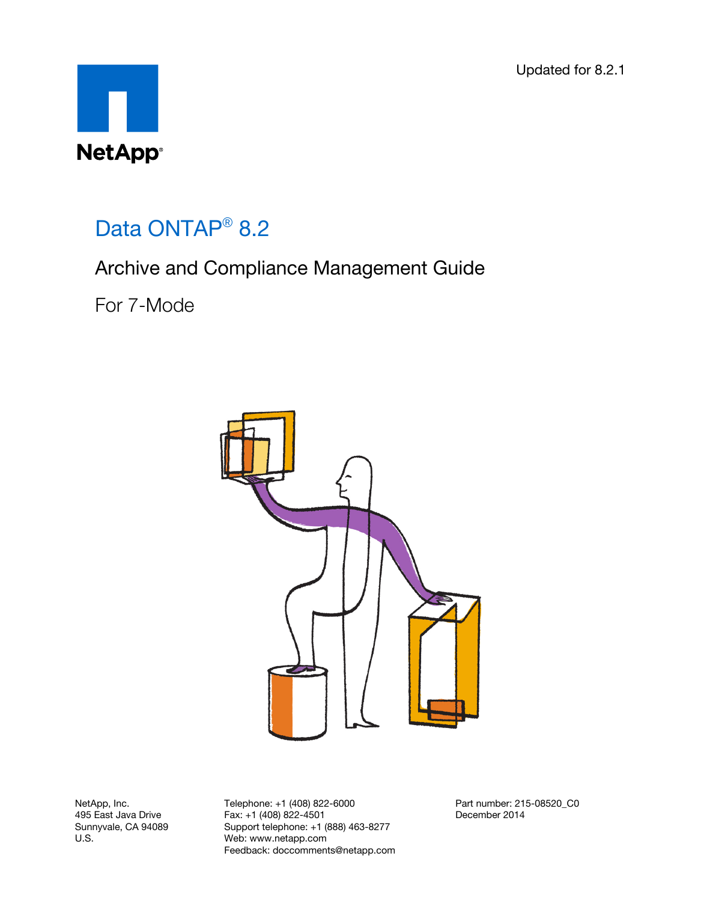Updated for 8.2.1

NetApp®

# Data ONTAP® 8.2

## Archive and Compliance Management Guide

### For 7-Mode

NetApp, Inc.
495 East Java Drive
Sunnyvale, CA 94089
U.S.

Telephone: +1 (408) 822-6000
Fax: +1 (408) 822-4501
Support telephone: +1 (888) 463-8277
Web: www.netapp.com
Feedback: doccomments@netapp.com

Part number: 215-08520_C0
December 2014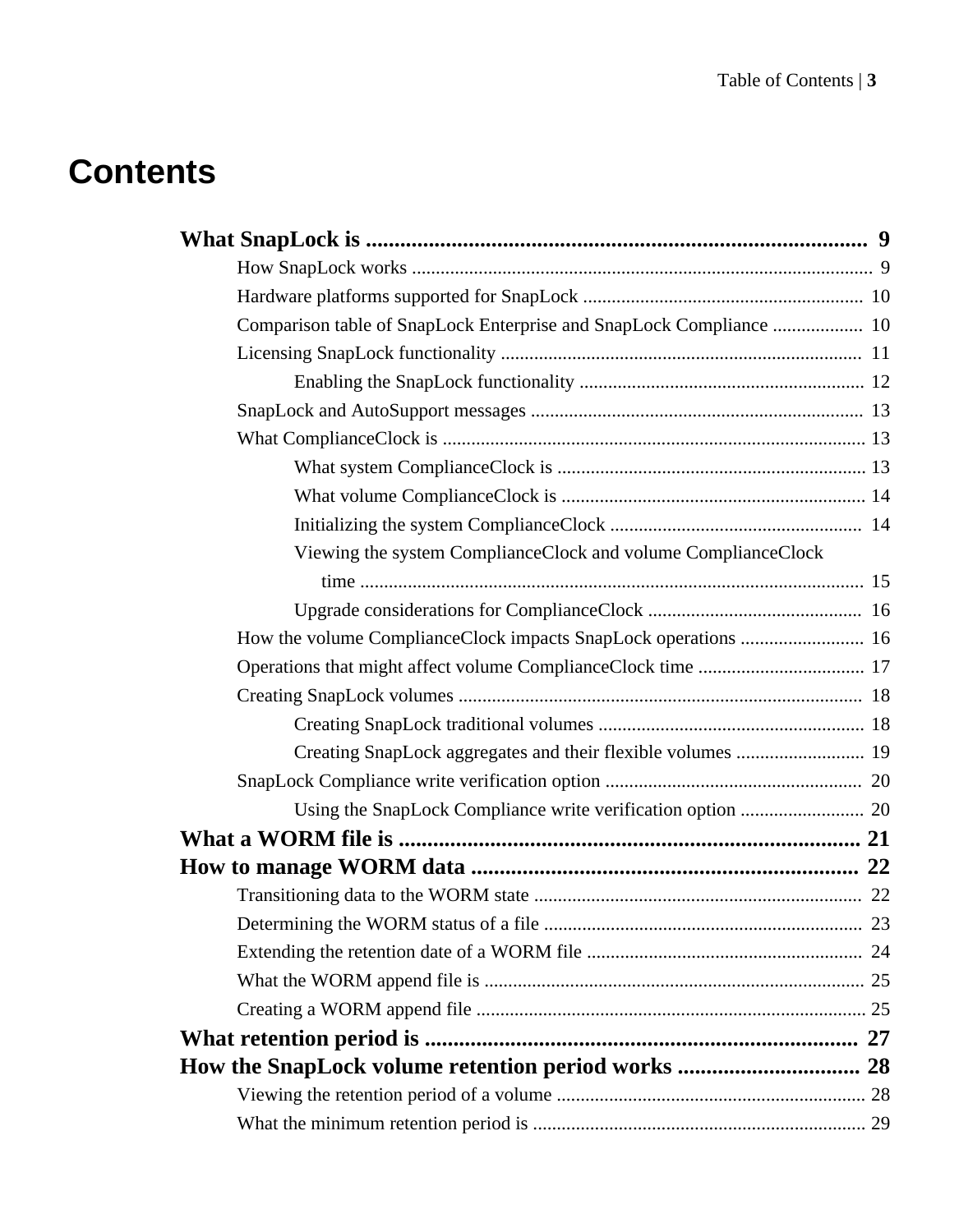# Contents

**What SnapLock is** ........................................................................................ 9

- How SnapLock works .................................................................................................. 9
- Hardware platforms supported for SnapLock ........................................................... 10
- Comparison table of SnapLock Enterprise and SnapLock Compliance ................... 10
- Licensing SnapLock functionality ............................................................................ 11
  - Enabling the SnapLock functionality ............................................................ 12
- SnapLock and AutoSupport messages ...................................................................... 13
- What ComplianceClock is ......................................................................................... 13
  - What system ComplianceClock is ................................................................. 13
  - What volume ComplianceClock is ................................................................ 14
  - Initializing the system ComplianceClock ..................................................... 14
  - Viewing the system ComplianceClock and volume ComplianceClock time .......................................................................................... 15
  - Upgrade considerations for ComplianceClock ............................................. 16
- How the volume ComplianceClock impacts SnapLock operations .......................... 16
- Operations that might affect volume ComplianceClock time ................................... 17
- Creating SnapLock volumes ..................................................................................... 18
  - Creating SnapLock traditional volumes ........................................................ 18
  - Creating SnapLock aggregates and their flexible volumes ........................... 19
- SnapLock Compliance write verification option ...................................................... 20
  - Using the SnapLock Compliance write verification option .......................... 20

**What a WORM file is** ................................................................................ 21

**How to manage WORM data** .................................................................... 22

- Transitioning data to the WORM state ..................................................................... 22
- Determining the WORM status of a file ................................................................... 23
- Extending the retention date of a WORM file .......................................................... 24
- What the WORM append file is ................................................................................ 25
- Creating a WORM append file .................................................................................. 25

**What retention period is** ............................................................................ 27

**How the SnapLock volume retention period works** ................................ 28

- Viewing the retention period of a volume ................................................................. 28
- What the minimum retention period is ...................................................................... 29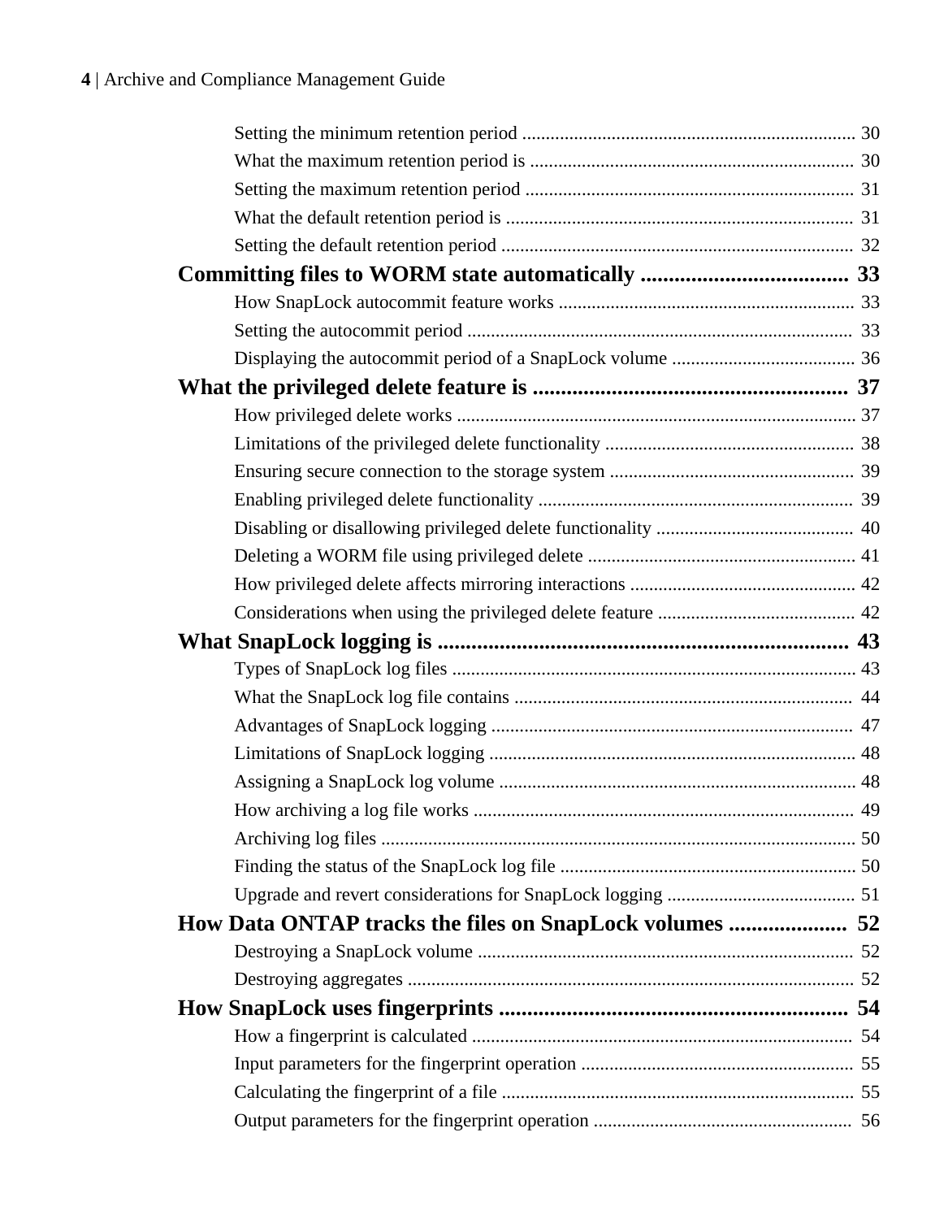Setting the minimum retention period ....................................................................... 30

What the maximum retention period is ..................................................................... 30

Setting the maximum retention period ...................................................................... 31

What the default retention period is .......................................................................... 31

Setting the default retention period ........................................................................... 32

**Committing files to WORM state automatically ..................................... 33**

How SnapLock autocommit feature works ............................................................... 33

Setting the autocommit period .................................................................................. 33

Displaying the autocommit period of a SnapLock volume ....................................... 36

**What the privileged delete feature is ........................................................ 37**

How privileged delete works ..................................................................................... 37

Limitations of the privileged delete functionality .................................................... 38

Ensuring secure connection to the storage system .................................................... 39

Enabling privileged delete functionality ................................................................... 39

Disabling or disallowing privileged delete functionality .......................................... 40

Deleting a WORM file using privileged delete ......................................................... 41

How privileged delete affects mirroring interactions ................................................ 42

Considerations when using the privileged delete feature .......................................... 42

**What SnapLock logging is .......................................................................... 43**

Types of SnapLock log files ...................................................................................... 43

What the SnapLock log file contains ........................................................................ 44

Advantages of SnapLock logging ............................................................................. 47

Limitations of SnapLock logging .............................................................................. 48

Assigning a SnapLock log volume ............................................................................ 48

How archiving a log file works ................................................................................. 49

Archiving log files ..................................................................................................... 50

Finding the status of the SnapLock log file ............................................................... 50

Upgrade and revert considerations for SnapLock logging ........................................ 51

**How Data ONTAP tracks the files on SnapLock volumes ..................... 52**

Destroying a SnapLock volume ................................................................................ 52

Destroying aggregates ............................................................................................... 52

**How SnapLock uses fingerprints ............................................................... 54**

How a fingerprint is calculated ................................................................................. 54

Input parameters for the fingerprint operation .......................................................... 55

Calculating the fingerprint of a file ........................................................................... 55

Output parameters for the fingerprint operation ....................................................... 56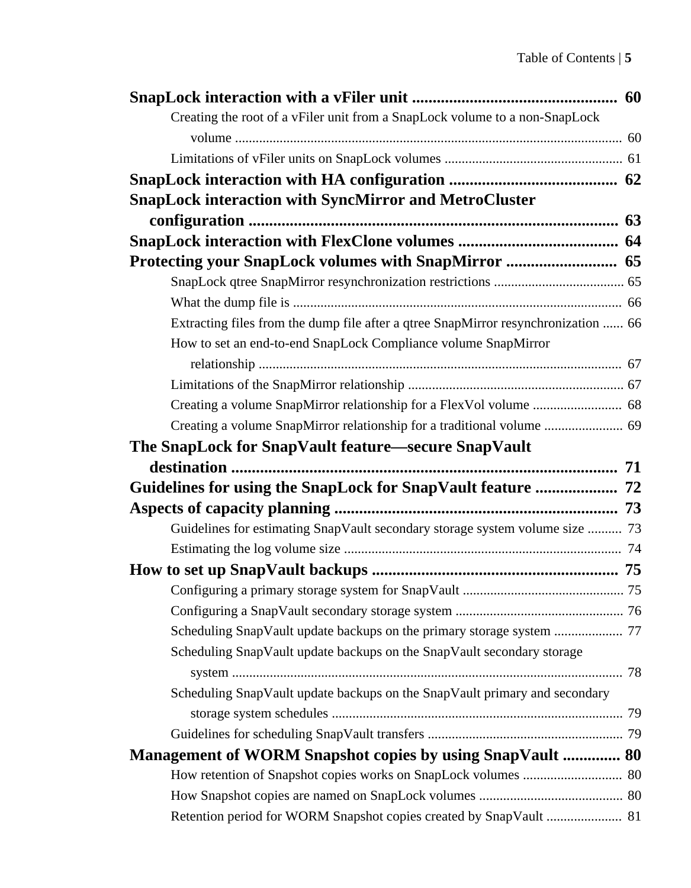**SnapLock interaction with a vFiler unit .................................................. 60**

- Creating the root of a vFiler unit from a SnapLock volume to a non-SnapLock volume ............................................................................................................ 60
- Limitations of vFiler units on SnapLock volumes ................................................... 61

**SnapLock interaction with HA configuration ......................................... 62**

**SnapLock interaction with SyncMirror and MetroCluster configuration ........................................................................................... 63**

**SnapLock interaction with FlexClone volumes ....................................... 64**

**Protecting your SnapLock volumes with SnapMirror ........................... 65**

- SnapLock qtree SnapMirror resynchronization restrictions ...................................... 65
- What the dump file is ............................................................................................... 66
- Extracting files from the dump file after a qtree SnapMirror resynchronization ...... 66
- How to set an end-to-end SnapLock Compliance volume SnapMirror relationship ........................................................................................................... 67
- Limitations of the SnapMirror relationship ............................................................... 67
- Creating a volume SnapMirror relationship for a FlexVol volume .......................... 68
- Creating a volume SnapMirror relationship for a traditional volume ....................... 69

**The SnapLock for SnapVault feature—secure SnapVault destination ................................................................................................ 71**

**Guidelines for using the SnapLock for SnapVault feature .................... 72**

**Aspects of capacity planning ...................................................................... 73**

- Guidelines for estimating SnapVault secondary storage system volume size .......... 73
- Estimating the log volume size ................................................................................. 74

**How to set up SnapVault backups ............................................................ 75**

- Configuring a primary storage system for SnapVault ............................................... 75
- Configuring a SnapVault secondary storage system ................................................. 76
- Scheduling SnapVault update backups on the primary storage system .................... 77
- Scheduling SnapVault update backups on the SnapVault secondary storage system ...................................................................................................................... 78
- Scheduling SnapVault update backups on the SnapVault primary and secondary storage system schedules ..................................................................................... 79
- Guidelines for scheduling SnapVault transfers ......................................................... 79

**Management of WORM Snapshot copies by using SnapVault .............. 80**

- How retention of Snapshot copies works on SnapLock volumes ............................. 80
- How Snapshot copies are named on SnapLock volumes .......................................... 80
- Retention period for WORM Snapshot copies created by SnapVault ...................... 81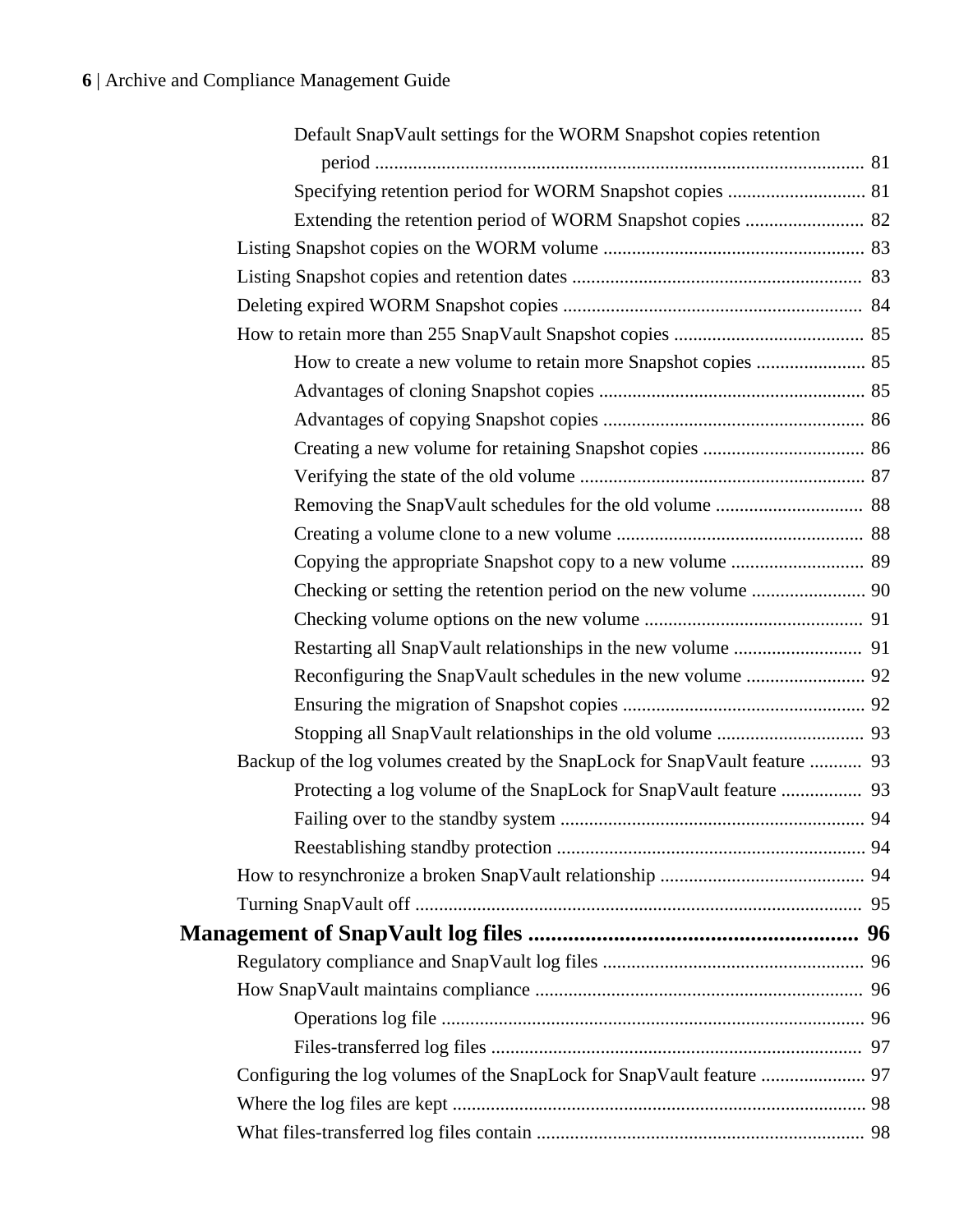Default SnapVault settings for the WORM Snapshot copies retention period ..... 81
Specifying retention period for WORM Snapshot copies ..... 81
Extending the retention period of WORM Snapshot copies ..... 82
Listing Snapshot copies on the WORM volume ..... 83
Listing Snapshot copies and retention dates ..... 83
Deleting expired WORM Snapshot copies ..... 84
How to retain more than 255 SnapVault Snapshot copies ..... 85
How to create a new volume to retain more Snapshot copies ..... 85
Advantages of cloning Snapshot copies ..... 85
Advantages of copying Snapshot copies ..... 86
Creating a new volume for retaining Snapshot copies ..... 86
Verifying the state of the old volume ..... 87
Removing the SnapVault schedules for the old volume ..... 88
Creating a volume clone to a new volume ..... 88
Copying the appropriate Snapshot copy to a new volume ..... 89
Checking or setting the retention period on the new volume ..... 90
Checking volume options on the new volume ..... 91
Restarting all SnapVault relationships in the new volume ..... 91
Reconfiguring the SnapVault schedules in the new volume ..... 92
Ensuring the migration of Snapshot copies ..... 92
Stopping all SnapVault relationships in the old volume ..... 93
Backup of the log volumes created by the SnapLock for SnapVault feature ..... 93
Protecting a log volume of the SnapLock for SnapVault feature ..... 93
Failing over to the standby system ..... 94
Reestablishing standby protection ..... 94
How to resynchronize a broken SnapVault relationship ..... 94
Turning SnapVault off ..... 95

**Management of SnapVault log files ..... 96**

Regulatory compliance and SnapVault log files ..... 96
How SnapVault maintains compliance ..... 96
Operations log file ..... 96
Files-transferred log files ..... 97
Configuring the log volumes of the SnapLock for SnapVault feature ..... 97
Where the log files are kept ..... 98
What files-transferred log files contain ..... 98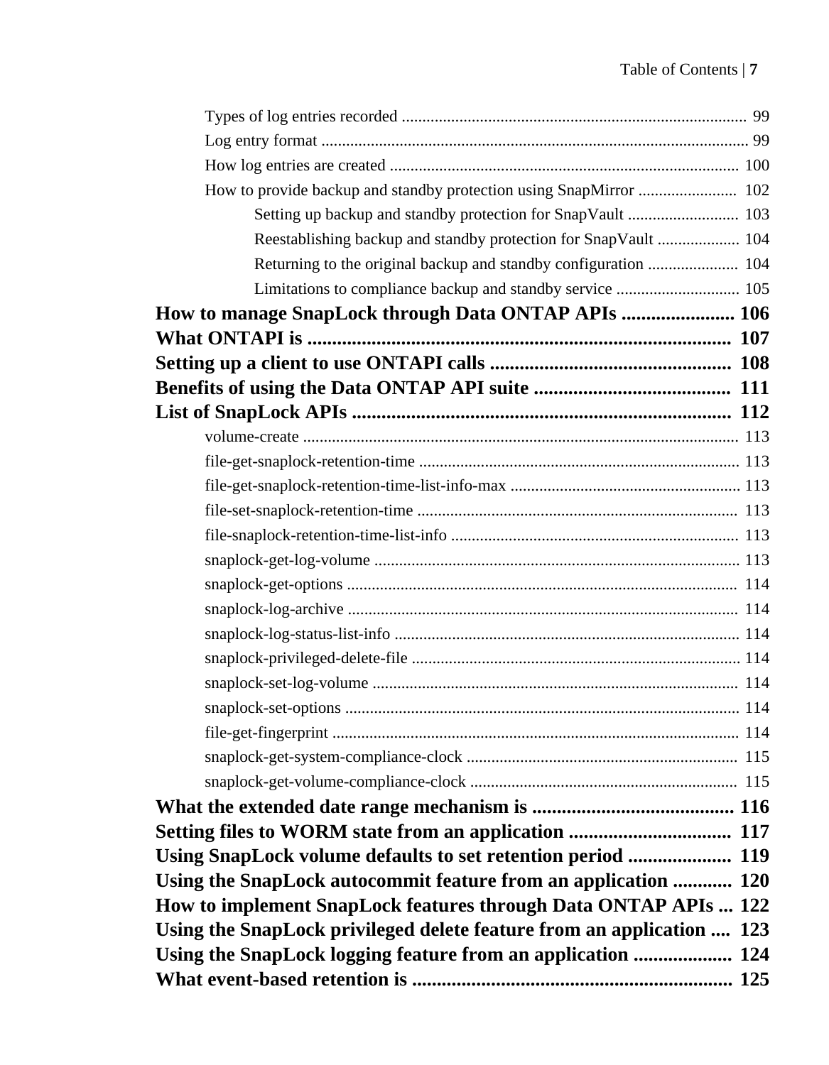Types of log entries recorded .................................................................................... 99

Log entry format ....................................................................................................... 99

How log entries are created .................................................................................... 100

How to provide backup and standby protection using SnapMirror ........................ 102

Setting up backup and standby protection for SnapVault ........................... 103

Reestablishing backup and standby protection for SnapVault .................... 104

Returning to the original backup and standby configuration ...................... 104

Limitations to compliance backup and standby service .............................. 105

**How to manage SnapLock through Data ONTAP APIs ....................... 106**

**What ONTAPI is ...................................................................................... 107**

**Setting up a client to use ONTAPI calls .................................................. 108**

**Benefits of using the Data ONTAP API suite ........................................ 111**

**List of SnapLock APIs ............................................................................. 112**

volume-create .......................................................................................................... 113

file-get-snaplock-retention-time .............................................................................. 113

file-get-snaplock-retention-time-list-info-max ........................................................ 113

file-set-snaplock-retention-time .............................................................................. 113

file-snaplock-retention-time-list-info ...................................................................... 113

snaplock-get-log-volume ......................................................................................... 113

snaplock-get-options ............................................................................................... 114

snaplock-log-archive ............................................................................................... 114

snaplock-log-status-list-info .................................................................................... 114

snaplock-privileged-delete-file ................................................................................ 114

snaplock-set-log-volume ......................................................................................... 114

snaplock-set-options ................................................................................................ 114

file-get-fingerprint ................................................................................................... 114

snaplock-get-system-compliance-clock .................................................................. 115

snaplock-get-volume-compliance-clock ................................................................. 115

**What the extended date range mechanism is ......................................... 116**

**Setting files to WORM state from an application ................................. 117**

**Using SnapLock volume defaults to set retention period ..................... 119**

**Using the SnapLock autocommit feature from an application ............ 120**

**How to implement SnapLock features through Data ONTAP APIs ... 122**

**Using the SnapLock privileged delete feature from an application .... 123**

**Using the SnapLock logging feature from an application .................... 124**

**What event-based retention is .................................................................. 125**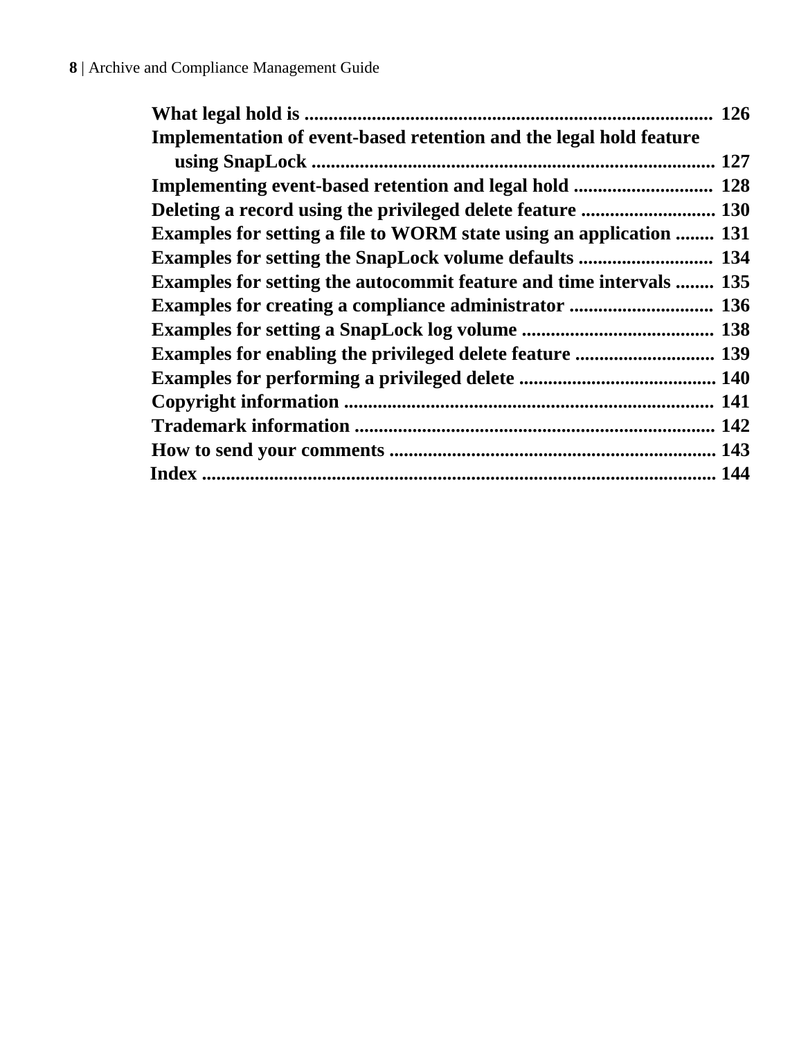**What legal hold is** .................................................................................... 126

**Implementation of event-based retention and the legal hold feature using SnapLock** ................................................................................. 127

**Implementing event-based retention and legal hold** ............................ 128

**Deleting a record using the privileged delete feature** ........................... 130

**Examples for setting a file to WORM state using an application** ........ 131

**Examples for setting the SnapLock volume defaults** ............................ 134

**Examples for setting the autocommit feature and time intervals** ........ 135

**Examples for creating a compliance administrator** .............................. 136

**Examples for setting a SnapLock log volume** ........................................ 138

**Examples for enabling the privileged delete feature** ............................. 139

**Examples for performing a privileged delete** ......................................... 140

**Copyright information** ............................................................................ 141

**Trademark information** ........................................................................... 142

**How to send your comments** .................................................................... 143

**Index** ........................................................................................................... 144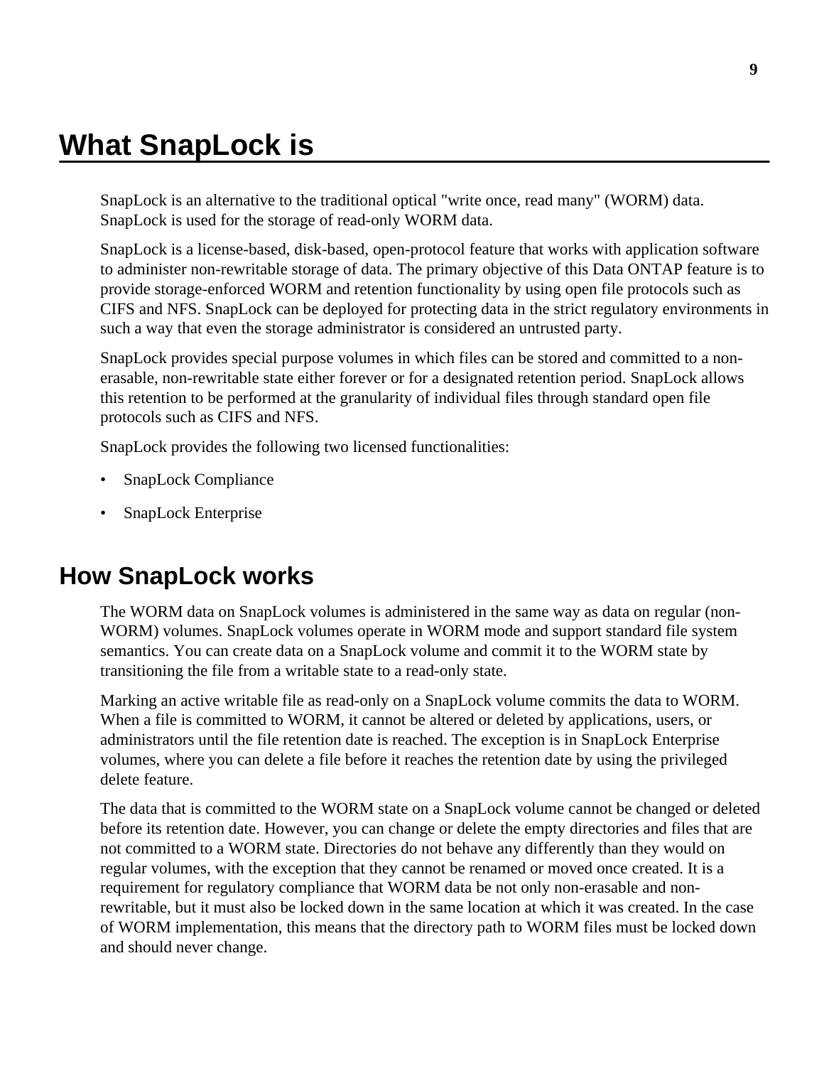# What SnapLock is

SnapLock is an alternative to the traditional optical "write once, read many" (WORM) data. SnapLock is used for the storage of read-only WORM data.

SnapLock is a license-based, disk-based, open-protocol feature that works with application software to administer non-rewritable storage of data. The primary objective of this Data ONTAP feature is to provide storage-enforced WORM and retention functionality by using open file protocols such as CIFS and NFS. SnapLock can be deployed for protecting data in the strict regulatory environments in such a way that even the storage administrator is considered an untrusted party.

SnapLock provides special purpose volumes in which files can be stored and committed to a non-erasable, non-rewritable state either forever or for a designated retention period. SnapLock allows this retention to be performed at the granularity of individual files through standard open file protocols such as CIFS and NFS.

SnapLock provides the following two licensed functionalities:

- SnapLock Compliance
- SnapLock Enterprise

## How SnapLock works

The WORM data on SnapLock volumes is administered in the same way as data on regular (non-WORM) volumes. SnapLock volumes operate in WORM mode and support standard file system semantics. You can create data on a SnapLock volume and commit it to the WORM state by transitioning the file from a writable state to a read-only state.

Marking an active writable file as read-only on a SnapLock volume commits the data to WORM. When a file is committed to WORM, it cannot be altered or deleted by applications, users, or administrators until the file retention date is reached. The exception is in SnapLock Enterprise volumes, where you can delete a file before it reaches the retention date by using the privileged delete feature.

The data that is committed to the WORM state on a SnapLock volume cannot be changed or deleted before its retention date. However, you can change or delete the empty directories and files that are not committed to a WORM state. Directories do not behave any differently than they would on regular volumes, with the exception that they cannot be renamed or moved once created. It is a requirement for regulatory compliance that WORM data be not only non-erasable and non-rewritable, but it must also be locked down in the same location at which it was created. In the case of WORM implementation, this means that the directory path to WORM files must be locked down and should never change.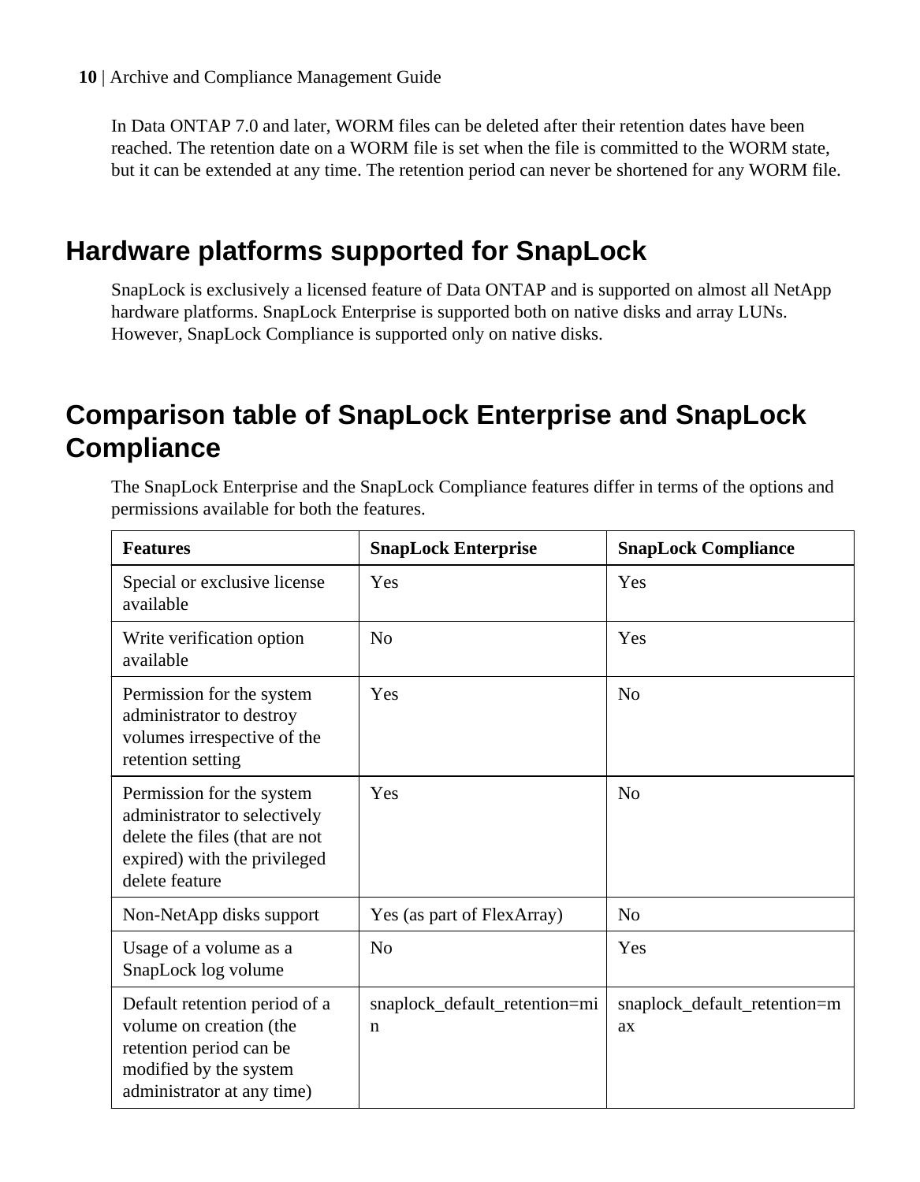In Data ONTAP 7.0 and later, WORM files can be deleted after their retention dates have been reached. The retention date on a WORM file is set when the file is committed to the WORM state, but it can be extended at any time. The retention period can never be shortened for any WORM file.

## Hardware platforms supported for SnapLock

SnapLock is exclusively a licensed feature of Data ONTAP and is supported on almost all NetApp hardware platforms. SnapLock Enterprise is supported both on native disks and array LUNs. However, SnapLock Compliance is supported only on native disks.

## Comparison table of SnapLock Enterprise and SnapLock Compliance

The SnapLock Enterprise and the SnapLock Compliance features differ in terms of the options and permissions available for both the features.

| Features | SnapLock Enterprise | SnapLock Compliance |
|---|---|---|
| Special or exclusive license available | Yes | Yes |
| Write verification option available | No | Yes |
| Permission for the system administrator to destroy volumes irrespective of the retention setting | Yes | No |
| Permission for the system administrator to selectively delete the files (that are not expired) with the privileged delete feature | Yes | No |
| Non-NetApp disks support | Yes (as part of FlexArray) | No |
| Usage of a volume as a SnapLock log volume | No | Yes |
| Default retention period of a volume on creation (the retention period can be modified by the system administrator at any time) | snaplock_default_retention=min | snaplock_default_retention=max |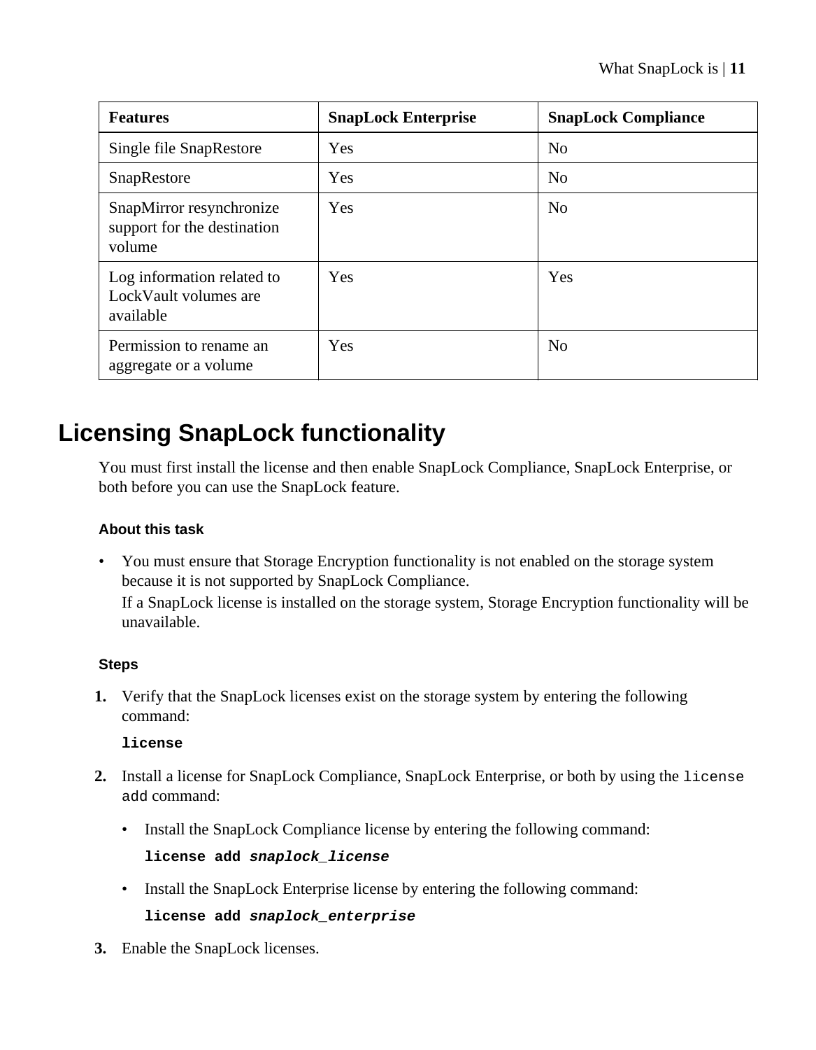| Features | SnapLock Enterprise | SnapLock Compliance |
| --- | --- | --- |
| Single file SnapRestore | Yes | No |
| SnapRestore | Yes | No |
| SnapMirror resynchronize support for the destination volume | Yes | No |
| Log information related to LockVault volumes are available | Yes | Yes |
| Permission to rename an aggregate or a volume | Yes | No |

# Licensing SnapLock functionality

You must first install the license and then enable SnapLock Compliance, SnapLock Enterprise, or both before you can use the SnapLock feature.

#### About this task

- You must ensure that Storage Encryption functionality is not enabled on the storage system because it is not supported by SnapLock Compliance.
  If a SnapLock license is installed on the storage system, Storage Encryption functionality will be unavailable.

#### Steps

1. Verify that the SnapLock licenses exist on the storage system by entering the following command:

   **`license`**

2. Install a license for SnapLock Compliance, SnapLock Enterprise, or both by using the `license add` command:

   - Install the SnapLock Compliance license by entering the following command:

     **`license add`** ***`snaplock_license`***

   - Install the SnapLock Enterprise license by entering the following command:

     **`license add`** ***`snaplock_enterprise`***

3. Enable the SnapLock licenses.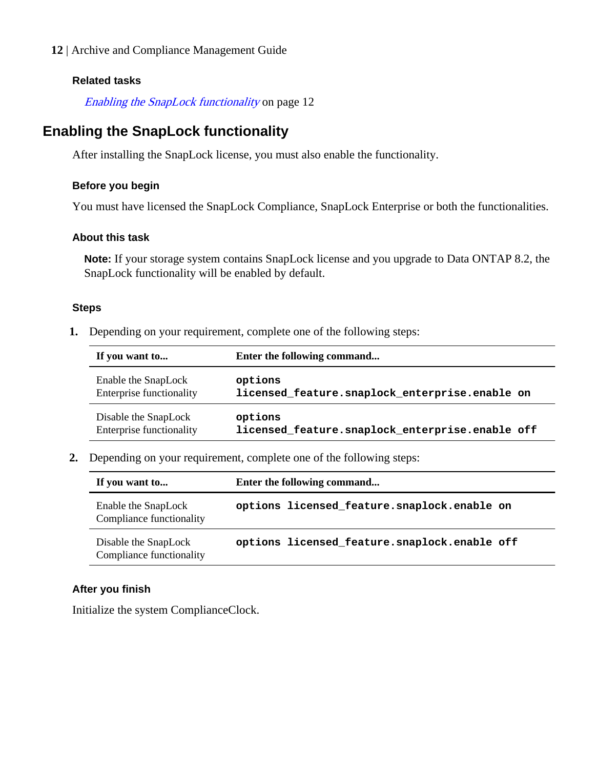#### Related tasks

*Enabling the SnapLock functionality* on page 12

## Enabling the SnapLock functionality

After installing the SnapLock license, you must also enable the functionality.

#### Before you begin

You must have licensed the SnapLock Compliance, SnapLock Enterprise or both the functionalities.

#### About this task

**Note:** If your storage system contains SnapLock license and you upgrade to Data ONTAP 8.2, the SnapLock functionality will be enabled by default.

#### Steps

1. Depending on your requirement, complete one of the following steps:

| If you want to... | Enter the following command... |
|---|---|
| Enable the SnapLock Enterprise functionality | `options licensed_feature.snaplock_enterprise.enable on` |
| Disable the SnapLock Enterprise functionality | `options licensed_feature.snaplock_enterprise.enable off` |

2. Depending on your requirement, complete one of the following steps:

| If you want to... | Enter the following command... |
|---|---|
| Enable the SnapLock Compliance functionality | `options licensed_feature.snaplock.enable on` |
| Disable the SnapLock Compliance functionality | `options licensed_feature.snaplock.enable off` |

#### After you finish

Initialize the system ComplianceClock.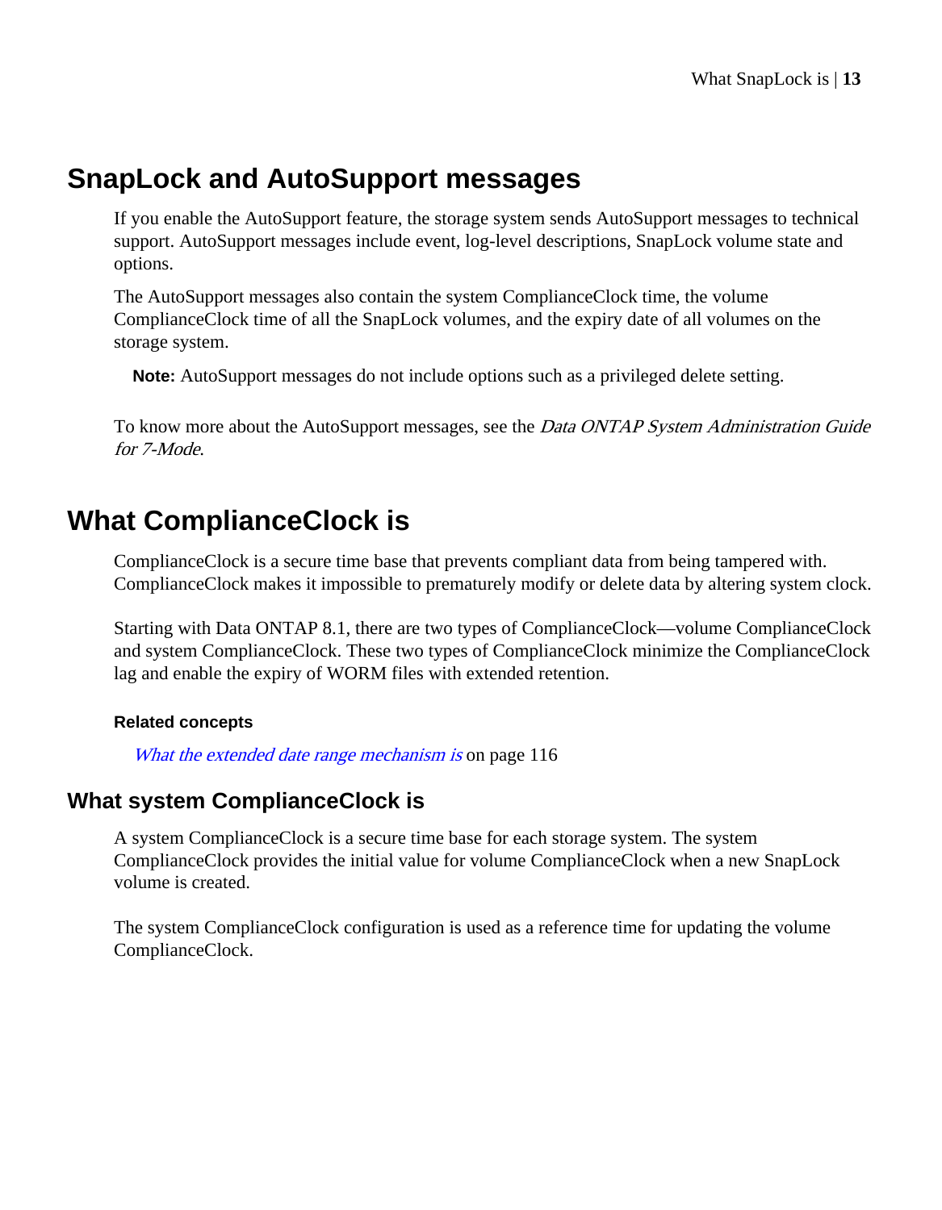# SnapLock and AutoSupport messages

If you enable the AutoSupport feature, the storage system sends AutoSupport messages to technical support. AutoSupport messages include event, log-level descriptions, SnapLock volume state and options.

The AutoSupport messages also contain the system ComplianceClock time, the volume ComplianceClock time of all the SnapLock volumes, and the expiry date of all volumes on the storage system.

**Note:** AutoSupport messages do not include options such as a privileged delete setting.

To know more about the AutoSupport messages, see the *Data ONTAP System Administration Guide for 7-Mode*.

# What ComplianceClock is

ComplianceClock is a secure time base that prevents compliant data from being tampered with. ComplianceClock makes it impossible to prematurely modify or delete data by altering system clock.

Starting with Data ONTAP 8.1, there are two types of ComplianceClock—volume ComplianceClock and system ComplianceClock. These two types of ComplianceClock minimize the ComplianceClock lag and enable the expiry of WORM files with extended retention.

**Related concepts**

*What the extended date range mechanism is* on page 116

## What system ComplianceClock is

A system ComplianceClock is a secure time base for each storage system. The system ComplianceClock provides the initial value for volume ComplianceClock when a new SnapLock volume is created.

The system ComplianceClock configuration is used as a reference time for updating the volume ComplianceClock.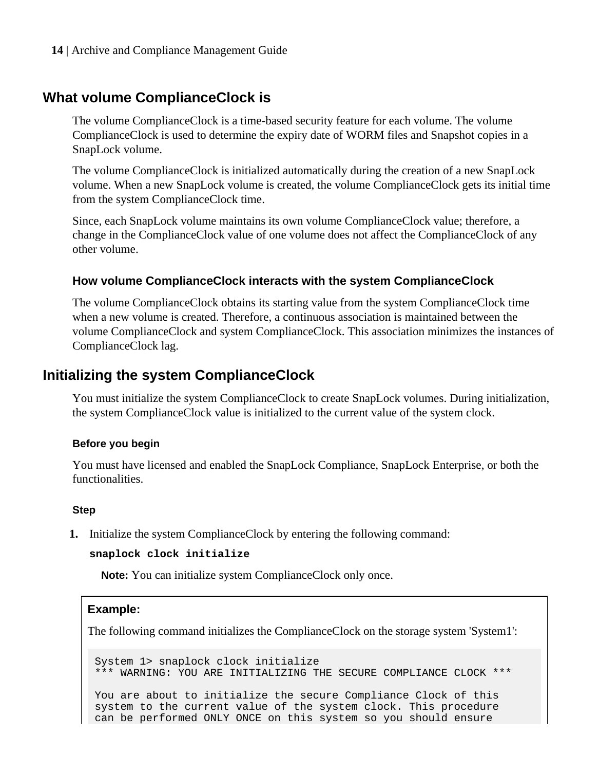## What volume ComplianceClock is

The volume ComplianceClock is a time-based security feature for each volume. The volume ComplianceClock is used to determine the expiry date of WORM files and Snapshot copies in a SnapLock volume.

The volume ComplianceClock is initialized automatically during the creation of a new SnapLock volume. When a new SnapLock volume is created, the volume ComplianceClock gets its initial time from the system ComplianceClock time.

Since, each SnapLock volume maintains its own volume ComplianceClock value; therefore, a change in the ComplianceClock value of one volume does not affect the ComplianceClock of any other volume.

### How volume ComplianceClock interacts with the system ComplianceClock

The volume ComplianceClock obtains its starting value from the system ComplianceClock time when a new volume is created. Therefore, a continuous association is maintained between the volume ComplianceClock and system ComplianceClock. This association minimizes the instances of ComplianceClock lag.

## Initializing the system ComplianceClock

You must initialize the system ComplianceClock to create SnapLock volumes. During initialization, the system ComplianceClock value is initialized to the current value of the system clock.

#### Before you begin

You must have licensed and enabled the SnapLock Compliance, SnapLock Enterprise, or both the functionalities.

#### Step

1. Initialize the system ComplianceClock by entering the following command:

   **`snaplock clock initialize`**

   **Note:** You can initialize system ComplianceClock only once.

**Example:**

The following command initializes the ComplianceClock on the storage system 'System1':

```
System 1> snaplock clock initialize
*** WARNING: YOU ARE INITIALIZING THE SECURE COMPLIANCE CLOCK ***

You are about to initialize the secure Compliance Clock of this
system to the current value of the system clock. This procedure
can be performed ONLY ONCE on this system so you should ensure
```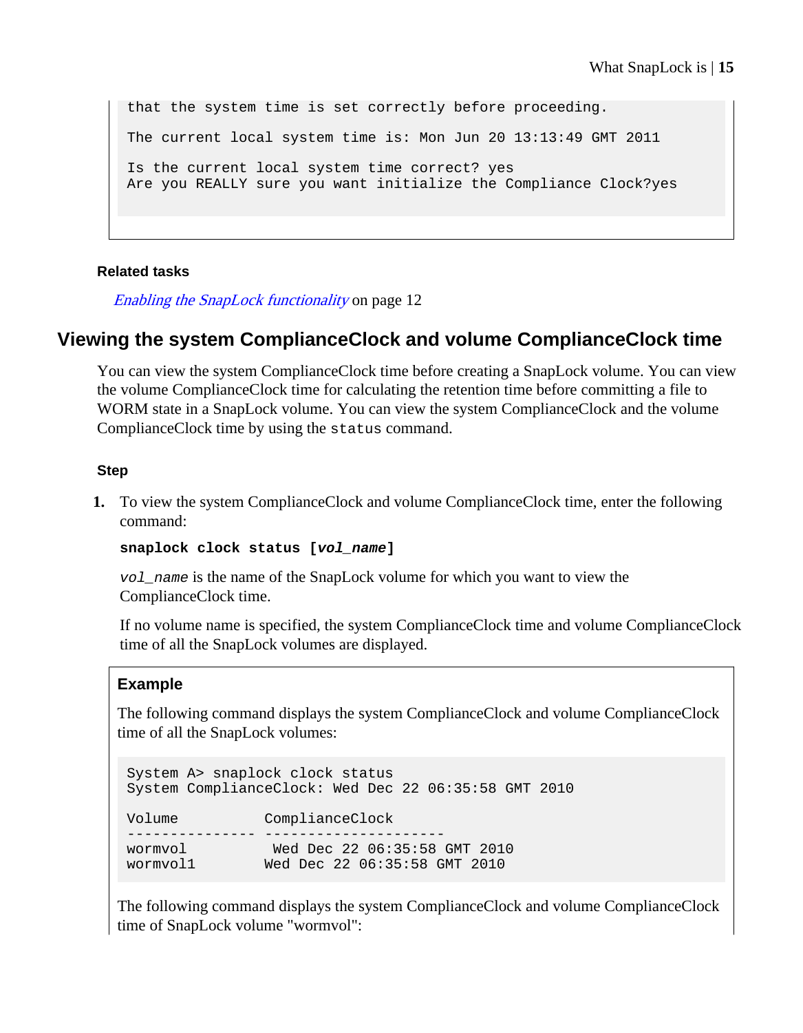```
that the system time is set correctly before proceeding.

The current local system time is: Mon Jun 20 13:13:49 GMT 2011

Is the current local system time correct? yes
Are you REALLY sure you want initialize the Compliance Clock?yes
```

#### Related tasks

*Enabling the SnapLock functionality* on page 12

## Viewing the system ComplianceClock and volume ComplianceClock time

You can view the system ComplianceClock time before creating a SnapLock volume. You can view the volume ComplianceClock time for calculating the retention time before committing a file to WORM state in a SnapLock volume. You can view the system ComplianceClock and the volume ComplianceClock time by using the `status` command.

#### Step

1. To view the system ComplianceClock and volume ComplianceClock time, enter the following command:

   **`snaplock clock status [vol_name]`**

   *`vol_name`* is the name of the SnapLock volume for which you want to view the ComplianceClock time.

   If no volume name is specified, the system ComplianceClock time and volume ComplianceClock time of all the SnapLock volumes are displayed.

#### Example

The following command displays the system ComplianceClock and volume ComplianceClock time of all the SnapLock volumes:

```
System A> snaplock clock status
System ComplianceClock: Wed Dec 22 06:35:58 GMT 2010

Volume          ComplianceClock
--------------- ---------------------
wormvol          Wed Dec 22 06:35:58 GMT 2010
wormvol1        Wed Dec 22 06:35:58 GMT 2010
```

The following command displays the system ComplianceClock and volume ComplianceClock time of SnapLock volume "wormvol":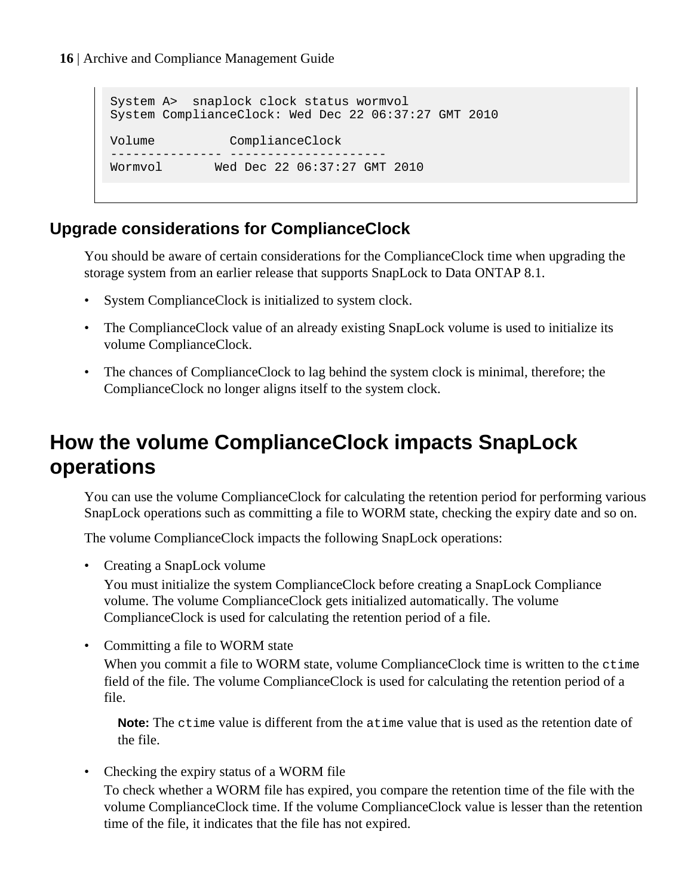```
System A>  snaplock clock status wormvol
System ComplianceClock: Wed Dec 22 06:37:27 GMT 2010

Volume          ComplianceClock
--------------- --------------------
Wormvol       Wed Dec 22 06:37:27 GMT 2010
```

### Upgrade considerations for ComplianceClock

You should be aware of certain considerations for the ComplianceClock time when upgrading the storage system from an earlier release that supports SnapLock to Data ONTAP 8.1.

- System ComplianceClock is initialized to system clock.
- The ComplianceClock value of an already existing SnapLock volume is used to initialize its volume ComplianceClock.
- The chances of ComplianceClock to lag behind the system clock is minimal, therefore; the ComplianceClock no longer aligns itself to the system clock.

## How the volume ComplianceClock impacts SnapLock operations

You can use the volume ComplianceClock for calculating the retention period for performing various SnapLock operations such as committing a file to WORM state, checking the expiry date and so on.

The volume ComplianceClock impacts the following SnapLock operations:

- Creating a SnapLock volume

  You must initialize the system ComplianceClock before creating a SnapLock Compliance volume. The volume ComplianceClock gets initialized automatically. The volume ComplianceClock is used for calculating the retention period of a file.

- Committing a file to WORM state

  When you commit a file to WORM state, volume ComplianceClock time is written to the `ctime` field of the file. The volume ComplianceClock is used for calculating the retention period of a file.

  **Note:** The `ctime` value is different from the `atime` value that is used as the retention date of the file.

- Checking the expiry status of a WORM file

  To check whether a WORM file has expired, you compare the retention time of the file with the volume ComplianceClock time. If the volume ComplianceClock value is lesser than the retention time of the file, it indicates that the file has not expired.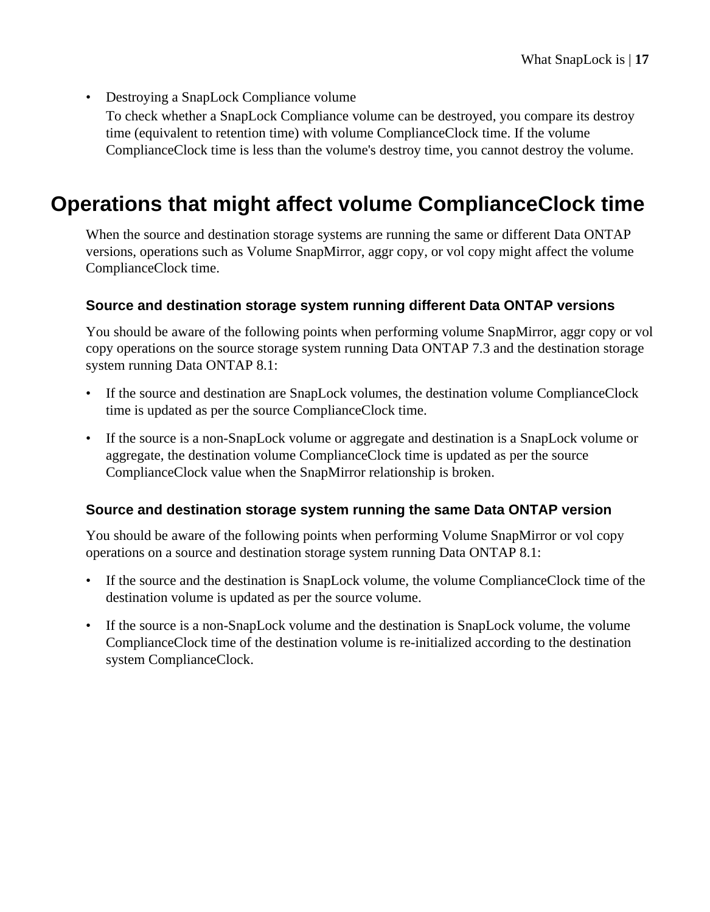- Destroying a SnapLock Compliance volume

  To check whether a SnapLock Compliance volume can be destroyed, you compare its destroy time (equivalent to retention time) with volume ComplianceClock time. If the volume ComplianceClock time is less than the volume's destroy time, you cannot destroy the volume.

# Operations that might affect volume ComplianceClock time

When the source and destination storage systems are running the same or different Data ONTAP versions, operations such as Volume SnapMirror, aggr copy, or vol copy might affect the volume ComplianceClock time.

## Source and destination storage system running different Data ONTAP versions

You should be aware of the following points when performing volume SnapMirror, aggr copy or vol copy operations on the source storage system running Data ONTAP 7.3 and the destination storage system running Data ONTAP 8.1:

- If the source and destination are SnapLock volumes, the destination volume ComplianceClock time is updated as per the source ComplianceClock time.
- If the source is a non-SnapLock volume or aggregate and destination is a SnapLock volume or aggregate, the destination volume ComplianceClock time is updated as per the source ComplianceClock value when the SnapMirror relationship is broken.

## Source and destination storage system running the same Data ONTAP version

You should be aware of the following points when performing Volume SnapMirror or vol copy operations on a source and destination storage system running Data ONTAP 8.1:

- If the source and the destination is SnapLock volume, the volume ComplianceClock time of the destination volume is updated as per the source volume.
- If the source is a non-SnapLock volume and the destination is SnapLock volume, the volume ComplianceClock time of the destination volume is re-initialized according to the destination system ComplianceClock.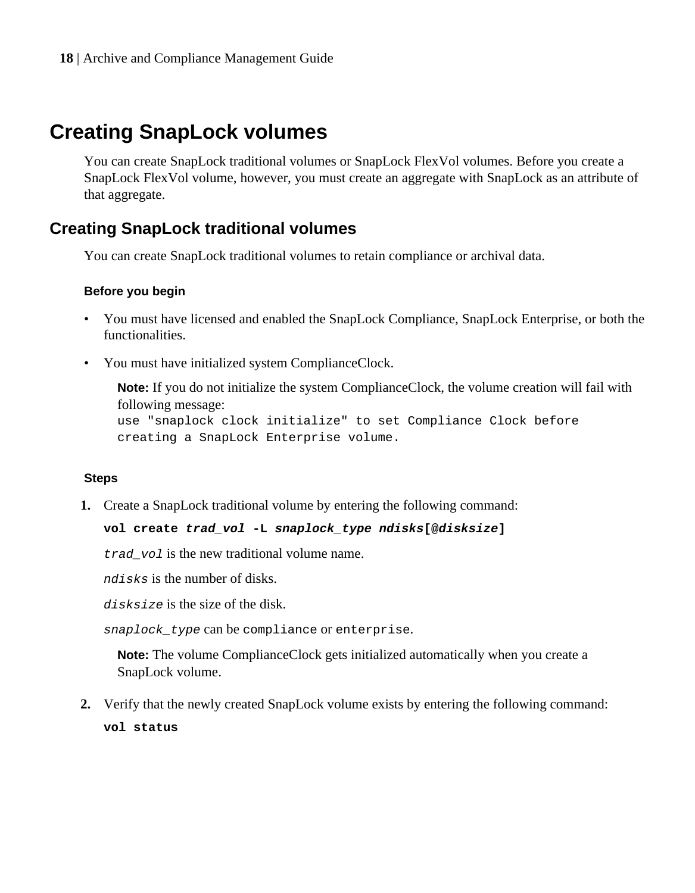# Creating SnapLock volumes

You can create SnapLock traditional volumes or SnapLock FlexVol volumes. Before you create a SnapLock FlexVol volume, however, you must create an aggregate with SnapLock as an attribute of that aggregate.

## Creating SnapLock traditional volumes

You can create SnapLock traditional volumes to retain compliance or archival data.

### Before you begin

- You must have licensed and enabled the SnapLock Compliance, SnapLock Enterprise, or both the functionalities.
- You must have initialized system ComplianceClock.

  **Note:** If you do not initialize the system ComplianceClock, the volume creation will fail with following message:
  `use "snaplock clock initialize" to set Compliance Clock before creating a SnapLock Enterprise volume.`

### Steps

1. Create a SnapLock traditional volume by entering the following command:

   **`vol create`** ***`trad_vol`*** **`-L`** ***`snaplock_type ndisks`*** **`[@`*****`disksize`*****`]`**

   *`trad_vol`* is the new traditional volume name.

   *`ndisks`* is the number of disks.

   *`disksize`* is the size of the disk.

   *`snaplock_type`* can be `compliance` or `enterprise`.

   **Note:** The volume ComplianceClock gets initialized automatically when you create a SnapLock volume.

2. Verify that the newly created SnapLock volume exists by entering the following command:

   **`vol status`**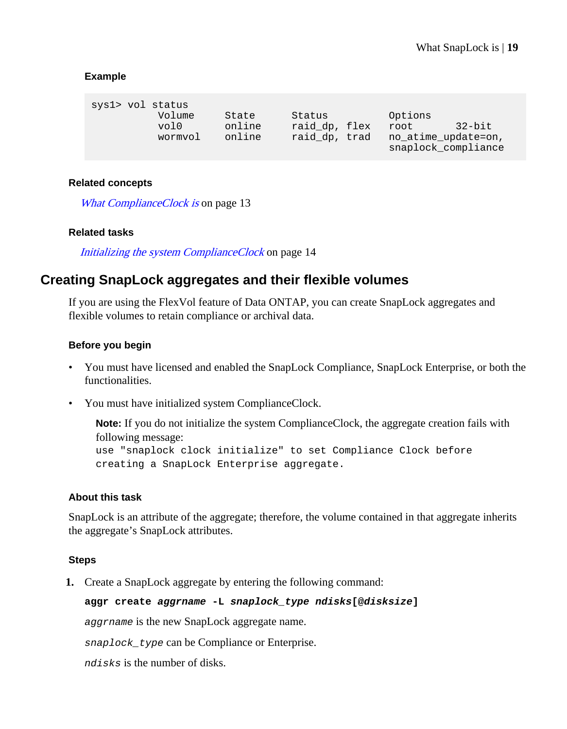**Example**

```
sys1> vol status
         Volume     State      Status            Options
         vol0       online     raid_dp, flex     root       32-bit
         wormvol    online     raid_dp, trad     no_atime_update=on,
                                                 snaplock_compliance
```

**Related concepts**

*What ComplianceClock is* on page 13

**Related tasks**

*Initializing the system ComplianceClock* on page 14

## Creating SnapLock aggregates and their flexible volumes

If you are using the FlexVol feature of Data ONTAP, you can create SnapLock aggregates and flexible volumes to retain compliance or archival data.

**Before you begin**

- You must have licensed and enabled the SnapLock Compliance, SnapLock Enterprise, or both the functionalities.
- You must have initialized system ComplianceClock.

  **Note:** If you do not initialize the system ComplianceClock, the aggregate creation fails with following message:
  `use "snaplock clock initialize" to set Compliance Clock before creating a SnapLock Enterprise aggregate.`

**About this task**

SnapLock is an attribute of the aggregate; therefore, the volume contained in that aggregate inherits the aggregate's SnapLock attributes.

**Steps**

1. Create a SnapLock aggregate by entering the following command:

   **`aggr create`** ***`aggrname`*** **`-L`** ***`snaplock_type ndisks`*** **`[@`*`disksize`*`]`**

   *`aggrname`* is the new SnapLock aggregate name.

   *`snaplock_type`* can be Compliance or Enterprise.

   *`ndisks`* is the number of disks.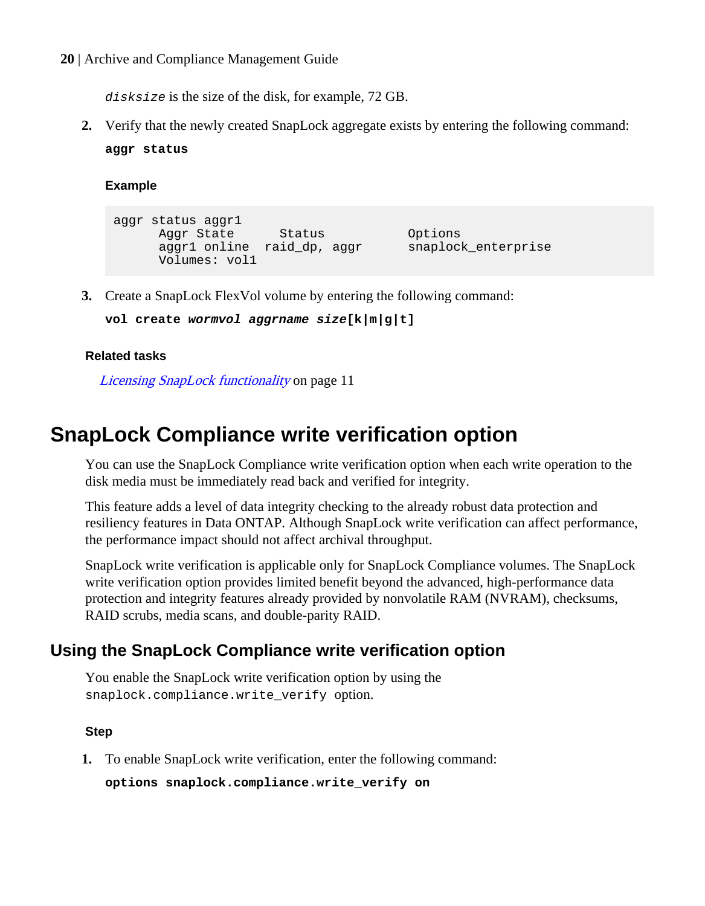`disksize` is the size of the disk, for example, 72 GB.

2. Verify that the newly created SnapLock aggregate exists by entering the following command:

   **`aggr status`**

   **Example**

   ```
   aggr status aggr1
         Aggr State      Status           Options
         aggr1 online  raid_dp, aggr      snaplock_enterprise
         Volumes: vol1
   ```

3. Create a SnapLock FlexVol volume by entering the following command:

   **`vol create`** ***`wormvol aggrname size`*** **`[k|m|g|t]`**

**Related tasks**

*Licensing SnapLock functionality* on page 11

# SnapLock Compliance write verification option

You can use the SnapLock Compliance write verification option when each write operation to the disk media must be immediately read back and verified for integrity.

This feature adds a level of data integrity checking to the already robust data protection and resiliency features in Data ONTAP. Although SnapLock write verification can affect performance, the performance impact should not affect archival throughput.

SnapLock write verification is applicable only for SnapLock Compliance volumes. The SnapLock write verification option provides limited benefit beyond the advanced, high-performance data protection and integrity features already provided by nonvolatile RAM (NVRAM), checksums, RAID scrubs, media scans, and double-parity RAID.

## Using the SnapLock Compliance write verification option

You enable the SnapLock write verification option by using the `snaplock.compliance.write_verify` option.

**Step**

1. To enable SnapLock write verification, enter the following command:

   **`options snaplock.compliance.write_verify on`**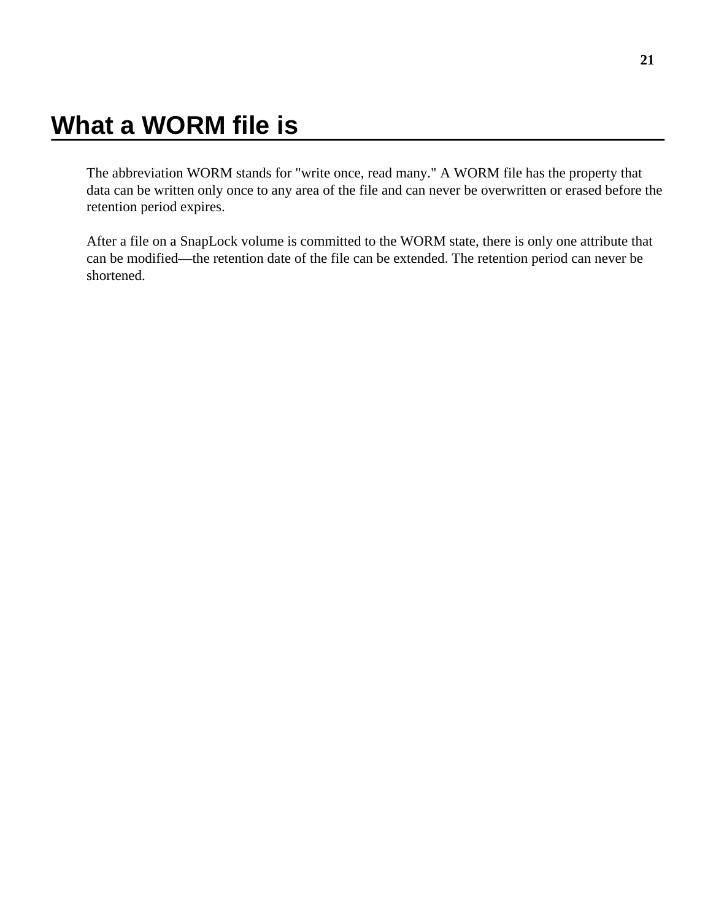# What a WORM file is

The abbreviation WORM stands for "write once, read many." A WORM file has the property that data can be written only once to any area of the file and can never be overwritten or erased before the retention period expires.

After a file on a SnapLock volume is committed to the WORM state, there is only one attribute that can be modified—the retention date of the file can be extended. The retention period can never be shortened.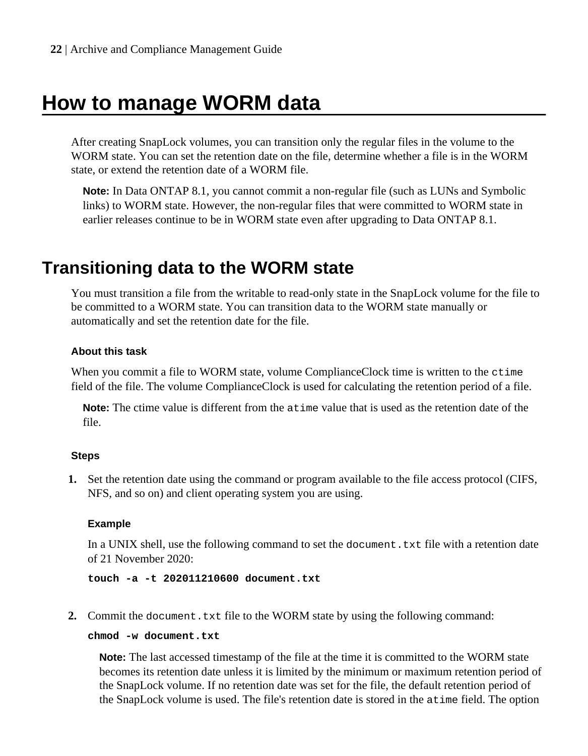// How to manage WORM data

After creating SnapLock volumes, you can transition only the regular files in the volume to the WORM state. You can set the retention date on the file, determine whether a file is in the WORM state, or extend the retention date of a WORM file.

**Note:** In Data ONTAP 8.1, you cannot commit a non-regular file (such as LUNs and Symbolic links) to WORM state. However, the non-regular files that were committed to WORM state in earlier releases continue to be in WORM state even after upgrading to Data ONTAP 8.1.

## Transitioning data to the WORM state

You must transition a file from the writable to read-only state in the SnapLock volume for the file to be committed to a WORM state. You can transition data to the WORM state manually or automatically and set the retention date for the file.

#### About this task

When you commit a file to WORM state, volume ComplianceClock time is written to the `ctime` field of the file. The volume ComplianceClock is used for calculating the retention period of a file.

**Note:** The ctime value is different from the `atime` value that is used as the retention date of the file.

#### Steps

1. Set the retention date using the command or program available to the file access protocol (CIFS, NFS, and so on) and client operating system you are using.

   **Example**

   In a UNIX shell, use the following command to set the `document.txt` file with a retention date of 21 November 2020:

   ```
   touch -a -t 202011210600 document.txt
   ```

2. Commit the `document.txt` file to the WORM state by using the following command:

   ```
   chmod -w document.txt
   ```

   **Note:** The last accessed timestamp of the file at the time it is committed to the WORM state becomes its retention date unless it is limited by the minimum or maximum retention period of the SnapLock volume. If no retention date was set for the file, the default retention period of the SnapLock volume is used. The file's retention date is stored in the `atime` field. The option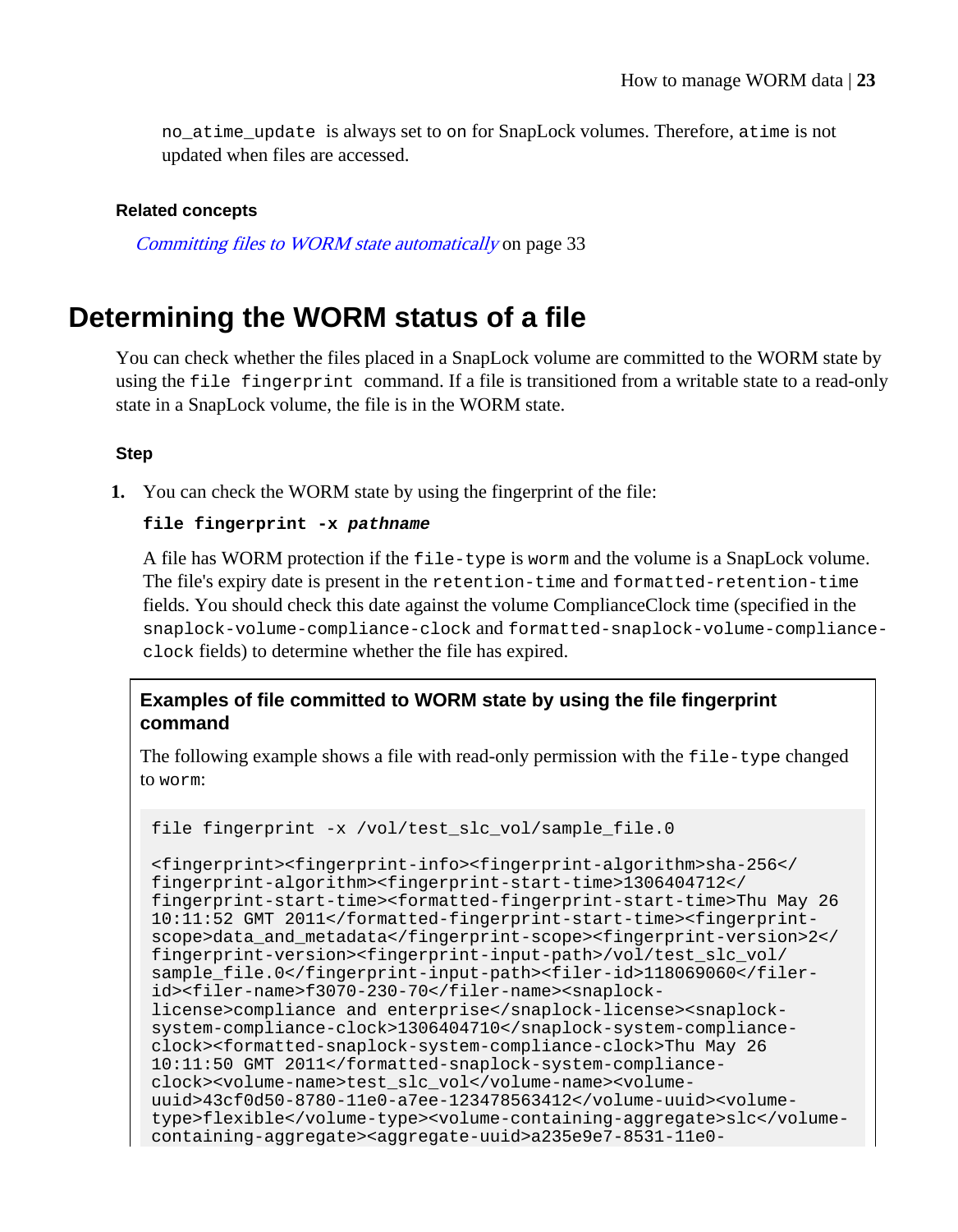`no_atime_update` is always set to on for SnapLock volumes. Therefore, `atime` is not updated when files are accessed.

**Related concepts**

*Committing files to WORM state automatically* on page 33

# Determining the WORM status of a file

You can check whether the files placed in a SnapLock volume are committed to the WORM state by using the `file fingerprint` command. If a file is transitioned from a writable state to a read-only state in a SnapLock volume, the file is in the WORM state.

### Step

1. You can check the WORM state by using the fingerprint of the file:

   **`file fingerprint -x`** ***`pathname`***

   A file has WORM protection if the `file-type` is `worm` and the volume is a SnapLock volume. The file's expiry date is present in the `retention-time` and `formatted-retention-time` fields. You should check this date against the volume ComplianceClock time (specified in the `snaplock-volume-compliance-clock` and `formatted-snaplock-volume-compliance-clock` fields) to determine whether the file has expired.

**Examples of file committed to WORM state by using the file fingerprint command**

The following example shows a file with read-only permission with the `file-type` changed to `worm`:

```
file fingerprint -x /vol/test_slc_vol/sample_file.0

<fingerprint><fingerprint-info><fingerprint-algorithm>sha-256</
fingerprint-algorithm><fingerprint-start-time>1306404712</
fingerprint-start-time><formatted-fingerprint-start-time>Thu May 26
10:11:52 GMT 2011</formatted-fingerprint-start-time><fingerprint-
scope>data_and_metadata</fingerprint-scope><fingerprint-version>2</
fingerprint-version><fingerprint-input-path>/vol/test_slc_vol/
sample_file.0</fingerprint-input-path><filer-id>118069060</filer-
id><filer-name>f3070-230-70</filer-name><snaplock-
license>compliance and enterprise</snaplock-license><snaplock-
system-compliance-clock>1306404710</snaplock-system-compliance-
clock><formatted-snaplock-system-compliance-clock>Thu May 26
10:11:50 GMT 2011</formatted-snaplock-system-compliance-
clock><volume-name>test_slc_vol</volume-name><volume-
uuid>43cf0d50-8780-11e0-a7ee-123478563412</volume-uuid><volume-
type>flexible</volume-type><volume-containing-aggregate>slc</volume-
containing-aggregate><aggregate-uuid>a235e9e7-8531-11e0-
```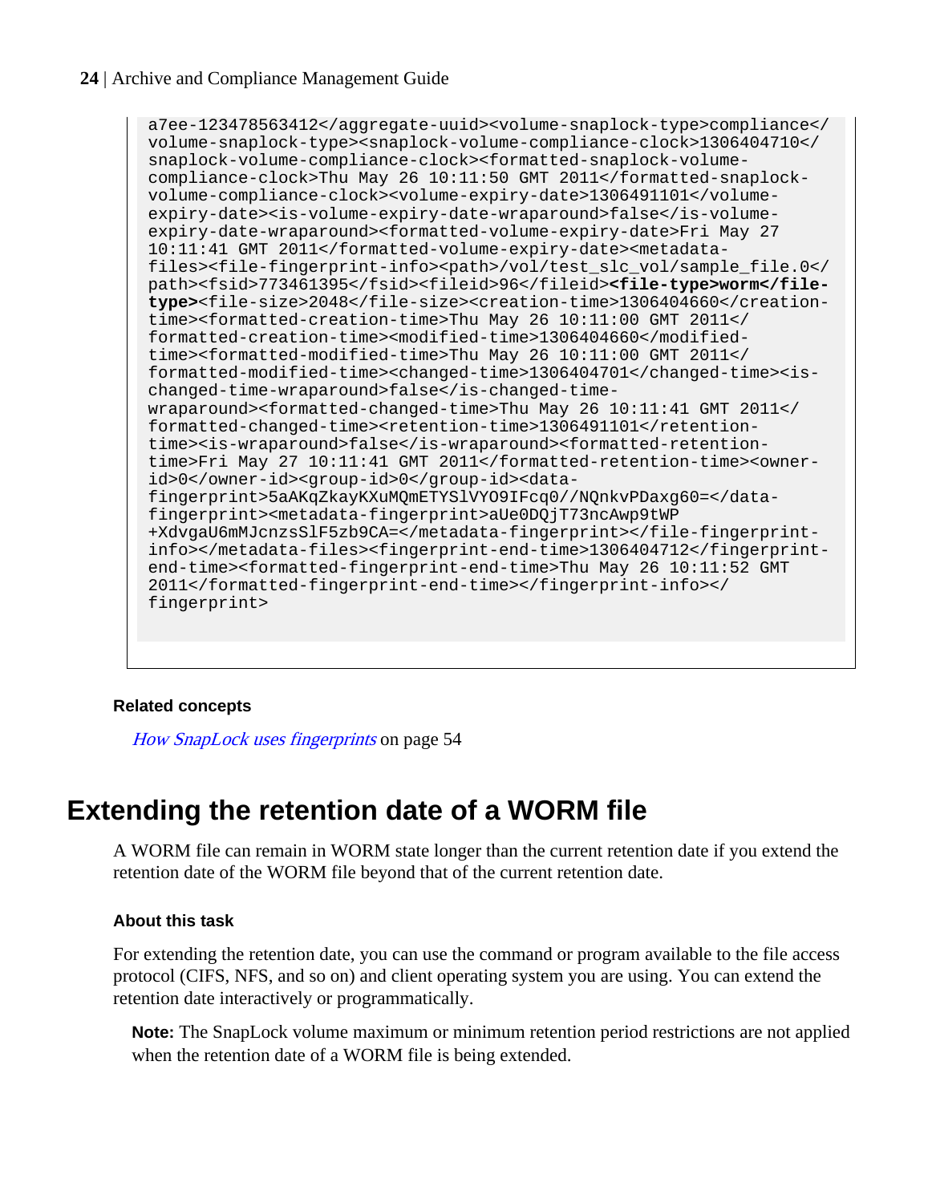```
a7ee-123478563412</aggregate-uuid><volume-snaplock-type>compliance</
volume-snaplock-type><snaplock-volume-compliance-clock>1306404710</
snaplock-volume-compliance-clock><formatted-snaplock-volume-
compliance-clock>Thu May 26 10:11:50 GMT 2011</formatted-snaplock-
volume-compliance-clock><volume-expiry-date>1306491101</volume-
expiry-date><is-volume-expiry-date-wraparound>false</is-volume-
expiry-date-wraparound><formatted-volume-expiry-date>Fri May 27
10:11:41 GMT 2011</formatted-volume-expiry-date><metadata-
files><file-fingerprint-info><path>/vol/test_slc_vol/sample_file.0</
path><fsid>773461395</fsid><fileid>96</fileid><file-type>worm</file-
type><file-size>2048</file-size><creation-time>1306404660</creation-
time><formatted-creation-time>Thu May 26 10:11:00 GMT 2011</
formatted-creation-time><modified-time>1306404660</modified-
time><formatted-modified-time>Thu May 26 10:11:00 GMT 2011</
formatted-modified-time><changed-time>1306404701</changed-time><is-
changed-time-wraparound>false</is-changed-time-
wraparound><formatted-changed-time>Thu May 26 10:11:41 GMT 2011</
formatted-changed-time><retention-time>1306491101</retention-
time><is-wraparound>false</is-wraparound><formatted-retention-
time>Fri May 27 10:11:41 GMT 2011</formatted-retention-time><owner-
id>0</owner-id><group-id>0</group-id><data-
fingerprint>5aAKqZkayKXuMQmETYSlVYO9IFcq0//NQnkvPDaxg60=</data-
fingerprint><metadata-fingerprint>aUe0DQjT73ncAwp9tWP
+XdvgaU6mMJcnzsSlF5zb9CA=</metadata-fingerprint></file-fingerprint-
info></metadata-files><fingerprint-end-time>1306404712</fingerprint-
end-time><formatted-fingerprint-end-time>Thu May 26 10:11:52 GMT
2011</formatted-fingerprint-end-time></fingerprint-info></
fingerprint>
```

**Related concepts**

*How SnapLock uses fingerprints* on page 54

# Extending the retention date of a WORM file

A WORM file can remain in WORM state longer than the current retention date if you extend the retention date of the WORM file beyond that of the current retention date.

### About this task

For extending the retention date, you can use the command or program available to the file access protocol (CIFS, NFS, and so on) and client operating system you are using. You can extend the retention date interactively or programmatically.

**Note:** The SnapLock volume maximum or minimum retention period restrictions are not applied when the retention date of a WORM file is being extended.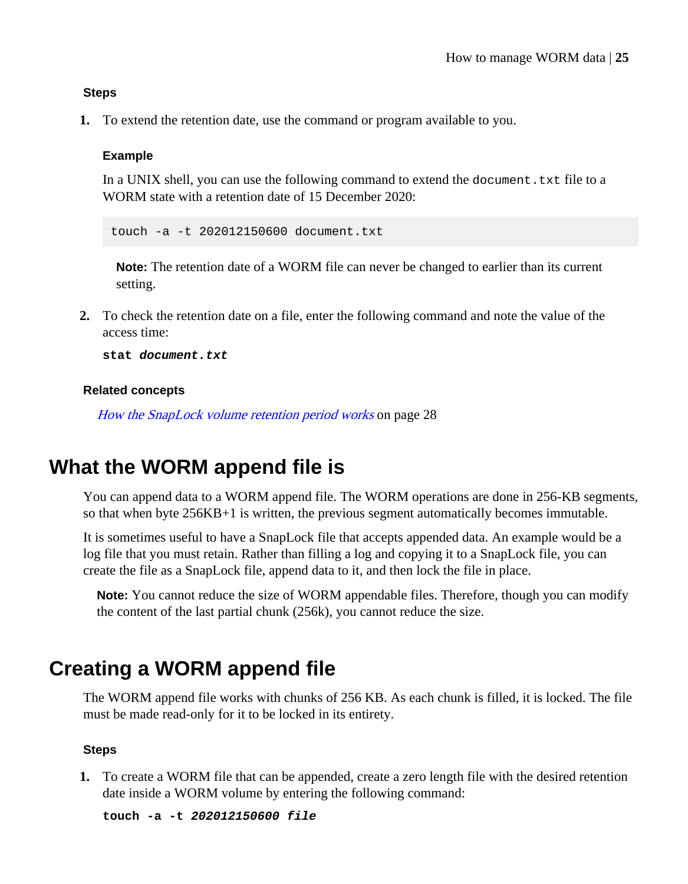**Steps**

1. To extend the retention date, use the command or program available to you.

   **Example**

   In a UNIX shell, you can use the following command to extend the `document.txt` file to a WORM state with a retention date of 15 December 2020:

   ```
   touch -a -t 202012150600 document.txt
   ```

   **Note:** The retention date of a WORM file can never be changed to earlier than its current setting.

2. To check the retention date on a file, enter the following command and note the value of the access time:

   **`stat`** ***`document.txt`***

**Related concepts**

*How the SnapLock volume retention period works* on page 28

# What the WORM append file is

You can append data to a WORM append file. The WORM operations are done in 256-KB segments, so that when byte 256KB+1 is written, the previous segment automatically becomes immutable.

It is sometimes useful to have a SnapLock file that accepts appended data. An example would be a log file that you must retain. Rather than filling a log and copying it to a SnapLock file, you can create the file as a SnapLock file, append data to it, and then lock the file in place.

**Note:** You cannot reduce the size of WORM appendable files. Therefore, though you can modify the content of the last partial chunk (256k), you cannot reduce the size.

# Creating a WORM append file

The WORM append file works with chunks of 256 KB. As each chunk is filled, it is locked. The file must be made read-only for it to be locked in its entirety.

**Steps**

1. To create a WORM file that can be appended, create a zero length file with the desired retention date inside a WORM volume by entering the following command:

   **`touch -a -t`** ***`202012150600 file`***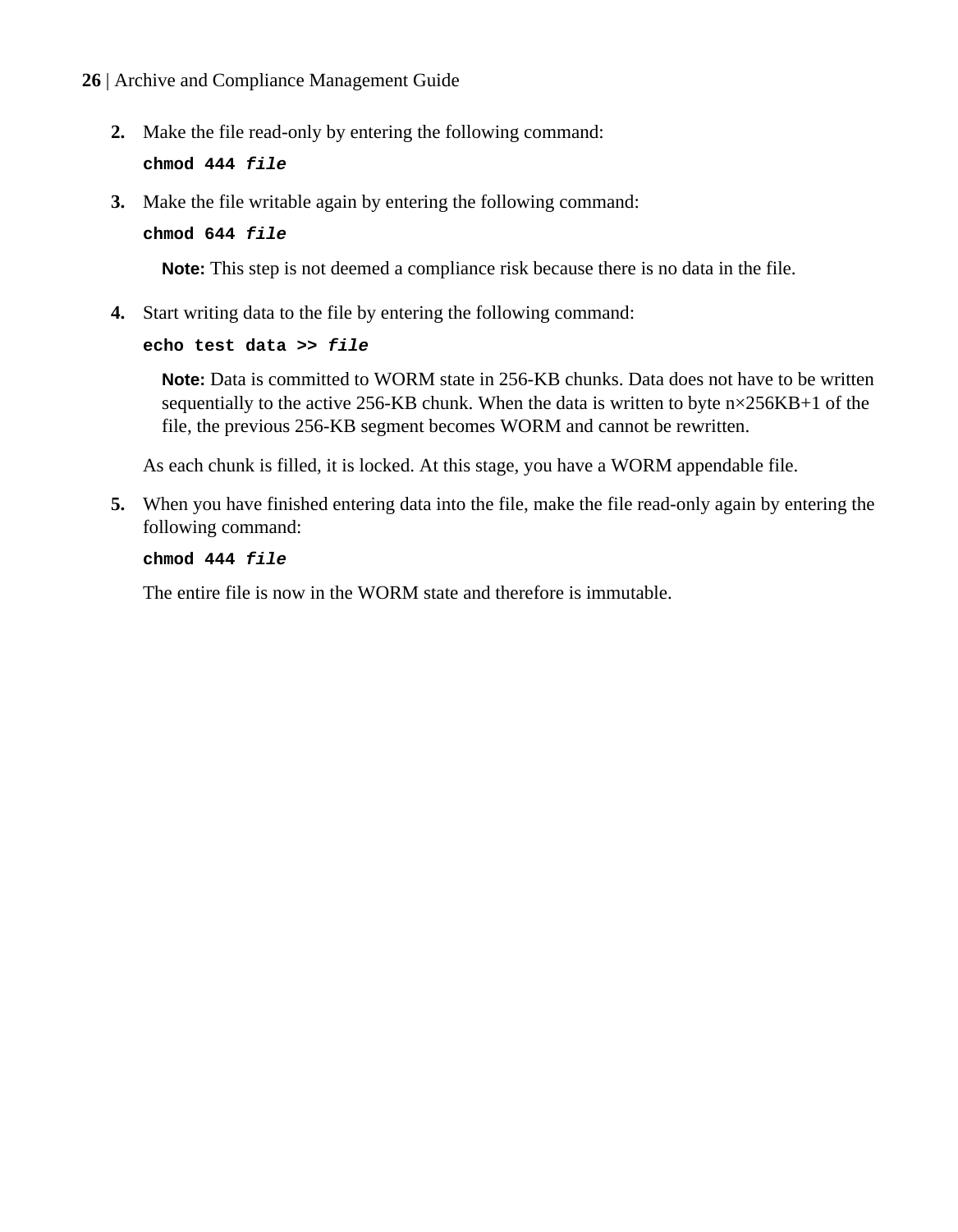2. Make the file read-only by entering the following command:

   **chmod 444** ***file***

3. Make the file writable again by entering the following command:

   **chmod 644** ***file***

   **Note:** This step is not deemed a compliance risk because there is no data in the file.

4. Start writing data to the file by entering the following command:

   **echo test data >>** ***file***

   **Note:** Data is committed to WORM state in 256-KB chunks. Data does not have to be written sequentially to the active 256-KB chunk. When the data is written to byte n×256KB+1 of the file, the previous 256-KB segment becomes WORM and cannot be rewritten.

   As each chunk is filled, it is locked. At this stage, you have a WORM appendable file.

5. When you have finished entering data into the file, make the file read-only again by entering the following command:

   **chmod 444** ***file***

   The entire file is now in the WORM state and therefore is immutable.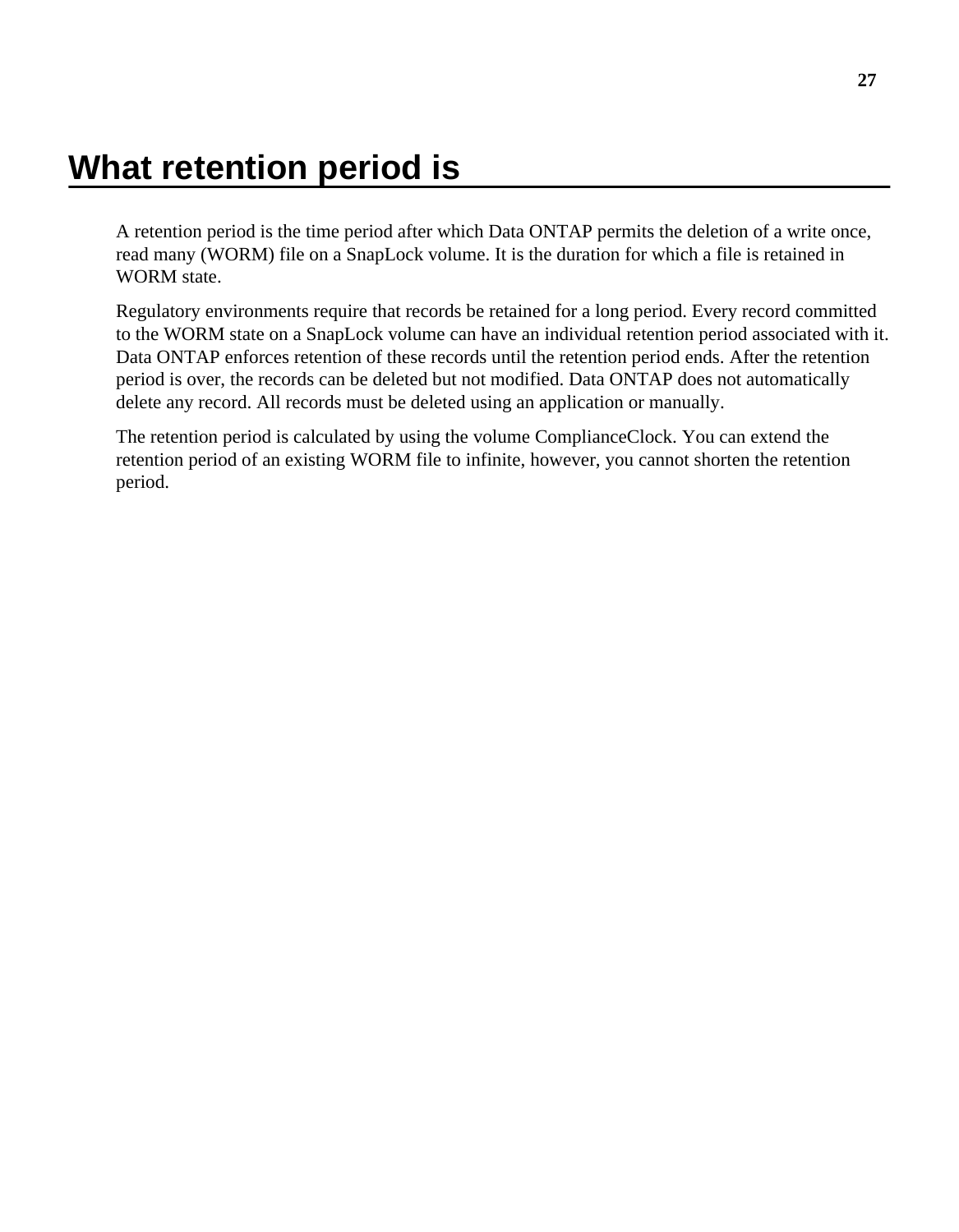# What retention period is

A retention period is the time period after which Data ONTAP permits the deletion of a write once, read many (WORM) file on a SnapLock volume. It is the duration for which a file is retained in WORM state.

Regulatory environments require that records be retained for a long period. Every record committed to the WORM state on a SnapLock volume can have an individual retention period associated with it. Data ONTAP enforces retention of these records until the retention period ends. After the retention period is over, the records can be deleted but not modified. Data ONTAP does not automatically delete any record. All records must be deleted using an application or manually.

The retention period is calculated by using the volume ComplianceClock. You can extend the retention period of an existing WORM file to infinite, however, you cannot shorten the retention period.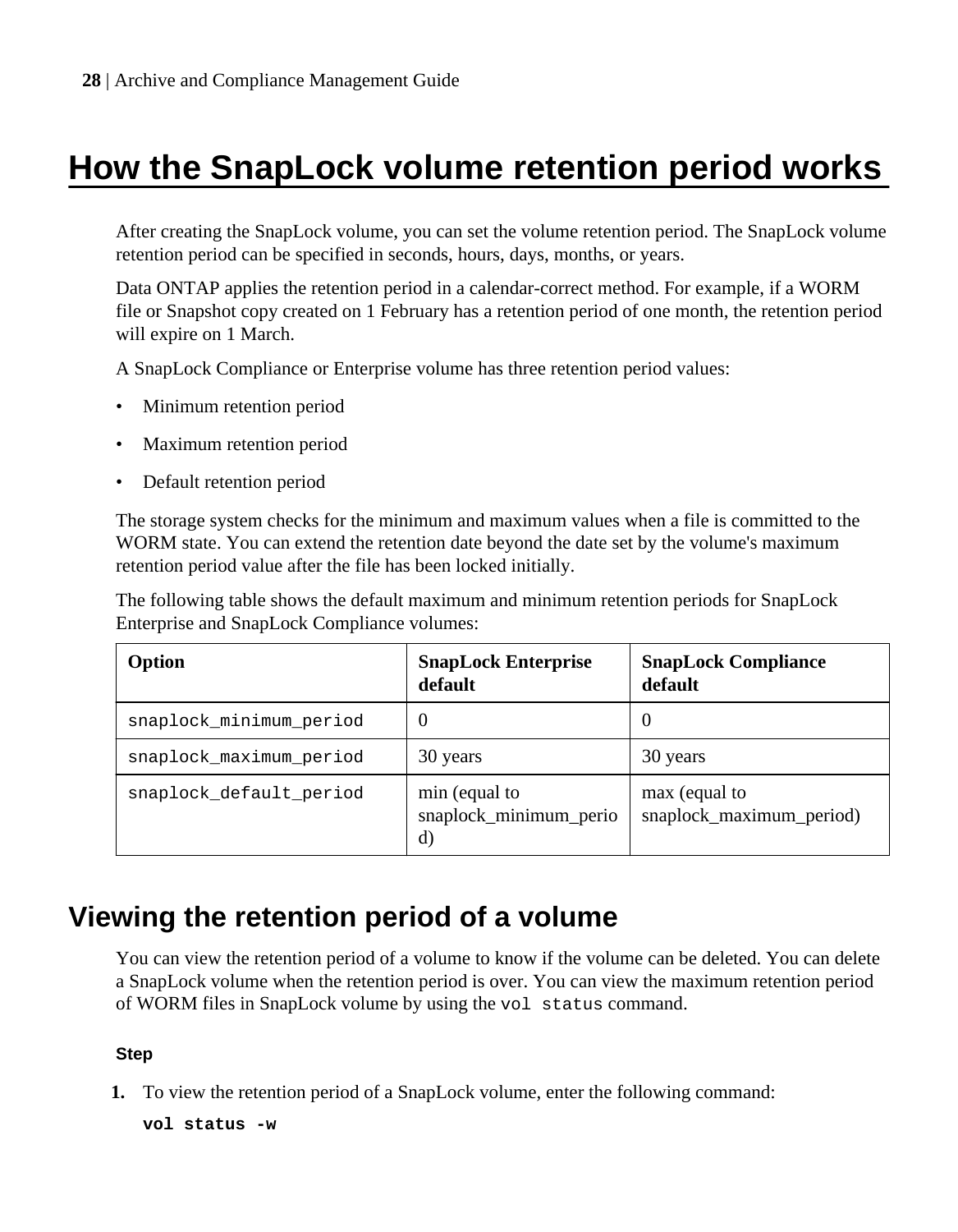# How the SnapLock volume retention period works

After creating the SnapLock volume, you can set the volume retention period. The SnapLock volume retention period can be specified in seconds, hours, days, months, or years.

Data ONTAP applies the retention period in a calendar-correct method. For example, if a WORM file or Snapshot copy created on 1 February has a retention period of one month, the retention period will expire on 1 March.

A SnapLock Compliance or Enterprise volume has three retention period values:

- Minimum retention period
- Maximum retention period
- Default retention period

The storage system checks for the minimum and maximum values when a file is committed to the WORM state. You can extend the retention date beyond the date set by the volume's maximum retention period value after the file has been locked initially.

The following table shows the default maximum and minimum retention periods for SnapLock Enterprise and SnapLock Compliance volumes:

| Option | SnapLock Enterprise default | SnapLock Compliance default |
|---|---|---|
| `snaplock_minimum_period` | 0 | 0 |
| `snaplock_maximum_period` | 30 years | 30 years |
| `snaplock_default_period` | min (equal to snaplock_minimum_period) | max (equal to snaplock_maximum_period) |

## Viewing the retention period of a volume

You can view the retention period of a volume to know if the volume can be deleted. You can delete a SnapLock volume when the retention period is over. You can view the maximum retention period of WORM files in SnapLock volume by using the `vol status` command.

#### Step

1. To view the retention period of a SnapLock volume, enter the following command:

   **`vol status -w`**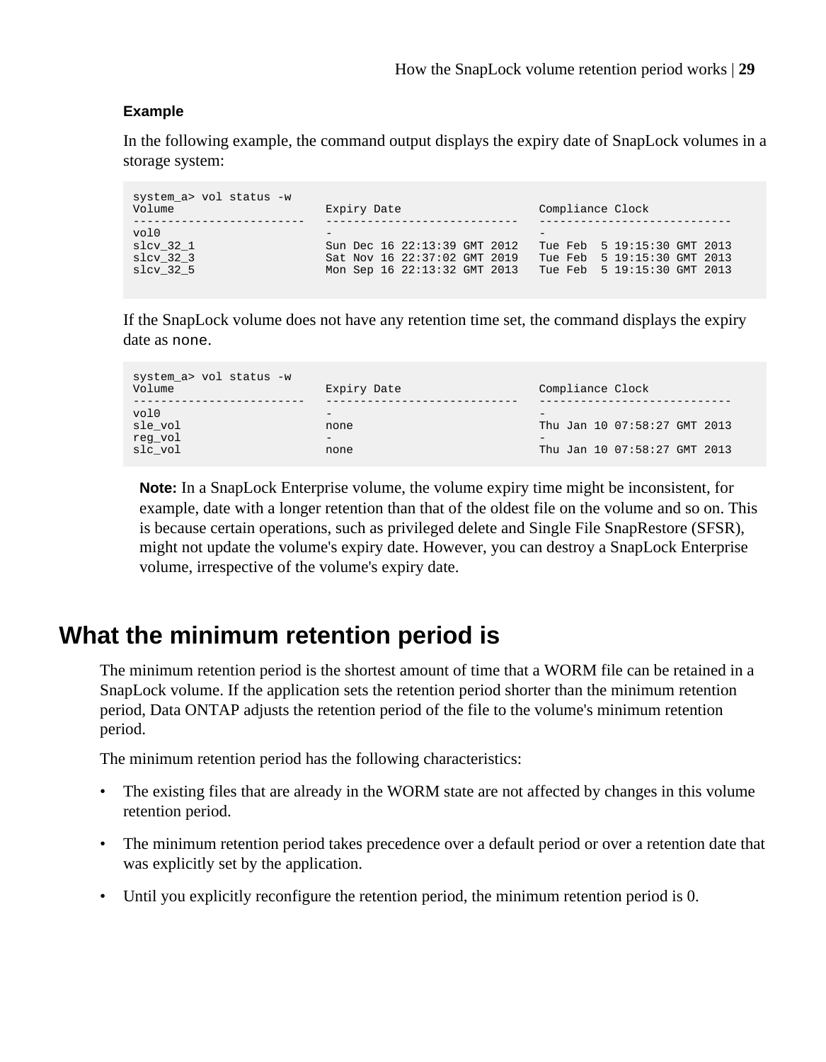**Example**

In the following example, the command output displays the expiry date of SnapLock volumes in a storage system:

```
system_a> vol status -w
Volume                    Expiry Date                   Compliance Clock
------------------------  ----------------------------  ----------------------------
vol0                      -                             -
slcv_32_1                 Sun Dec 16 22:13:39 GMT 2012  Tue Feb  5 19:15:30 GMT 2013
slcv_32_3                 Sat Nov 16 22:37:02 GMT 2019  Tue Feb  5 19:15:30 GMT 2013
slcv_32_5                 Mon Sep 16 22:13:32 GMT 2013  Tue Feb  5 19:15:30 GMT 2013
```

If the SnapLock volume does not have any retention time set, the command displays the expiry date as `none`.

```
system_a> vol status -w
Volume                    Expiry Date                   Compliance Clock
------------------------  ----------------------------  ----------------------------
vol0                      -                             -
sle_vol                   none                          Thu Jan 10 07:58:27 GMT 2013
reg_vol                   -                             -
slc_vol                   none                          Thu Jan 10 07:58:27 GMT 2013
```

**Note:** In a SnapLock Enterprise volume, the volume expiry time might be inconsistent, for example, date with a longer retention than that of the oldest file on the volume and so on. This is because certain operations, such as privileged delete and Single File SnapRestore (SFSR), might not update the volume's expiry date. However, you can destroy a SnapLock Enterprise volume, irrespective of the volume's expiry date.

## What the minimum retention period is

The minimum retention period is the shortest amount of time that a WORM file can be retained in a SnapLock volume. If the application sets the retention period shorter than the minimum retention period, Data ONTAP adjusts the retention period of the file to the volume's minimum retention period.

The minimum retention period has the following characteristics:

- The existing files that are already in the WORM state are not affected by changes in this volume retention period.
- The minimum retention period takes precedence over a default period or over a retention date that was explicitly set by the application.
- Until you explicitly reconfigure the retention period, the minimum retention period is 0.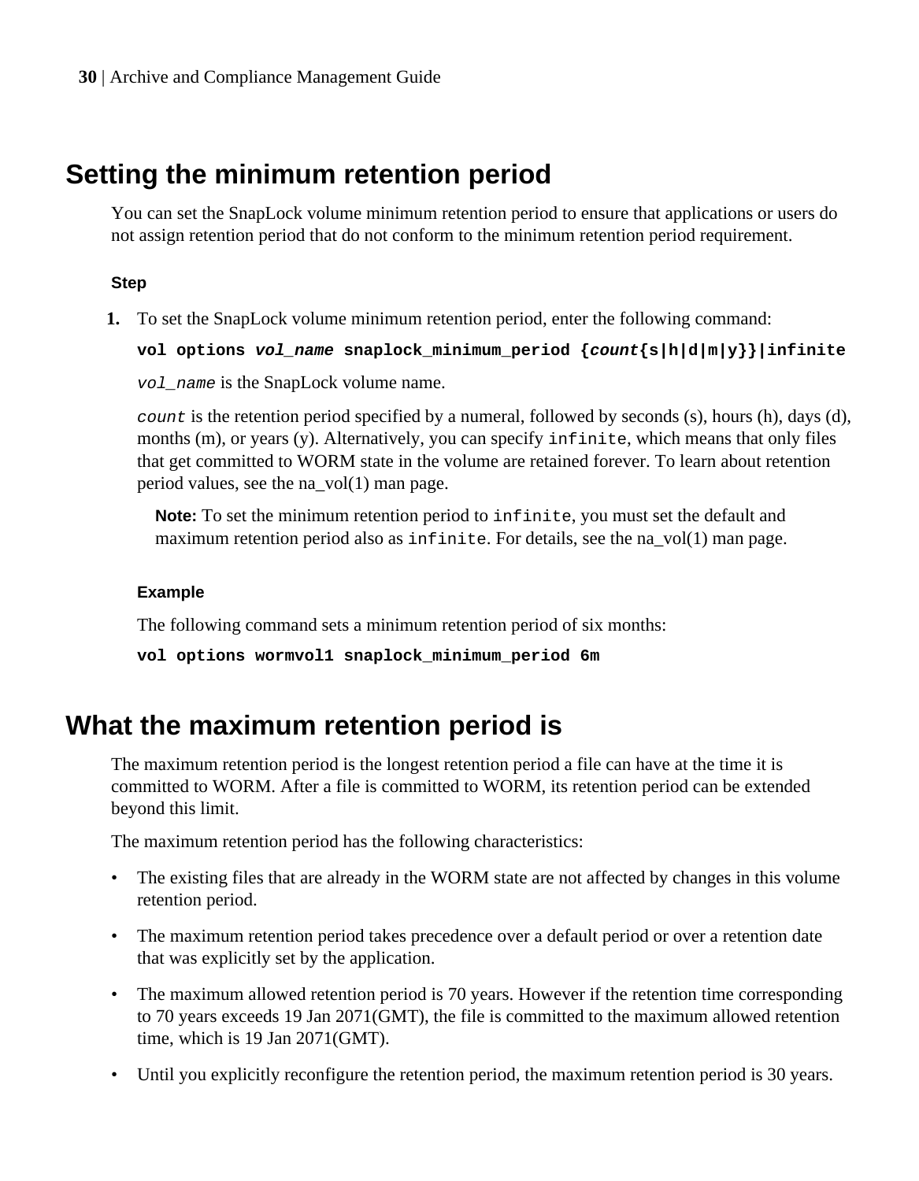## Setting the minimum retention period

You can set the SnapLock volume minimum retention period to ensure that applications or users do not assign retention period that do not conform to the minimum retention period requirement.

#### Step

1. To set the SnapLock volume minimum retention period, enter the following command:

   **`vol options vol_name snaplock_minimum_period {count{s|h|d|m|y}}|infinite`**

   *`vol_name`* is the SnapLock volume name.

   *`count`* is the retention period specified by a numeral, followed by seconds (s), hours (h), days (d), months (m), or years (y). Alternatively, you can specify `infinite`, which means that only files that get committed to WORM state in the volume are retained forever. To learn about retention period values, see the na_vol(1) man page.

   **Note:** To set the minimum retention period to `infinite`, you must set the default and maximum retention period also as `infinite`. For details, see the na_vol(1) man page.

   #### Example

   The following command sets a minimum retention period of six months:

   **`vol options wormvol1 snaplock_minimum_period 6m`**

## What the maximum retention period is

The maximum retention period is the longest retention period a file can have at the time it is committed to WORM. After a file is committed to WORM, its retention period can be extended beyond this limit.

The maximum retention period has the following characteristics:

- The existing files that are already in the WORM state are not affected by changes in this volume retention period.
- The maximum retention period takes precedence over a default period or over a retention date that was explicitly set by the application.
- The maximum allowed retention period is 70 years. However if the retention time corresponding to 70 years exceeds 19 Jan 2071(GMT), the file is committed to the maximum allowed retention time, which is 19 Jan 2071(GMT).
- Until you explicitly reconfigure the retention period, the maximum retention period is 30 years.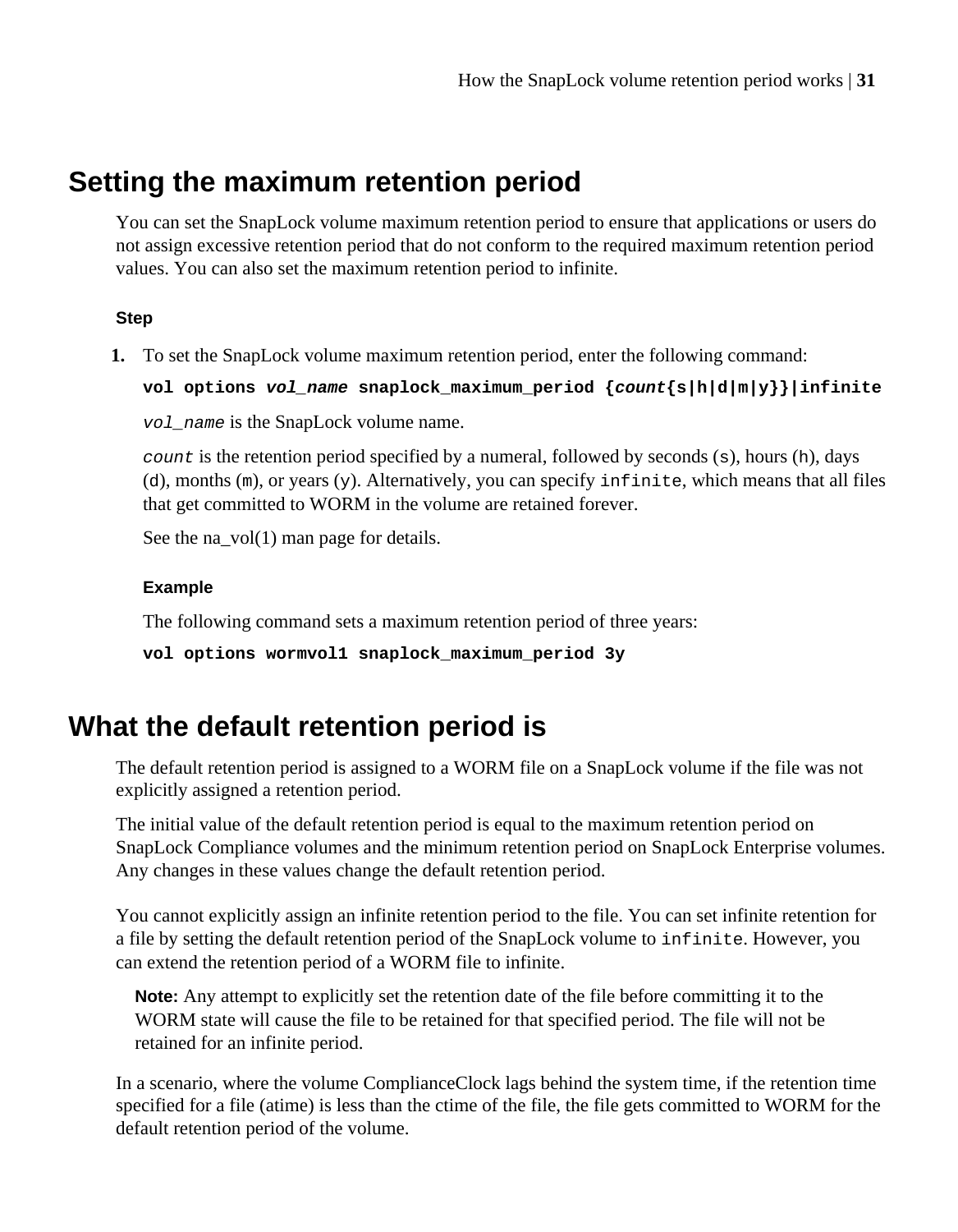# Setting the maximum retention period

You can set the SnapLock volume maximum retention period to ensure that applications or users do not assign excessive retention period that do not conform to the required maximum retention period values. You can also set the maximum retention period to infinite.

### Step

1. To set the SnapLock volume maximum retention period, enter the following command:

   **vol options *vol_name* snaplock_maximum_period {*count*{s|h|d|m|y}}|infinite**

   *vol_name* is the SnapLock volume name.

   *count* is the retention period specified by a numeral, followed by seconds (s), hours (h), days (d), months (m), or years (y). Alternatively, you can specify `infinite`, which means that all files that get committed to WORM in the volume are retained forever.

   See the na_vol(1) man page for details.

   #### Example

   The following command sets a maximum retention period of three years:

   ```
   vol options wormvol1 snaplock_maximum_period 3y
   ```

# What the default retention period is

The default retention period is assigned to a WORM file on a SnapLock volume if the file was not explicitly assigned a retention period.

The initial value of the default retention period is equal to the maximum retention period on SnapLock Compliance volumes and the minimum retention period on SnapLock Enterprise volumes. Any changes in these values change the default retention period.

You cannot explicitly assign an infinite retention period to the file. You can set infinite retention for a file by setting the default retention period of the SnapLock volume to `infinite`. However, you can extend the retention period of a WORM file to infinite.

> **Note:** Any attempt to explicitly set the retention date of the file before committing it to the WORM state will cause the file to be retained for that specified period. The file will not be retained for an infinite period.

In a scenario, where the volume ComplianceClock lags behind the system time, if the retention time specified for a file (atime) is less than the ctime of the file, the file gets committed to WORM for the default retention period of the volume.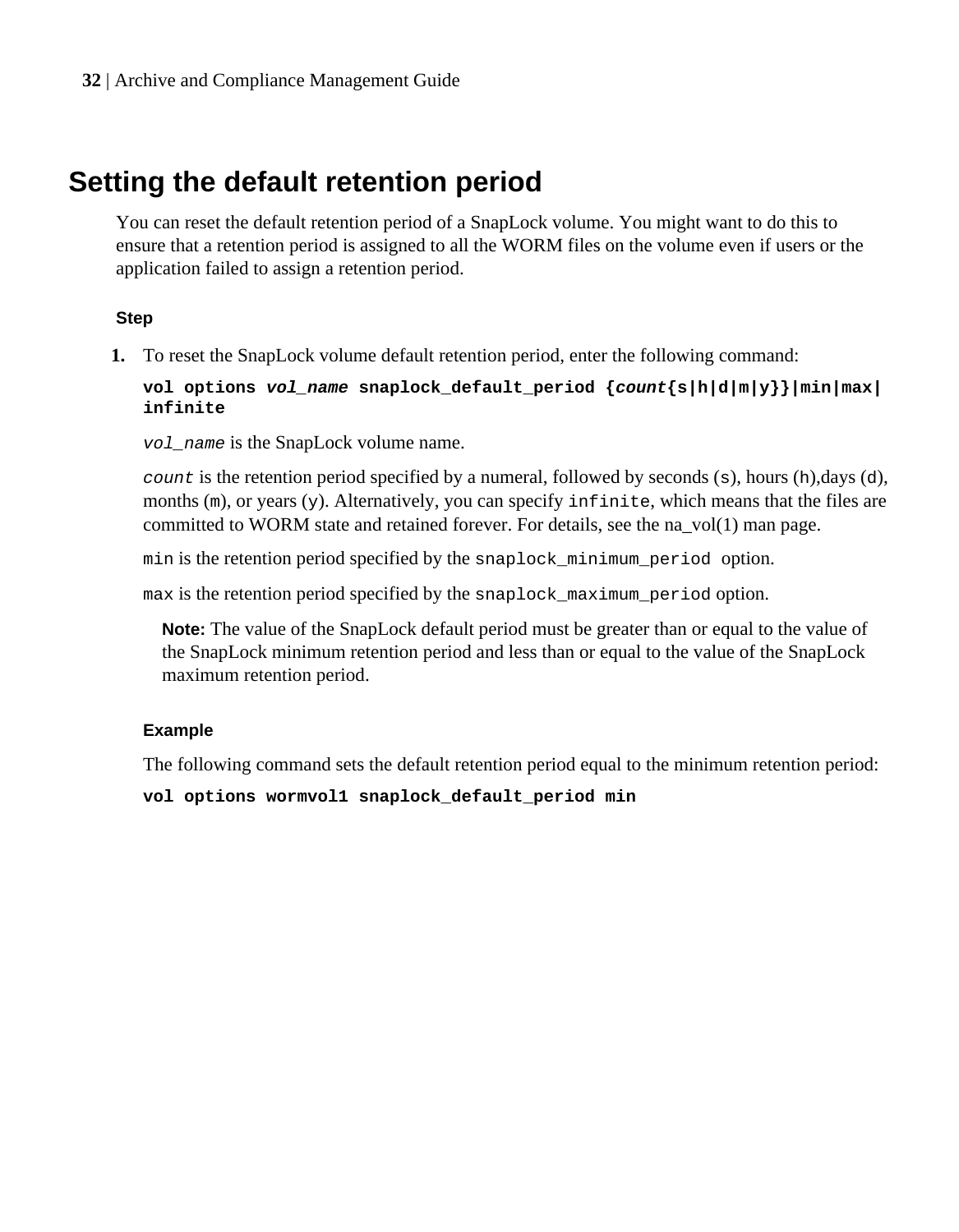# Setting the default retention period

You can reset the default retention period of a SnapLock volume. You might want to do this to ensure that a retention period is assigned to all the WORM files on the volume even if users or the application failed to assign a retention period.

### Step

1. To reset the SnapLock volume default retention period, enter the following command:

   **`vol options`** ***`vol_name`*** **`snaplock_default_period {`*****`count`*****`{s|h|d|m|y}}|min|max|infinite`**

   *`vol_name`* is the SnapLock volume name.

   *`count`* is the retention period specified by a numeral, followed by seconds (`s`), hours (`h`),days (`d`), months (`m`), or years (`y`). Alternatively, you can specify `infinite`, which means that the files are committed to WORM state and retained forever. For details, see the na_vol(1) man page.

   `min` is the retention period specified by the `snaplock_minimum_period` option.

   `max` is the retention period specified by the `snaplock_maximum_period` option.

   > **Note:** The value of the SnapLock default period must be greater than or equal to the value of the SnapLock minimum retention period and less than or equal to the value of the SnapLock maximum retention period.

   #### Example

   The following command sets the default retention period equal to the minimum retention period:

   **`vol options wormvol1 snaplock_default_period min`**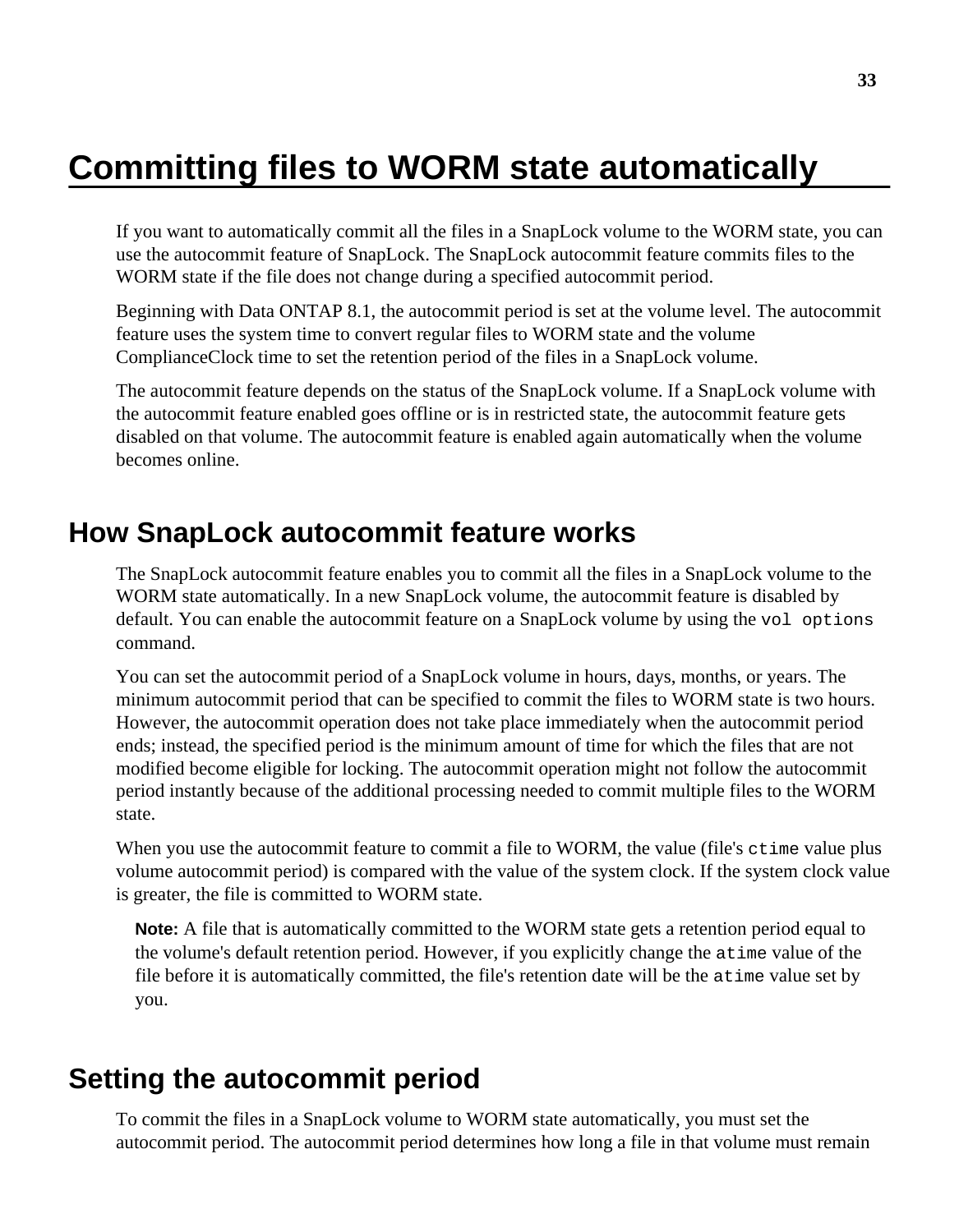# Committing files to WORM state automatically

If you want to automatically commit all the files in a SnapLock volume to the WORM state, you can use the autocommit feature of SnapLock. The SnapLock autocommit feature commits files to the WORM state if the file does not change during a specified autocommit period.

Beginning with Data ONTAP 8.1, the autocommit period is set at the volume level. The autocommit feature uses the system time to convert regular files to WORM state and the volume ComplianceClock time to set the retention period of the files in a SnapLock volume.

The autocommit feature depends on the status of the SnapLock volume. If a SnapLock volume with the autocommit feature enabled goes offline or is in restricted state, the autocommit feature gets disabled on that volume. The autocommit feature is enabled again automatically when the volume becomes online.

## How SnapLock autocommit feature works

The SnapLock autocommit feature enables you to commit all the files in a SnapLock volume to the WORM state automatically. In a new SnapLock volume, the autocommit feature is disabled by default. You can enable the autocommit feature on a SnapLock volume by using the `vol options` command.

You can set the autocommit period of a SnapLock volume in hours, days, months, or years. The minimum autocommit period that can be specified to commit the files to WORM state is two hours. However, the autocommit operation does not take place immediately when the autocommit period ends; instead, the specified period is the minimum amount of time for which the files that are not modified become eligible for locking. The autocommit operation might not follow the autocommit period instantly because of the additional processing needed to commit multiple files to the WORM state.

When you use the autocommit feature to commit a file to WORM, the value (file's `ctime` value plus volume autocommit period) is compared with the value of the system clock. If the system clock value is greater, the file is committed to WORM state.

> **Note:** A file that is automatically committed to the WORM state gets a retention period equal to the volume's default retention period. However, if you explicitly change the `atime` value of the file before it is automatically committed, the file's retention date will be the `atime` value set by you.

## Setting the autocommit period

To commit the files in a SnapLock volume to WORM state automatically, you must set the autocommit period. The autocommit period determines how long a file in that volume must remain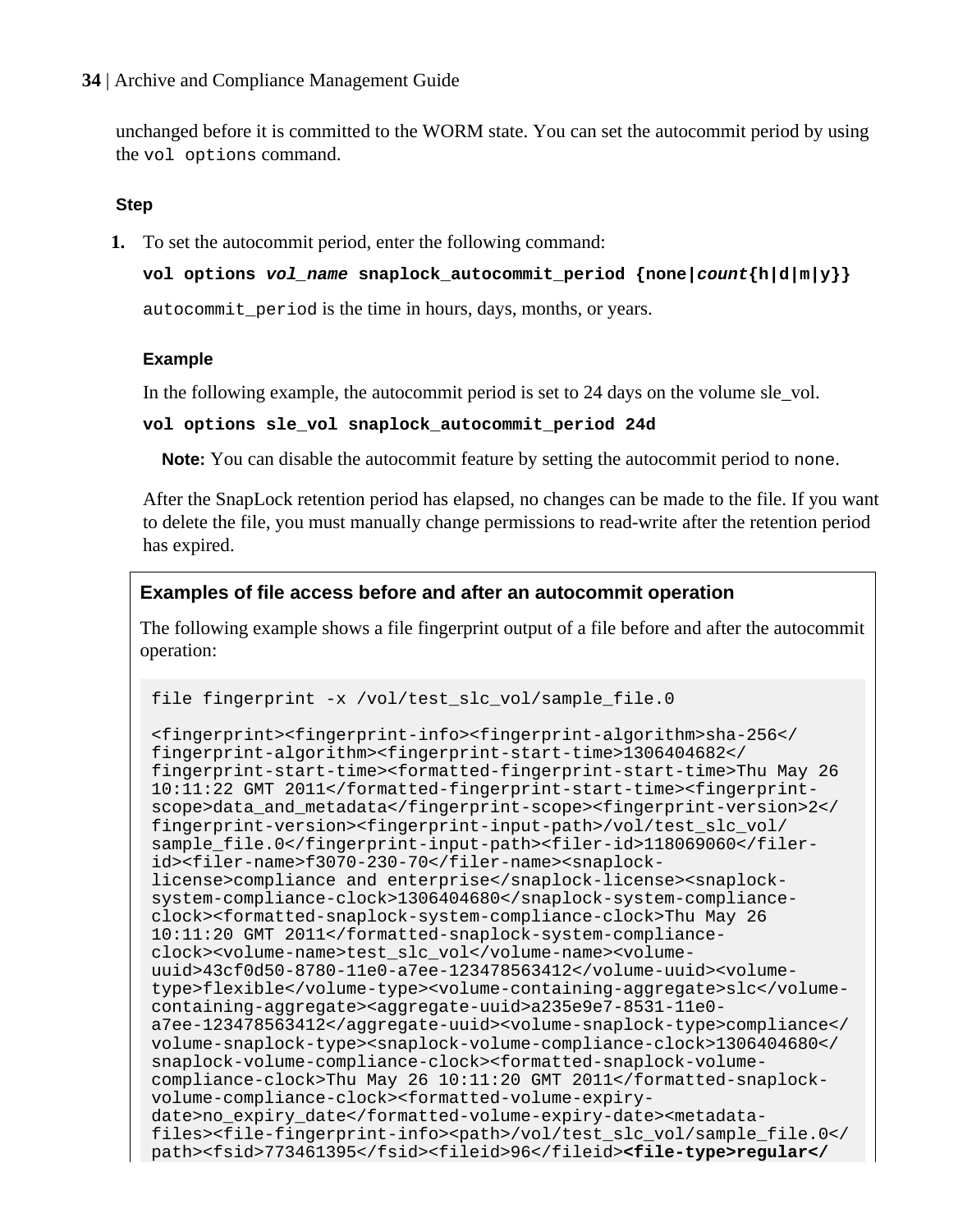unchanged before it is committed to the WORM state. You can set the autocommit period by using the `vol options` command.

#### Step

1. To set the autocommit period, enter the following command:

   **`vol options`** ***`vol_name`*** **`snaplock_autocommit_period {none|`*****`count`*****`{h|d|m|y}}`**

   `autocommit_period` is the time in hours, days, months, or years.

   **Example**

   In the following example, the autocommit period is set to 24 days on the volume sle_vol.

   **`vol options sle_vol snaplock_autocommit_period 24d`**

   **Note:** You can disable the autocommit feature by setting the autocommit period to `none`.

   After the SnapLock retention period has elapsed, no changes can be made to the file. If you want to delete the file, you must manually change permissions to read-write after the retention period has expired.

#### Examples of file access before and after an autocommit operation

The following example shows a file fingerprint output of a file before and after the autocommit operation:

```
file fingerprint -x /vol/test_slc_vol/sample_file.0

<fingerprint><fingerprint-info><fingerprint-algorithm>sha-256</
fingerprint-algorithm><fingerprint-start-time>1306404682</
fingerprint-start-time><formatted-fingerprint-start-time>Thu May 26
10:11:22 GMT 2011</formatted-fingerprint-start-time><fingerprint-
scope>data_and_metadata</fingerprint-scope><fingerprint-version>2</
fingerprint-version><fingerprint-input-path>/vol/test_slc_vol/
sample_file.0</fingerprint-input-path><filer-id>118069060</filer-
id><filer-name>f3070-230-70</filer-name><snaplock-
license>compliance and enterprise</snaplock-license><snaplock-
system-compliance-clock>1306404680</snaplock-system-compliance-
clock><formatted-snaplock-system-compliance-clock>Thu May 26
10:11:20 GMT 2011</formatted-snaplock-system-compliance-
clock><volume-name>test_slc_vol</volume-name><volume-
uuid>43cf0d50-8780-11e0-a7ee-123478563412</volume-uuid><volume-
type>flexible</volume-type><volume-containing-aggregate>slc</volume-
containing-aggregate><aggregate-uuid>a235e9e7-8531-11e0-
a7ee-123478563412</aggregate-uuid><volume-snaplock-type>compliance</
volume-snaplock-type><snaplock-volume-compliance-clock>1306404680</
snaplock-volume-compliance-clock><formatted-snaplock-volume-
compliance-clock>Thu May 26 10:11:20 GMT 2011</formatted-snaplock-
volume-compliance-clock><formatted-volume-expiry-
date>no_expiry_date</formatted-volume-expiry-date><metadata-
files><file-fingerprint-info><path>/vol/test_slc_vol/sample_file.0</
path><fsid>773461395</fsid><fileid>96</fileid><file-type>regular</
```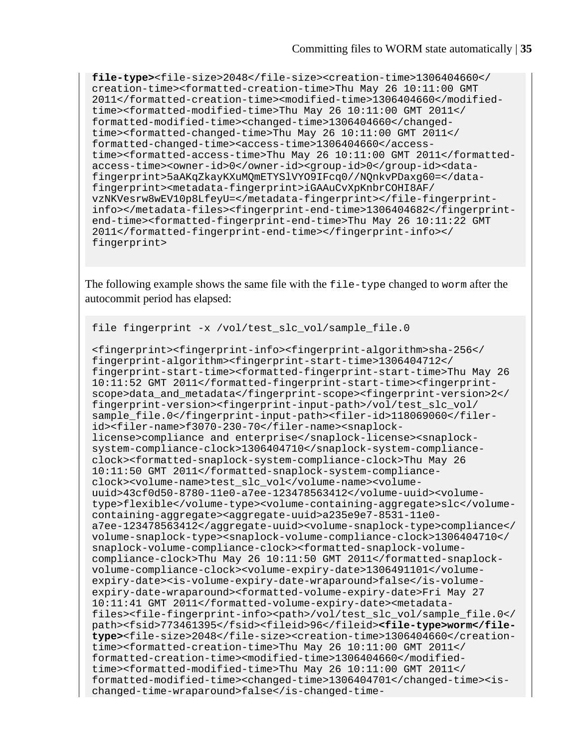```
file-type><file-size>2048</file-size><creation-time>1306404660</
creation-time><formatted-creation-time>Thu May 26 10:11:00 GMT
2011</formatted-creation-time><modified-time>1306404660</modified-
time><formatted-modified-time>Thu May 26 10:11:00 GMT 2011</
formatted-modified-time><changed-time>1306404660</changed-
time><formatted-changed-time>Thu May 26 10:11:00 GMT 2011</
formatted-changed-time><access-time>1306404660</access-
time><formatted-access-time>Thu May 26 10:11:00 GMT 2011</formatted-
access-time><owner-id>0</owner-id><group-id>0</group-id><data-
fingerprint>5aAKqZkayKXuMQmETYSlVYO9IFcq0//NQnkvPDaxg60=</data-
fingerprint><metadata-fingerprint>iGAAuCvXpKnbrCOHI8AF/
vzNKVesrw8wEV10p8LfeyU=</metadata-fingerprint></file-fingerprint-
info></metadata-files><fingerprint-end-time>1306404682</fingerprint-
end-time><formatted-fingerprint-end-time>Thu May 26 10:11:22 GMT
2011</formatted-fingerprint-end-time></fingerprint-info></
fingerprint>
```

The following example shows the same file with the `file-type` changed to `worm` after the autocommit period has elapsed:

```
file fingerprint -x /vol/test_slc_vol/sample_file.0

<fingerprint><fingerprint-info><fingerprint-algorithm>sha-256</
fingerprint-algorithm><fingerprint-start-time>1306404712</
fingerprint-start-time><formatted-fingerprint-start-time>Thu May 26
10:11:52 GMT 2011</formatted-fingerprint-start-time><fingerprint-
scope>data_and_metadata</fingerprint-scope><fingerprint-version>2</
fingerprint-version><fingerprint-input-path>/vol/test_slc_vol/
sample_file.0</fingerprint-input-path><filer-id>118069060</filer-
id><filer-name>f3070-230-70</filer-name><snaplock-
license>compliance and enterprise</snaplock-license><snaplock-
system-compliance-clock>1306404710</snaplock-system-compliance-
clock><formatted-snaplock-system-compliance-clock>Thu May 26
10:11:50 GMT 2011</formatted-snaplock-system-compliance-
clock><volume-name>test_slc_vol</volume-name><volume-
uuid>43cf0d50-8780-11e0-a7ee-123478563412</volume-uuid><volume-
type>flexible</volume-type><volume-containing-aggregate>slc</volume-
containing-aggregate><aggregate-uuid>a235e9e7-8531-11e0-
a7ee-123478563412</aggregate-uuid><volume-snaplock-type>compliance</
volume-snaplock-type><snaplock-volume-compliance-clock>1306404710</
snaplock-volume-compliance-clock><formatted-snaplock-volume-
compliance-clock>Thu May 26 10:11:50 GMT 2011</formatted-snaplock-
volume-compliance-clock><volume-expiry-date>1306491101</volume-
expiry-date><is-volume-expiry-date-wraparound>false</is-volume-
expiry-date-wraparound><formatted-volume-expiry-date>Fri May 27
10:11:41 GMT 2011</formatted-volume-expiry-date><metadata-
files><file-fingerprint-info><path>/vol/test_slc_vol/sample_file.0</
path><fsid>773461395</fsid><fileid>96</fileid><file-type>worm</file-
type><file-size>2048</file-size><creation-time>1306404660</creation-
time><formatted-creation-time>Thu May 26 10:11:00 GMT 2011</
formatted-creation-time><modified-time>1306404660</modified-
time><formatted-modified-time>Thu May 26 10:11:00 GMT 2011</
formatted-modified-time><changed-time>1306404701</changed-time><is-
changed-time-wraparound>false</is-changed-time-
```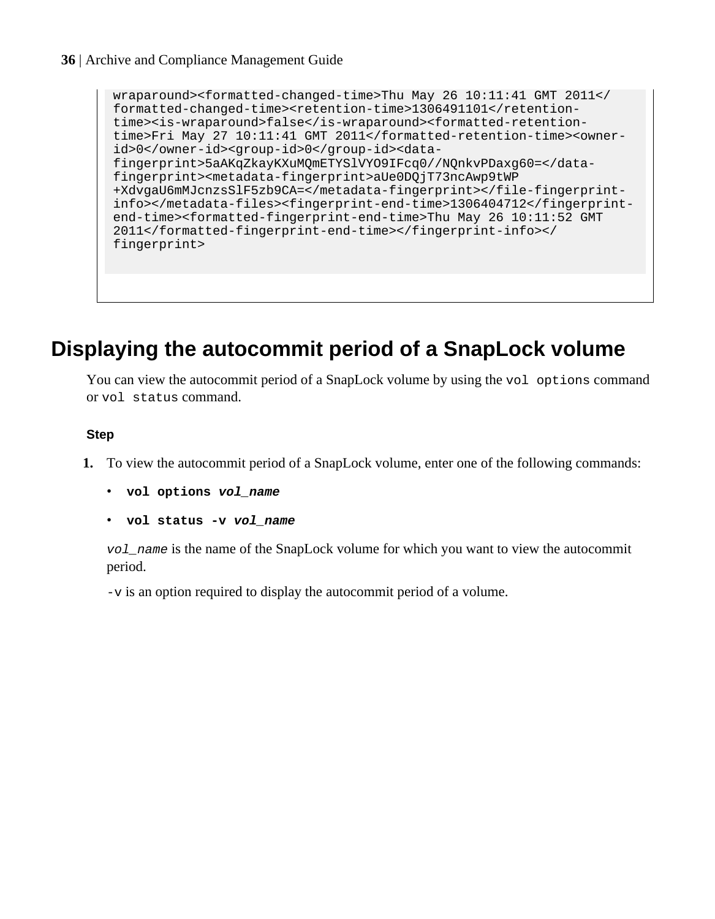```
wraparound><formatted-changed-time>Thu May 26 10:11:41 GMT 2011</
formatted-changed-time><retention-time>1306491101</retention-
time><is-wraparound>false</is-wraparound><formatted-retention-
time>Fri May 27 10:11:41 GMT 2011</formatted-retention-time><owner-
id>0</owner-id><group-id>0</group-id><data-
fingerprint>5aAKqZkayKXuMQmETYSlVYO9IFcq0//NQnkvPDaxg60=</data-
fingerprint><metadata-fingerprint>aUe0DQjT73ncAwp9tWP
+XdvgaU6mMJcnzsSlF5zb9CA=</metadata-fingerprint></file-fingerprint-
info></metadata-files><fingerprint-end-time>1306404712</fingerprint-
end-time><formatted-fingerprint-end-time>Thu May 26 10:11:52 GMT
2011</formatted-fingerprint-end-time></fingerprint-info></
fingerprint>
```

## Displaying the autocommit period of a SnapLock volume

You can view the autocommit period of a SnapLock volume by using the `vol options` command or `vol status` command.

#### Step

1. To view the autocommit period of a SnapLock volume, enter one of the following commands:

   - **`vol options`** ***`vol_name`***
   - **`vol status -v`** ***`vol_name`***

   *`vol_name`* is the name of the SnapLock volume for which you want to view the autocommit period.

   `-v` is an option required to display the autocommit period of a volume.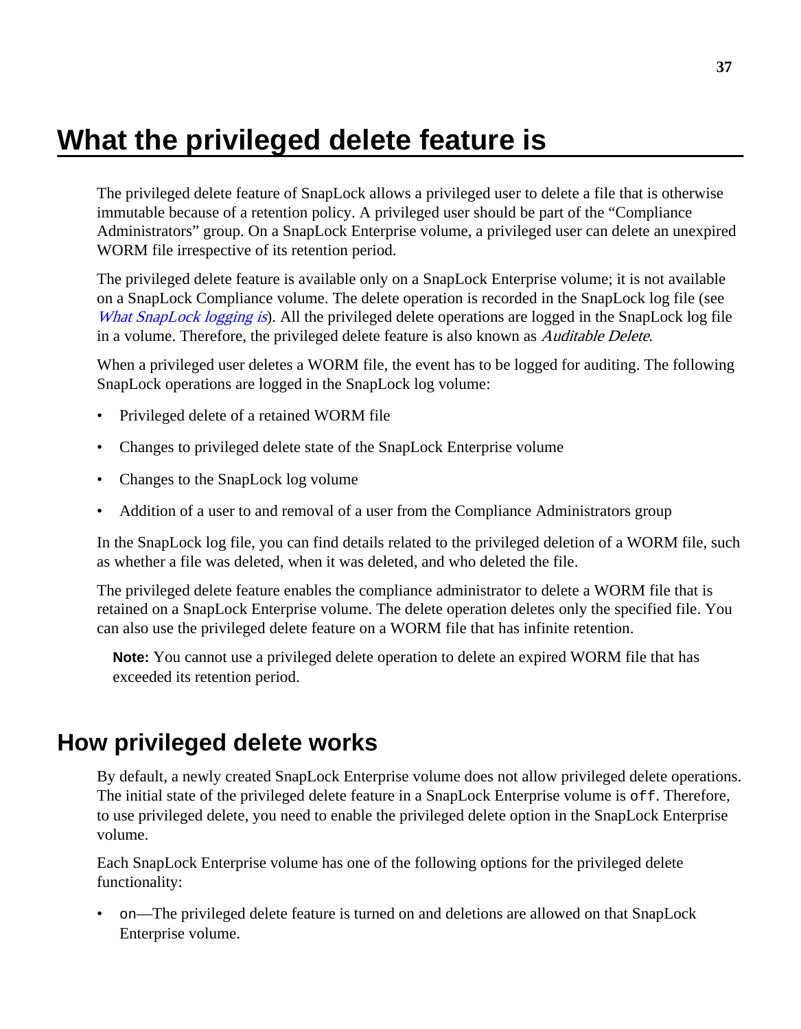# What the privileged delete feature is

The privileged delete feature of SnapLock allows a privileged user to delete a file that is otherwise immutable because of a retention policy. A privileged user should be part of the "Compliance Administrators" group. On a SnapLock Enterprise volume, a privileged user can delete an unexpired WORM file irrespective of its retention period.

The privileged delete feature is available only on a SnapLock Enterprise volume; it is not available on a SnapLock Compliance volume. The delete operation is recorded in the SnapLock log file (see *What SnapLock logging is*). All the privileged delete operations are logged in the SnapLock log file in a volume. Therefore, the privileged delete feature is also known as *Auditable Delete*.

When a privileged user deletes a WORM file, the event has to be logged for auditing. The following SnapLock operations are logged in the SnapLock log volume:

- Privileged delete of a retained WORM file
- Changes to privileged delete state of the SnapLock Enterprise volume
- Changes to the SnapLock log volume
- Addition of a user to and removal of a user from the Compliance Administrators group

In the SnapLock log file, you can find details related to the privileged deletion of a WORM file, such as whether a file was deleted, when it was deleted, and who deleted the file.

The privileged delete feature enables the compliance administrator to delete a WORM file that is retained on a SnapLock Enterprise volume. The delete operation deletes only the specified file. You can also use the privileged delete feature on a WORM file that has infinite retention.

> **Note:** You cannot use a privileged delete operation to delete an expired WORM file that has exceeded its retention period.

## How privileged delete works

By default, a newly created SnapLock Enterprise volume does not allow privileged delete operations. The initial state of the privileged delete feature in a SnapLock Enterprise volume is `off`. Therefore, to use privileged delete, you need to enable the privileged delete option in the SnapLock Enterprise volume.

Each SnapLock Enterprise volume has one of the following options for the privileged delete functionality:

- `on`—The privileged delete feature is turned on and deletions are allowed on that SnapLock Enterprise volume.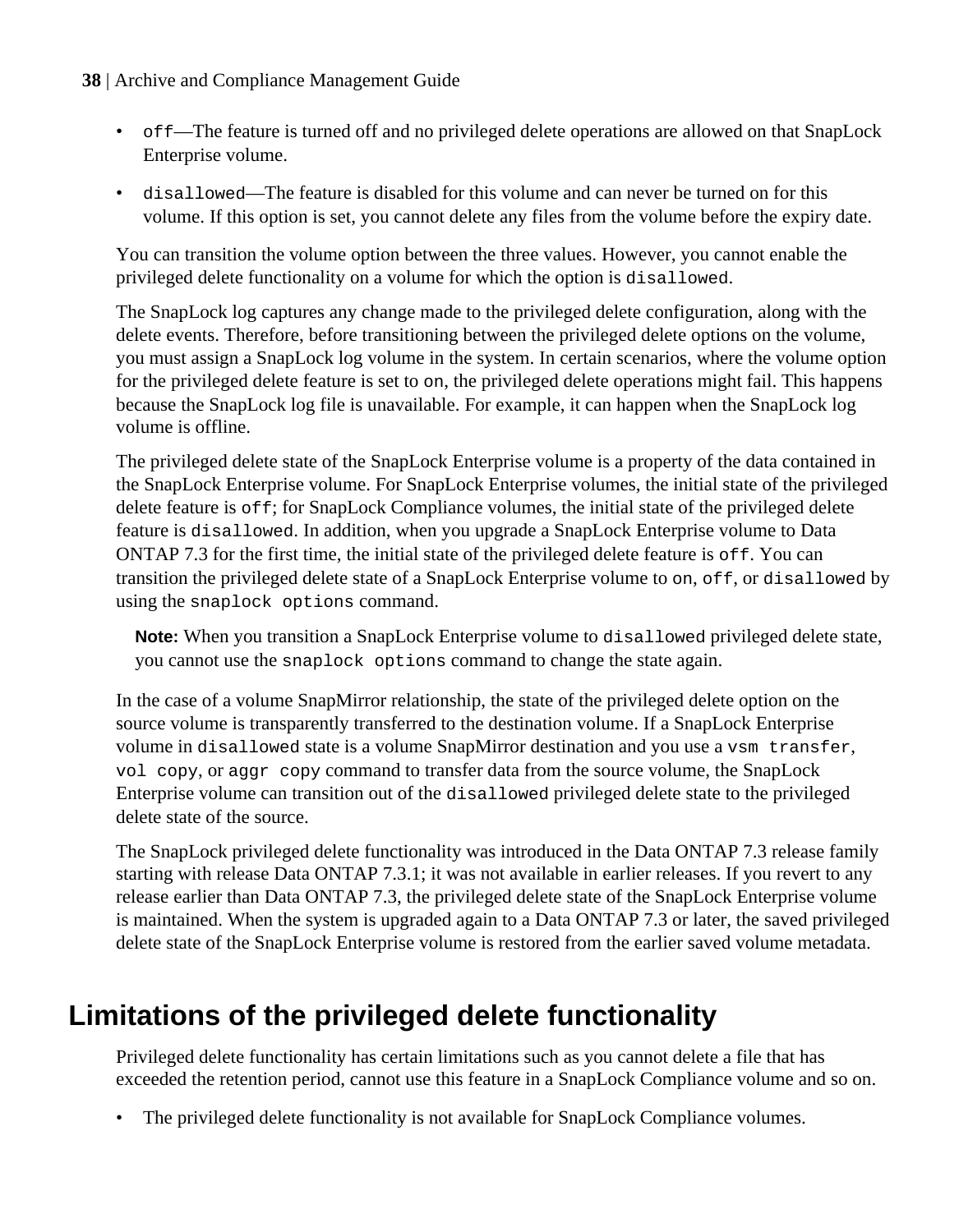- `off`—The feature is turned off and no privileged delete operations are allowed on that SnapLock Enterprise volume.
- `disallowed`—The feature is disabled for this volume and can never be turned on for this volume. If this option is set, you cannot delete any files from the volume before the expiry date.

You can transition the volume option between the three values. However, you cannot enable the privileged delete functionality on a volume for which the option is `disallowed`.

The SnapLock log captures any change made to the privileged delete configuration, along with the delete events. Therefore, before transitioning between the privileged delete options on the volume, you must assign a SnapLock log volume in the system. In certain scenarios, where the volume option for the privileged delete feature is set to `on`, the privileged delete operations might fail. This happens because the SnapLock log file is unavailable. For example, it can happen when the SnapLock log volume is offline.

The privileged delete state of the SnapLock Enterprise volume is a property of the data contained in the SnapLock Enterprise volume. For SnapLock Enterprise volumes, the initial state of the privileged delete feature is `off`; for SnapLock Compliance volumes, the initial state of the privileged delete feature is `disallowed`. In addition, when you upgrade a SnapLock Enterprise volume to Data ONTAP 7.3 for the first time, the initial state of the privileged delete feature is `off`. You can transition the privileged delete state of a SnapLock Enterprise volume to `on`, `off`, or `disallowed` by using the `snaplock options` command.

> **Note:** When you transition a SnapLock Enterprise volume to `disallowed` privileged delete state, you cannot use the `snaplock options` command to change the state again.

In the case of a volume SnapMirror relationship, the state of the privileged delete option on the source volume is transparently transferred to the destination volume. If a SnapLock Enterprise volume in `disallowed` state is a volume SnapMirror destination and you use a `vsm transfer`, `vol copy`, or `aggr copy` command to transfer data from the source volume, the SnapLock Enterprise volume can transition out of the `disallowed` privileged delete state to the privileged delete state of the source.

The SnapLock privileged delete functionality was introduced in the Data ONTAP 7.3 release family starting with release Data ONTAP 7.3.1; it was not available in earlier releases. If you revert to any release earlier than Data ONTAP 7.3, the privileged delete state of the SnapLock Enterprise volume is maintained. When the system is upgraded again to a Data ONTAP 7.3 or later, the saved privileged delete state of the SnapLock Enterprise volume is restored from the earlier saved volume metadata.

## Limitations of the privileged delete functionality

Privileged delete functionality has certain limitations such as you cannot delete a file that has exceeded the retention period, cannot use this feature in a SnapLock Compliance volume and so on.

- The privileged delete functionality is not available for SnapLock Compliance volumes.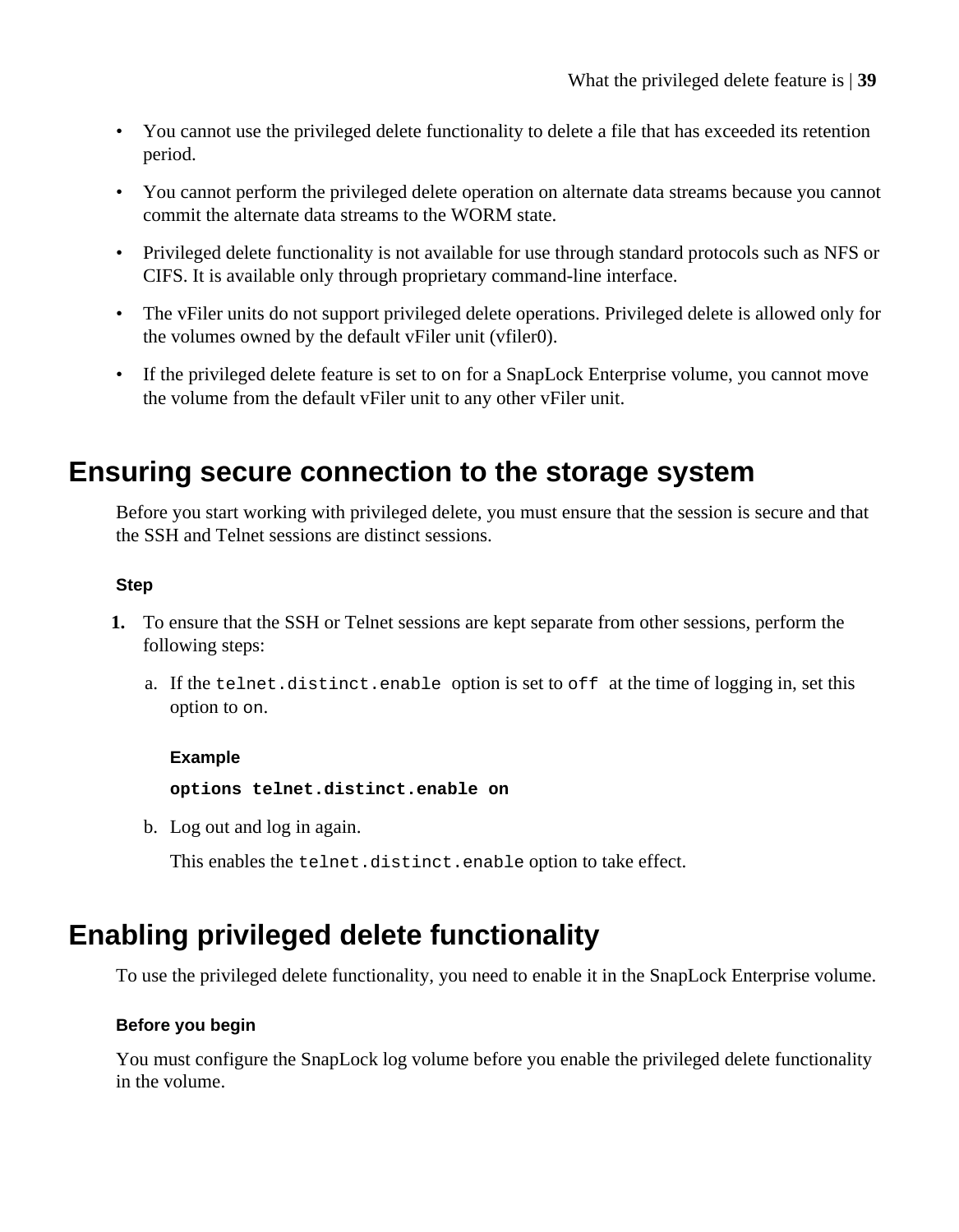- You cannot use the privileged delete functionality to delete a file that has exceeded its retention period.
- You cannot perform the privileged delete operation on alternate data streams because you cannot commit the alternate data streams to the WORM state.
- Privileged delete functionality is not available for use through standard protocols such as NFS or CIFS. It is available only through proprietary command-line interface.
- The vFiler units do not support privileged delete operations. Privileged delete is allowed only for the volumes owned by the default vFiler unit (vfiler0).
- If the privileged delete feature is set to `on` for a SnapLock Enterprise volume, you cannot move the volume from the default vFiler unit to any other vFiler unit.

## Ensuring secure connection to the storage system

Before you start working with privileged delete, you must ensure that the session is secure and that the SSH and Telnet sessions are distinct sessions.

#### Step

1. To ensure that the SSH or Telnet sessions are kept separate from other sessions, perform the following steps:

   a. If the `telnet.distinct.enable` option is set to `off` at the time of logging in, set this option to `on`.

      **Example**

      **`options telnet.distinct.enable on`**

   b. Log out and log in again.

      This enables the `telnet.distinct.enable` option to take effect.

## Enabling privileged delete functionality

To use the privileged delete functionality, you need to enable it in the SnapLock Enterprise volume.

#### Before you begin

You must configure the SnapLock log volume before you enable the privileged delete functionality in the volume.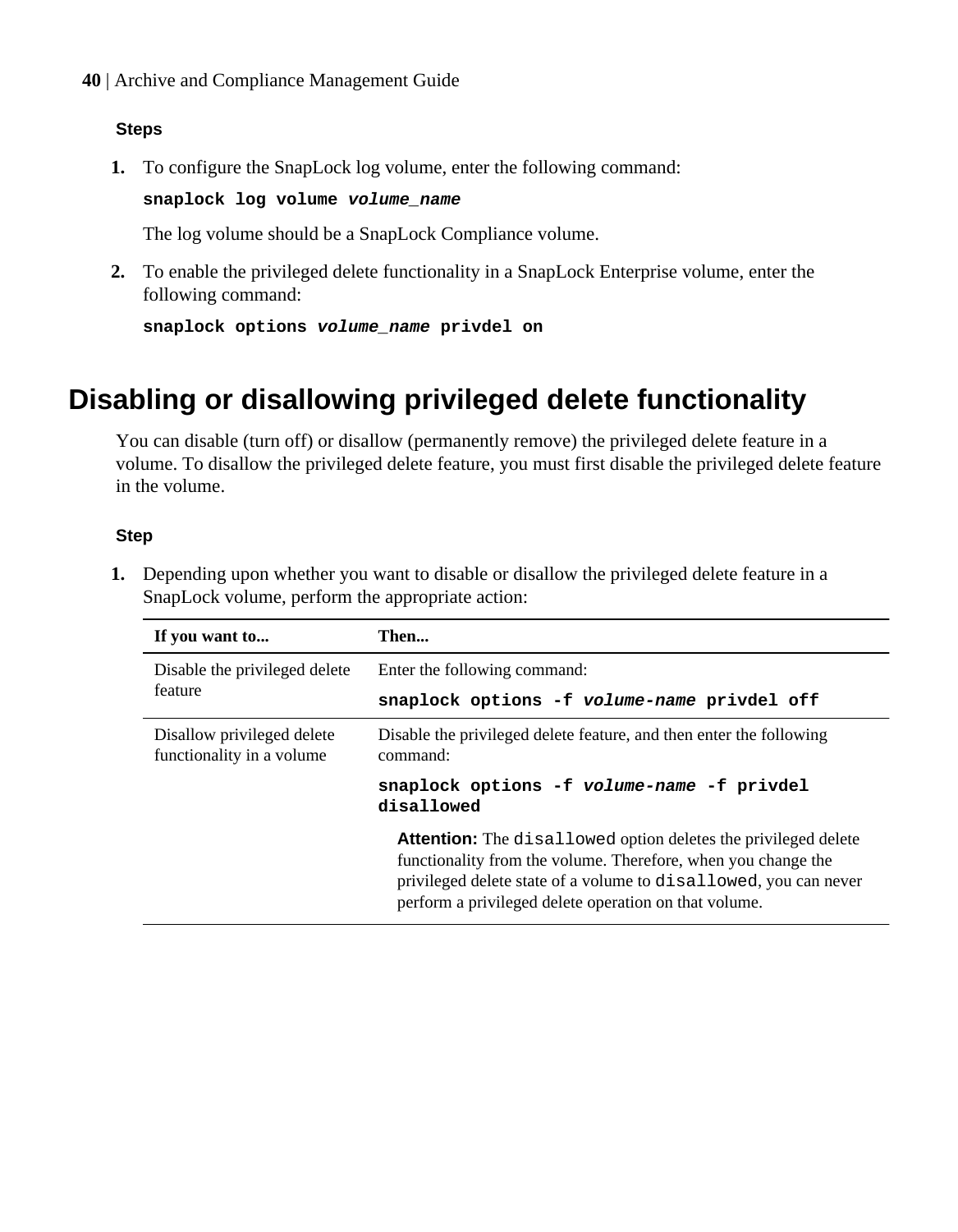**Steps**

1. To configure the SnapLock log volume, enter the following command:

   **snaplock log volume *volume_name***

   The log volume should be a SnapLock Compliance volume.

2. To enable the privileged delete functionality in a SnapLock Enterprise volume, enter the following command:

   **snaplock options *volume_name* privdel on**

# Disabling or disallowing privileged delete functionality

You can disable (turn off) or disallow (permanently remove) the privileged delete feature in a volume. To disallow the privileged delete feature, you must first disable the privileged delete feature in the volume.

**Step**

1. Depending upon whether you want to disable or disallow the privileged delete feature in a SnapLock volume, perform the appropriate action:

| If you want to... | Then... |
|---|---|
| Disable the privileged delete feature | Enter the following command:<br>**snaplock options -f *volume-name* privdel off** |
| Disallow privileged delete functionality in a volume | Disable the privileged delete feature, and then enter the following command:<br>**snaplock options -f *volume-name* -f privdel disallowed**<br>**Attention:** The `disallowed` option deletes the privileged delete functionality from the volume. Therefore, when you change the privileged delete state of a volume to `disallowed`, you can never perform a privileged delete operation on that volume. |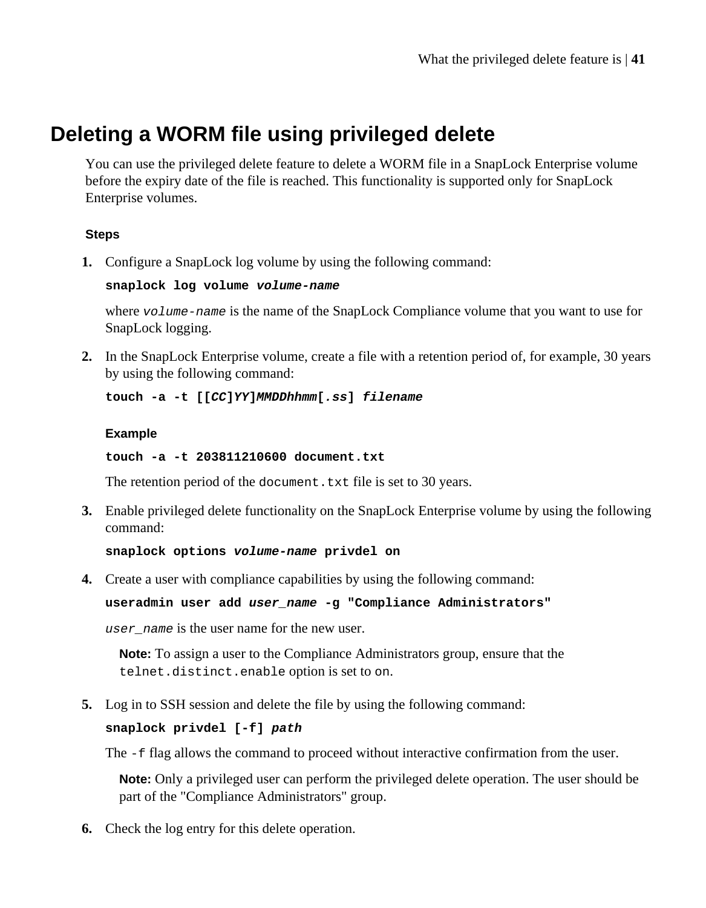# Deleting a WORM file using privileged delete

You can use the privileged delete feature to delete a WORM file in a SnapLock Enterprise volume before the expiry date of the file is reached. This functionality is supported only for SnapLock Enterprise volumes.

### Steps

1. Configure a SnapLock log volume by using the following command:

   **snaplock log volume *volume-name***

   where *volume-name* is the name of the SnapLock Compliance volume that you want to use for SnapLock logging.

2. In the SnapLock Enterprise volume, create a file with a retention period of, for example, 30 years by using the following command:

   **touch -a -t [[*CC*]*YY*]*MMDDhhmm*[*.ss*] *filename***

   #### Example

   **touch -a -t 203811210600 document.txt**

   The retention period of the `document.txt` file is set to 30 years.

3. Enable privileged delete functionality on the SnapLock Enterprise volume by using the following command:

   **snaplock options *volume-name* privdel on**

4. Create a user with compliance capabilities by using the following command:

   **useradmin user add *user_name* -g "Compliance Administrators"**

   *user_name* is the user name for the new user.

   **Note:** To assign a user to the Compliance Administrators group, ensure that the `telnet.distinct.enable` option is set to `on`.

5. Log in to SSH session and delete the file by using the following command:

   **snaplock privdel [-f] *path***

   The `-f` flag allows the command to proceed without interactive confirmation from the user.

   **Note:** Only a privileged user can perform the privileged delete operation. The user should be part of the "Compliance Administrators" group.

6. Check the log entry for this delete operation.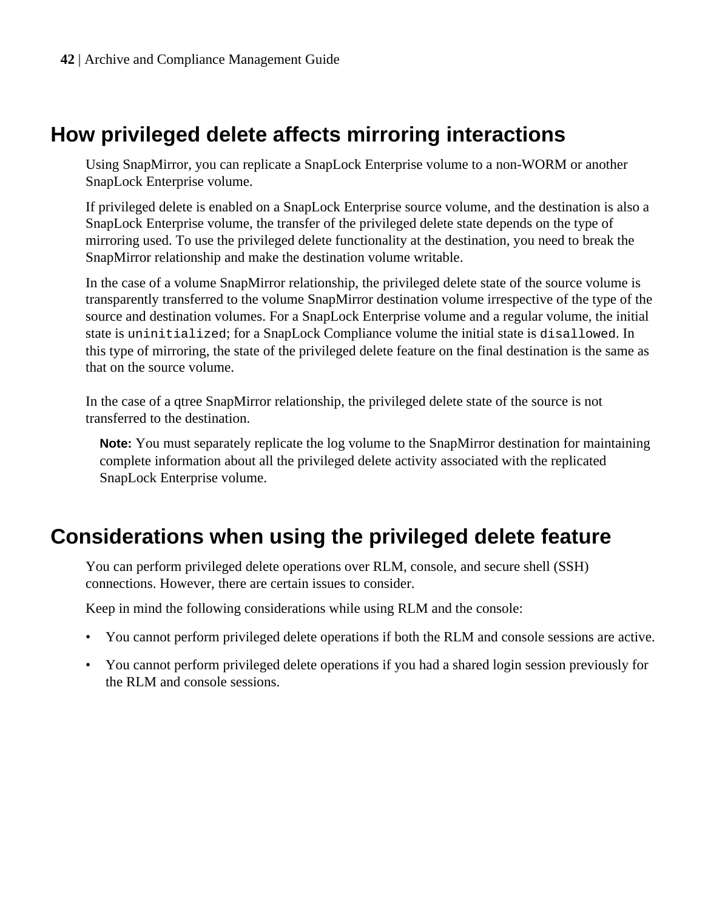## How privileged delete affects mirroring interactions

Using SnapMirror, you can replicate a SnapLock Enterprise volume to a non-WORM or another SnapLock Enterprise volume.

If privileged delete is enabled on a SnapLock Enterprise source volume, and the destination is also a SnapLock Enterprise volume, the transfer of the privileged delete state depends on the type of mirroring used. To use the privileged delete functionality at the destination, you need to break the SnapMirror relationship and make the destination volume writable.

In the case of a volume SnapMirror relationship, the privileged delete state of the source volume is transparently transferred to the volume SnapMirror destination volume irrespective of the type of the source and destination volumes. For a SnapLock Enterprise volume and a regular volume, the initial state is `uninitialized`; for a SnapLock Compliance volume the initial state is `disallowed`. In this type of mirroring, the state of the privileged delete feature on the final destination is the same as that on the source volume.

In the case of a qtree SnapMirror relationship, the privileged delete state of the source is not transferred to the destination.

**Note:** You must separately replicate the log volume to the SnapMirror destination for maintaining complete information about all the privileged delete activity associated with the replicated SnapLock Enterprise volume.

## Considerations when using the privileged delete feature

You can perform privileged delete operations over RLM, console, and secure shell (SSH) connections. However, there are certain issues to consider.

Keep in mind the following considerations while using RLM and the console:

- You cannot perform privileged delete operations if both the RLM and console sessions are active.
- You cannot perform privileged delete operations if you had a shared login session previously for the RLM and console sessions.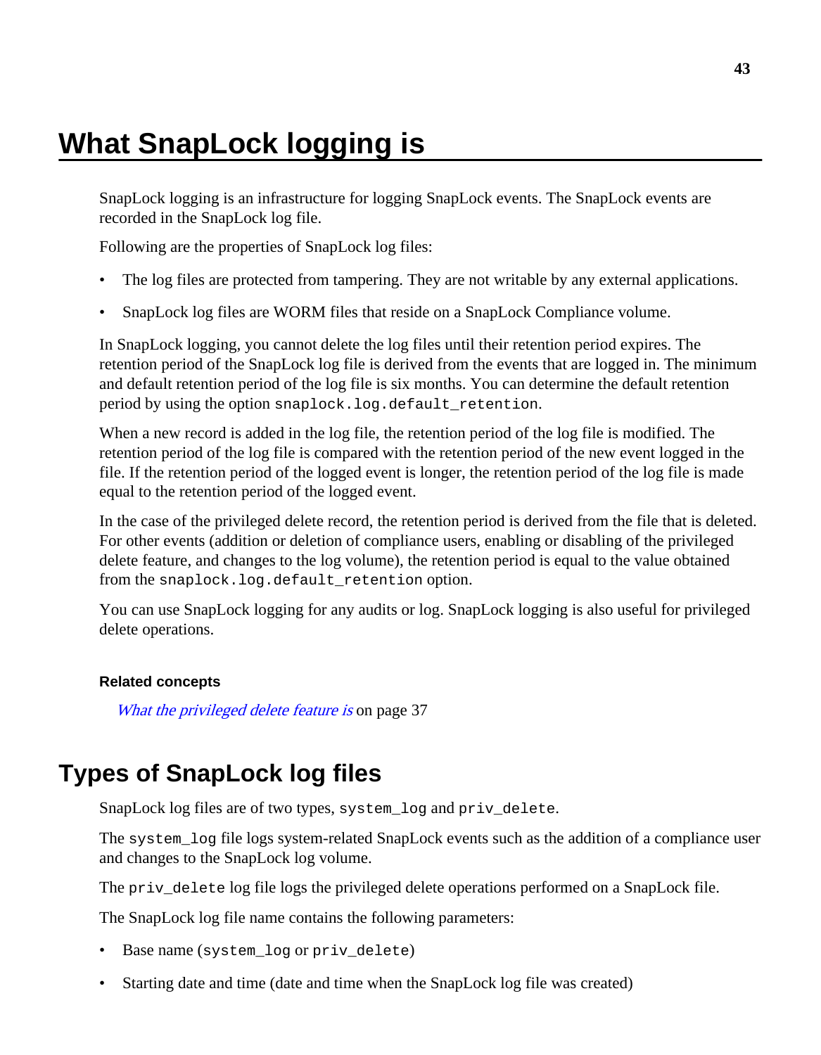# What SnapLock logging is

SnapLock logging is an infrastructure for logging SnapLock events. The SnapLock events are recorded in the SnapLock log file.

Following are the properties of SnapLock log files:

- The log files are protected from tampering. They are not writable by any external applications.
- SnapLock log files are WORM files that reside on a SnapLock Compliance volume.

In SnapLock logging, you cannot delete the log files until their retention period expires. The retention period of the SnapLock log file is derived from the events that are logged in. The minimum and default retention period of the log file is six months. You can determine the default retention period by using the option `snaplock.log.default_retention`.

When a new record is added in the log file, the retention period of the log file is modified. The retention period of the log file is compared with the retention period of the new event logged in the file. If the retention period of the logged event is longer, the retention period of the log file is made equal to the retention period of the logged event.

In the case of the privileged delete record, the retention period is derived from the file that is deleted. For other events (addition or deletion of compliance users, enabling or disabling of the privileged delete feature, and changes to the log volume), the retention period is equal to the value obtained from the `snaplock.log.default_retention` option.

You can use SnapLock logging for any audits or log. SnapLock logging is also useful for privileged delete operations.

**Related concepts**

*What the privileged delete feature is* on page 37

## Types of SnapLock log files

SnapLock log files are of two types, `system_log` and `priv_delete`.

The `system_log` file logs system-related SnapLock events such as the addition of a compliance user and changes to the SnapLock log volume.

The `priv_delete` log file logs the privileged delete operations performed on a SnapLock file.

The SnapLock log file name contains the following parameters:

- Base name (`system_log` or `priv_delete`)
- Starting date and time (date and time when the SnapLock log file was created)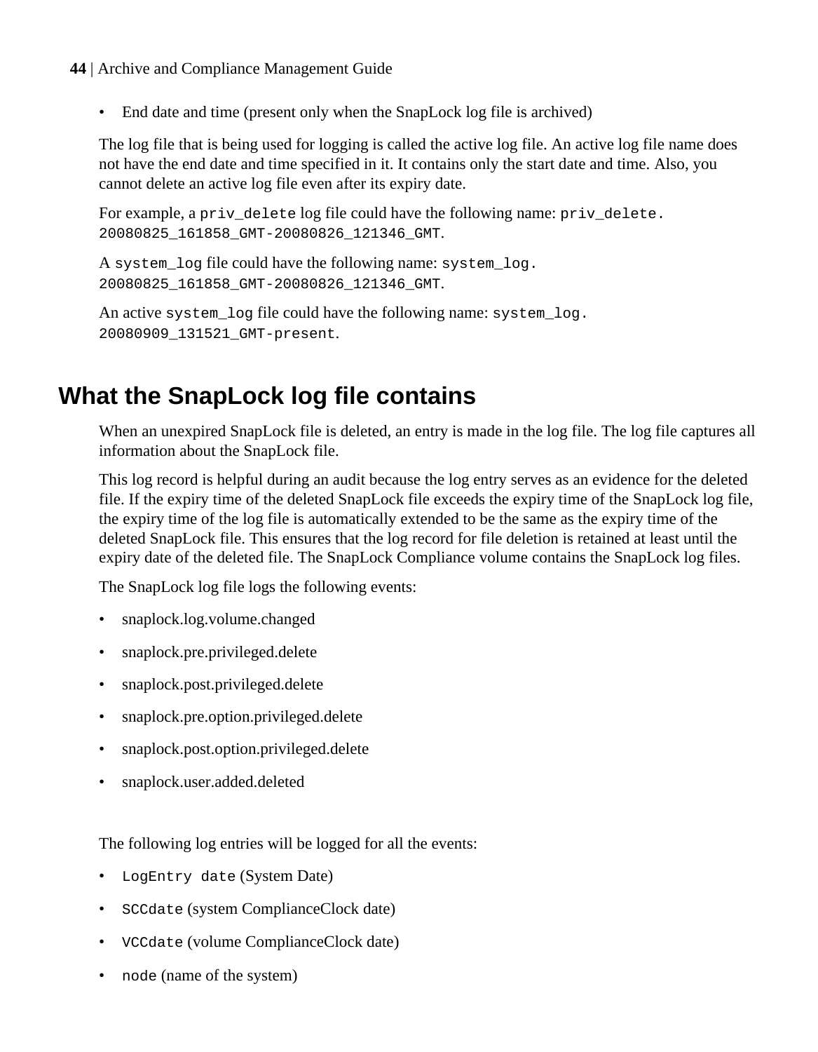- End date and time (present only when the SnapLock log file is archived)

The log file that is being used for logging is called the active log file. An active log file name does not have the end date and time specified in it. It contains only the start date and time. Also, you cannot delete an active log file even after its expiry date.

For example, a `priv_delete` log file could have the following name: `priv_delete.20080825_161858_GMT-20080826_121346_GMT`.

A `system_log` file could have the following name: `system_log.20080825_161858_GMT-20080826_121346_GMT`.

An active `system_log` file could have the following name: `system_log.20080909_131521_GMT-present`.

## What the SnapLock log file contains

When an unexpired SnapLock file is deleted, an entry is made in the log file. The log file captures all information about the SnapLock file.

This log record is helpful during an audit because the log entry serves as an evidence for the deleted file. If the expiry time of the deleted SnapLock file exceeds the expiry time of the SnapLock log file, the expiry time of the log file is automatically extended to be the same as the expiry time of the deleted SnapLock file. This ensures that the log record for file deletion is retained at least until the expiry date of the deleted file. The SnapLock Compliance volume contains the SnapLock log files.

The SnapLock log file logs the following events:

- snaplock.log.volume.changed
- snaplock.pre.privileged.delete
- snaplock.post.privileged.delete
- snaplock.pre.option.privileged.delete
- snaplock.post.option.privileged.delete
- snaplock.user.added.deleted

The following log entries will be logged for all the events:

- `LogEntry date` (System Date)
- `SCCdate` (system ComplianceClock date)
- `VCCdate` (volume ComplianceClock date)
- `node` (name of the system)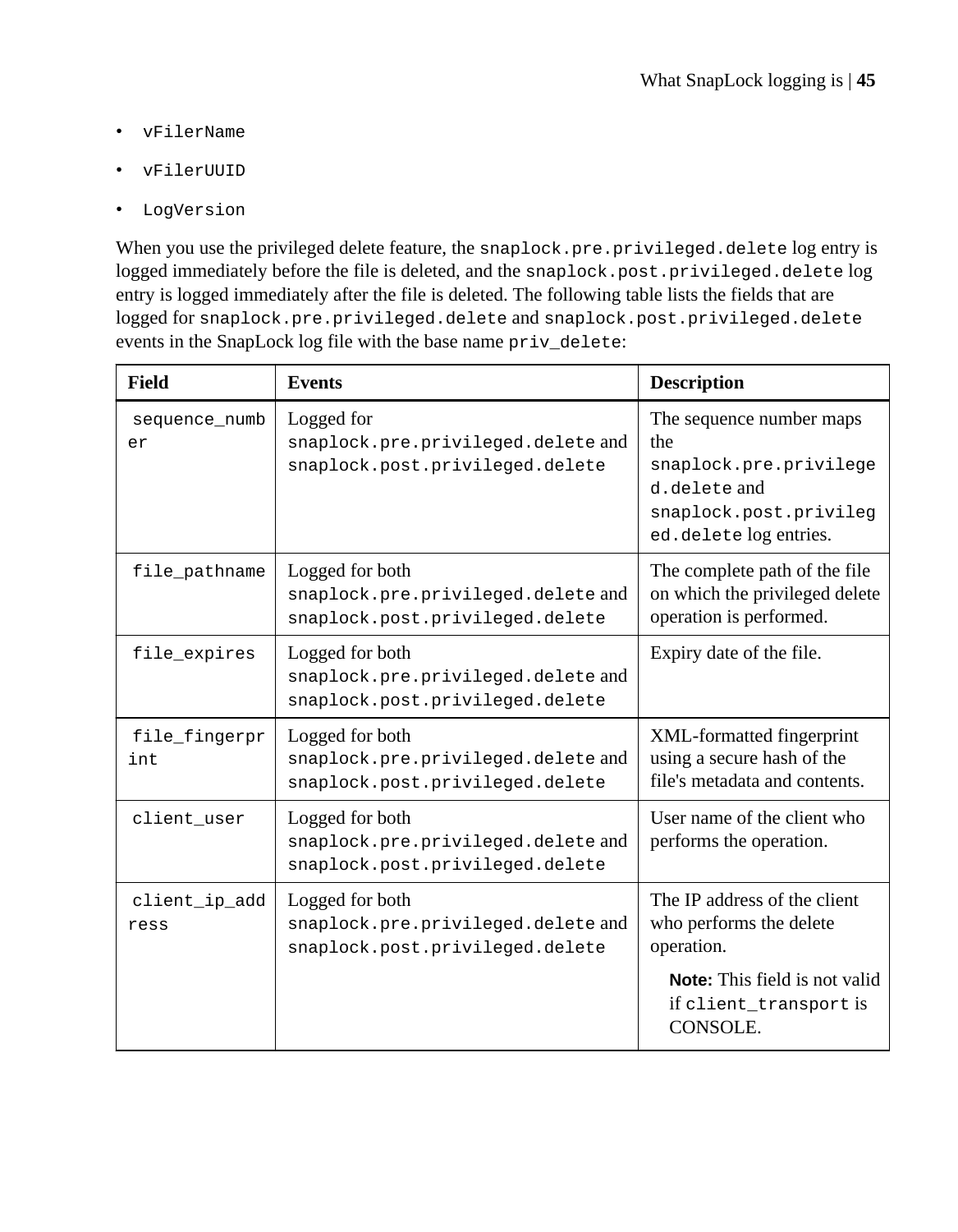- vFilerName
- vFilerUUID
- LogVersion

When you use the privileged delete feature, the `snaplock.pre.privileged.delete` log entry is logged immediately before the file is deleted, and the `snaplock.post.privileged.delete` log entry is logged immediately after the file is deleted. The following table lists the fields that are logged for `snaplock.pre.privileged.delete` and `snaplock.post.privileged.delete` events in the SnapLock log file with the base name `priv_delete`:

| Field | Events | Description |
|---|---|---|
| `sequence_number` | Logged for `snaplock.pre.privileged.delete` and `snaplock.post.privileged.delete` | The sequence number maps the `snaplock.pre.privileged.delete` and `snaplock.post.privileged.delete` log entries. |
| `file_pathname` | Logged for both `snaplock.pre.privileged.delete` and `snaplock.post.privileged.delete` | The complete path of the file on which the privileged delete operation is performed. |
| `file_expires` | Logged for both `snaplock.pre.privileged.delete` and `snaplock.post.privileged.delete` | Expiry date of the file. |
| `file_fingerprint` | Logged for both `snaplock.pre.privileged.delete` and `snaplock.post.privileged.delete` | XML-formatted fingerprint using a secure hash of the file's metadata and contents. |
| `client_user` | Logged for both `snaplock.pre.privileged.delete` and `snaplock.post.privileged.delete` | User name of the client who performs the operation. |
| `client_ip_address` | Logged for both `snaplock.pre.privileged.delete` and `snaplock.post.privileged.delete` | The IP address of the client who performs the delete operation. **Note:** This field is not valid if `client_transport` is CONSOLE. |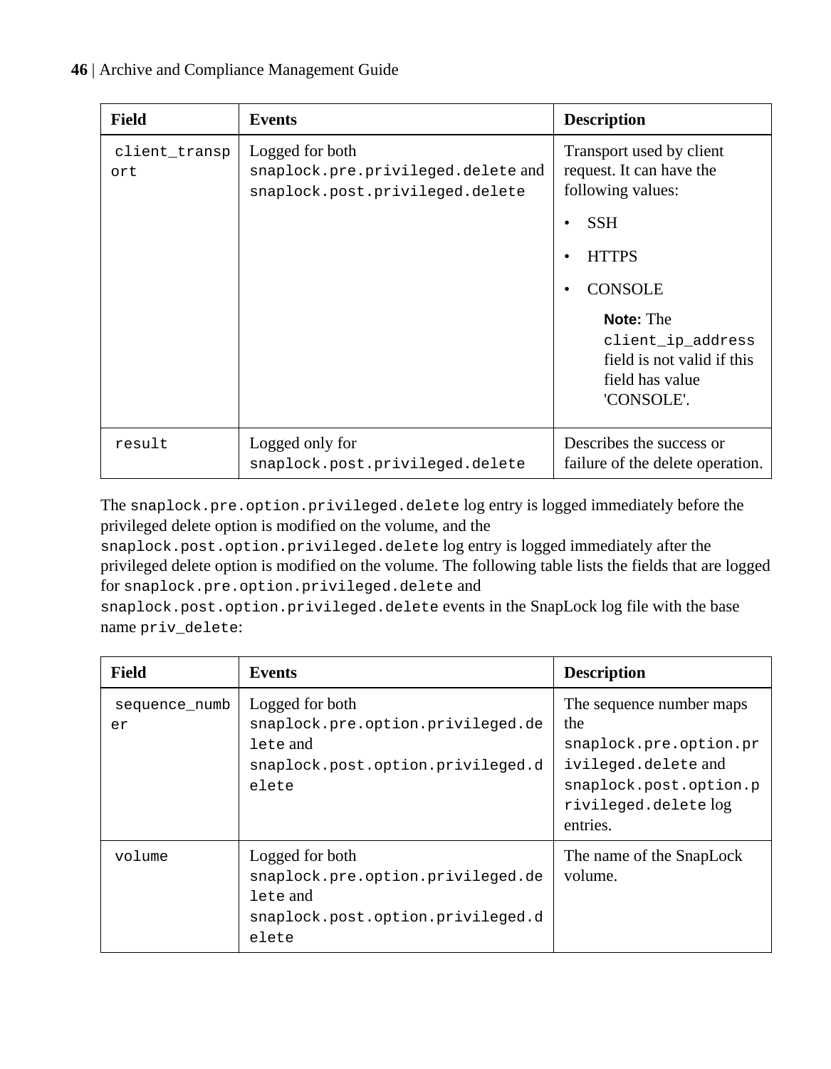| Field | Events | Description |
|---|---|---|
| client_transport | Logged for both `snaplock.pre.privileged.delete` and `snaplock.post.privileged.delete` | Transport used by client request. It can have the following values: <br>• SSH <br>• HTTPS <br>• CONSOLE <br>**Note:** The `client_ip_address` field is not valid if this field has value 'CONSOLE'. |
| result | Logged only for `snaplock.post.privileged.delete` | Describes the success or failure of the delete operation. |

The `snaplock.pre.option.privileged.delete` log entry is logged immediately before the privileged delete option is modified on the volume, and the `snaplock.post.option.privileged.delete` log entry is logged immediately after the privileged delete option is modified on the volume. The following table lists the fields that are logged for `snaplock.pre.option.privileged.delete` and `snaplock.post.option.privileged.delete` events in the SnapLock log file with the base name `priv_delete`:

| Field | Events | Description |
|---|---|---|
| sequence_number | Logged for both `snaplock.pre.option.privileged.delete` and `snaplock.post.option.privileged.delete` | The sequence number maps the `snaplock.pre.option.privileged.delete` and `snaplock.post.option.privileged.delete` log entries. |
| volume | Logged for both `snaplock.pre.option.privileged.delete` and `snaplock.post.option.privileged.delete` | The name of the SnapLock volume. |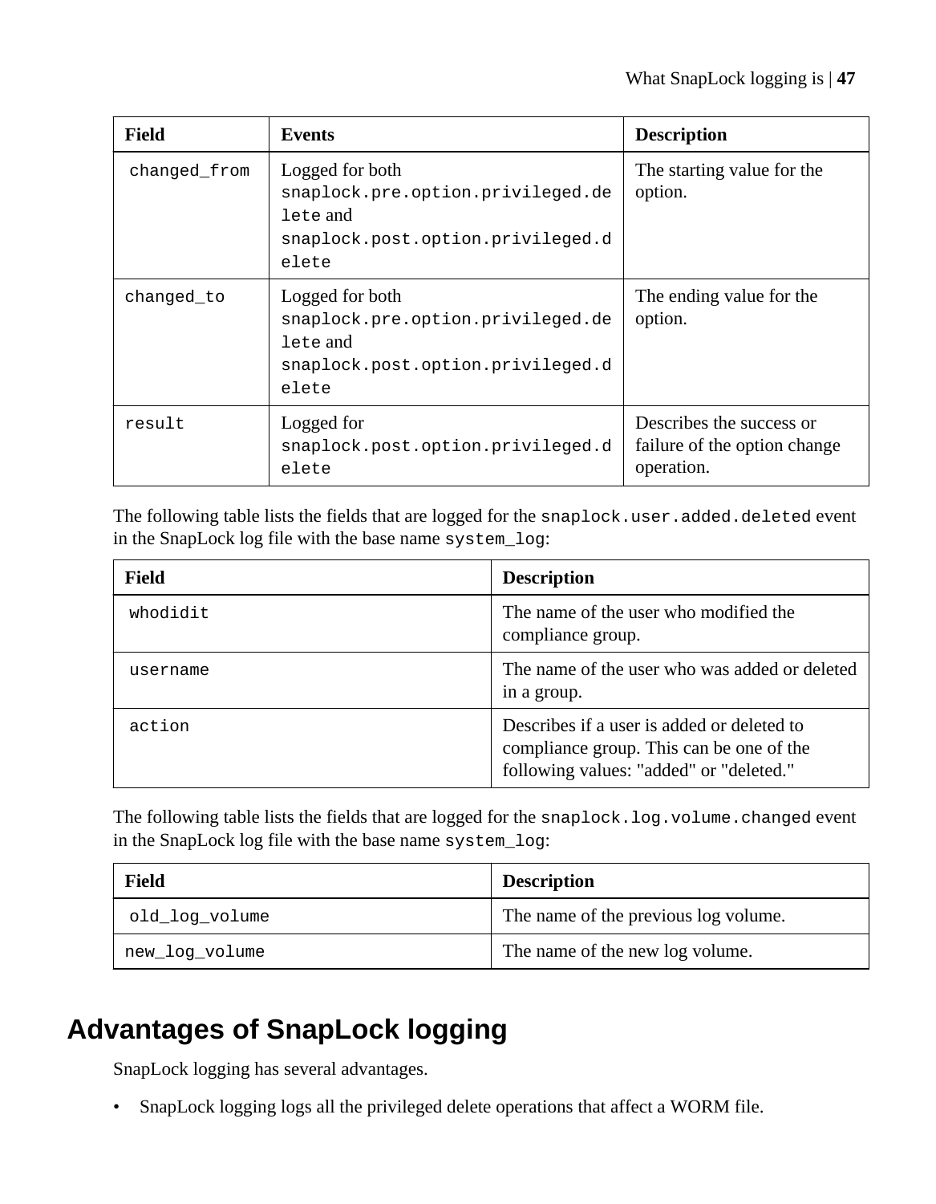| Field | Events | Description |
| --- | --- | --- |
| changed_from | Logged for both snaplock.pre.option.privileged.delete and snaplock.post.option.privileged.delete | The starting value for the option. |
| changed_to | Logged for both snaplock.pre.option.privileged.delete and snaplock.post.option.privileged.delete | The ending value for the option. |
| result | Logged for snaplock.post.option.privileged.delete | Describes the success or failure of the option change operation. |

The following table lists the fields that are logged for the snaplock.user.added.deleted event in the SnapLock log file with the base name system_log:

| Field | Description |
| --- | --- |
| whodidit | The name of the user who modified the compliance group. |
| username | The name of the user who was added or deleted in a group. |
| action | Describes if a user is added or deleted to compliance group. This can be one of the following values: "added" or "deleted." |

The following table lists the fields that are logged for the snaplock.log.volume.changed event in the SnapLock log file with the base name system_log:

| Field | Description |
| --- | --- |
| old_log_volume | The name of the previous log volume. |
| new_log_volume | The name of the new log volume. |

# Advantages of SnapLock logging

SnapLock logging has several advantages.

- SnapLock logging logs all the privileged delete operations that affect a WORM file.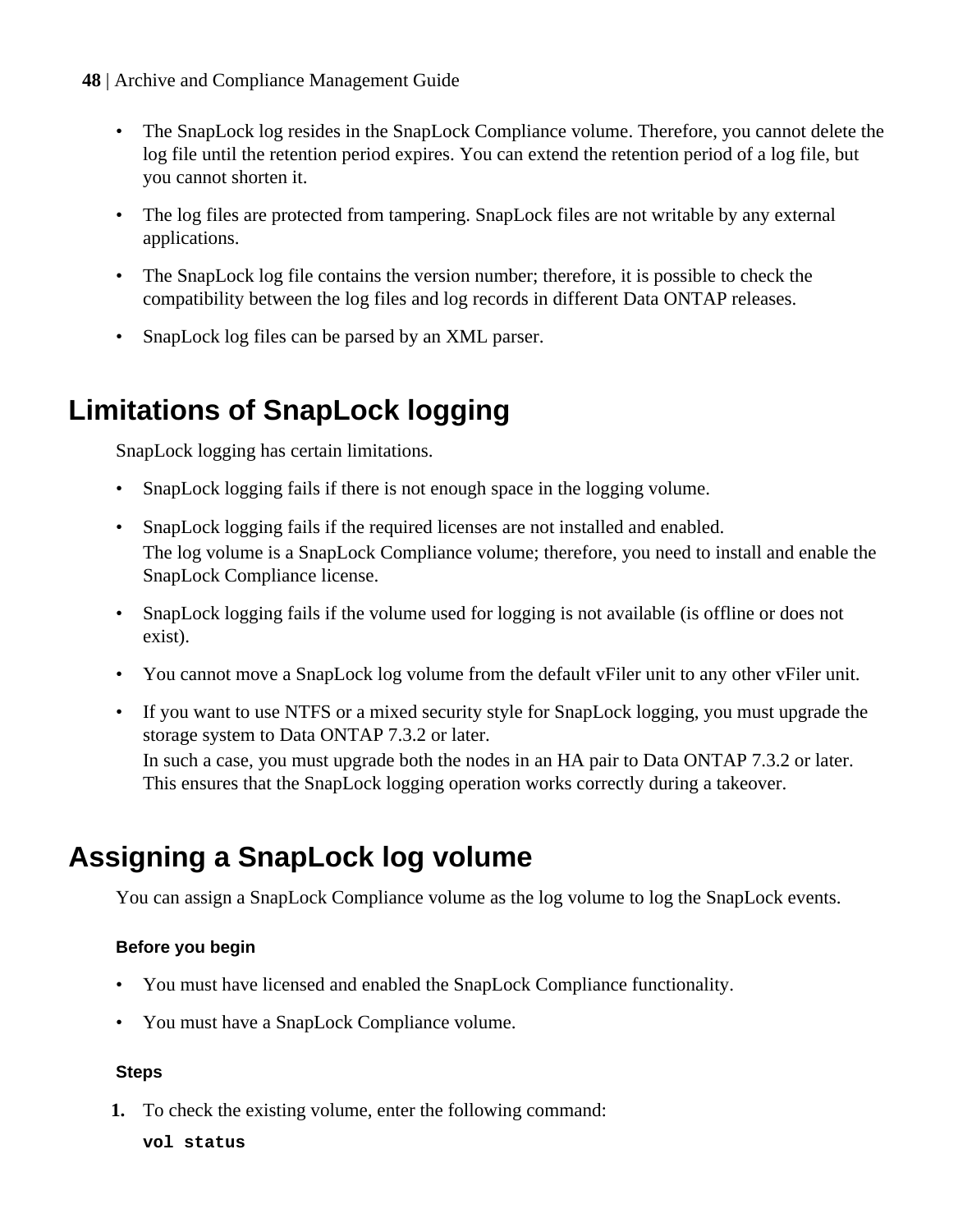- The SnapLock log resides in the SnapLock Compliance volume. Therefore, you cannot delete the log file until the retention period expires. You can extend the retention period of a log file, but you cannot shorten it.
- The log files are protected from tampering. SnapLock files are not writable by any external applications.
- The SnapLock log file contains the version number; therefore, it is possible to check the compatibility between the log files and log records in different Data ONTAP releases.
- SnapLock log files can be parsed by an XML parser.

# Limitations of SnapLock logging

SnapLock logging has certain limitations.

- SnapLock logging fails if there is not enough space in the logging volume.
- SnapLock logging fails if the required licenses are not installed and enabled.
  The log volume is a SnapLock Compliance volume; therefore, you need to install and enable the SnapLock Compliance license.
- SnapLock logging fails if the volume used for logging is not available (is offline or does not exist).
- You cannot move a SnapLock log volume from the default vFiler unit to any other vFiler unit.
- If you want to use NTFS or a mixed security style for SnapLock logging, you must upgrade the storage system to Data ONTAP 7.3.2 or later.
  In such a case, you must upgrade both the nodes in an HA pair to Data ONTAP 7.3.2 or later. This ensures that the SnapLock logging operation works correctly during a takeover.

# Assigning a SnapLock log volume

You can assign a SnapLock Compliance volume as the log volume to log the SnapLock events.

### Before you begin

- You must have licensed and enabled the SnapLock Compliance functionality.
- You must have a SnapLock Compliance volume.

### Steps

1. To check the existing volume, enter the following command:

   **`vol status`**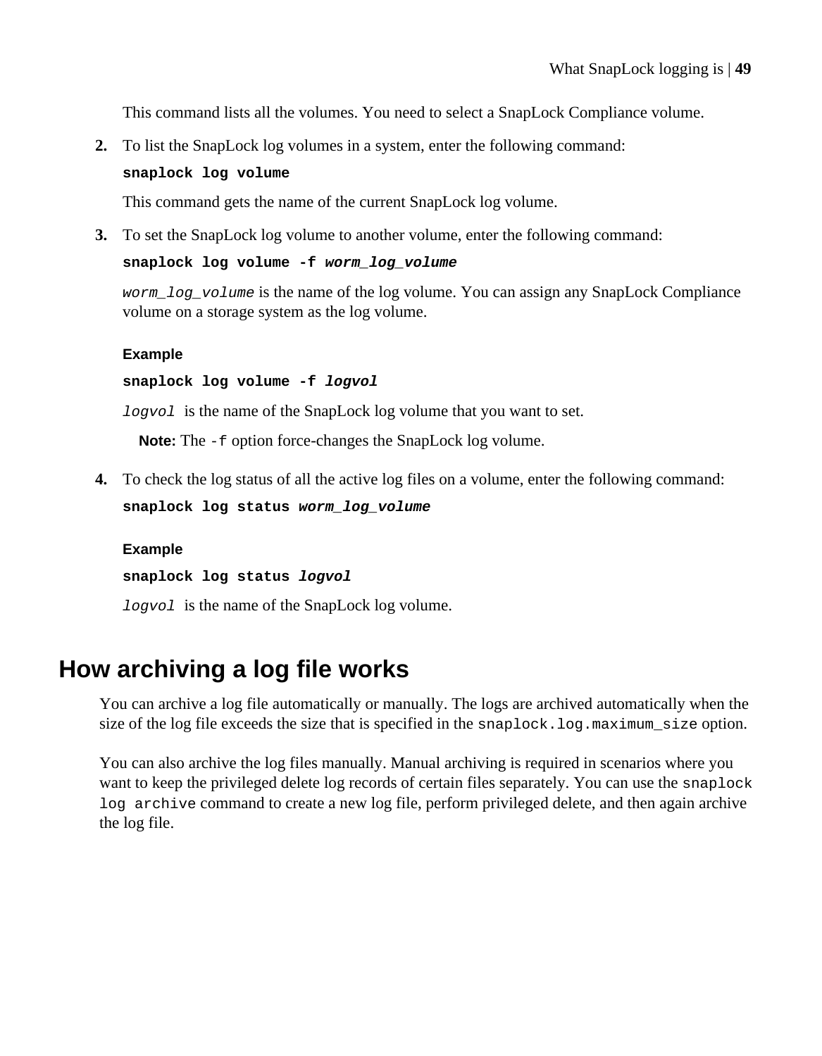This command lists all the volumes. You need to select a SnapLock Compliance volume.

2. To list the SnapLock log volumes in a system, enter the following command:

   **`snaplock log volume`**

   This command gets the name of the current SnapLock log volume.

3. To set the SnapLock log volume to another volume, enter the following command:

   **`snaplock log volume -f`** ***`worm_log_volume`***

   *`worm_log_volume`* is the name of the log volume. You can assign any SnapLock Compliance volume on a storage system as the log volume.

   **Example**

   **`snaplock log volume -f`** ***`logvol`***

   *`logvol`* is the name of the SnapLock log volume that you want to set.

   **Note:** The `-f` option force-changes the SnapLock log volume.

4. To check the log status of all the active log files on a volume, enter the following command:

   **`snaplock log status`** ***`worm_log_volume`***

   **Example**

   **`snaplock log status`** ***`logvol`***

   *`logvol`* is the name of the SnapLock log volume.

## How archiving a log file works

You can archive a log file automatically or manually. The logs are archived automatically when the size of the log file exceeds the size that is specified in the `snaplock.log.maximum_size` option.

You can also archive the log files manually. Manual archiving is required in scenarios where you want to keep the privileged delete log records of certain files separately. You can use the `snaplock log archive` command to create a new log file, perform privileged delete, and then again archive the log file.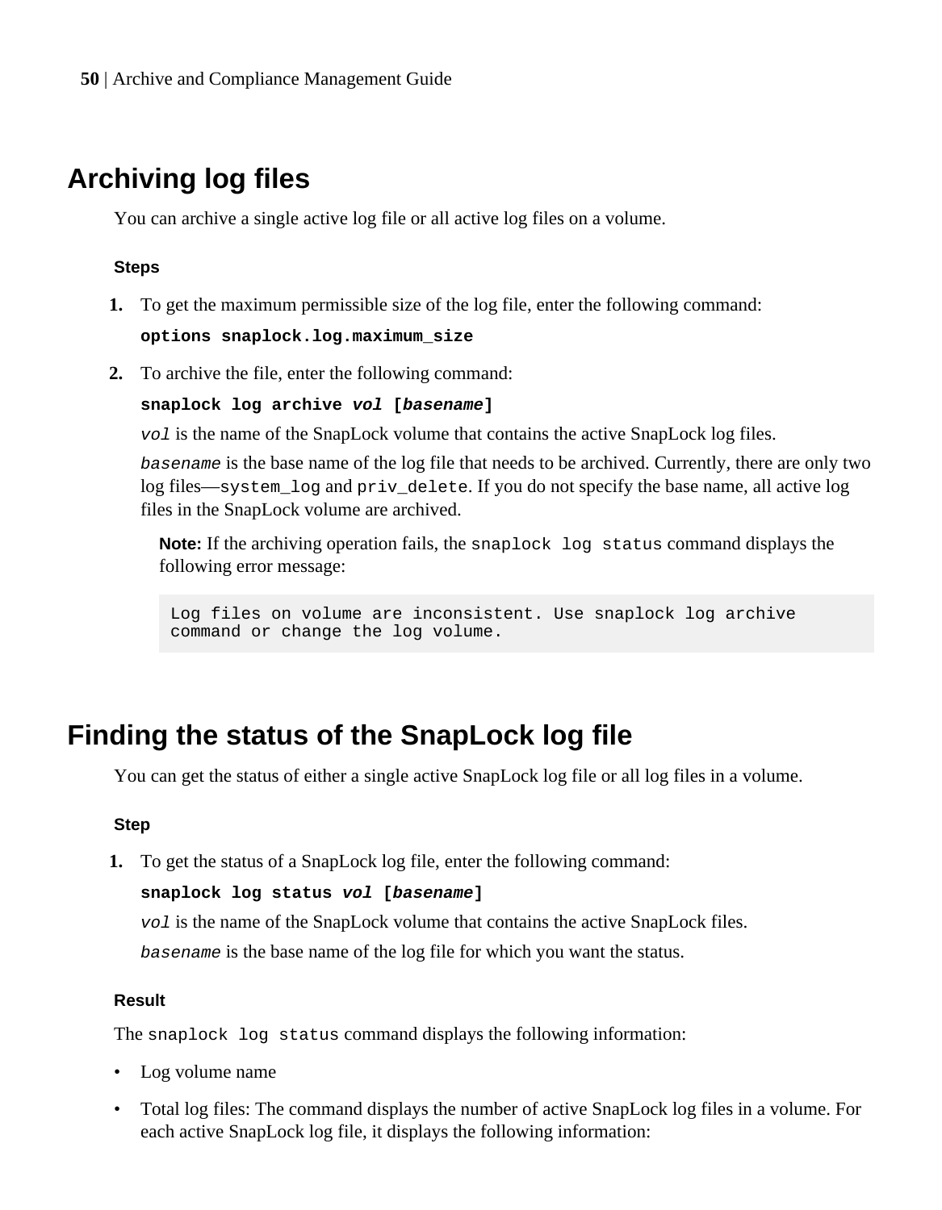## Archiving log files

You can archive a single active log file or all active log files on a volume.

#### Steps

1. To get the maximum permissible size of the log file, enter the following command:

   **`options snaplock.log.maximum_size`**

2. To archive the file, enter the following command:

   **`snaplock log archive`** ***`vol`*** **`[`*`basename`*`]`**

   *`vol`* is the name of the SnapLock volume that contains the active SnapLock log files.

   *`basename`* is the base name of the log file that needs to be archived. Currently, there are only two log files—`system_log` and `priv_delete`. If you do not specify the base name, all active log files in the SnapLock volume are archived.

   **Note:** If the archiving operation fails, the `snaplock log status` command displays the following error message:

   ```
   Log files on volume are inconsistent. Use snaplock log archive
   command or change the log volume.
   ```

## Finding the status of the SnapLock log file

You can get the status of either a single active SnapLock log file or all log files in a volume.

#### Step

1. To get the status of a SnapLock log file, enter the following command:

   **`snaplock log status`** ***`vol`*** **`[`*`basename`*`]`**

   *`vol`* is the name of the SnapLock volume that contains the active SnapLock files.

   *`basename`* is the base name of the log file for which you want the status.

#### Result

The `snaplock log status` command displays the following information:

- Log volume name
- Total log files: The command displays the number of active SnapLock log files in a volume. For each active SnapLock log file, it displays the following information: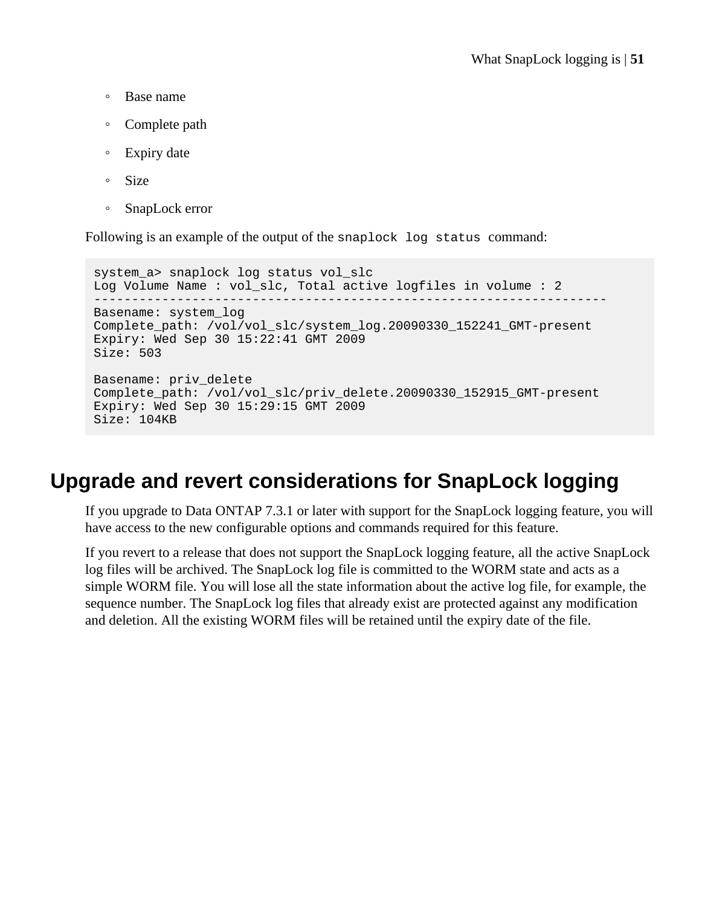- Base name
- Complete path
- Expiry date
- Size
- SnapLock error

Following is an example of the output of the `snaplock log status` command:

```
system_a> snaplock log status vol_slc
Log Volume Name : vol_slc, Total active logfiles in volume : 2
--------------------------------------------------------------------
Basename: system_log
Complete_path: /vol/vol_slc/system_log.20090330_152241_GMT-present
Expiry: Wed Sep 30 15:22:41 GMT 2009
Size: 503

Basename: priv_delete
Complete_path: /vol/vol_slc/priv_delete.20090330_152915_GMT-present
Expiry: Wed Sep 30 15:29:15 GMT 2009
Size: 104KB
```

## Upgrade and revert considerations for SnapLock logging

If you upgrade to Data ONTAP 7.3.1 or later with support for the SnapLock logging feature, you will have access to the new configurable options and commands required for this feature.

If you revert to a release that does not support the SnapLock logging feature, all the active SnapLock log files will be archived. The SnapLock log file is committed to the WORM state and acts as a simple WORM file. You will lose all the state information about the active log file, for example, the sequence number. The SnapLock log files that already exist are protected against any modification and deletion. All the existing WORM files will be retained until the expiry date of the file.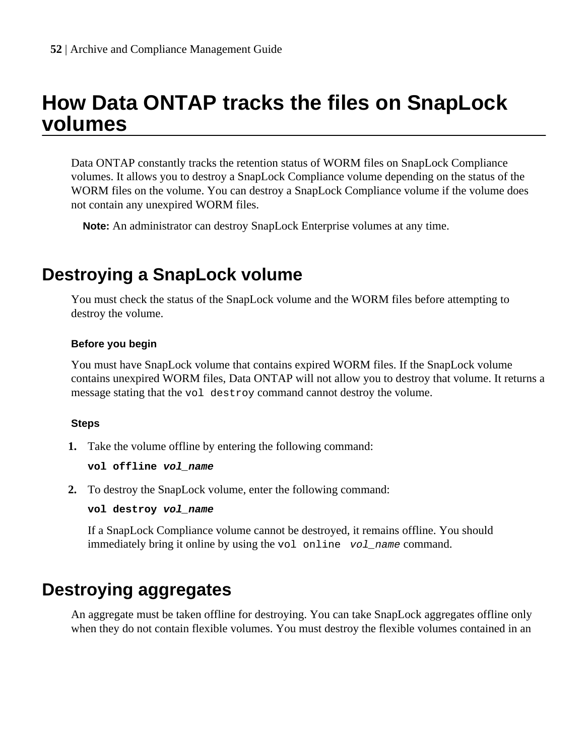# How Data ONTAP tracks the files on SnapLock volumes

Data ONTAP constantly tracks the retention status of WORM files on SnapLock Compliance volumes. It allows you to destroy a SnapLock Compliance volume depending on the status of the WORM files on the volume. You can destroy a SnapLock Compliance volume if the volume does not contain any unexpired WORM files.

**Note:** An administrator can destroy SnapLock Enterprise volumes at any time.

## Destroying a SnapLock volume

You must check the status of the SnapLock volume and the WORM files before attempting to destroy the volume.

### Before you begin

You must have SnapLock volume that contains expired WORM files. If the SnapLock volume contains unexpired WORM files, Data ONTAP will not allow you to destroy that volume. It returns a message stating that the `vol destroy` command cannot destroy the volume.

### Steps

1. Take the volume offline by entering the following command:

   **`vol offline`** ***`vol_name`***

2. To destroy the SnapLock volume, enter the following command:

   **`vol destroy`** ***`vol_name`***

   If a SnapLock Compliance volume cannot be destroyed, it remains offline. You should immediately bring it online by using the `vol online` *`vol_name`* command.

## Destroying aggregates

An aggregate must be taken offline for destroying. You can take SnapLock aggregates offline only when they do not contain flexible volumes. You must destroy the flexible volumes contained in an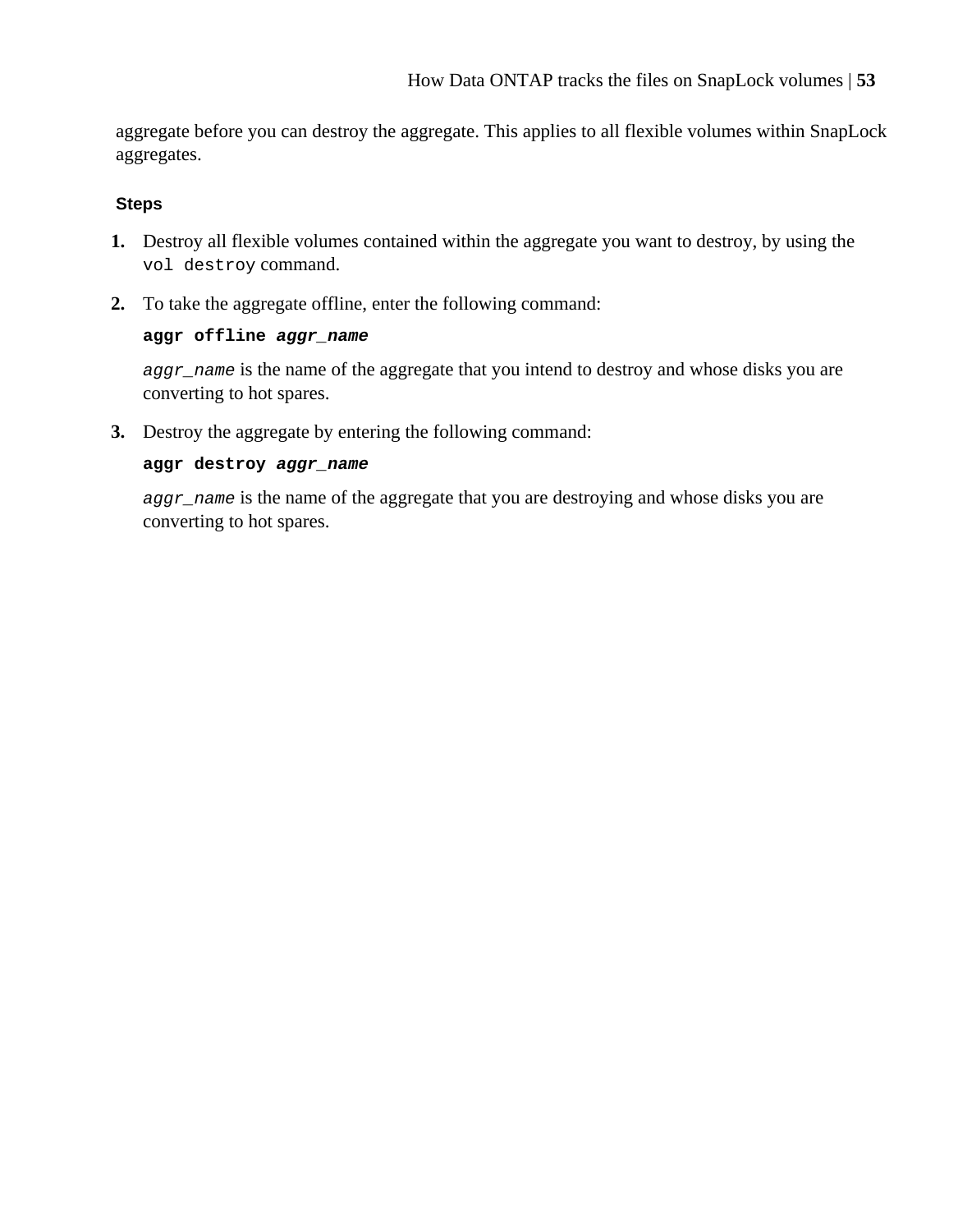aggregate before you can destroy the aggregate. This applies to all flexible volumes within SnapLock aggregates.

#### Steps

1. Destroy all flexible volumes contained within the aggregate you want to destroy, by using the `vol destroy` command.

2. To take the aggregate offline, enter the following command:

   **`aggr offline`** ***`aggr_name`***

   *`aggr_name`* is the name of the aggregate that you intend to destroy and whose disks you are converting to hot spares.

3. Destroy the aggregate by entering the following command:

   **`aggr destroy`** ***`aggr_name`***

   *`aggr_name`* is the name of the aggregate that you are destroying and whose disks you are converting to hot spares.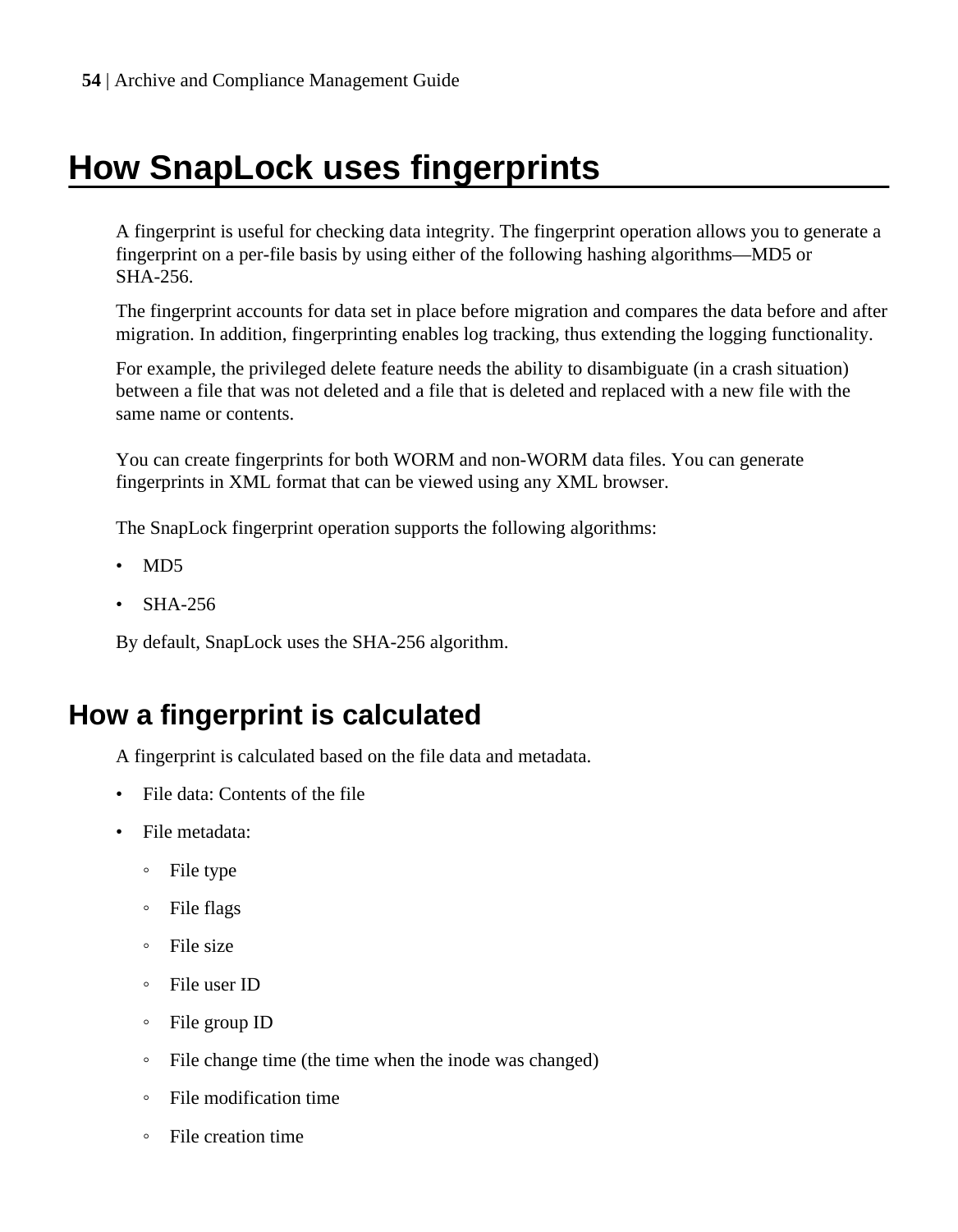# How SnapLock uses fingerprints

A fingerprint is useful for checking data integrity. The fingerprint operation allows you to generate a fingerprint on a per-file basis by using either of the following hashing algorithms—MD5 or SHA-256.

The fingerprint accounts for data set in place before migration and compares the data before and after migration. In addition, fingerprinting enables log tracking, thus extending the logging functionality.

For example, the privileged delete feature needs the ability to disambiguate (in a crash situation) between a file that was not deleted and a file that is deleted and replaced with a new file with the same name or contents.

You can create fingerprints for both WORM and non-WORM data files. You can generate fingerprints in XML format that can be viewed using any XML browser.

The SnapLock fingerprint operation supports the following algorithms:

- MD5
- SHA-256

By default, SnapLock uses the SHA-256 algorithm.

## How a fingerprint is calculated

A fingerprint is calculated based on the file data and metadata.

- File data: Contents of the file
- File metadata:
  - File type
  - File flags
  - File size
  - File user ID
  - File group ID
  - File change time (the time when the inode was changed)
  - File modification time
  - File creation time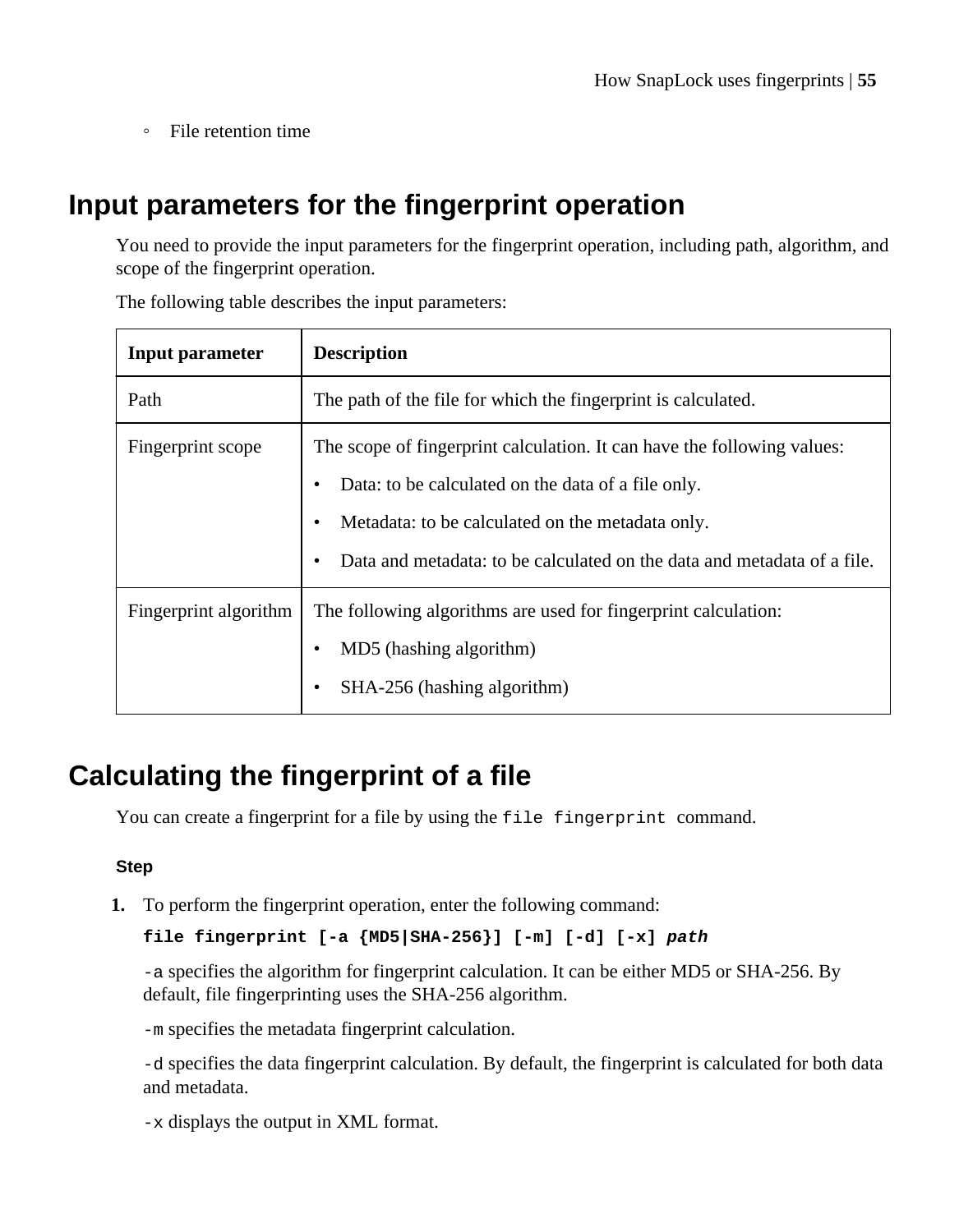◦ File retention time

## Input parameters for the fingerprint operation

You need to provide the input parameters for the fingerprint operation, including path, algorithm, and scope of the fingerprint operation.

The following table describes the input parameters:

| Input parameter | Description |
|---|---|
| Path | The path of the file for which the fingerprint is calculated. |
| Fingerprint scope | The scope of fingerprint calculation. It can have the following values:<br>• Data: to be calculated on the data of a file only.<br>• Metadata: to be calculated on the metadata only.<br>• Data and metadata: to be calculated on the data and metadata of a file. |
| Fingerprint algorithm | The following algorithms are used for fingerprint calculation:<br>• MD5 (hashing algorithm)<br>• SHA-256 (hashing algorithm) |

## Calculating the fingerprint of a file

You can create a fingerprint for a file by using the `file fingerprint` command.

#### Step

1. To perform the fingerprint operation, enter the following command:

   **`file fingerprint [-a {MD5|SHA-256}] [-m] [-d] [-x] path`**

   `-a` specifies the algorithm for fingerprint calculation. It can be either MD5 or SHA-256. By default, file fingerprinting uses the SHA-256 algorithm.

   `-m` specifies the metadata fingerprint calculation.

   `-d` specifies the data fingerprint calculation. By default, the fingerprint is calculated for both data and metadata.

   `-x` displays the output in XML format.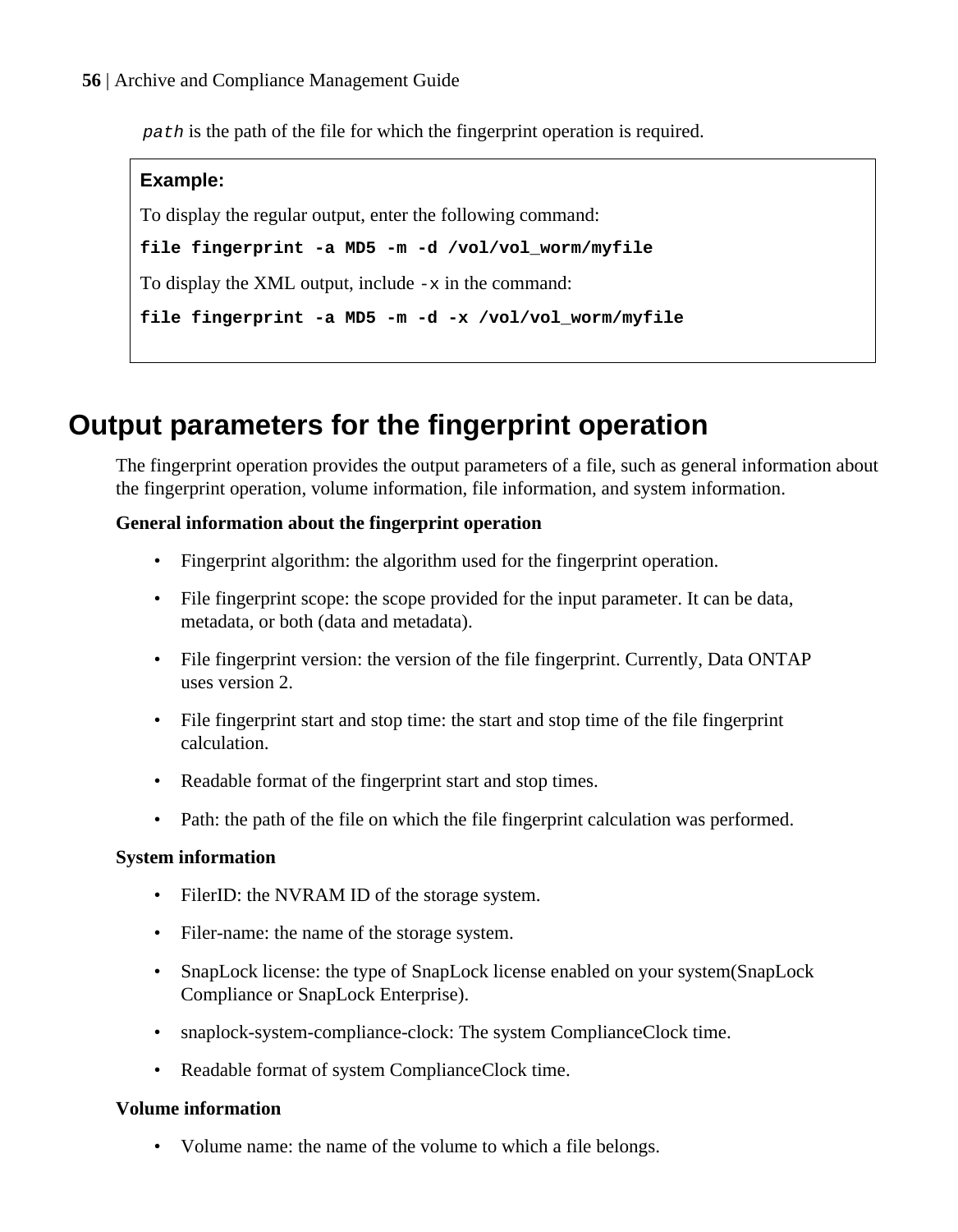`path` is the path of the file for which the fingerprint operation is required.

**Example:**

To display the regular output, enter the following command:

**`file fingerprint -a MD5 -m -d /vol/vol_worm/myfile`**

To display the XML output, include `-x` in the command:

**`file fingerprint -a MD5 -m -d -x /vol/vol_worm/myfile`**

# Output parameters for the fingerprint operation

The fingerprint operation provides the output parameters of a file, such as general information about the fingerprint operation, volume information, file information, and system information.

**General information about the fingerprint operation**

- Fingerprint algorithm: the algorithm used for the fingerprint operation.
- File fingerprint scope: the scope provided for the input parameter. It can be data, metadata, or both (data and metadata).
- File fingerprint version: the version of the file fingerprint. Currently, Data ONTAP uses version 2.
- File fingerprint start and stop time: the start and stop time of the file fingerprint calculation.
- Readable format of the fingerprint start and stop times.
- Path: the path of the file on which the file fingerprint calculation was performed.

**System information**

- FilerID: the NVRAM ID of the storage system.
- Filer-name: the name of the storage system.
- SnapLock license: the type of SnapLock license enabled on your system(SnapLock Compliance or SnapLock Enterprise).
- snaplock-system-compliance-clock: The system ComplianceClock time.
- Readable format of system ComplianceClock time.

**Volume information**

- Volume name: the name of the volume to which a file belongs.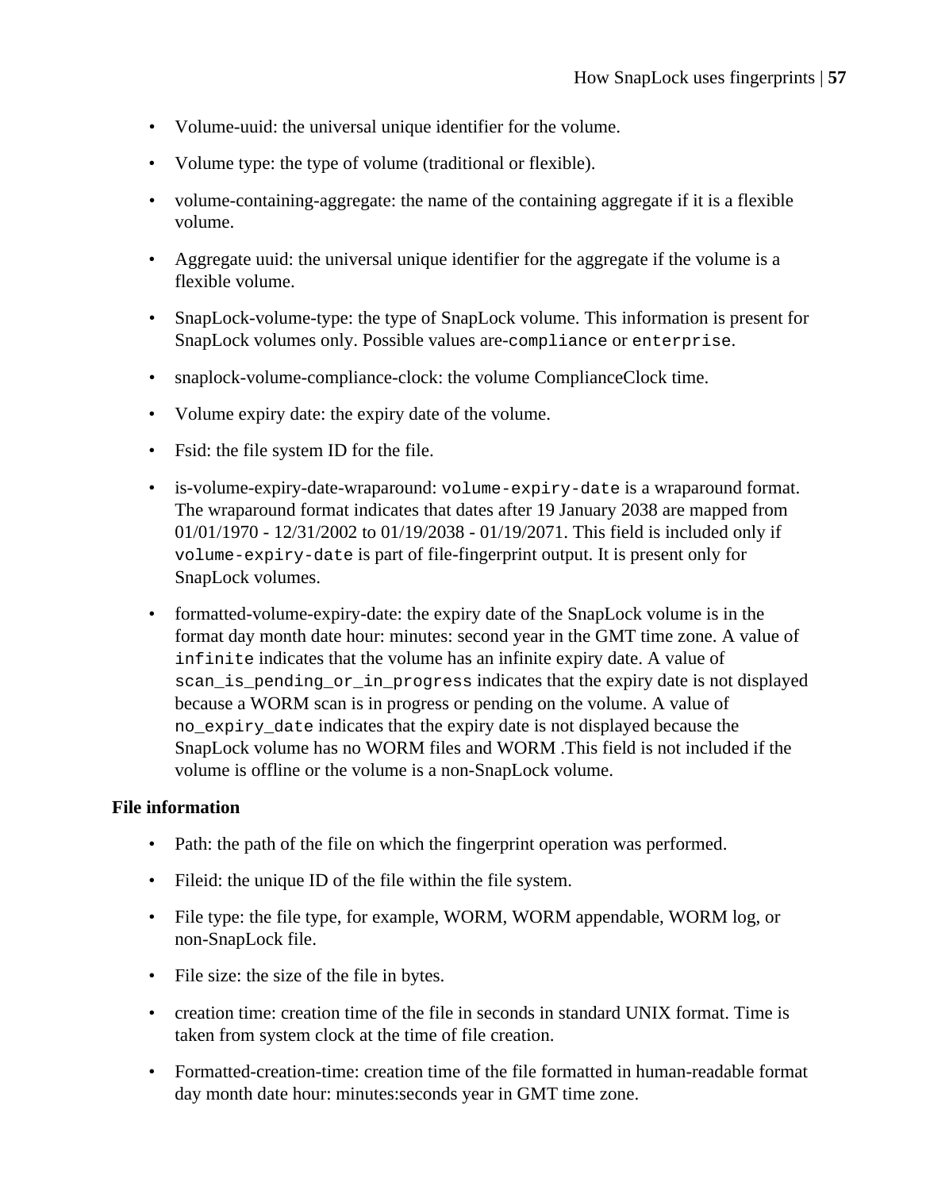- Volume-uuid: the universal unique identifier for the volume.
- Volume type: the type of volume (traditional or flexible).
- volume-containing-aggregate: the name of the containing aggregate if it is a flexible volume.
- Aggregate uuid: the universal unique identifier for the aggregate if the volume is a flexible volume.
- SnapLock-volume-type: the type of SnapLock volume. This information is present for SnapLock volumes only. Possible values are-`compliance` or `enterprise`.
- snaplock-volume-compliance-clock: the volume ComplianceClock time.
- Volume expiry date: the expiry date of the volume.
- Fsid: the file system ID for the file.
- is-volume-expiry-date-wraparound: `volume-expiry-date` is a wraparound format. The wraparound format indicates that dates after 19 January 2038 are mapped from 01/01/1970 - 12/31/2002 to 01/19/2038 - 01/19/2071. This field is included only if `volume-expiry-date` is part of file-fingerprint output. It is present only for SnapLock volumes.
- formatted-volume-expiry-date: the expiry date of the SnapLock volume is in the format day month date hour: minutes: second year in the GMT time zone. A value of `infinite` indicates that the volume has an infinite expiry date. A value of `scan_is_pending_or_in_progress` indicates that the expiry date is not displayed because a WORM scan is in progress or pending on the volume. A value of `no_expiry_date` indicates that the expiry date is not displayed because the SnapLock volume has no WORM files and WORM .This field is not included if the volume is offline or the volume is a non-SnapLock volume.

**File information**

- Path: the path of the file on which the fingerprint operation was performed.
- Fileid: the unique ID of the file within the file system.
- File type: the file type, for example, WORM, WORM appendable, WORM log, or non-SnapLock file.
- File size: the size of the file in bytes.
- creation time: creation time of the file in seconds in standard UNIX format. Time is taken from system clock at the time of file creation.
- Formatted-creation-time: creation time of the file formatted in human-readable format day month date hour: minutes:seconds year in GMT time zone.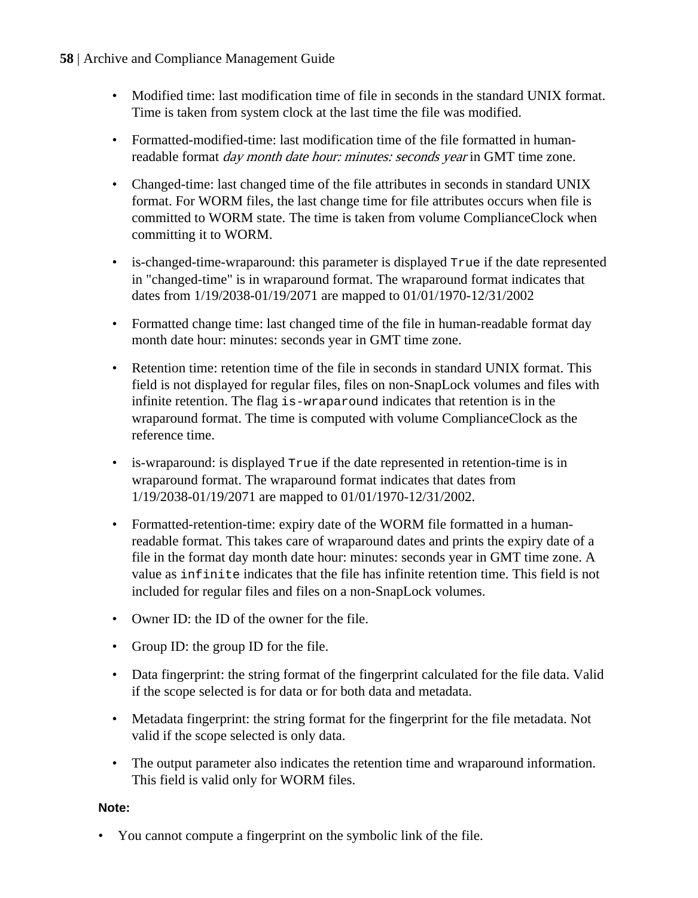- Modified time: last modification time of file in seconds in the standard UNIX format. Time is taken from system clock at the last time the file was modified.
- Formatted-modified-time: last modification time of the file formatted in human-readable format *day month date hour: minutes: seconds year* in GMT time zone.
- Changed-time: last changed time of the file attributes in seconds in standard UNIX format. For WORM files, the last change time for file attributes occurs when file is committed to WORM state. The time is taken from volume ComplianceClock when committing it to WORM.
- is-changed-time-wraparound: this parameter is displayed `True` if the date represented in "changed-time" is in wraparound format. The wraparound format indicates that dates from 1/19/2038-01/19/2071 are mapped to 01/01/1970-12/31/2002
- Formatted change time: last changed time of the file in human-readable format day month date hour: minutes: seconds year in GMT time zone.
- Retention time: retention time of the file in seconds in standard UNIX format. This field is not displayed for regular files, files on non-SnapLock volumes and files with infinite retention. The flag `is-wraparound` indicates that retention is in the wraparound format. The time is computed with volume ComplianceClock as the reference time.
- is-wraparound: is displayed `True` if the date represented in retention-time is in wraparound format. The wraparound format indicates that dates from 1/19/2038-01/19/2071 are mapped to 01/01/1970-12/31/2002.
- Formatted-retention-time: expiry date of the WORM file formatted in a human-readable format. This takes care of wraparound dates and prints the expiry date of a file in the format day month date hour: minutes: seconds year in GMT time zone. A value as `infinite` indicates that the file has infinite retention time. This field is not included for regular files and files on a non-SnapLock volumes.
- Owner ID: the ID of the owner for the file.
- Group ID: the group ID for the file.
- Data fingerprint: the string format of the fingerprint calculated for the file data. Valid if the scope selected is for data or for both data and metadata.
- Metadata fingerprint: the string format for the fingerprint for the file metadata. Not valid if the scope selected is only data.
- The output parameter also indicates the retention time and wraparound information. This field is valid only for WORM files.

**Note:**

- You cannot compute a fingerprint on the symbolic link of the file.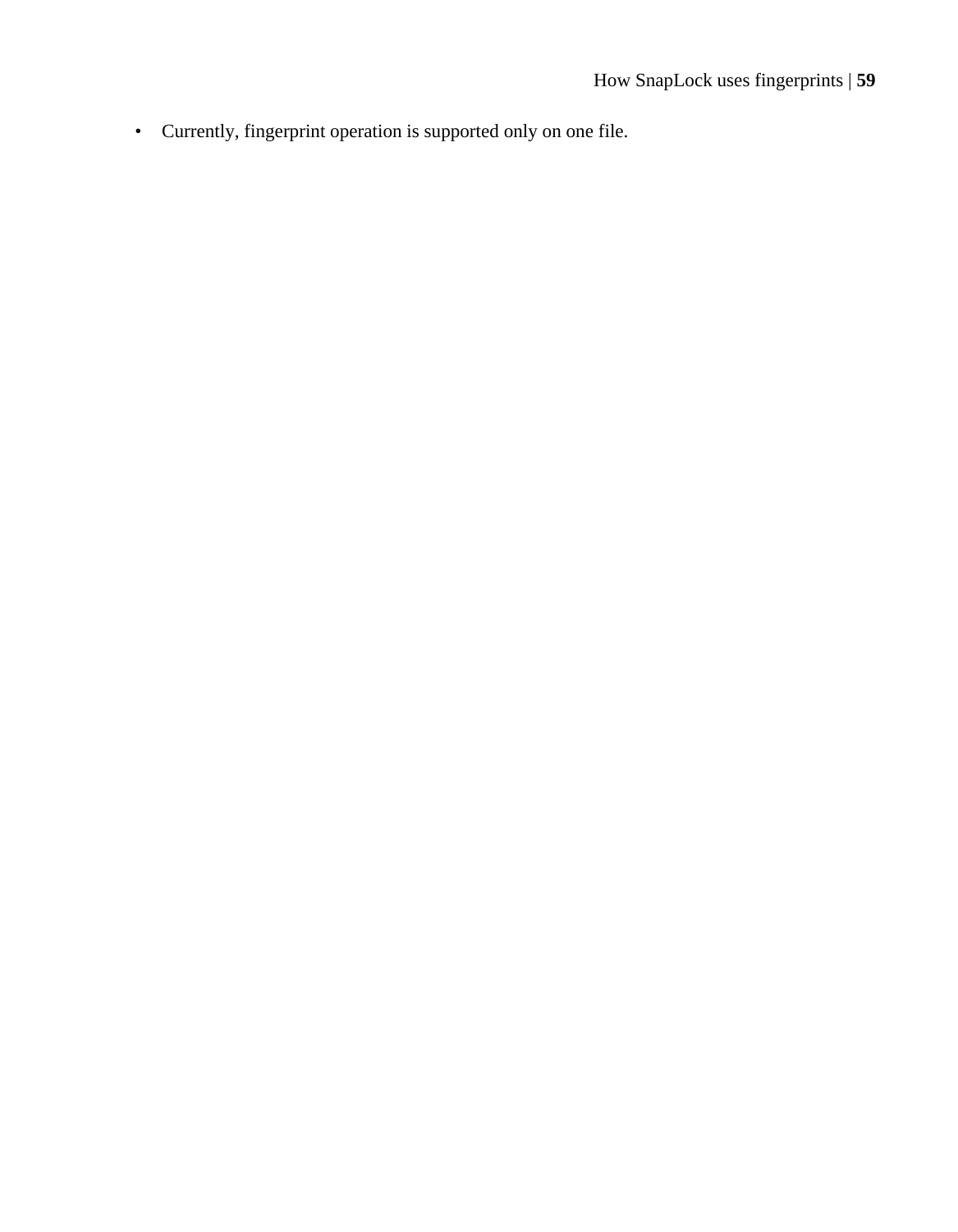- Currently, fingerprint operation is supported only on one file.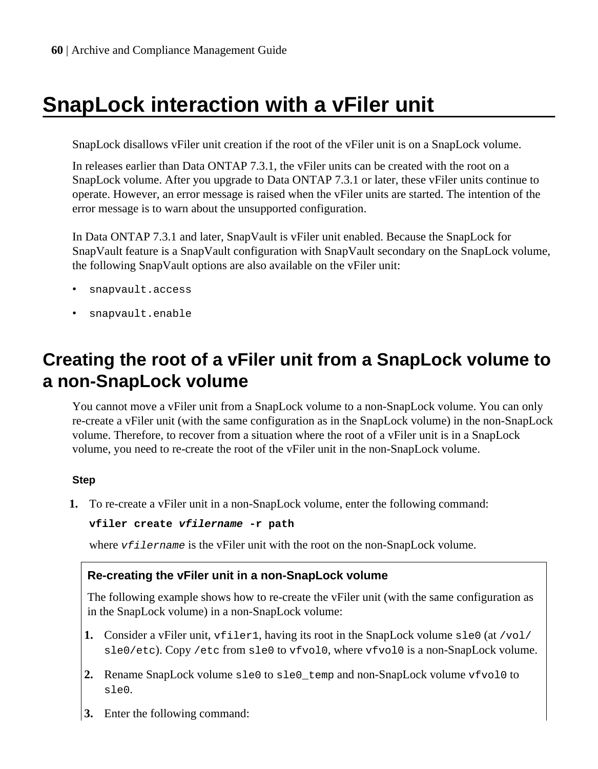# SnapLock interaction with a vFiler unit

SnapLock disallows vFiler unit creation if the root of the vFiler unit is on a SnapLock volume.

In releases earlier than Data ONTAP 7.3.1, the vFiler units can be created with the root on a SnapLock volume. After you upgrade to Data ONTAP 7.3.1 or later, these vFiler units continue to operate. However, an error message is raised when the vFiler units are started. The intention of the error message is to warn about the unsupported configuration.

In Data ONTAP 7.3.1 and later, SnapVault is vFiler unit enabled. Because the SnapLock for SnapVault feature is a SnapVault configuration with SnapVault secondary on the SnapLock volume, the following SnapVault options are also available on the vFiler unit:

- `snapvault.access`
- `snapvault.enable`

## Creating the root of a vFiler unit from a SnapLock volume to a non-SnapLock volume

You cannot move a vFiler unit from a SnapLock volume to a non-SnapLock volume. You can only re-create a vFiler unit (with the same configuration as in the SnapLock volume) in the non-SnapLock volume. Therefore, to recover from a situation where the root of a vFiler unit is in a SnapLock volume, you need to re-create the root of the vFiler unit in the non-SnapLock volume.

#### Step

1. To re-create a vFiler unit in a non-SnapLock volume, enter the following command:

   **`vfiler create`** ***`vfilername`*** **`-r path`**

   where *`vfilername`* is the vFiler unit with the root on the non-SnapLock volume.

#### Re-creating the vFiler unit in a non-SnapLock volume

The following example shows how to re-create the vFiler unit (with the same configuration as in the SnapLock volume) in a non-SnapLock volume:

1. Consider a vFiler unit, `vfiler1`, having its root in the SnapLock volume `sle0` (at `/vol/sle0/etc`). Copy `/etc` from `sle0` to `vfvol0`, where `vfvol0` is a non-SnapLock volume.
2. Rename SnapLock volume `sle0` to `sle0_temp` and non-SnapLock volume `vfvol0` to `sle0`.
3. Enter the following command: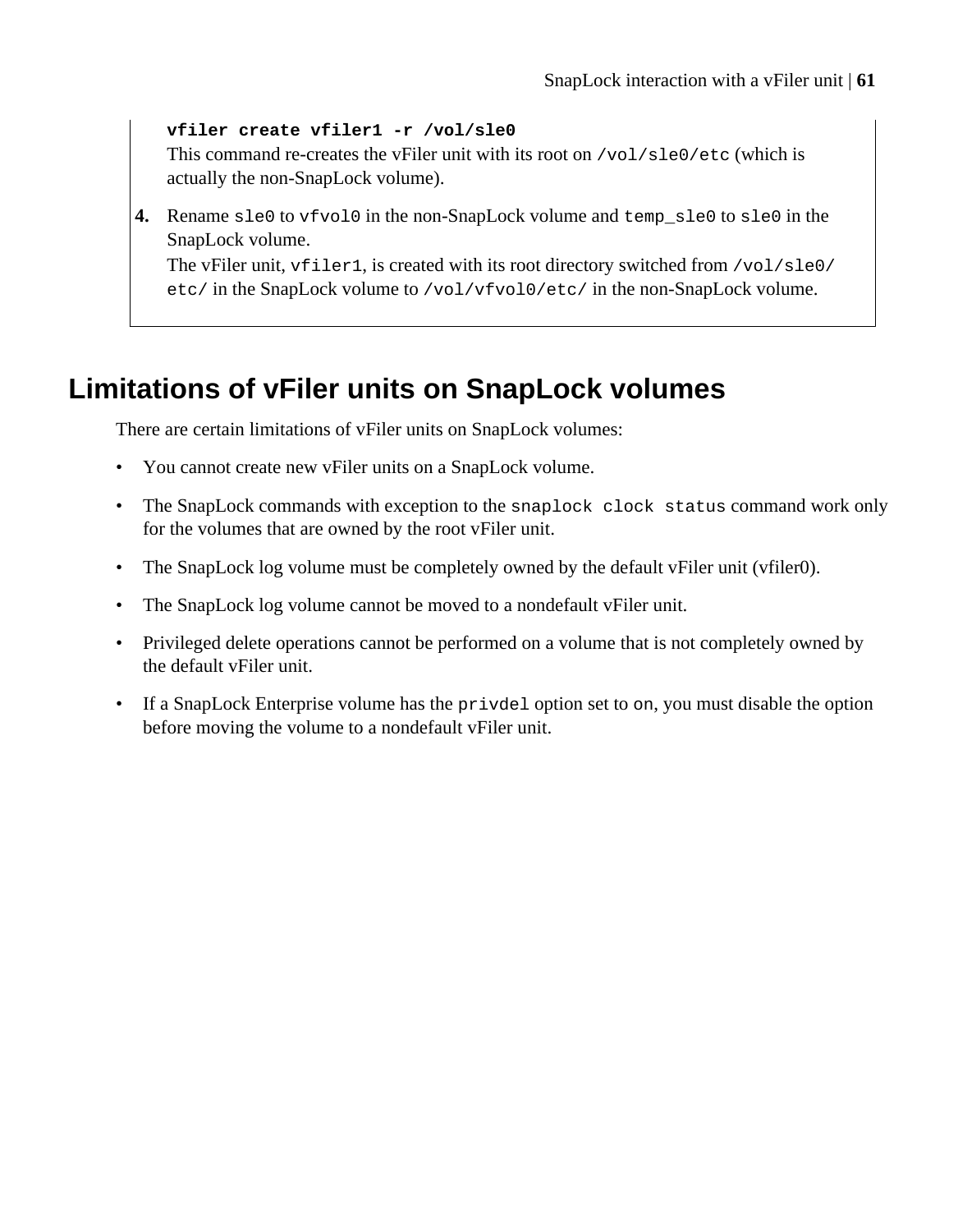`vfiler create vfiler1 -r /vol/sle0`

This command re-creates the vFiler unit with its root on `/vol/sle0/etc` (which is actually the non-SnapLock volume).

4. Rename `sle0` to `vfvol0` in the non-SnapLock volume and `temp_sle0` to `sle0` in the SnapLock volume.
   The vFiler unit, `vfiler1`, is created with its root directory switched from `/vol/sle0/etc/` in the SnapLock volume to `/vol/vfvol0/etc/` in the non-SnapLock volume.

## Limitations of vFiler units on SnapLock volumes

There are certain limitations of vFiler units on SnapLock volumes:

- You cannot create new vFiler units on a SnapLock volume.
- The SnapLock commands with exception to the `snaplock clock status` command work only for the volumes that are owned by the root vFiler unit.
- The SnapLock log volume must be completely owned by the default vFiler unit (vfiler0).
- The SnapLock log volume cannot be moved to a nondefault vFiler unit.
- Privileged delete operations cannot be performed on a volume that is not completely owned by the default vFiler unit.
- If a SnapLock Enterprise volume has the `privdel` option set to `on`, you must disable the option before moving the volume to a nondefault vFiler unit.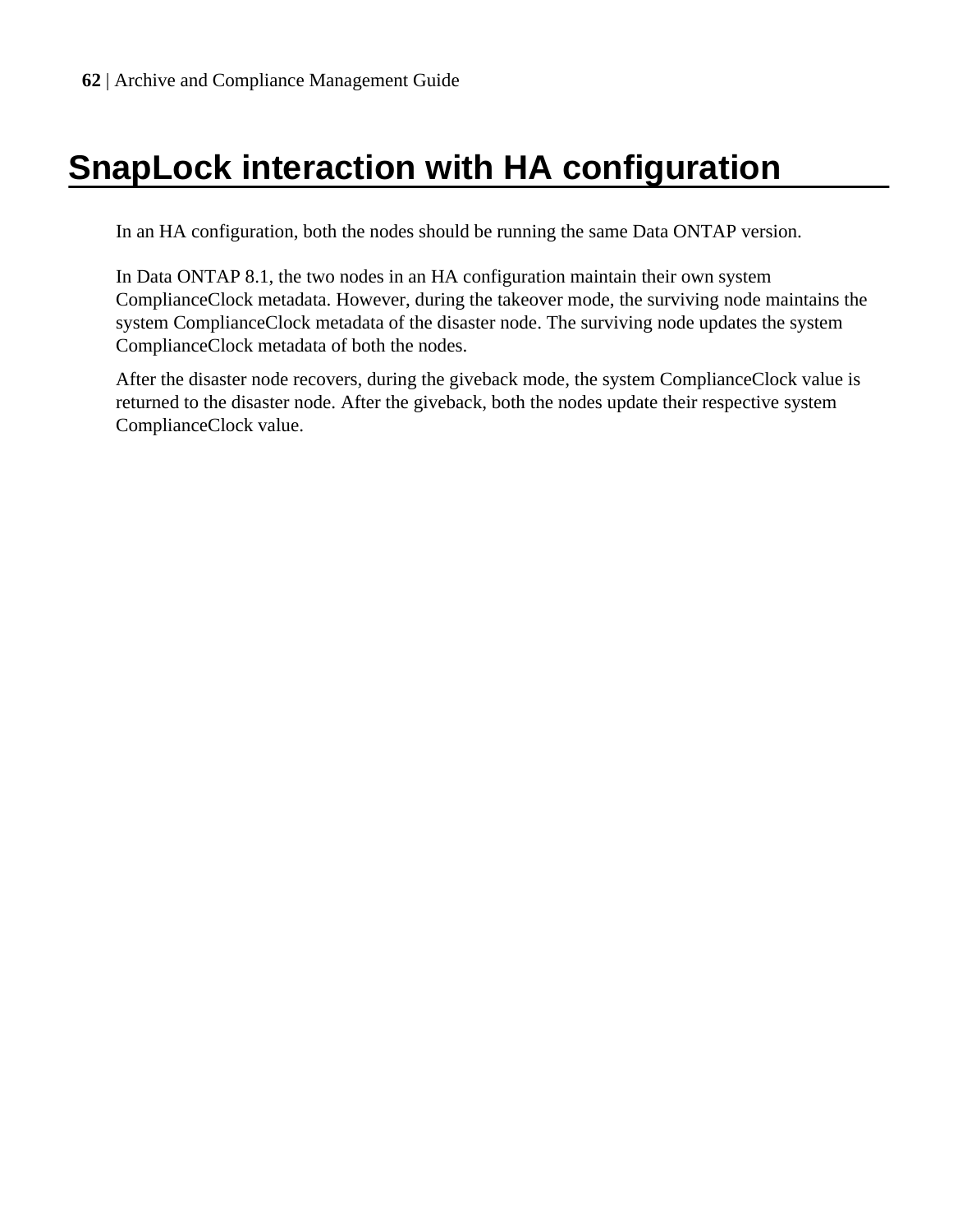# SnapLock interaction with HA configuration

In an HA configuration, both the nodes should be running the same Data ONTAP version.

In Data ONTAP 8.1, the two nodes in an HA configuration maintain their own system ComplianceClock metadata. However, during the takeover mode, the surviving node maintains the system ComplianceClock metadata of the disaster node. The surviving node updates the system ComplianceClock metadata of both the nodes.

After the disaster node recovers, during the giveback mode, the system ComplianceClock value is returned to the disaster node. After the giveback, both the nodes update their respective system ComplianceClock value.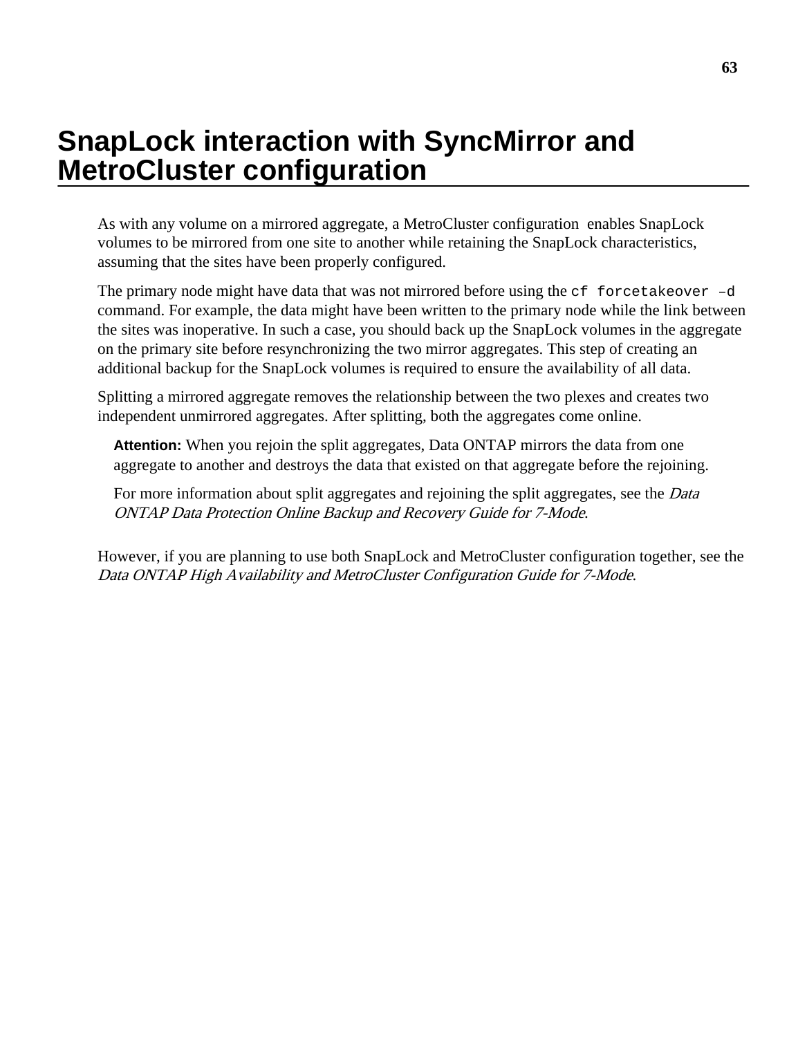# SnapLock interaction with SyncMirror and MetroCluster configuration

As with any volume on a mirrored aggregate, a MetroCluster configuration enables SnapLock volumes to be mirrored from one site to another while retaining the SnapLock characteristics, assuming that the sites have been properly configured.

The primary node might have data that was not mirrored before using the `cf forcetakeover –d` command. For example, the data might have been written to the primary node while the link between the sites was inoperative. In such a case, you should back up the SnapLock volumes in the aggregate on the primary site before resynchronizing the two mirror aggregates. This step of creating an additional backup for the SnapLock volumes is required to ensure the availability of all data.

Splitting a mirrored aggregate removes the relationship between the two plexes and creates two independent unmirrored aggregates. After splitting, both the aggregates come online.

> **Attention:** When you rejoin the split aggregates, Data ONTAP mirrors the data from one aggregate to another and destroys the data that existed on that aggregate before the rejoining.
>
> For more information about split aggregates and rejoining the split aggregates, see the *Data ONTAP Data Protection Online Backup and Recovery Guide for 7-Mode*.

However, if you are planning to use both SnapLock and MetroCluster configuration together, see the *Data ONTAP High Availability and MetroCluster Configuration Guide for 7-Mode*.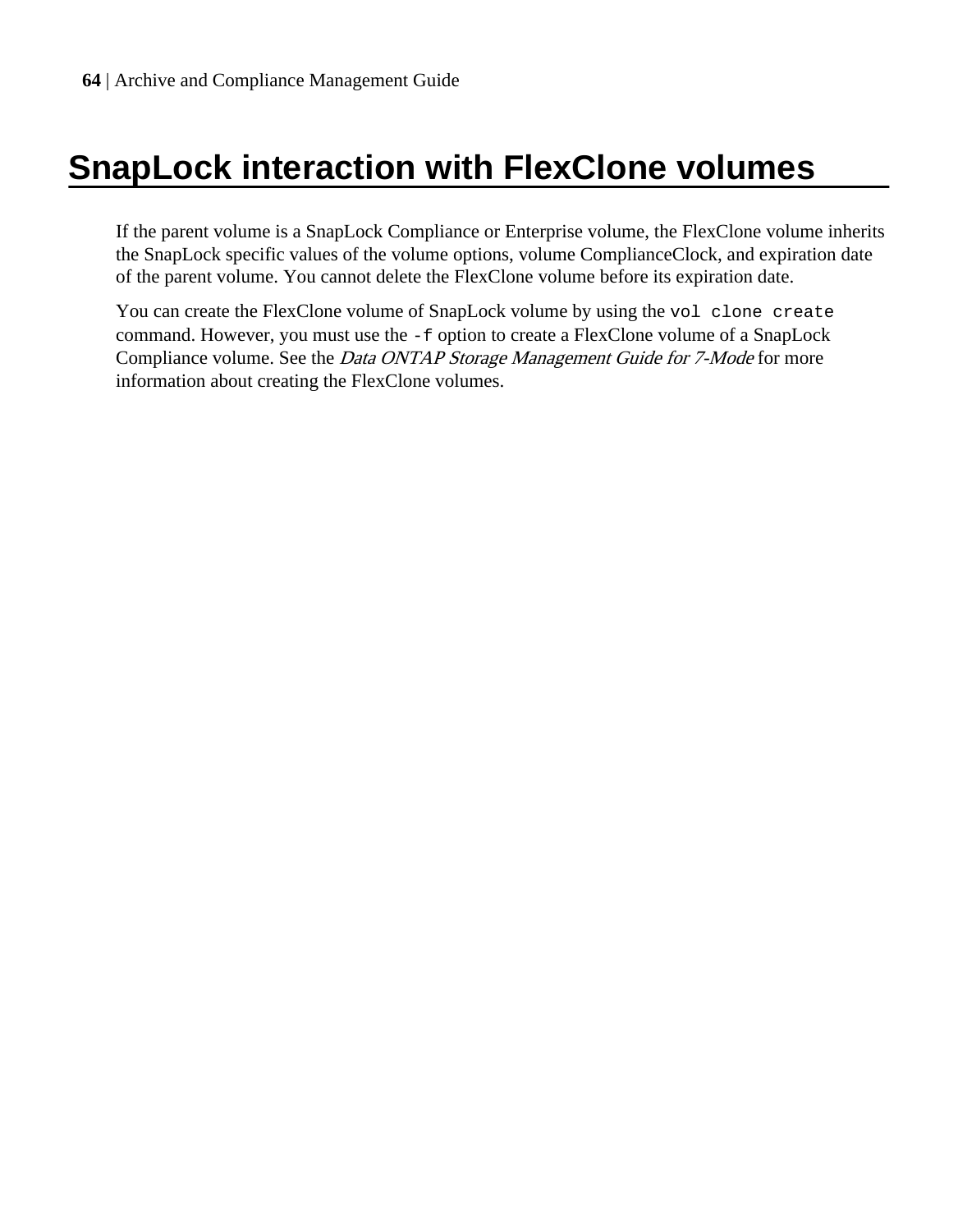# SnapLock interaction with FlexClone volumes

If the parent volume is a SnapLock Compliance or Enterprise volume, the FlexClone volume inherits the SnapLock specific values of the volume options, volume ComplianceClock, and expiration date of the parent volume. You cannot delete the FlexClone volume before its expiration date.

You can create the FlexClone volume of SnapLock volume by using the `vol clone create` command. However, you must use the `-f` option to create a FlexClone volume of a SnapLock Compliance volume. See the *Data ONTAP Storage Management Guide for 7-Mode* for more information about creating the FlexClone volumes.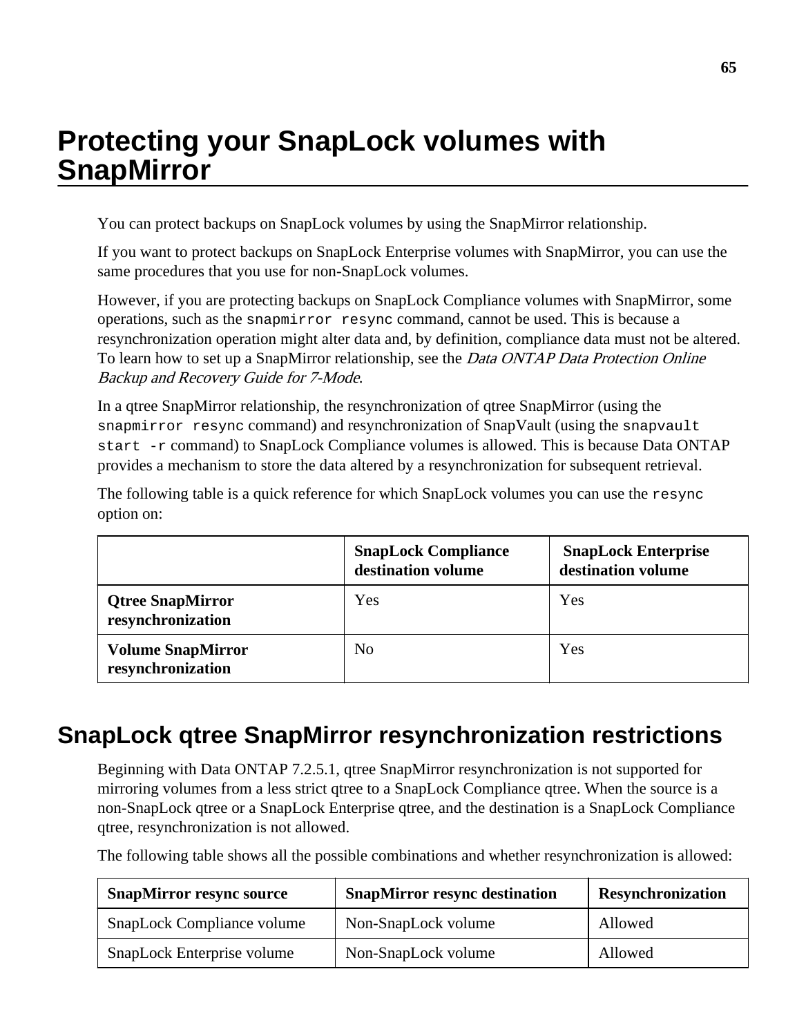# Protecting your SnapLock volumes with SnapMirror

You can protect backups on SnapLock volumes by using the SnapMirror relationship.

If you want to protect backups on SnapLock Enterprise volumes with SnapMirror, you can use the same procedures that you use for non-SnapLock volumes.

However, if you are protecting backups on SnapLock Compliance volumes with SnapMirror, some operations, such as the `snapmirror resync` command, cannot be used. This is because a resynchronization operation might alter data and, by definition, compliance data must not be altered. To learn how to set up a SnapMirror relationship, see the *Data ONTAP Data Protection Online Backup and Recovery Guide for 7-Mode*.

In a qtree SnapMirror relationship, the resynchronization of qtree SnapMirror (using the `snapmirror resync` command) and resynchronization of SnapVault (using the `snapvault start -r` command) to SnapLock Compliance volumes is allowed. This is because Data ONTAP provides a mechanism to store the data altered by a resynchronization for subsequent retrieval.

The following table is a quick reference for which SnapLock volumes you can use the `resync` option on:

| | **SnapLock Compliance destination volume** | **SnapLock Enterprise destination volume** |
|---|---|---|
| **Qtree SnapMirror resynchronization** | Yes | Yes |
| **Volume SnapMirror resynchronization** | No | Yes |

## SnapLock qtree SnapMirror resynchronization restrictions

Beginning with Data ONTAP 7.2.5.1, qtree SnapMirror resynchronization is not supported for mirroring volumes from a less strict qtree to a SnapLock Compliance qtree. When the source is a non-SnapLock qtree or a SnapLock Enterprise qtree, and the destination is a SnapLock Compliance qtree, resynchronization is not allowed.

The following table shows all the possible combinations and whether resynchronization is allowed:

| SnapMirror resync source | SnapMirror resync destination | Resynchronization |
|---|---|---|
| SnapLock Compliance volume | Non-SnapLock volume | Allowed |
| SnapLock Enterprise volume | Non-SnapLock volume | Allowed |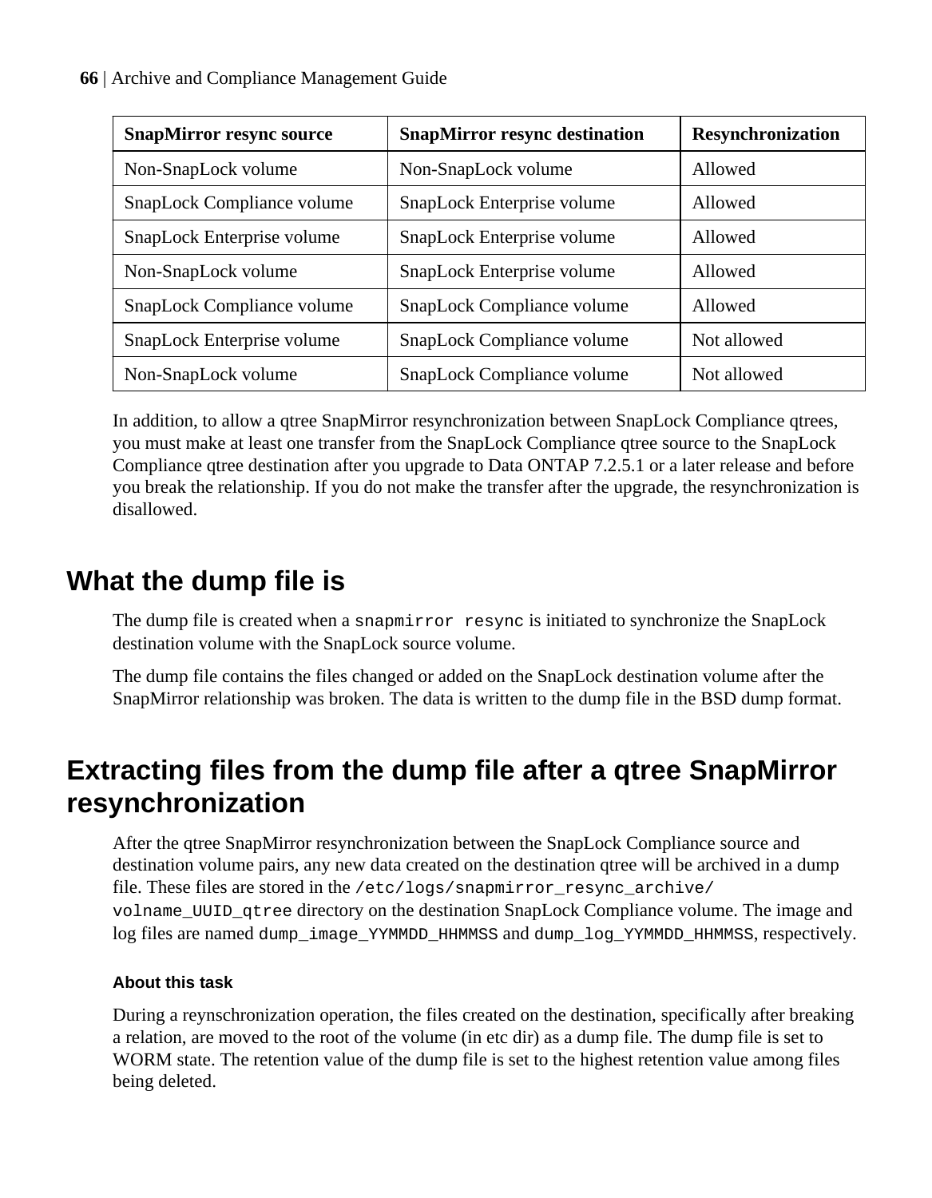| SnapMirror resync source | SnapMirror resync destination | Resynchronization |
| --- | --- | --- |
| Non-SnapLock volume | Non-SnapLock volume | Allowed |
| SnapLock Compliance volume | SnapLock Enterprise volume | Allowed |
| SnapLock Enterprise volume | SnapLock Enterprise volume | Allowed |
| Non-SnapLock volume | SnapLock Enterprise volume | Allowed |
| SnapLock Compliance volume | SnapLock Compliance volume | Allowed |
| SnapLock Enterprise volume | SnapLock Compliance volume | Not allowed |
| Non-SnapLock volume | SnapLock Compliance volume | Not allowed |

In addition, to allow a qtree SnapMirror resynchronization between SnapLock Compliance qtrees, you must make at least one transfer from the SnapLock Compliance qtree source to the SnapLock Compliance qtree destination after you upgrade to Data ONTAP 7.2.5.1 or a later release and before you break the relationship. If you do not make the transfer after the upgrade, the resynchronization is disallowed.

## What the dump file is

The dump file is created when a `snapmirror resync` is initiated to synchronize the SnapLock destination volume with the SnapLock source volume.

The dump file contains the files changed or added on the SnapLock destination volume after the SnapMirror relationship was broken. The data is written to the dump file in the BSD dump format.

## Extracting files from the dump file after a qtree SnapMirror resynchronization

After the qtree SnapMirror resynchronization between the SnapLock Compliance source and destination volume pairs, any new data created on the destination qtree will be archived in a dump file. These files are stored in the `/etc/logs/snapmirror_resync_archive/volname_UUID_qtree` directory on the destination SnapLock Compliance volume. The image and log files are named `dump_image_YYMMDD_HHMMSS` and `dump_log_YYMMDD_HHMMSS`, respectively.

#### About this task

During a reynschronization operation, the files created on the destination, specifically after breaking a relation, are moved to the root of the volume (in etc dir) as a dump file. The dump file is set to WORM state. The retention value of the dump file is set to the highest retention value among files being deleted.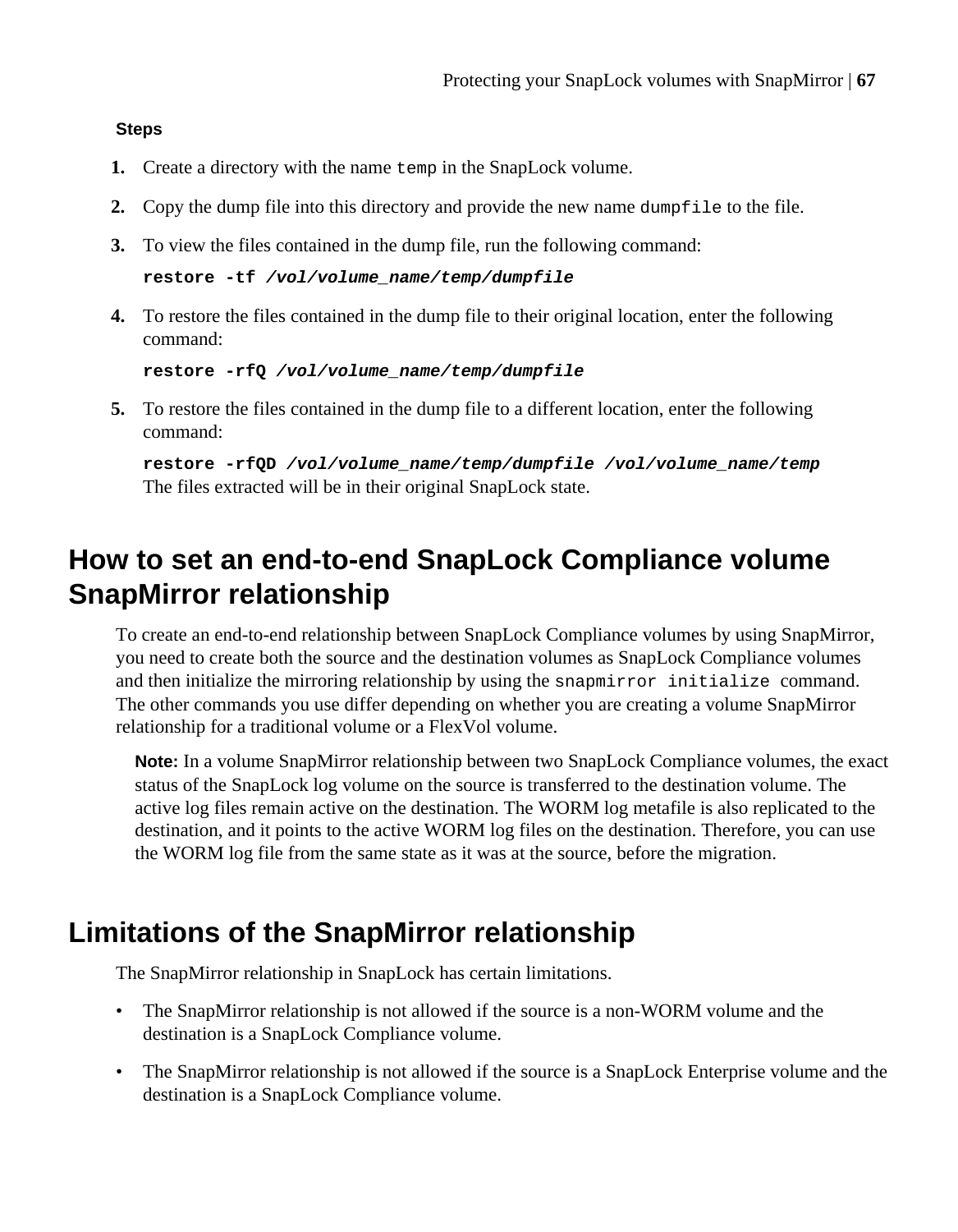**Steps**

1. Create a directory with the name `temp` in the SnapLock volume.
2. Copy the dump file into this directory and provide the new name `dumpfile` to the file.
3. To view the files contained in the dump file, run the following command:

   **`restore -tf`** ***`/vol/volume_name/temp/dumpfile`***

4. To restore the files contained in the dump file to their original location, enter the following command:

   **`restore -rfQ`** ***`/vol/volume_name/temp/dumpfile`***

5. To restore the files contained in the dump file to a different location, enter the following command:

   **`restore -rfQD`** ***`/vol/volume_name/temp/dumpfile /vol/volume_name/temp`***

   The files extracted will be in their original SnapLock state.

## How to set an end-to-end SnapLock Compliance volume SnapMirror relationship

To create an end-to-end relationship between SnapLock Compliance volumes by using SnapMirror, you need to create both the source and the destination volumes as SnapLock Compliance volumes and then initialize the mirroring relationship by using the `snapmirror initialize` command. The other commands you use differ depending on whether you are creating a volume SnapMirror relationship for a traditional volume or a FlexVol volume.

**Note:** In a volume SnapMirror relationship between two SnapLock Compliance volumes, the exact status of the SnapLock log volume on the source is transferred to the destination volume. The active log files remain active on the destination. The WORM log metafile is also replicated to the destination, and it points to the active WORM log files on the destination. Therefore, you can use the WORM log file from the same state as it was at the source, before the migration.

## Limitations of the SnapMirror relationship

The SnapMirror relationship in SnapLock has certain limitations.

- The SnapMirror relationship is not allowed if the source is a non-WORM volume and the destination is a SnapLock Compliance volume.
- The SnapMirror relationship is not allowed if the source is a SnapLock Enterprise volume and the destination is a SnapLock Compliance volume.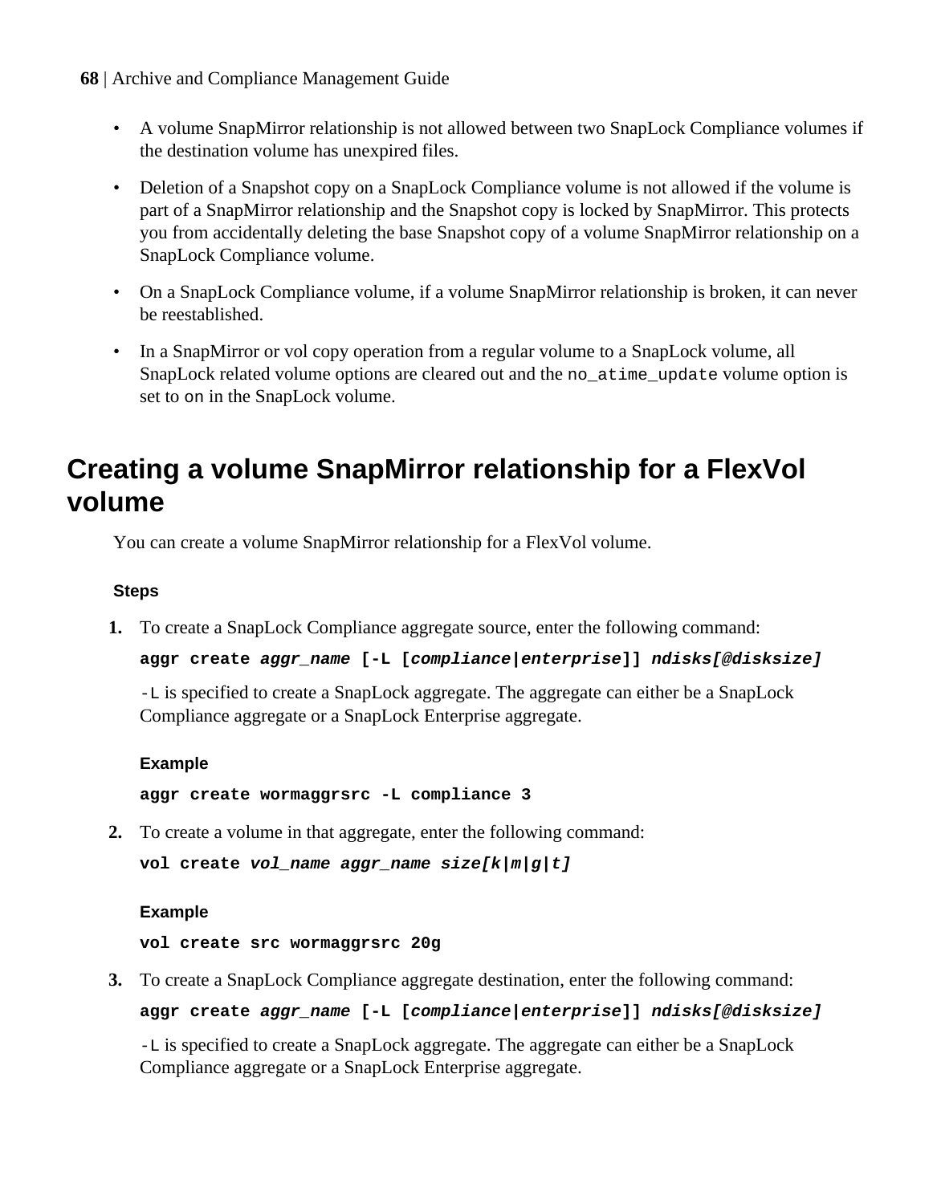- A volume SnapMirror relationship is not allowed between two SnapLock Compliance volumes if the destination volume has unexpired files.
- Deletion of a Snapshot copy on a SnapLock Compliance volume is not allowed if the volume is part of a SnapMirror relationship and the Snapshot copy is locked by SnapMirror. This protects you from accidentally deleting the base Snapshot copy of a volume SnapMirror relationship on a SnapLock Compliance volume.
- On a SnapLock Compliance volume, if a volume SnapMirror relationship is broken, it can never be reestablished.
- In a SnapMirror or vol copy operation from a regular volume to a SnapLock volume, all SnapLock related volume options are cleared out and the `no_atime_update` volume option is set to `on` in the SnapLock volume.

# Creating a volume SnapMirror relationship for a FlexVol volume

You can create a volume SnapMirror relationship for a FlexVol volume.

#### Steps

1. To create a SnapLock Compliance aggregate source, enter the following command:

   **aggr create *aggr_name* [-L [*compliance*|*enterprise*]] *ndisks[@disksize]***

   `-L` is specified to create a SnapLock aggregate. The aggregate can either be a SnapLock Compliance aggregate or a SnapLock Enterprise aggregate.

   **Example**

   ```
   aggr create wormaggrsrc -L compliance 3
   ```

2. To create a volume in that aggregate, enter the following command:

   **vol create *vol_name aggr_name size[k|m|g|t]***

   **Example**

   ```
   vol create src wormaggrsrc 20g
   ```

3. To create a SnapLock Compliance aggregate destination, enter the following command:

   **aggr create *aggr_name* [-L [*compliance*|*enterprise*]] *ndisks[@disksize]***

   `-L` is specified to create a SnapLock aggregate. The aggregate can either be a SnapLock Compliance aggregate or a SnapLock Enterprise aggregate.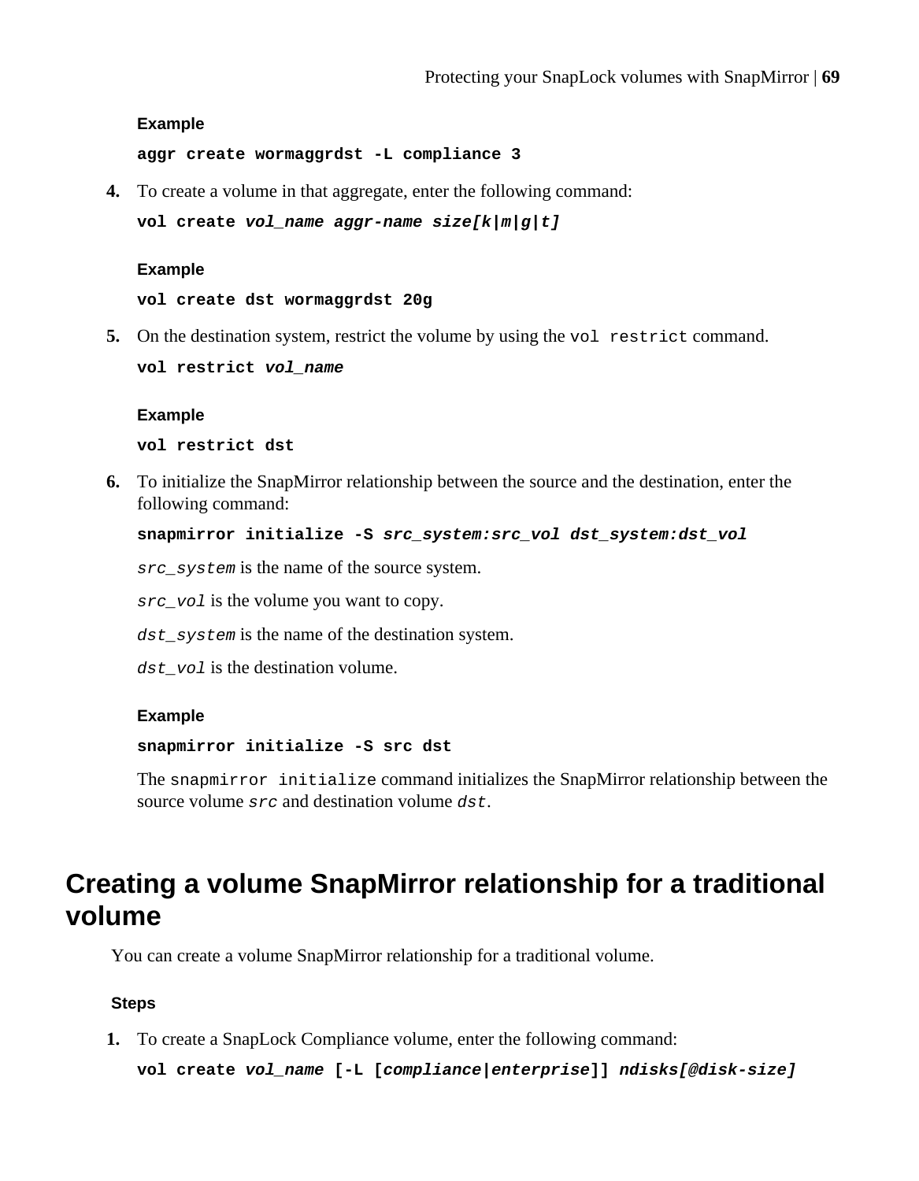**Example**

`aggr create wormaggrdst -L compliance 3`

4. To create a volume in that aggregate, enter the following command:

   `vol create vol_name aggr-name size[k|m|g|t]`

   **Example**

   `vol create dst wormaggrdst 20g`

5. On the destination system, restrict the volume by using the `vol restrict` command.

   `vol restrict vol_name`

   **Example**

   `vol restrict dst`

6. To initialize the SnapMirror relationship between the source and the destination, enter the following command:

   `snapmirror initialize -S src_system:src_vol dst_system:dst_vol`

   *src_system* is the name of the source system.

   *src_vol* is the volume you want to copy.

   *dst_system* is the name of the destination system.

   *dst_vol* is the destination volume.

   **Example**

   `snapmirror initialize -S src dst`

   The `snapmirror initialize` command initializes the SnapMirror relationship between the source volume *src* and destination volume *dst*.

## Creating a volume SnapMirror relationship for a traditional volume

You can create a volume SnapMirror relationship for a traditional volume.

**Steps**

1. To create a SnapLock Compliance volume, enter the following command:

   `vol create vol_name [-L [compliance|enterprise]] ndisks[@disk-size]`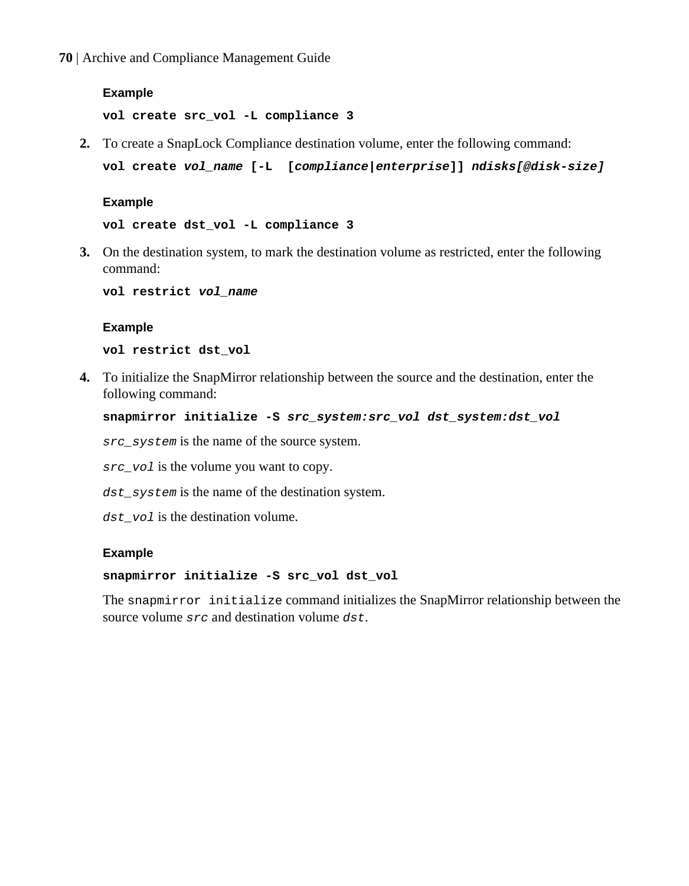**Example**

```
vol create src_vol -L compliance 3
```

2. To create a SnapLock Compliance destination volume, enter the following command:

   **vol create** ***vol_name*** **[-L [*compliance*|*enterprise*]]** ***ndisks[@disk-size]***

   **Example**

   ```
   vol create dst_vol -L compliance 3
   ```

3. On the destination system, to mark the destination volume as restricted, enter the following command:

   **vol restrict** ***vol_name***

   **Example**

   ```
   vol restrict dst_vol
   ```

4. To initialize the SnapMirror relationship between the source and the destination, enter the following command:

   **snapmirror initialize -S** ***src_system:src_vol dst_system:dst_vol***

   *src_system* is the name of the source system.

   *src_vol* is the volume you want to copy.

   *dst_system* is the name of the destination system.

   *dst_vol* is the destination volume.

   **Example**

   ```
   snapmirror initialize -S src_vol dst_vol
   ```

   The `snapmirror initialize` command initializes the SnapMirror relationship between the source volume *src* and destination volume *dst*.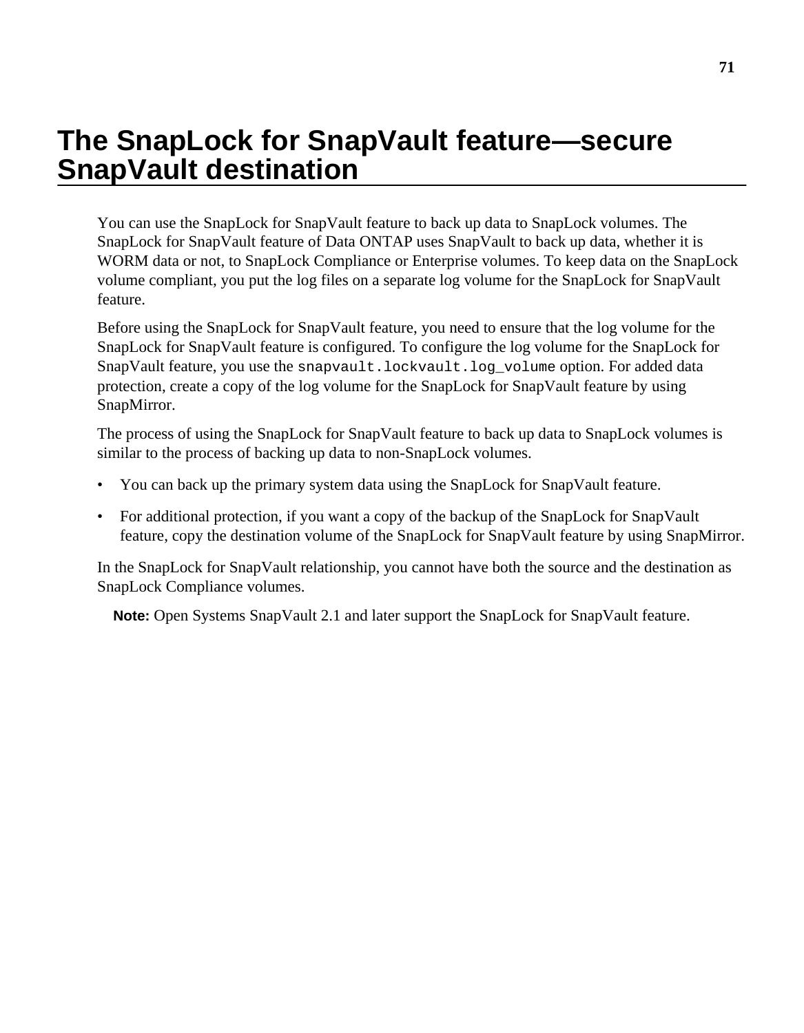# The SnapLock for SnapVault feature—secure SnapVault destination

You can use the SnapLock for SnapVault feature to back up data to SnapLock volumes. The SnapLock for SnapVault feature of Data ONTAP uses SnapVault to back up data, whether it is WORM data or not, to SnapLock Compliance or Enterprise volumes. To keep data on the SnapLock volume compliant, you put the log files on a separate log volume for the SnapLock for SnapVault feature.

Before using the SnapLock for SnapVault feature, you need to ensure that the log volume for the SnapLock for SnapVault feature is configured. To configure the log volume for the SnapLock for SnapVault feature, you use the `snapvault.lockvault.log_volume` option. For added data protection, create a copy of the log volume for the SnapLock for SnapVault feature by using SnapMirror.

The process of using the SnapLock for SnapVault feature to back up data to SnapLock volumes is similar to the process of backing up data to non-SnapLock volumes.

- You can back up the primary system data using the SnapLock for SnapVault feature.
- For additional protection, if you want a copy of the backup of the SnapLock for SnapVault feature, copy the destination volume of the SnapLock for SnapVault feature by using SnapMirror.

In the SnapLock for SnapVault relationship, you cannot have both the source and the destination as SnapLock Compliance volumes.

**Note:** Open Systems SnapVault 2.1 and later support the SnapLock for SnapVault feature.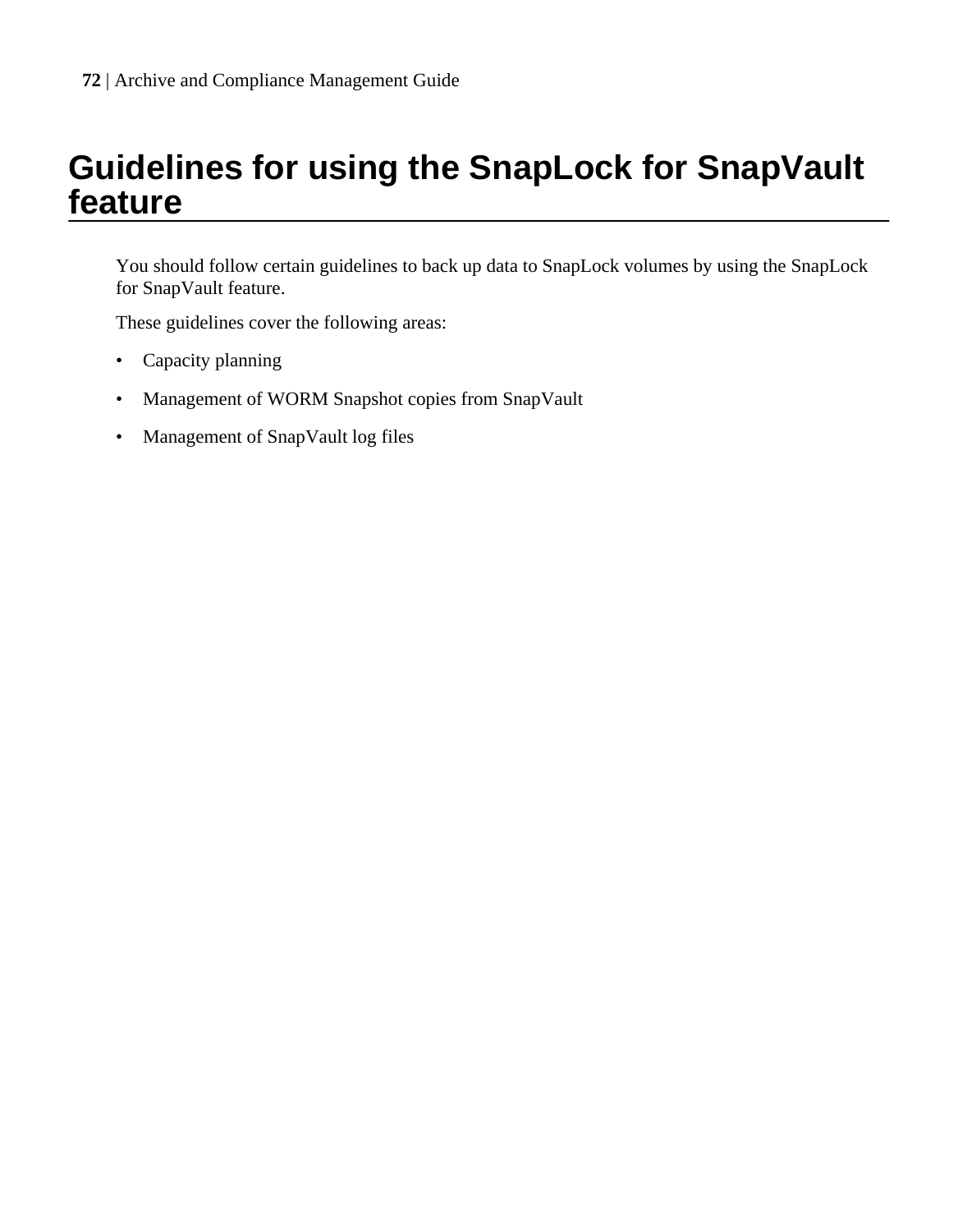# Guidelines for using the SnapLock for SnapVault feature

You should follow certain guidelines to back up data to SnapLock volumes by using the SnapLock for SnapVault feature.

These guidelines cover the following areas:

- Capacity planning
- Management of WORM Snapshot copies from SnapVault
- Management of SnapVault log files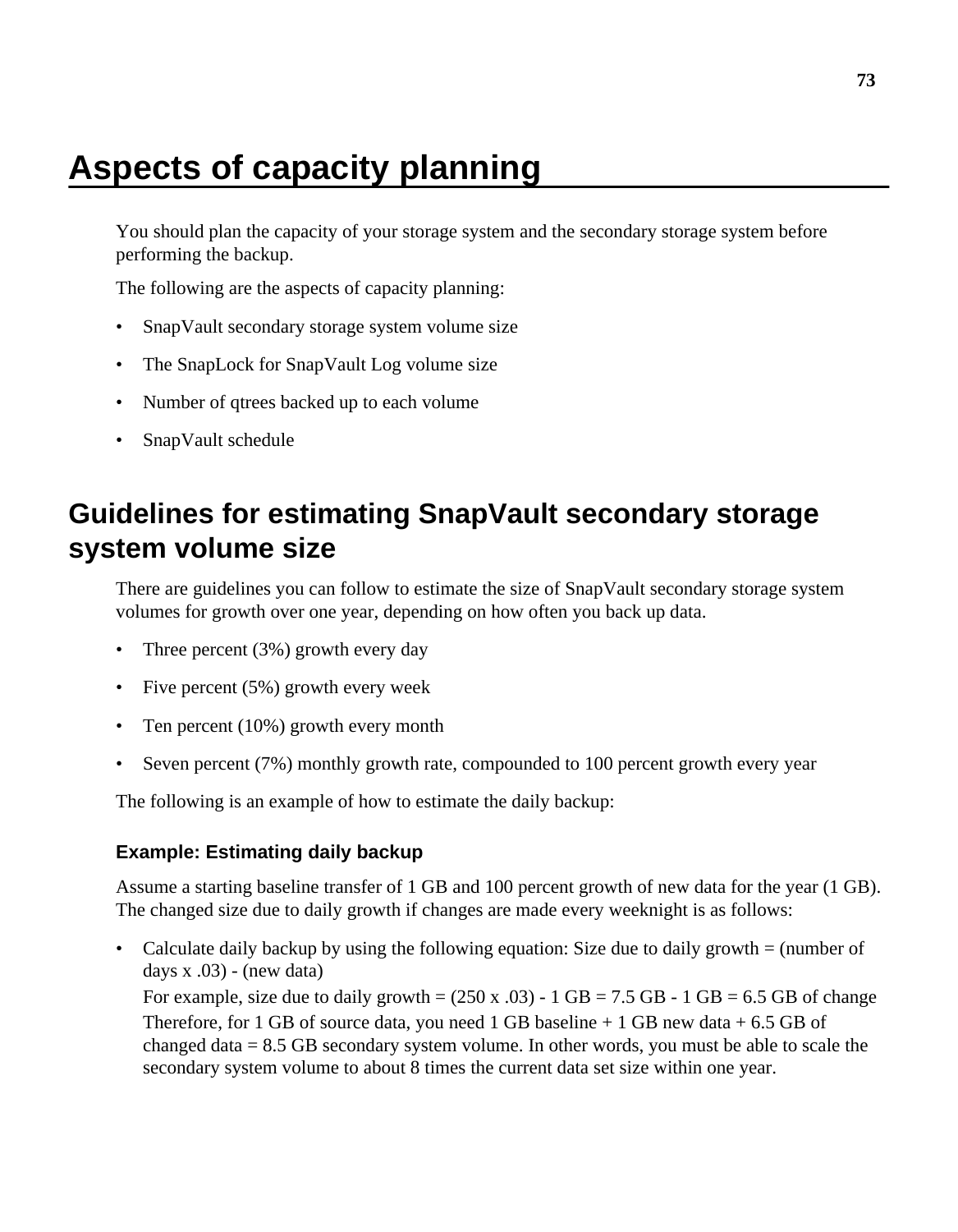# Aspects of capacity planning

You should plan the capacity of your storage system and the secondary storage system before performing the backup.

The following are the aspects of capacity planning:

- SnapVault secondary storage system volume size
- The SnapLock for SnapVault Log volume size
- Number of qtrees backed up to each volume
- SnapVault schedule

## Guidelines for estimating SnapVault secondary storage system volume size

There are guidelines you can follow to estimate the size of SnapVault secondary storage system volumes for growth over one year, depending on how often you back up data.

- Three percent (3%) growth every day
- Five percent (5%) growth every week
- Ten percent (10%) growth every month
- Seven percent (7%) monthly growth rate, compounded to 100 percent growth every year

The following is an example of how to estimate the daily backup:

### Example: Estimating daily backup

Assume a starting baseline transfer of 1 GB and 100 percent growth of new data for the year (1 GB). The changed size due to daily growth if changes are made every weeknight is as follows:

- Calculate daily backup by using the following equation: Size due to daily growth = (number of days x .03) - (new data)

  For example, size due to daily growth = (250 x .03) - 1 GB = 7.5 GB - 1 GB = 6.5 GB of change

  Therefore, for 1 GB of source data, you need 1 GB baseline + 1 GB new data + 6.5 GB of changed data = 8.5 GB secondary system volume. In other words, you must be able to scale the secondary system volume to about 8 times the current data set size within one year.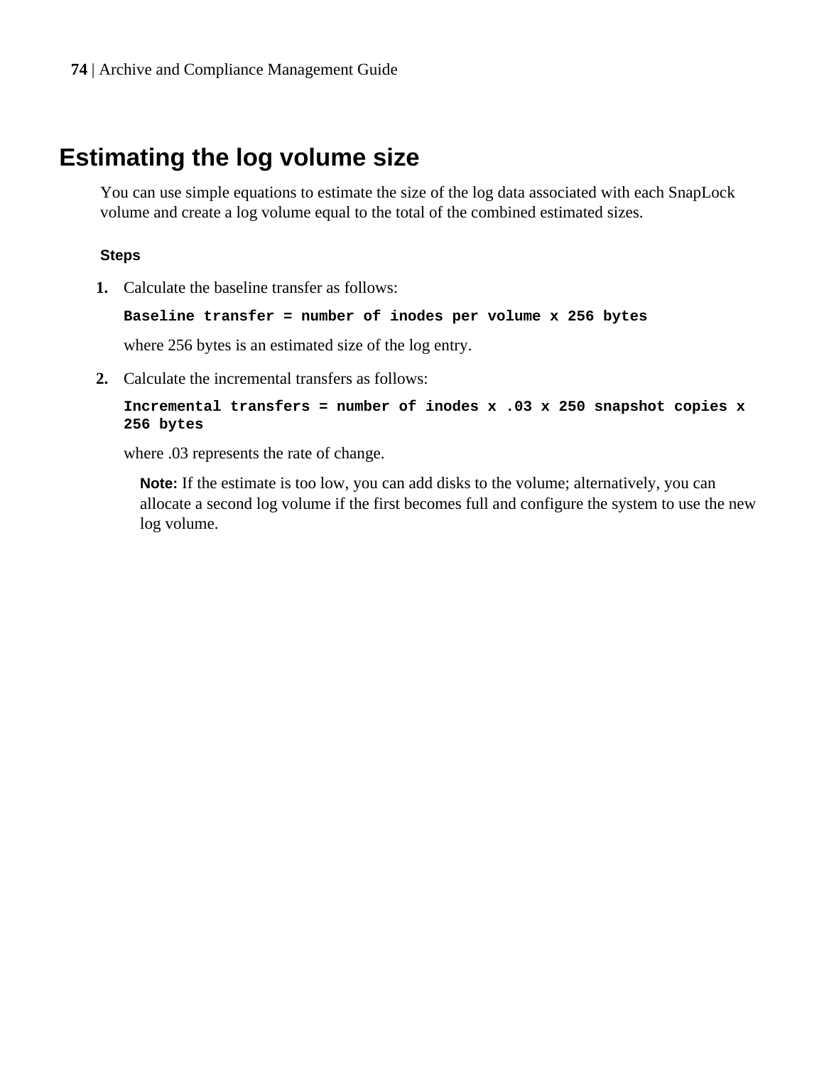# Estimating the log volume size

You can use simple equations to estimate the size of the log data associated with each SnapLock volume and create a log volume equal to the total of the combined estimated sizes.

**Steps**

1. Calculate the baseline transfer as follows:

   **`Baseline transfer = number of inodes per volume x 256 bytes`**

   where 256 bytes is an estimated size of the log entry.

2. Calculate the incremental transfers as follows:

   **`Incremental transfers = number of inodes x .03 x 250 snapshot copies x 256 bytes`**

   where .03 represents the rate of change.

   **Note:** If the estimate is too low, you can add disks to the volume; alternatively, you can allocate a second log volume if the first becomes full and configure the system to use the new log volume.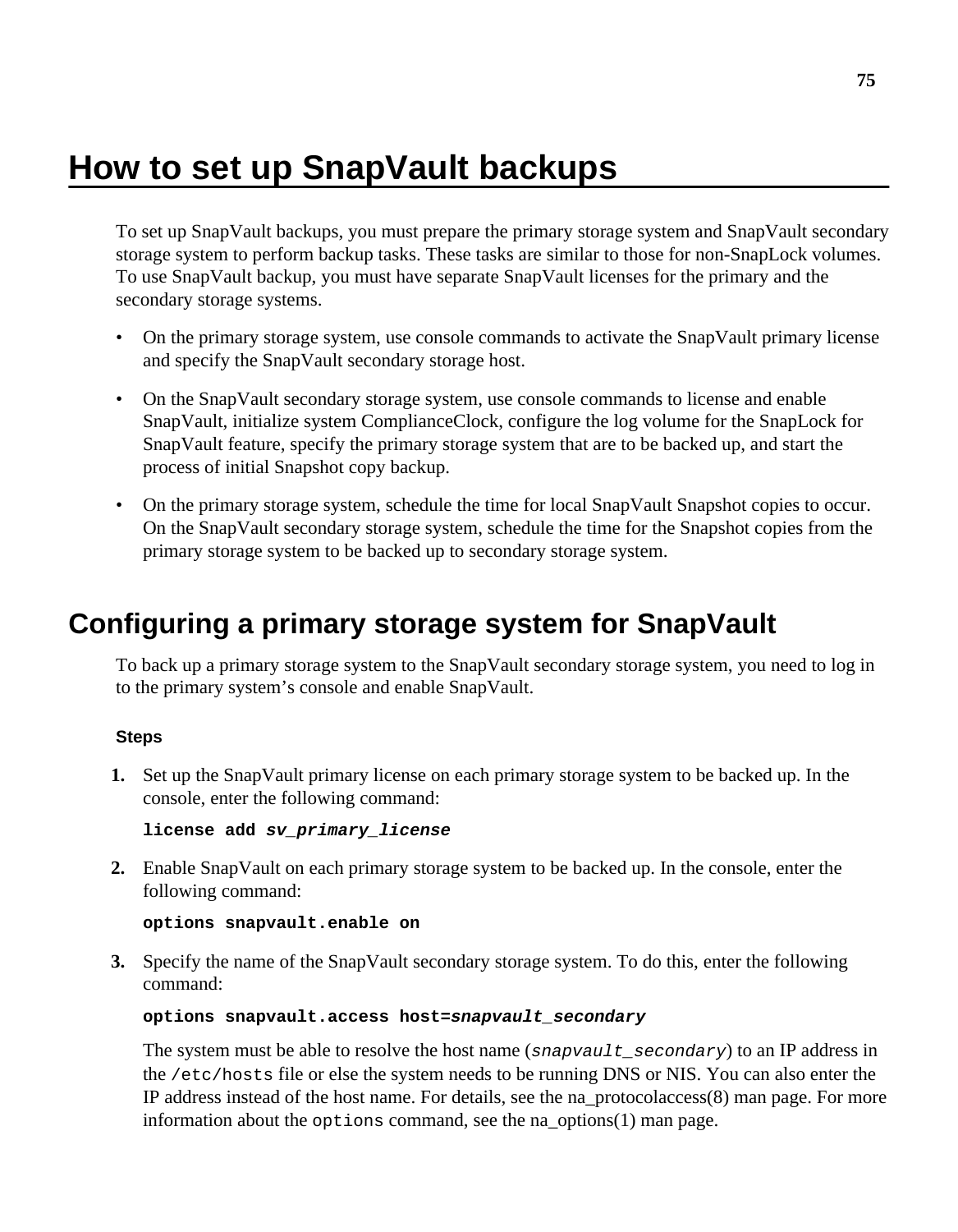# How to set up SnapVault backups

To set up SnapVault backups, you must prepare the primary storage system and SnapVault secondary storage system to perform backup tasks. These tasks are similar to those for non-SnapLock volumes. To use SnapVault backup, you must have separate SnapVault licenses for the primary and the secondary storage systems.

- On the primary storage system, use console commands to activate the SnapVault primary license and specify the SnapVault secondary storage host.
- On the SnapVault secondary storage system, use console commands to license and enable SnapVault, initialize system ComplianceClock, configure the log volume for the SnapLock for SnapVault feature, specify the primary storage system that are to be backed up, and start the process of initial Snapshot copy backup.
- On the primary storage system, schedule the time for local SnapVault Snapshot copies to occur. On the SnapVault secondary storage system, schedule the time for the Snapshot copies from the primary storage system to be backed up to secondary storage system.

## Configuring a primary storage system for SnapVault

To back up a primary storage system to the SnapVault secondary storage system, you need to log in to the primary system's console and enable SnapVault.

### Steps

1. Set up the SnapVault primary license on each primary storage system to be backed up. In the console, enter the following command:

   **license add *sv_primary_license***

2. Enable SnapVault on each primary storage system to be backed up. In the console, enter the following command:

   **options snapvault.enable on**

3. Specify the name of the SnapVault secondary storage system. To do this, enter the following command:

   **options snapvault.access host=*snapvault_secondary***

   The system must be able to resolve the host name (`snapvault_secondary`) to an IP address in the `/etc/hosts` file or else the system needs to be running DNS or NIS. You can also enter the IP address instead of the host name. For details, see the na_protocolaccess(8) man page. For more information about the `options` command, see the na_options(1) man page.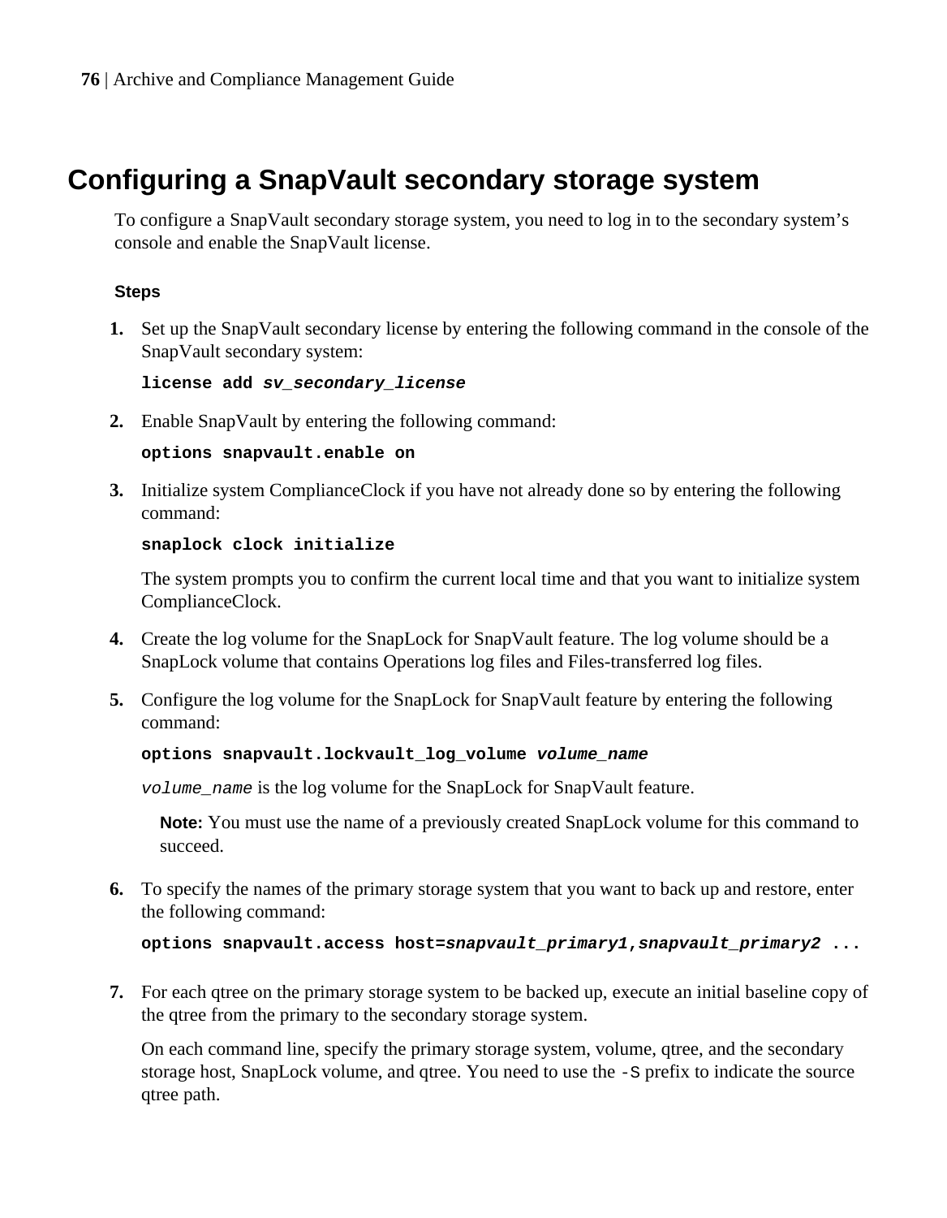## Configuring a SnapVault secondary storage system

To configure a SnapVault secondary storage system, you need to log in to the secondary system's console and enable the SnapVault license.

**Steps**

1. Set up the SnapVault secondary license by entering the following command in the console of the SnapVault secondary system:

   **`license add`** ***`sv_secondary_license`***

2. Enable SnapVault by entering the following command:

   **`options snapvault.enable on`**

3. Initialize system ComplianceClock if you have not already done so by entering the following command:

   **`snaplock clock initialize`**

   The system prompts you to confirm the current local time and that you want to initialize system ComplianceClock.

4. Create the log volume for the SnapLock for SnapVault feature. The log volume should be a SnapLock volume that contains Operations log files and Files-transferred log files.

5. Configure the log volume for the SnapLock for SnapVault feature by entering the following command:

   **`options snapvault.lockvault_log_volume`** ***`volume_name`***

   *`volume_name`* is the log volume for the SnapLock for SnapVault feature.

   **Note:** You must use the name of a previously created SnapLock volume for this command to succeed.

6. To specify the names of the primary storage system that you want to back up and restore, enter the following command:

   **`options snapvault.access host=`*`snapvault_primary1`*`,`*`snapvault_primary2`*` ...`**

7. For each qtree on the primary storage system to be backed up, execute an initial baseline copy of the qtree from the primary to the secondary storage system.

   On each command line, specify the primary storage system, volume, qtree, and the secondary storage host, SnapLock volume, and qtree. You need to use the `-S` prefix to indicate the source qtree path.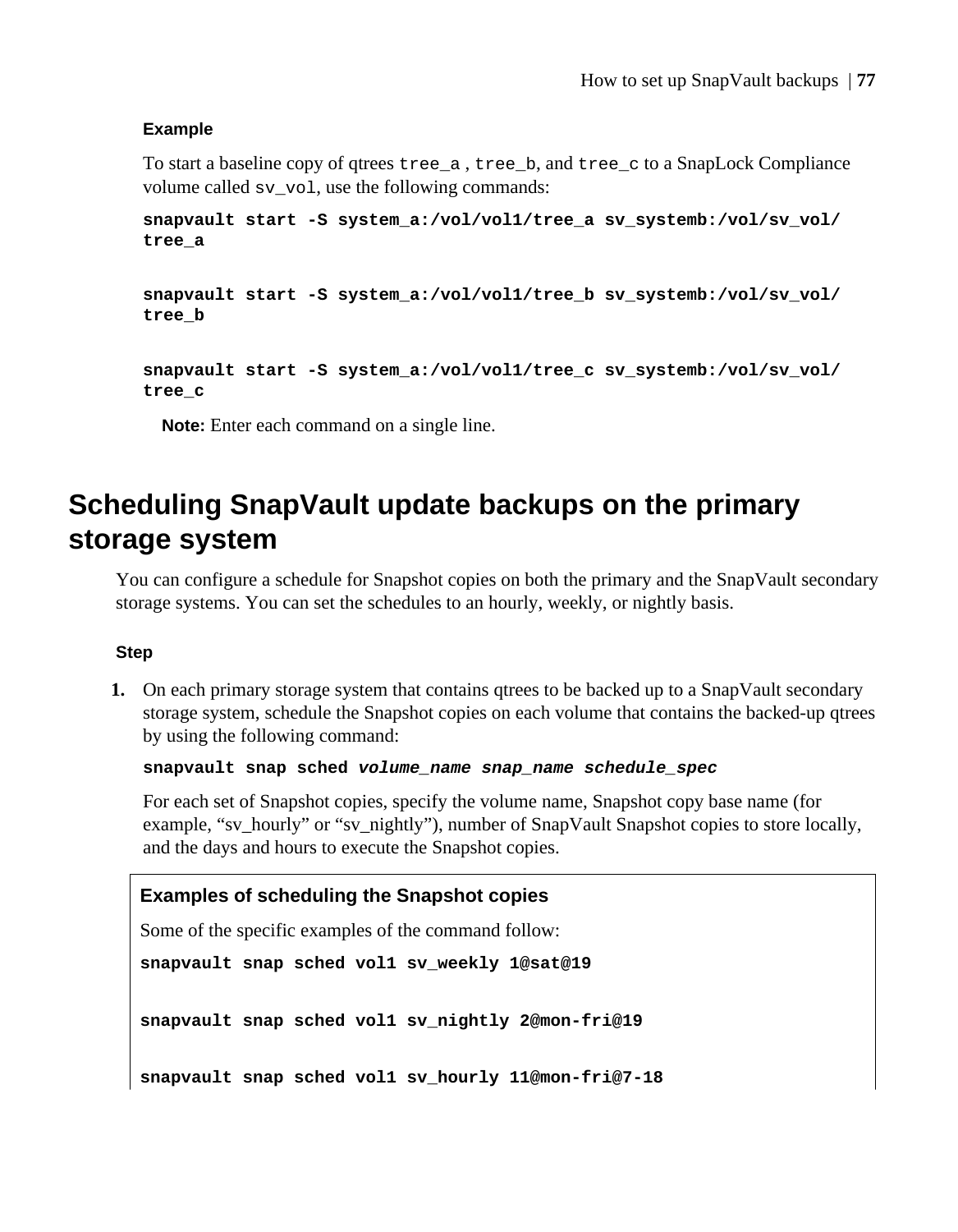**Example**

To start a baseline copy of qtrees `tree_a` , `tree_b`, and `tree_c` to a SnapLock Compliance volume called `sv_vol`, use the following commands:

```
snapvault start -S system_a:/vol/vol1/tree_a sv_systemb:/vol/sv_vol/
tree_a

snapvault start -S system_a:/vol/vol1/tree_b sv_systemb:/vol/sv_vol/
tree_b

snapvault start -S system_a:/vol/vol1/tree_c sv_systemb:/vol/sv_vol/
tree_c
```

**Note:** Enter each command on a single line.

# Scheduling SnapVault update backups on the primary storage system

You can configure a schedule for Snapshot copies on both the primary and the SnapVault secondary storage systems. You can set the schedules to an hourly, weekly, or nightly basis.

**Step**

1. On each primary storage system that contains qtrees to be backed up to a SnapVault secondary storage system, schedule the Snapshot copies on each volume that contains the backed-up qtrees by using the following command:

   **`snapvault snap sched`** ***`volume_name snap_name schedule_spec`***

   For each set of Snapshot copies, specify the volume name, Snapshot copy base name (for example, “sv_hourly” or “sv_nightly”), number of SnapVault Snapshot copies to store locally, and the days and hours to execute the Snapshot copies.

**Examples of scheduling the Snapshot copies**

Some of the specific examples of the command follow:

```
snapvault snap sched vol1 sv_weekly 1@sat@19

snapvault snap sched vol1 sv_nightly 2@mon-fri@19

snapvault snap sched vol1 sv_hourly 11@mon-fri@7-18
```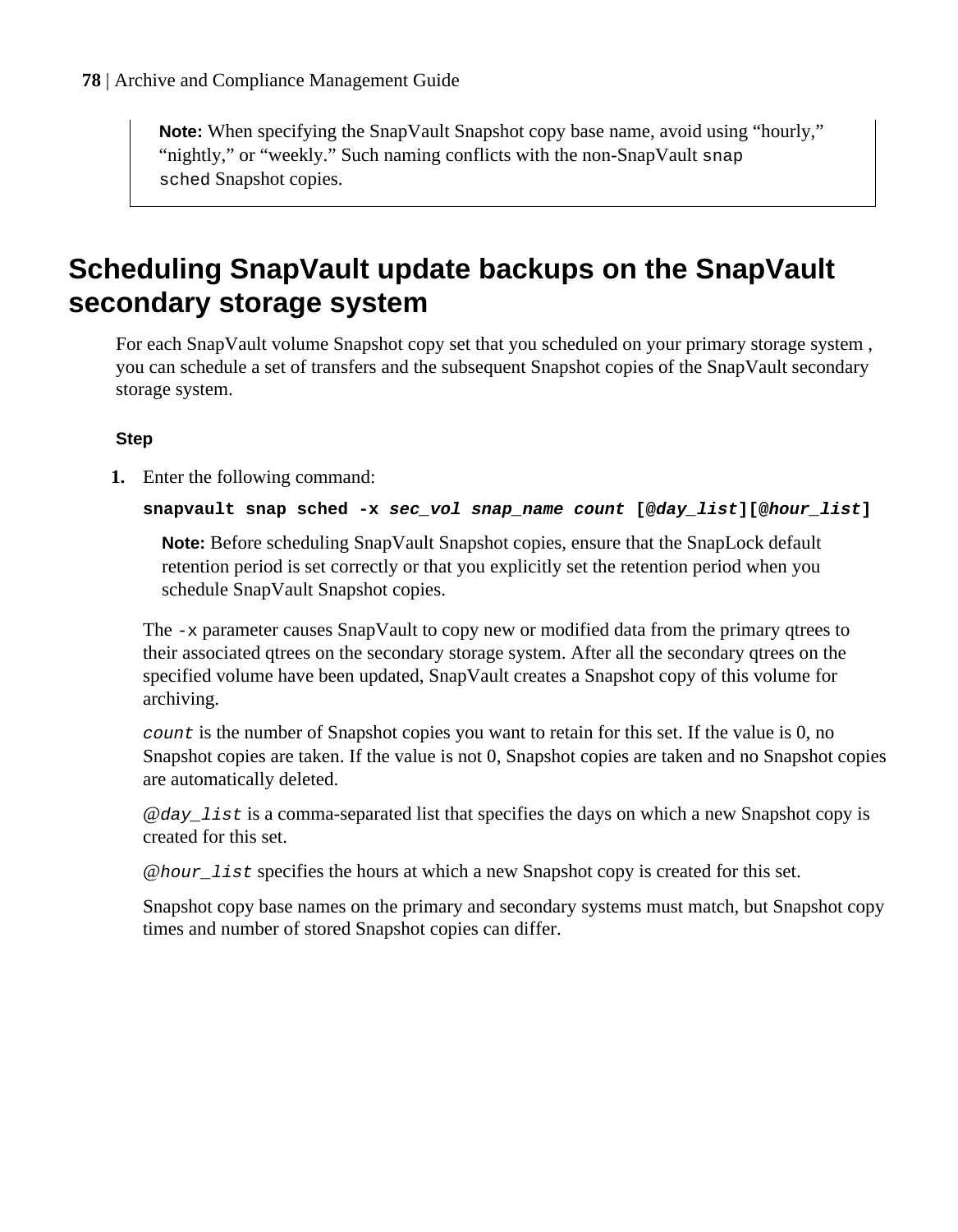**Note:** When specifying the SnapVault Snapshot copy base name, avoid using “hourly,” “nightly,” or “weekly.” Such naming conflicts with the non-SnapVault `snap sched` Snapshot copies.

# Scheduling SnapVault update backups on the SnapVault secondary storage system

For each SnapVault volume Snapshot copy set that you scheduled on your primary storage system , you can schedule a set of transfers and the subsequent Snapshot copies of the SnapVault secondary storage system.

### Step

1. Enter the following command:

   **`snapvault snap sched -x`** ***`sec_vol snap_name count`*** **`[@`*`day_list`*`][@`*`hour_list`*`]`**

   **Note:** Before scheduling SnapVault Snapshot copies, ensure that the SnapLock default retention period is set correctly or that you explicitly set the retention period when you schedule SnapVault Snapshot copies.

   The `-x` parameter causes SnapVault to copy new or modified data from the primary qtrees to their associated qtrees on the secondary storage system. After all the secondary qtrees on the specified volume have been updated, SnapVault creates a Snapshot copy of this volume for archiving.

   *`count`* is the number of Snapshot copies you want to retain for this set. If the value is 0, no Snapshot copies are taken. If the value is not 0, Snapshot copies are taken and no Snapshot copies are automatically deleted.

   *`@day_list`* is a comma-separated list that specifies the days on which a new Snapshot copy is created for this set.

   *`@hour_list`* specifies the hours at which a new Snapshot copy is created for this set.

   Snapshot copy base names on the primary and secondary systems must match, but Snapshot copy times and number of stored Snapshot copies can differ.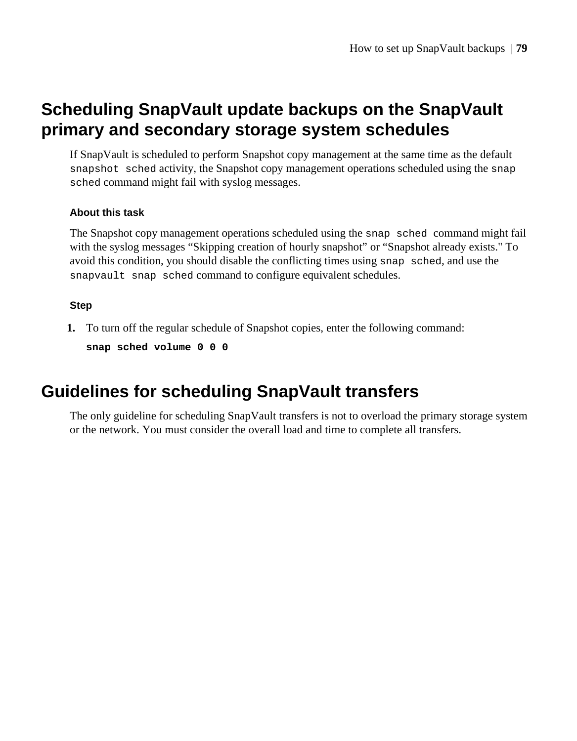## Scheduling SnapVault update backups on the SnapVault primary and secondary storage system schedules

If SnapVault is scheduled to perform Snapshot copy management at the same time as the default `snapshot sched` activity, the Snapshot copy management operations scheduled using the `snap sched` command might fail with syslog messages.

#### About this task

The Snapshot copy management operations scheduled using the `snap sched` command might fail with the syslog messages “Skipping creation of hourly snapshot” or “Snapshot already exists." To avoid this condition, you should disable the conflicting times using `snap sched`, and use the `snapvault snap sched` command to configure equivalent schedules.

#### Step

1. To turn off the regular schedule of Snapshot copies, enter the following command:

   **`snap sched volume 0 0 0`**

## Guidelines for scheduling SnapVault transfers

The only guideline for scheduling SnapVault transfers is not to overload the primary storage system or the network. You must consider the overall load and time to complete all transfers.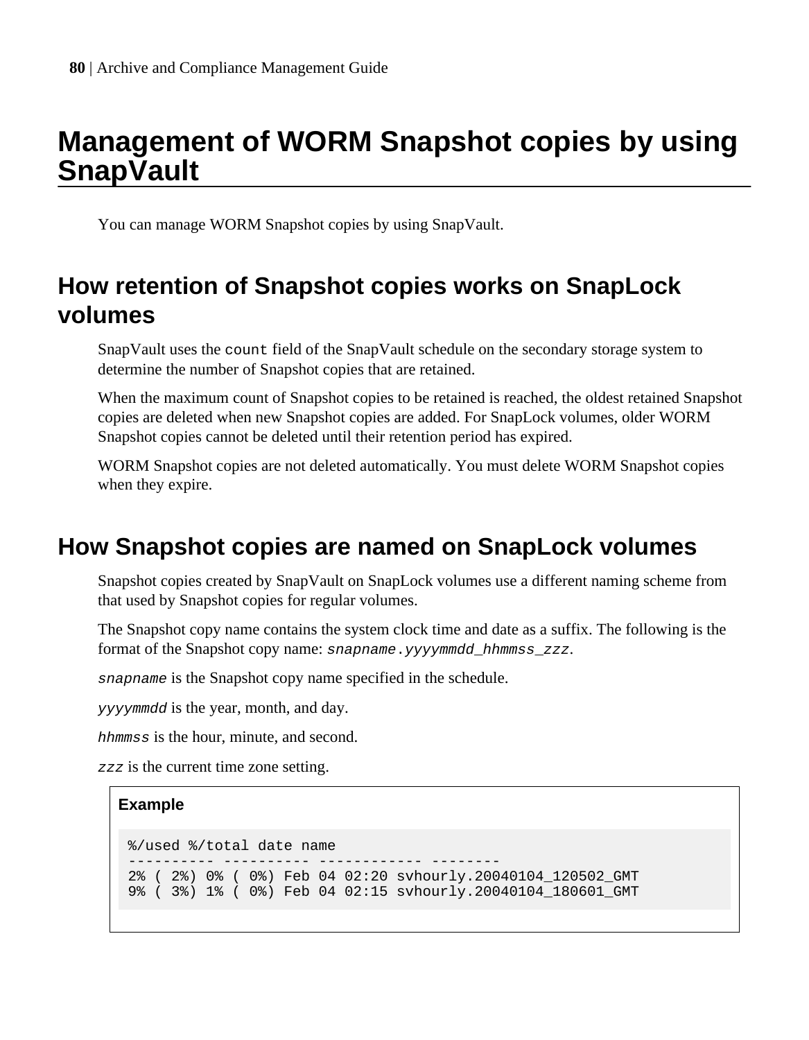# Management of WORM Snapshot copies by using SnapVault

You can manage WORM Snapshot copies by using SnapVault.

## How retention of Snapshot copies works on SnapLock volumes

SnapVault uses the `count` field of the SnapVault schedule on the secondary storage system to determine the number of Snapshot copies that are retained.

When the maximum count of Snapshot copies to be retained is reached, the oldest retained Snapshot copies are deleted when new Snapshot copies are added. For SnapLock volumes, older WORM Snapshot copies cannot be deleted until their retention period has expired.

WORM Snapshot copies are not deleted automatically. You must delete WORM Snapshot copies when they expire.

## How Snapshot copies are named on SnapLock volumes

Snapshot copies created by SnapVault on SnapLock volumes use a different naming scheme from that used by Snapshot copies for regular volumes.

The Snapshot copy name contains the system clock time and date as a suffix. The following is the format of the Snapshot copy name: *`snapname.yyyymmdd_hhmmss_zzz`*.

*`snapname`* is the Snapshot copy name specified in the schedule.

*`yyyymmdd`* is the year, month, and day.

*`hhmmss`* is the hour, minute, and second.

*`zzz`* is the current time zone setting.

**Example**

```
%/used %/total date name
---------- ---------- ------------ --------
2% ( 2%) 0% ( 0%) Feb 04 02:20 svhourly.20040104_120502_GMT
9% ( 3%) 1% ( 0%) Feb 04 02:15 svhourly.20040104_180601_GMT
```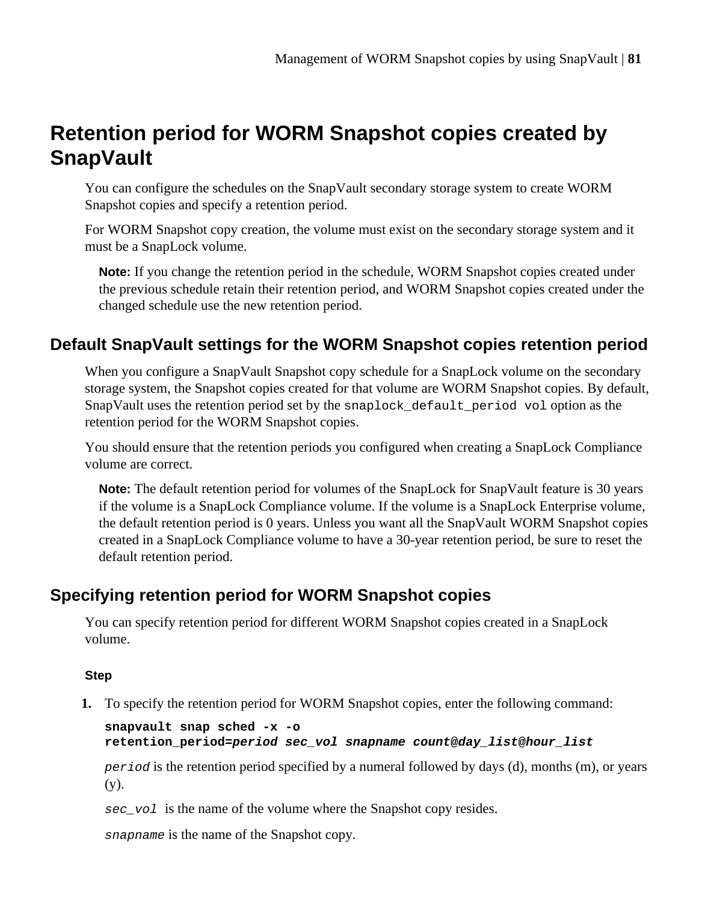# Retention period for WORM Snapshot copies created by SnapVault

You can configure the schedules on the SnapVault secondary storage system to create WORM Snapshot copies and specify a retention period.

For WORM Snapshot copy creation, the volume must exist on the secondary storage system and it must be a SnapLock volume.

**Note:** If you change the retention period in the schedule, WORM Snapshot copies created under the previous schedule retain their retention period, and WORM Snapshot copies created under the changed schedule use the new retention period.

## Default SnapVault settings for the WORM Snapshot copies retention period

When you configure a SnapVault Snapshot copy schedule for a SnapLock volume on the secondary storage system, the Snapshot copies created for that volume are WORM Snapshot copies. By default, SnapVault uses the retention period set by the `snaplock_default_period vol` option as the retention period for the WORM Snapshot copies.

You should ensure that the retention periods you configured when creating a SnapLock Compliance volume are correct.

**Note:** The default retention period for volumes of the SnapLock for SnapVault feature is 30 years if the volume is a SnapLock Compliance volume. If the volume is a SnapLock Enterprise volume, the default retention period is 0 years. Unless you want all the SnapVault WORM Snapshot copies created in a SnapLock Compliance volume to have a 30-year retention period, be sure to reset the default retention period.

## Specifying retention period for WORM Snapshot copies

You can specify retention period for different WORM Snapshot copies created in a SnapLock volume.

**Step**

1. To specify the retention period for WORM Snapshot copies, enter the following command:

   ```
   snapvault snap sched -x -o
   retention_period=period sec_vol snapname count@day_list@hour_list
   ```

   *period* is the retention period specified by a numeral followed by days (d), months (m), or years (y).

   *sec_vol* is the name of the volume where the Snapshot copy resides.

   *snapname* is the name of the Snapshot copy.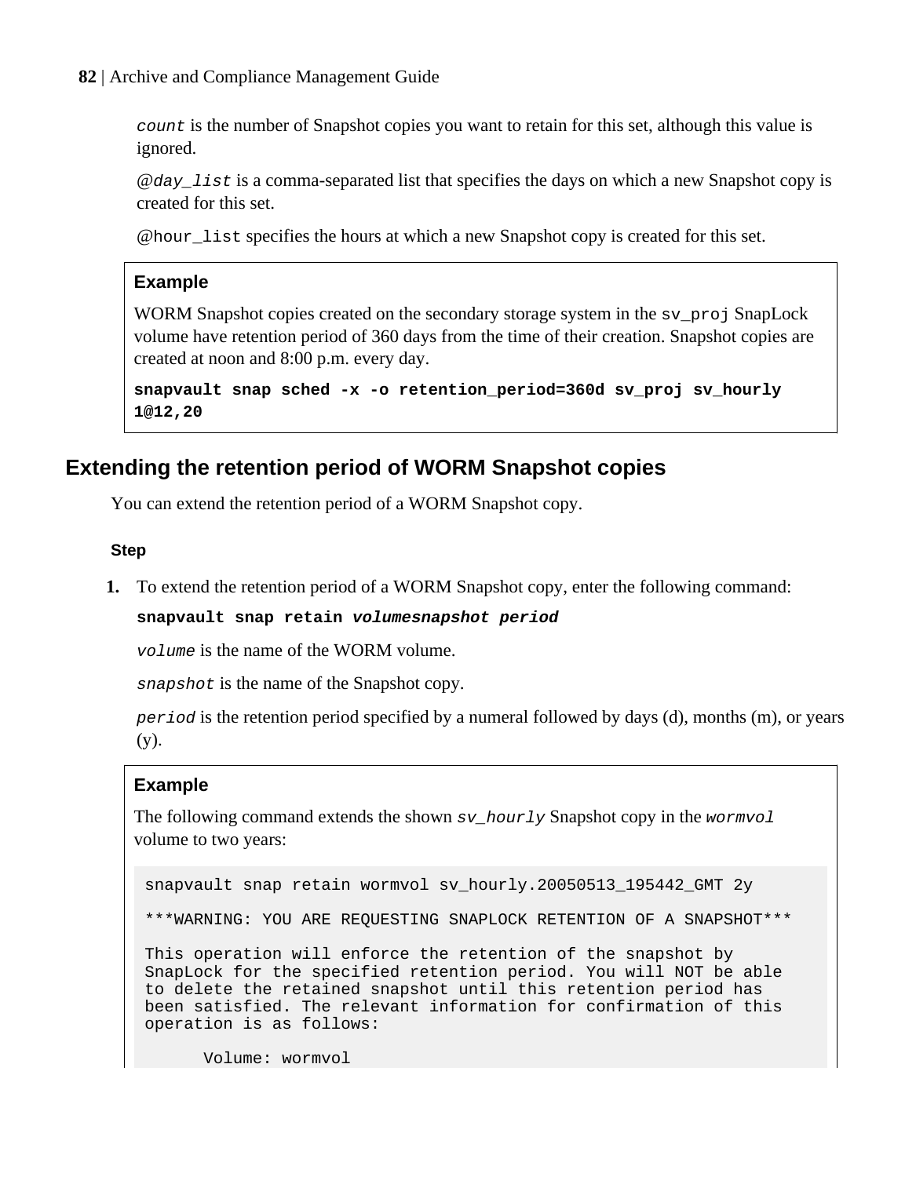`count` is the number of Snapshot copies you want to retain for this set, although this value is ignored.

`@day_list` is a comma-separated list that specifies the days on which a new Snapshot copy is created for this set.

`@hour_list` specifies the hours at which a new Snapshot copy is created for this set.

> **Example**
>
> WORM Snapshot copies created on the secondary storage system in the `sv_proj` SnapLock volume have retention period of 360 days from the time of their creation. Snapshot copies are created at noon and 8:00 p.m. every day.
>
> **`snapvault snap sched -x -o retention_period=360d sv_proj sv_hourly 1@12,20`**

## Extending the retention period of WORM Snapshot copies

You can extend the retention period of a WORM Snapshot copy.

### Step

1. To extend the retention period of a WORM Snapshot copy, enter the following command:

   **`snapvault snap retain` *`volumesnapshot period`***

   *`volume`* is the name of the WORM volume.

   *`snapshot`* is the name of the Snapshot copy.

   *`period`* is the retention period specified by a numeral followed by days (d), months (m), or years (y).

> **Example**
>
> The following command extends the shown *`sv_hourly`* Snapshot copy in the *`wormvol`* volume to two years:
>
> ```
> snapvault snap retain wormvol sv_hourly.20050513_195442_GMT 2y
>
> ***WARNING: YOU ARE REQUESTING SNAPLOCK RETENTION OF A SNAPSHOT***
>
> This operation will enforce the retention of the snapshot by
> SnapLock for the specified retention period. You will NOT be able
> to delete the retained snapshot until this retention period has
> been satisfied. The relevant information for confirmation of this
> operation is as follows:
>
>       Volume: wormvol
> ```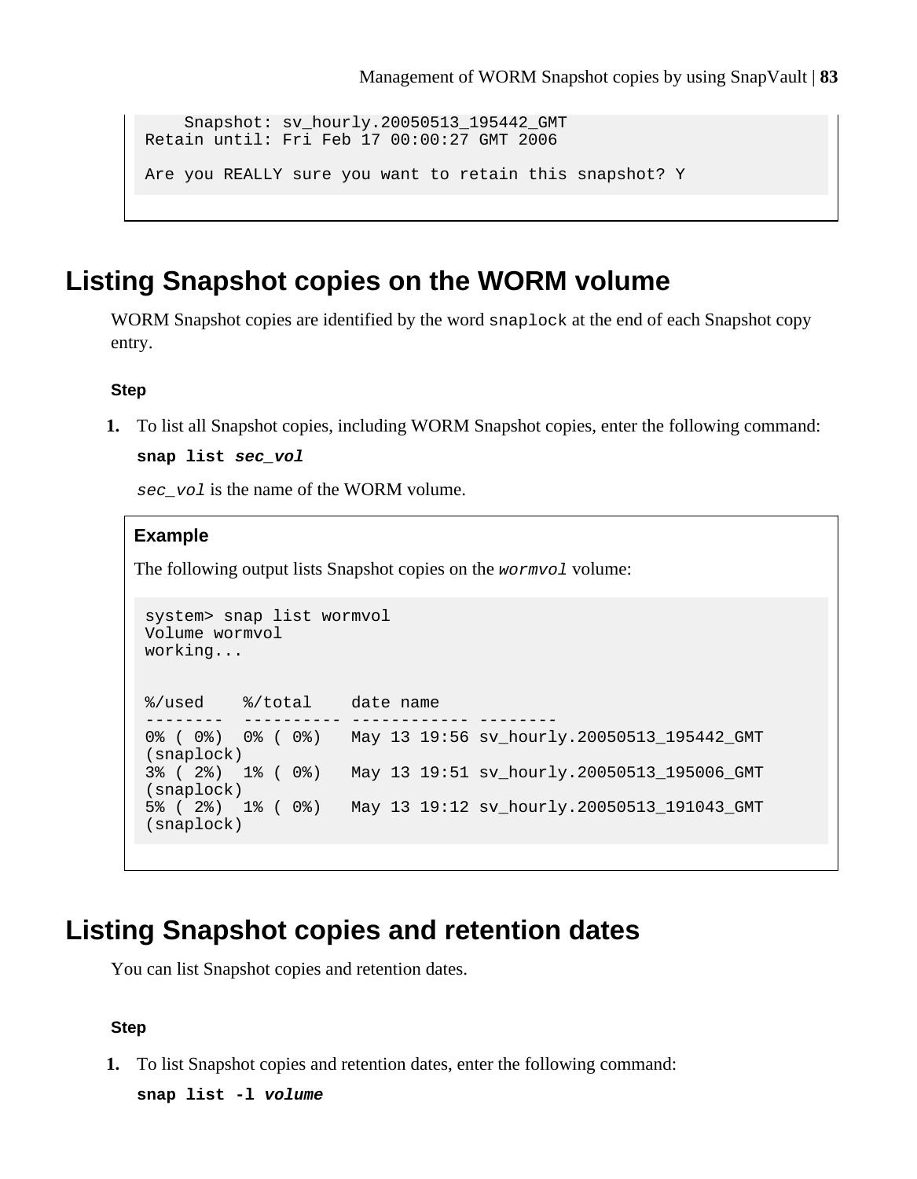```
     Snapshot: sv_hourly.20050513_195442_GMT
Retain until: Fri Feb 17 00:00:27 GMT 2006

Are you REALLY sure you want to retain this snapshot? Y
```

## Listing Snapshot copies on the WORM volume

WORM Snapshot copies are identified by the word `snaplock` at the end of each Snapshot copy entry.

### Step

1. To list all Snapshot copies, including WORM Snapshot copies, enter the following command:

   **snap list *sec_vol***

   *sec_vol* is the name of the WORM volume.

**Example**

The following output lists Snapshot copies on the *wormvol* volume:

```
system> snap list wormvol
Volume wormvol
working...


%/used    %/total    date name
--------  ---------- ------------ --------
0% ( 0%)  0% ( 0%)   May 13 19:56 sv_hourly.20050513_195442_GMT
(snaplock)
3% ( 2%)  1% ( 0%)   May 13 19:51 sv_hourly.20050513_195006_GMT
(snaplock)
5% ( 2%)  1% ( 0%)   May 13 19:12 sv_hourly.20050513_191043_GMT
(snaplock)
```

## Listing Snapshot copies and retention dates

You can list Snapshot copies and retention dates.

### Step

1. To list Snapshot copies and retention dates, enter the following command:

   **snap list -l *volume***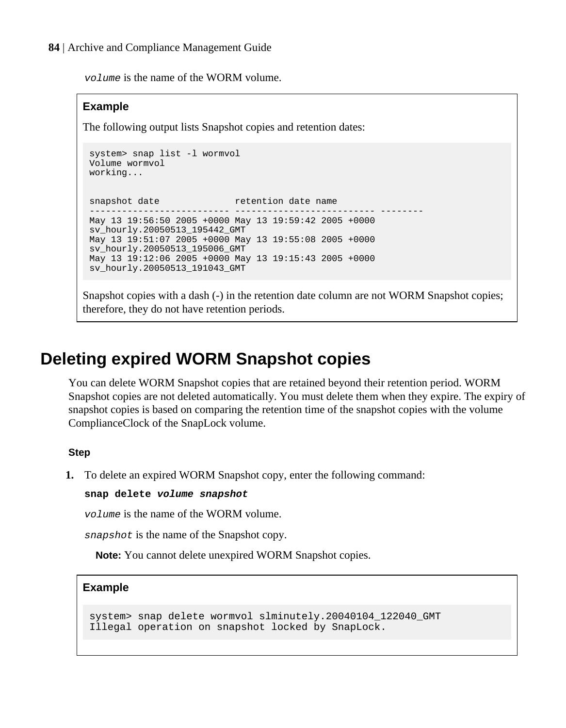*volume* is the name of the WORM volume.

**Example**

The following output lists Snapshot copies and retention dates:

```
system> snap list -l wormvol
Volume wormvol
working...


snapshot date              retention date name
------------------------- ------------------------- --------
May 13 19:56:50 2005 +0000 May 13 19:59:42 2005 +0000
sv_hourly.20050513_195442_GMT
May 13 19:51:07 2005 +0000 May 13 19:55:08 2005 +0000
sv_hourly.20050513_195006_GMT
May 13 19:12:06 2005 +0000 May 13 19:15:43 2005 +0000
sv_hourly.20050513_191043_GMT
```

Snapshot copies with a dash (-) in the retention date column are not WORM Snapshot copies; therefore, they do not have retention periods.

# Deleting expired WORM Snapshot copies

You can delete WORM Snapshot copies that are retained beyond their retention period. WORM Snapshot copies are not deleted automatically. You must delete them when they expire. The expiry of snapshot copies is based on comparing the retention time of the snapshot copies with the volume ComplianceClock of the SnapLock volume.

**Step**

1. To delete an expired WORM Snapshot copy, enter the following command:

   **snap delete *volume snapshot***

   *volume* is the name of the WORM volume.

   *snapshot* is the name of the Snapshot copy.

   **Note:** You cannot delete unexpired WORM Snapshot copies.

**Example**

```
system> snap delete wormvol slminutely.20040104_122040_GMT
Illegal operation on snapshot locked by SnapLock.
```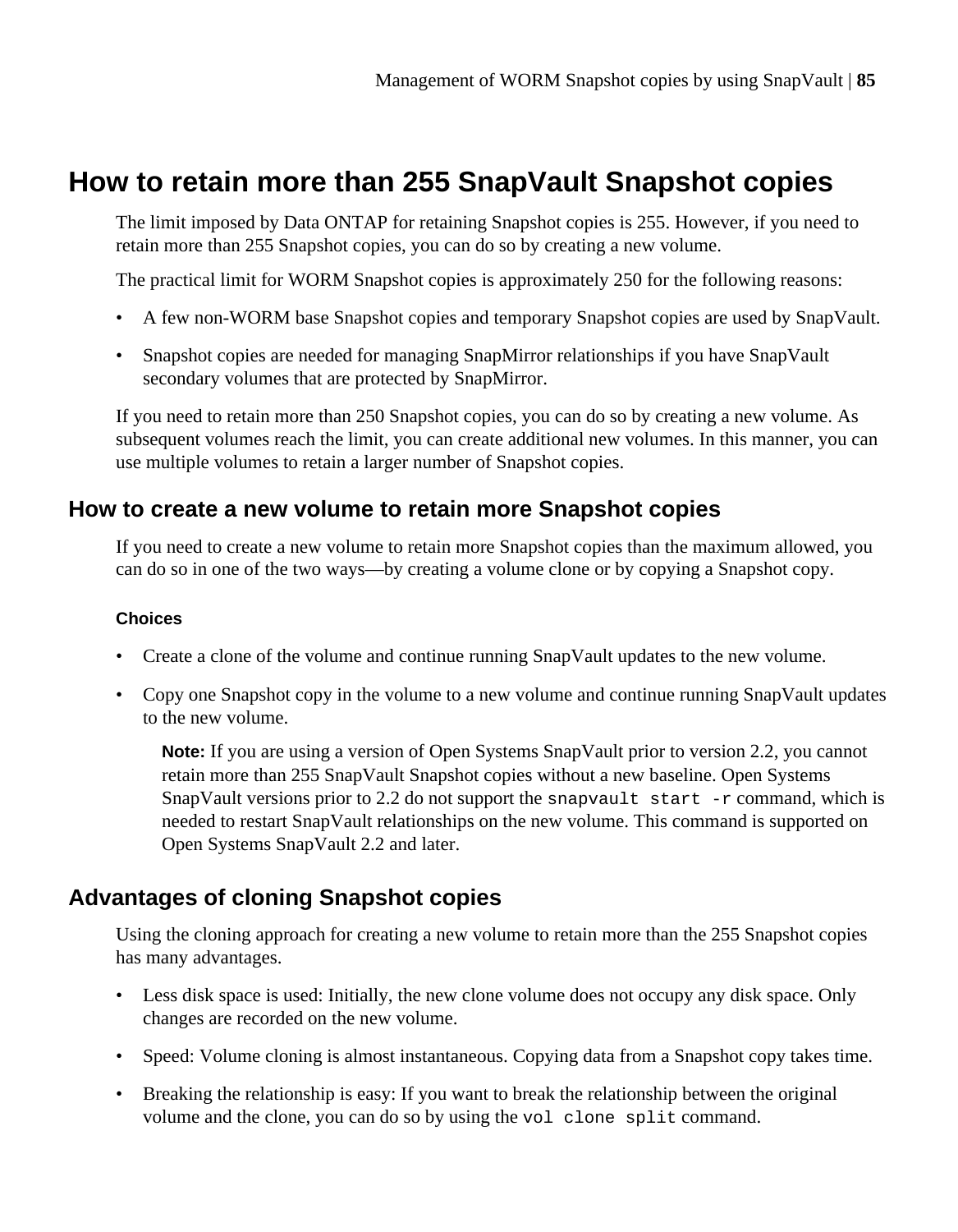# How to retain more than 255 SnapVault Snapshot copies

The limit imposed by Data ONTAP for retaining Snapshot copies is 255. However, if you need to retain more than 255 Snapshot copies, you can do so by creating a new volume.

The practical limit for WORM Snapshot copies is approximately 250 for the following reasons:

- A few non-WORM base Snapshot copies and temporary Snapshot copies are used by SnapVault.
- Snapshot copies are needed for managing SnapMirror relationships if you have SnapVault secondary volumes that are protected by SnapMirror.

If you need to retain more than 250 Snapshot copies, you can do so by creating a new volume. As subsequent volumes reach the limit, you can create additional new volumes. In this manner, you can use multiple volumes to retain a larger number of Snapshot copies.

## How to create a new volume to retain more Snapshot copies

If you need to create a new volume to retain more Snapshot copies than the maximum allowed, you can do so in one of the two ways—by creating a volume clone or by copying a Snapshot copy.

#### Choices

- Create a clone of the volume and continue running SnapVault updates to the new volume.
- Copy one Snapshot copy in the volume to a new volume and continue running SnapVault updates to the new volume.

  **Note:** If you are using a version of Open Systems SnapVault prior to version 2.2, you cannot retain more than 255 SnapVault Snapshot copies without a new baseline. Open Systems SnapVault versions prior to 2.2 do not support the `snapvault start -r` command, which is needed to restart SnapVault relationships on the new volume. This command is supported on Open Systems SnapVault 2.2 and later.

## Advantages of cloning Snapshot copies

Using the cloning approach for creating a new volume to retain more than the 255 Snapshot copies has many advantages.

- Less disk space is used: Initially, the new clone volume does not occupy any disk space. Only changes are recorded on the new volume.
- Speed: Volume cloning is almost instantaneous. Copying data from a Snapshot copy takes time.
- Breaking the relationship is easy: If you want to break the relationship between the original volume and the clone, you can do so by using the `vol clone split` command.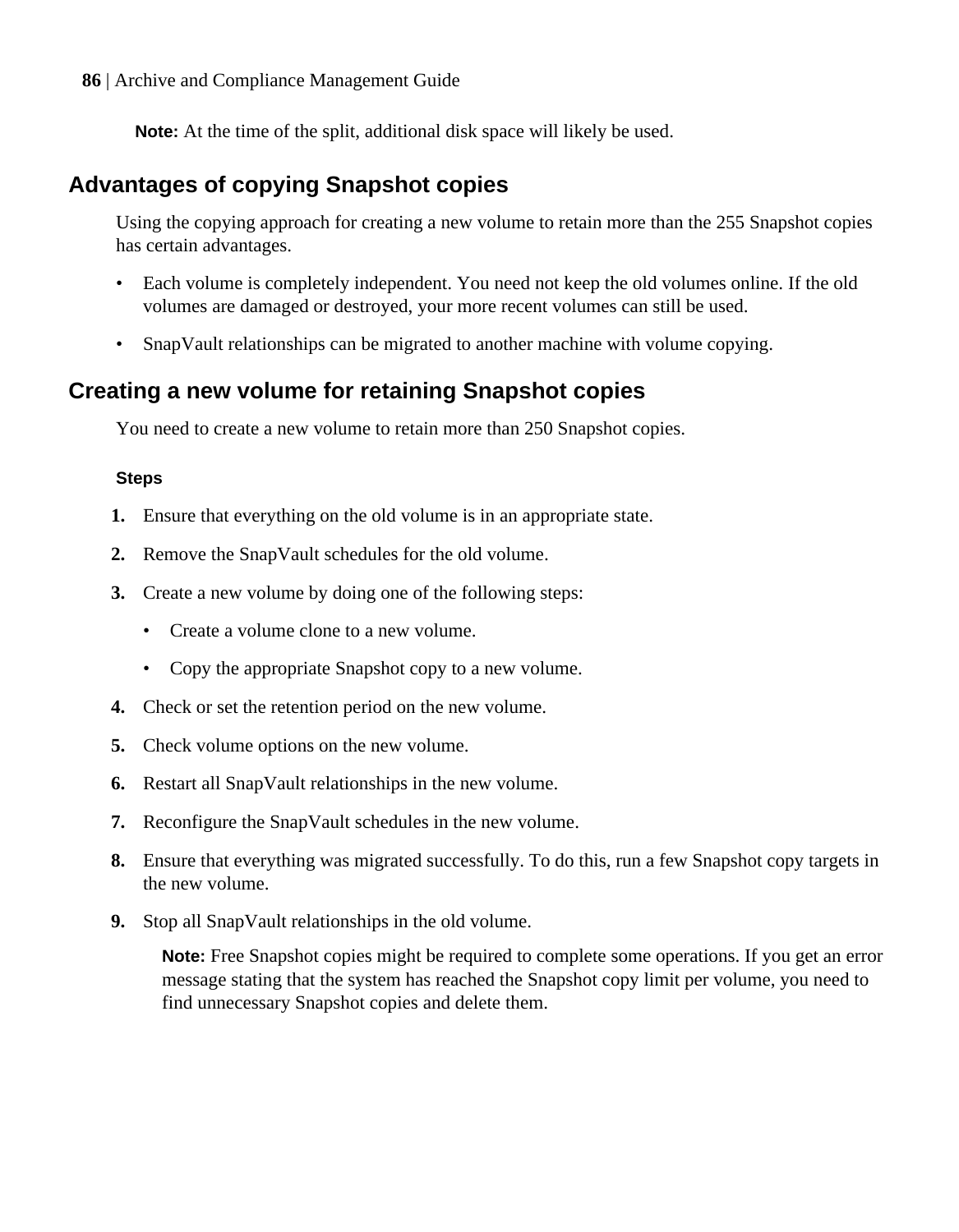**Note:** At the time of the split, additional disk space will likely be used.

## Advantages of copying Snapshot copies

Using the copying approach for creating a new volume to retain more than the 255 Snapshot copies has certain advantages.

- Each volume is completely independent. You need not keep the old volumes online. If the old volumes are damaged or destroyed, your more recent volumes can still be used.
- SnapVault relationships can be migrated to another machine with volume copying.

## Creating a new volume for retaining Snapshot copies

You need to create a new volume to retain more than 250 Snapshot copies.

### Steps

1. Ensure that everything on the old volume is in an appropriate state.
2. Remove the SnapVault schedules for the old volume.
3. Create a new volume by doing one of the following steps:
   - Create a volume clone to a new volume.
   - Copy the appropriate Snapshot copy to a new volume.
4. Check or set the retention period on the new volume.
5. Check volume options on the new volume.
6. Restart all SnapVault relationships in the new volume.
7. Reconfigure the SnapVault schedules in the new volume.
8. Ensure that everything was migrated successfully. To do this, run a few Snapshot copy targets in the new volume.
9. Stop all SnapVault relationships in the old volume.

   **Note:** Free Snapshot copies might be required to complete some operations. If you get an error message stating that the system has reached the Snapshot copy limit per volume, you need to find unnecessary Snapshot copies and delete them.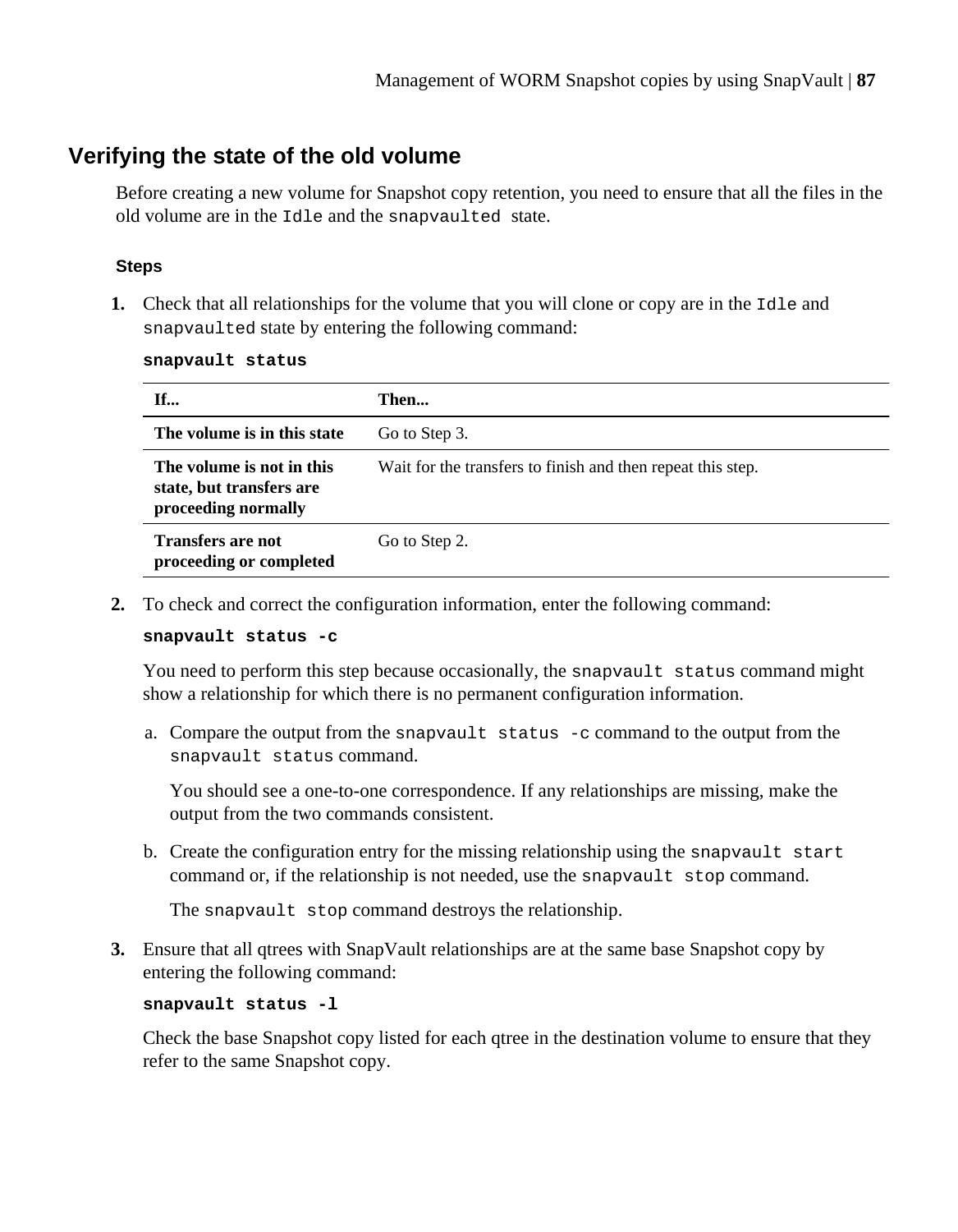## Verifying the state of the old volume

Before creating a new volume for Snapshot copy retention, you need to ensure that all the files in the old volume are in the `Idle` and the `snapvaulted` state.

#### Steps

1. Check that all relationships for the volume that you will clone or copy are in the `Idle` and `snapvaulted` state by entering the following command:

   **`snapvault status`**

   | If... | Then... |
   |---|---|
   | **The volume is in this state** | Go to Step 3. |
   | **The volume is not in this state, but transfers are proceeding normally** | Wait for the transfers to finish and then repeat this step. |
   | **Transfers are not proceeding or completed** | Go to Step 2. |

2. To check and correct the configuration information, enter the following command:

   **`snapvault status -c`**

   You need to perform this step because occasionally, the `snapvault status` command might show a relationship for which there is no permanent configuration information.

   a. Compare the output from the `snapvault status -c` command to the output from the `snapvault status` command.

      You should see a one-to-one correspondence. If any relationships are missing, make the output from the two commands consistent.

   b. Create the configuration entry for the missing relationship using the `snapvault start` command or, if the relationship is not needed, use the `snapvault stop` command.

      The `snapvault stop` command destroys the relationship.

3. Ensure that all qtrees with SnapVault relationships are at the same base Snapshot copy by entering the following command:

   **`snapvault status -l`**

   Check the base Snapshot copy listed for each qtree in the destination volume to ensure that they refer to the same Snapshot copy.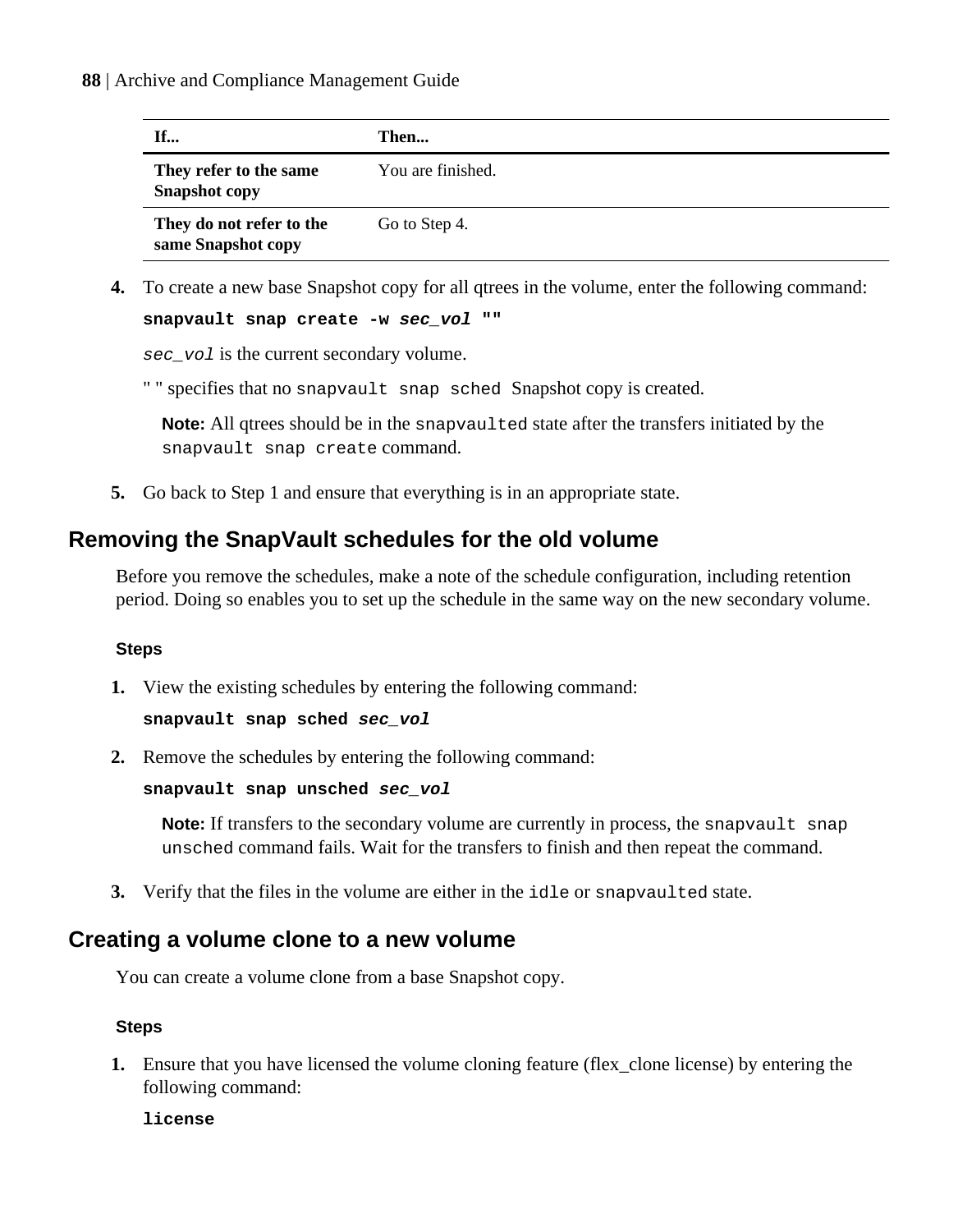| If... | Then... |
| --- | --- |
| **They refer to the same Snapshot copy** | You are finished. |
| **They do not refer to the same Snapshot copy** | Go to Step 4. |

4. To create a new base Snapshot copy for all qtrees in the volume, enter the following command:

   **snapvault snap create -w *sec_vol* ""**

   *sec_vol* is the current secondary volume.

   " " specifies that no `snapvault snap sched` Snapshot copy is created.

   **Note:** All qtrees should be in the `snapvaulted` state after the transfers initiated by the `snapvault snap create` command.

5. Go back to Step 1 and ensure that everything is in an appropriate state.

## Removing the SnapVault schedules for the old volume

Before you remove the schedules, make a note of the schedule configuration, including retention period. Doing so enables you to set up the schedule in the same way on the new secondary volume.

### Steps

1. View the existing schedules by entering the following command:

   **snapvault snap sched *sec_vol***

2. Remove the schedules by entering the following command:

   **snapvault snap unsched *sec_vol***

   **Note:** If transfers to the secondary volume are currently in process, the `snapvault snap unsched` command fails. Wait for the transfers to finish and then repeat the command.

3. Verify that the files in the volume are either in the `idle` or `snapvaulted` state.

## Creating a volume clone to a new volume

You can create a volume clone from a base Snapshot copy.

### Steps

1. Ensure that you have licensed the volume cloning feature (flex_clone license) by entering the following command:

   **license**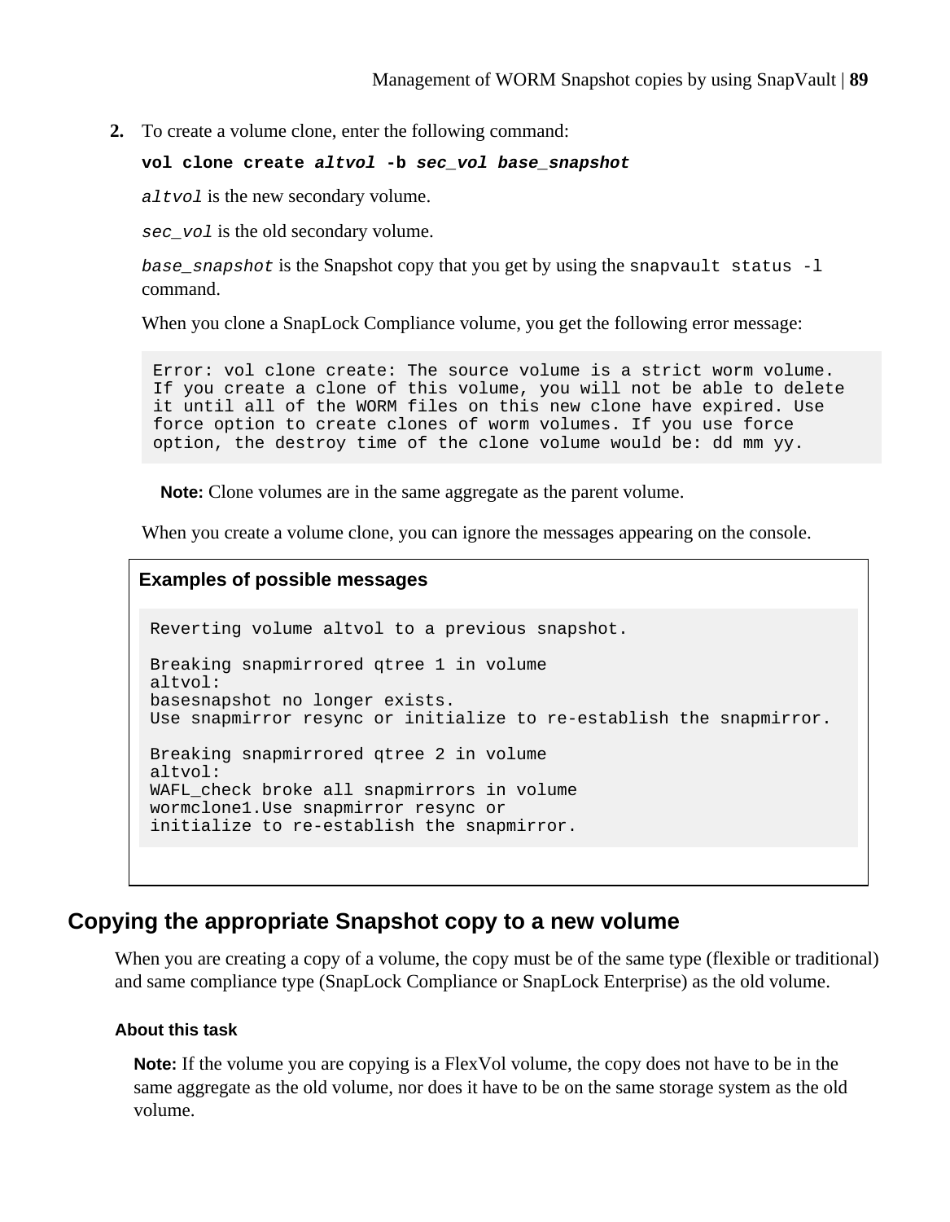2. To create a volume clone, enter the following command:

   **`vol clone create`** ***`altvol`*** **`-b`** ***`sec_vol base_snapshot`***

   *`altvol`* is the new secondary volume.

   *`sec_vol`* is the old secondary volume.

   *`base_snapshot`* is the Snapshot copy that you get by using the `snapvault status -l` command.

   When you clone a SnapLock Compliance volume, you get the following error message:

   ```
   Error: vol clone create: The source volume is a strict worm volume.
   If you create a clone of this volume, you will not be able to delete
   it until all of the WORM files on this new clone have expired. Use
   force option to create clones of worm volumes. If you use force
   option, the destroy time of the clone volume would be: dd mm yy.
   ```

   **Note:** Clone volumes are in the same aggregate as the parent volume.

   When you create a volume clone, you can ignore the messages appearing on the console.

   **Examples of possible messages**

   ```
   Reverting volume altvol to a previous snapshot.

   Breaking snapmirrored qtree 1 in volume
   altvol:
   basesnapshot no longer exists.
   Use snapmirror resync or initialize to re-establish the snapmirror.

   Breaking snapmirrored qtree 2 in volume
   altvol:
   WAFL_check broke all snapmirrors in volume
   wormclone1.Use snapmirror resync or
   initialize to re-establish the snapmirror.
   ```

## Copying the appropriate Snapshot copy to a new volume

When you are creating a copy of a volume, the copy must be of the same type (flexible or traditional) and same compliance type (SnapLock Compliance or SnapLock Enterprise) as the old volume.

### About this task

**Note:** If the volume you are copying is a FlexVol volume, the copy does not have to be in the same aggregate as the old volume, nor does it have to be on the same storage system as the old volume.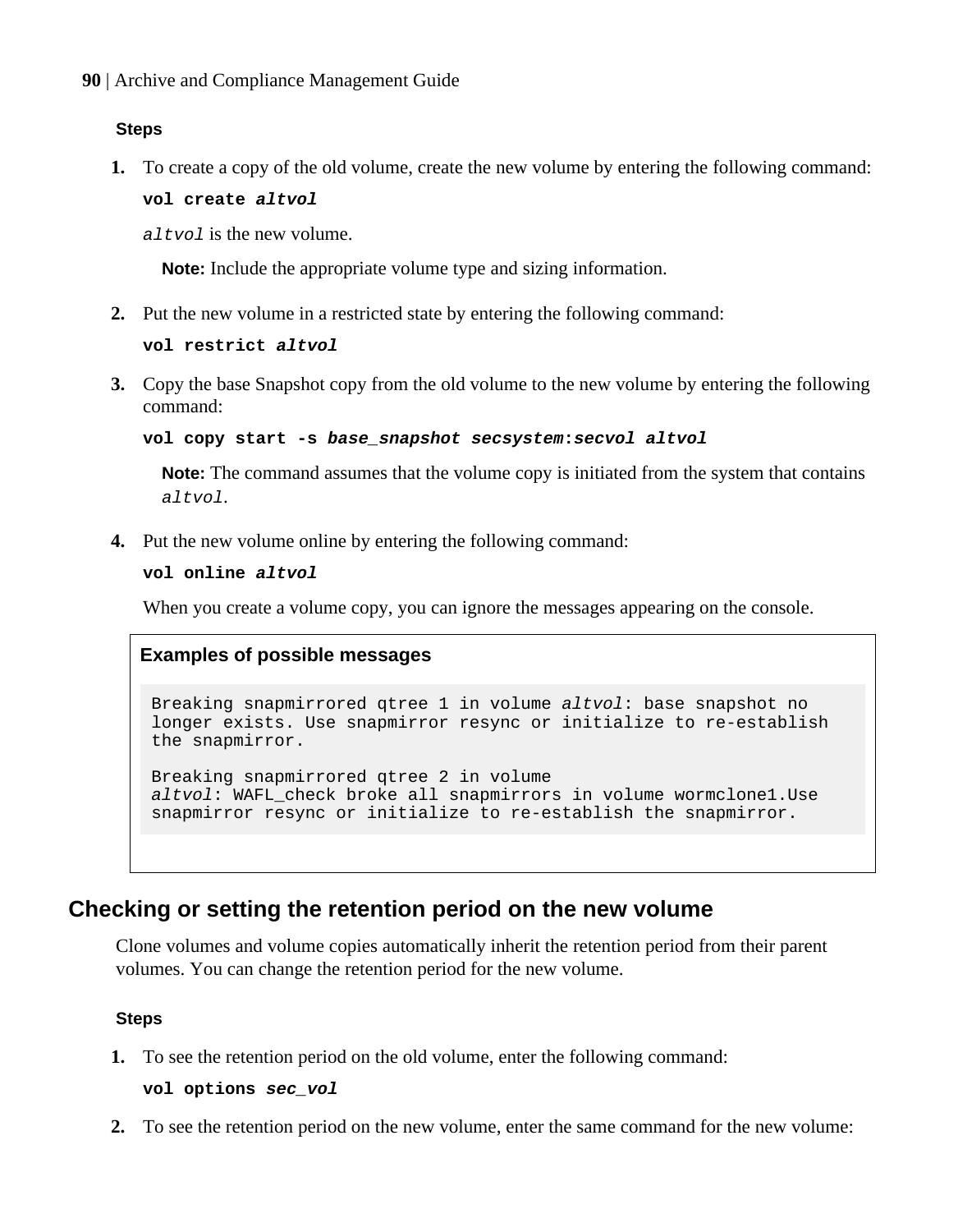**Steps**

1. To create a copy of the old volume, create the new volume by entering the following command:

   **vol create *altvol***

   *altvol* is the new volume.

   **Note:** Include the appropriate volume type and sizing information.

2. Put the new volume in a restricted state by entering the following command:

   **vol restrict *altvol***

3. Copy the base Snapshot copy from the old volume to the new volume by entering the following command:

   **vol copy start -s *base_snapshot secsystem*:*secvol altvol***

   **Note:** The command assumes that the volume copy is initiated from the system that contains *altvol*.

4. Put the new volume online by entering the following command:

   **vol online *altvol***

   When you create a volume copy, you can ignore the messages appearing on the console.

**Examples of possible messages**

```
Breaking snapmirrored qtree 1 in volume altvol: base snapshot no
longer exists. Use snapmirror resync or initialize to re-establish
the snapmirror.

Breaking snapmirrored qtree 2 in volume
altvol: WAFL_check broke all snapmirrors in volume wormclone1.Use
snapmirror resync or initialize to re-establish the snapmirror.
```

## Checking or setting the retention period on the new volume

Clone volumes and volume copies automatically inherit the retention period from their parent volumes. You can change the retention period for the new volume.

**Steps**

1. To see the retention period on the old volume, enter the following command:

   **vol options *sec_vol***

2. To see the retention period on the new volume, enter the same command for the new volume: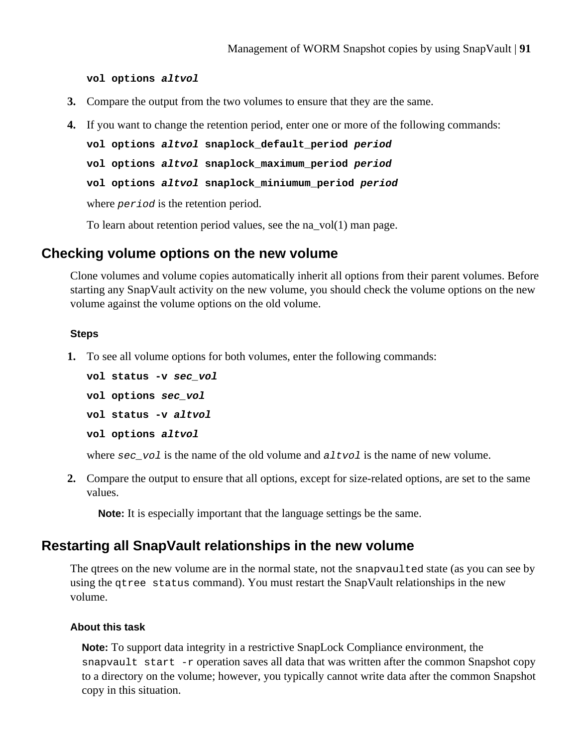`vol options altvol`

3. Compare the output from the two volumes to ensure that they are the same.
4. If you want to change the retention period, enter one or more of the following commands:

   `vol options altvol snaplock_default_period period`

   `vol options altvol snaplock_maximum_period period`

   `vol options altvol snaplock_miniumum_period period`

   where *period* is the retention period.

   To learn about retention period values, see the na_vol(1) man page.

## Checking volume options on the new volume

Clone volumes and volume copies automatically inherit all options from their parent volumes. Before starting any SnapVault activity on the new volume, you should check the volume options on the new volume against the volume options on the old volume.

#### Steps

1. To see all volume options for both volumes, enter the following commands:

   `vol status -v sec_vol`

   `vol options sec_vol`

   `vol status -v altvol`

   `vol options altvol`

   where *sec_vol* is the name of the old volume and *altvol* is the name of new volume.

2. Compare the output to ensure that all options, except for size-related options, are set to the same values.

   **Note:** It is especially important that the language settings be the same.

## Restarting all SnapVault relationships in the new volume

The qtrees on the new volume are in the normal state, not the `snapvaulted` state (as you can see by using the `qtree status` command). You must restart the SnapVault relationships in the new volume.

#### About this task

**Note:** To support data integrity in a restrictive SnapLock Compliance environment, the `snapvault start -r` operation saves all data that was written after the common Snapshot copy to a directory on the volume; however, you typically cannot write data after the common Snapshot copy in this situation.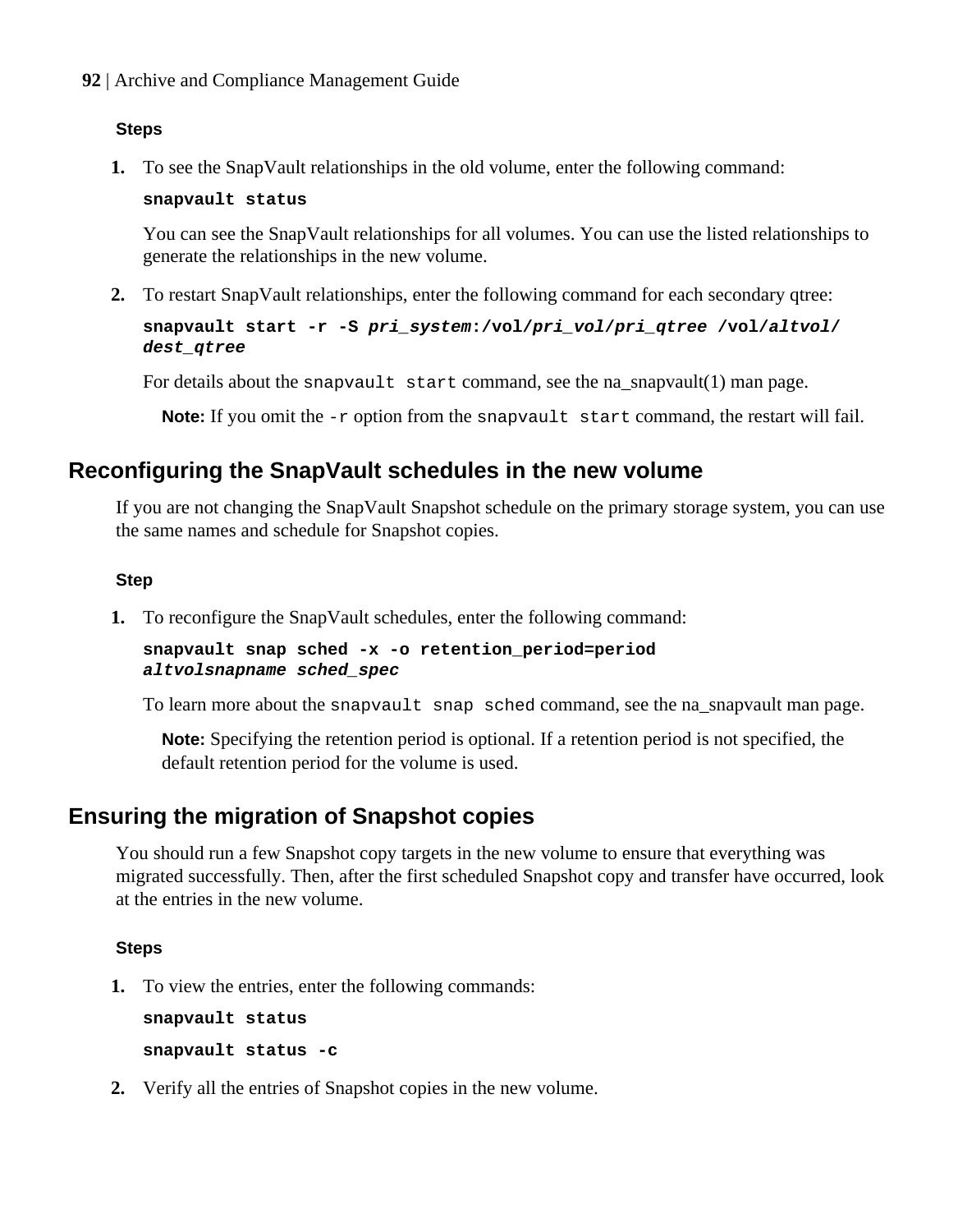**Steps**

1. To see the SnapVault relationships in the old volume, enter the following command:

   **`snapvault status`**

   You can see the SnapVault relationships for all volumes. You can use the listed relationships to generate the relationships in the new volume.

2. To restart SnapVault relationships, enter the following command for each secondary qtree:

   **`snapvault start -r -S`** ***`pri_system`*** **`:/vol/`** ***`pri_vol`*** **`/`** ***`pri_qtree`*** **`/vol/`** ***`altvol`*** **`/`** ***`dest_qtree`***

   For details about the `snapvault start` command, see the na_snapvault(1) man page.

   **Note:** If you omit the `-r` option from the `snapvault start` command, the restart will fail.

## Reconfiguring the SnapVault schedules in the new volume

If you are not changing the SnapVault Snapshot schedule on the primary storage system, you can use the same names and schedule for Snapshot copies.

**Step**

1. To reconfigure the SnapVault schedules, enter the following command:

   **`snapvault snap sched -x -o retention_period=period`** ***`altvolsnapname sched_spec`***

   To learn more about the `snapvault snap sched` command, see the na_snapvault man page.

   **Note:** Specifying the retention period is optional. If a retention period is not specified, the default retention period for the volume is used.

## Ensuring the migration of Snapshot copies

You should run a few Snapshot copy targets in the new volume to ensure that everything was migrated successfully. Then, after the first scheduled Snapshot copy and transfer have occurred, look at the entries in the new volume.

**Steps**

1. To view the entries, enter the following commands:

   **`snapvault status`**

   **`snapvault status -c`**

2. Verify all the entries of Snapshot copies in the new volume.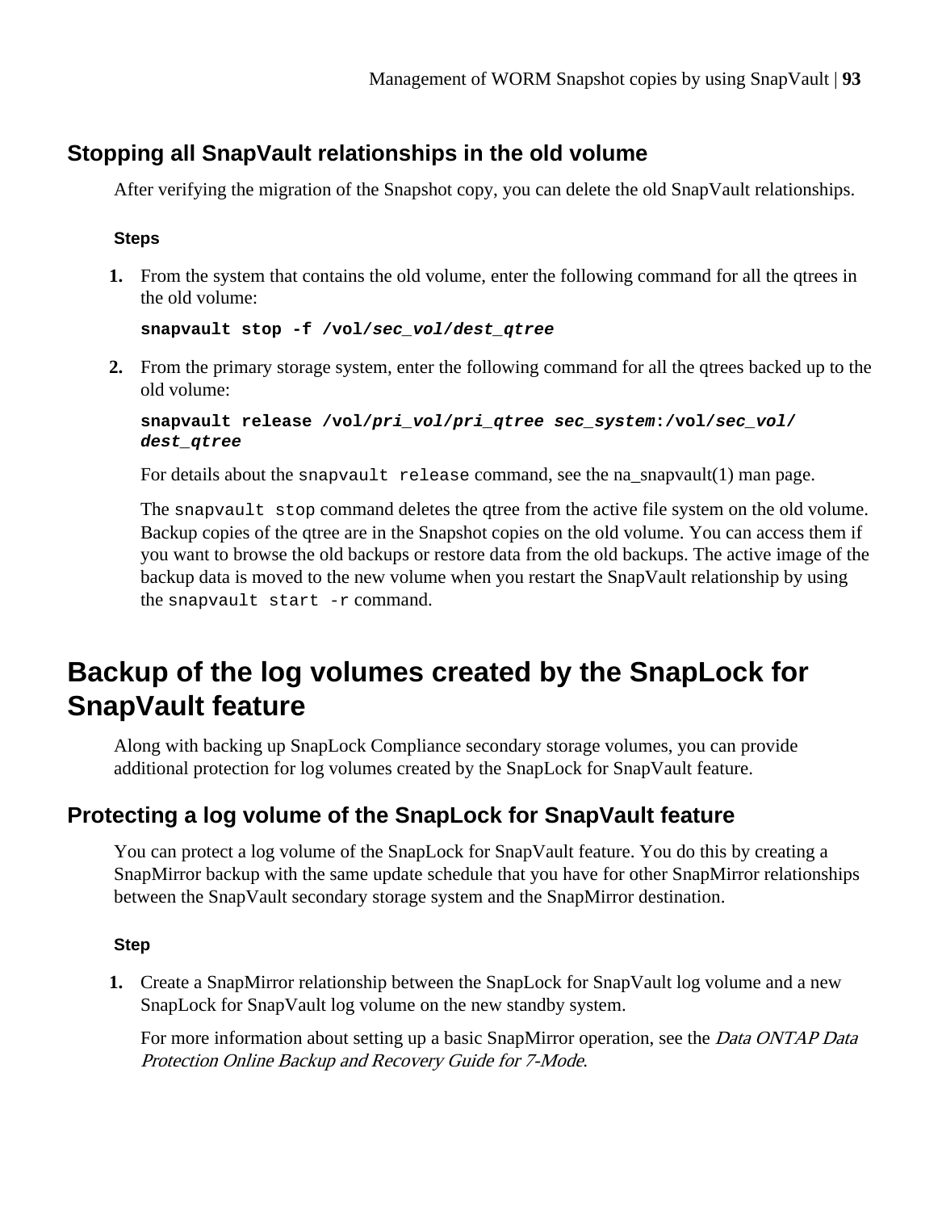### Stopping all SnapVault relationships in the old volume

After verifying the migration of the Snapshot copy, you can delete the old SnapVault relationships.

**Steps**

1. From the system that contains the old volume, enter the following command for all the qtrees in the old volume:

   **snapvault stop -f /vol/*sec_vol/dest_qtree***

2. From the primary storage system, enter the following command for all the qtrees backed up to the old volume:

   **snapvault release /vol/*pri_vol/pri_qtree sec_system*:/vol/*sec_vol/dest_qtree***

   For details about the `snapvault release` command, see the na_snapvault(1) man page.

   The `snapvault stop` command deletes the qtree from the active file system on the old volume. Backup copies of the qtree are in the Snapshot copies on the old volume. You can access them if you want to browse the old backups or restore data from the old backups. The active image of the backup data is moved to the new volume when you restart the SnapVault relationship by using the `snapvault start -r` command.

## Backup of the log volumes created by the SnapLock for SnapVault feature

Along with backing up SnapLock Compliance secondary storage volumes, you can provide additional protection for log volumes created by the SnapLock for SnapVault feature.

### Protecting a log volume of the SnapLock for SnapVault feature

You can protect a log volume of the SnapLock for SnapVault feature. You do this by creating a SnapMirror backup with the same update schedule that you have for other SnapMirror relationships between the SnapVault secondary storage system and the SnapMirror destination.

**Step**

1. Create a SnapMirror relationship between the SnapLock for SnapVault log volume and a new SnapLock for SnapVault log volume on the new standby system.

   For more information about setting up a basic SnapMirror operation, see the *Data ONTAP Data Protection Online Backup and Recovery Guide for 7-Mode*.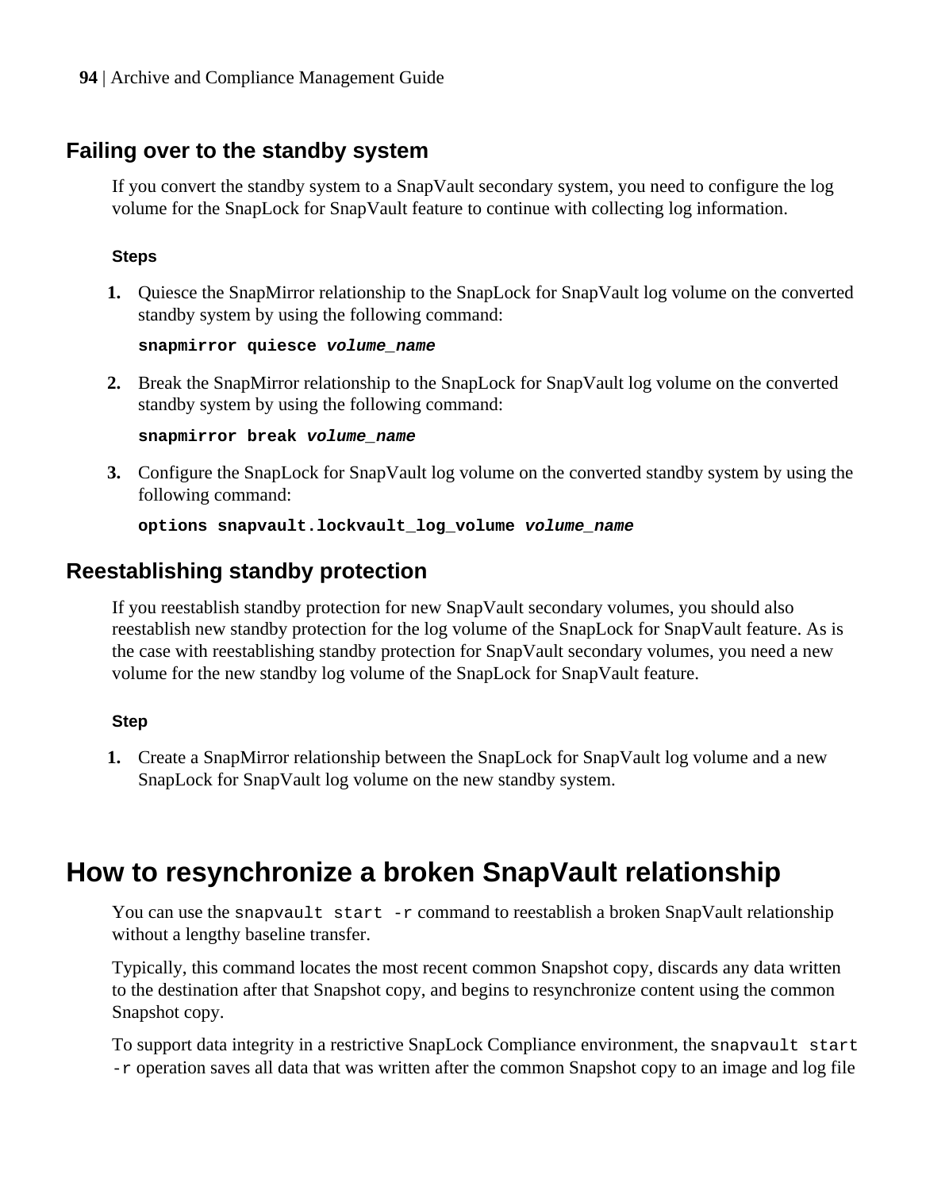## Failing over to the standby system

If you convert the standby system to a SnapVault secondary system, you need to configure the log volume for the SnapLock for SnapVault feature to continue with collecting log information.

#### Steps

1. Quiesce the SnapMirror relationship to the SnapLock for SnapVault log volume on the converted standby system by using the following command:

   **`snapmirror quiesce`** ***`volume_name`***

2. Break the SnapMirror relationship to the SnapLock for SnapVault log volume on the converted standby system by using the following command:

   **`snapmirror break`** ***`volume_name`***

3. Configure the SnapLock for SnapVault log volume on the converted standby system by using the following command:

   **`options snapvault.lockvault_log_volume`** ***`volume_name`***

## Reestablishing standby protection

If you reestablish standby protection for new SnapVault secondary volumes, you should also reestablish new standby protection for the log volume of the SnapLock for SnapVault feature. As is the case with reestablishing standby protection for SnapVault secondary volumes, you need a new volume for the new standby log volume of the SnapLock for SnapVault feature.

#### Step

1. Create a SnapMirror relationship between the SnapLock for SnapVault log volume and a new SnapLock for SnapVault log volume on the new standby system.

# How to resynchronize a broken SnapVault relationship

You can use the `snapvault start -r` command to reestablish a broken SnapVault relationship without a lengthy baseline transfer.

Typically, this command locates the most recent common Snapshot copy, discards any data written to the destination after that Snapshot copy, and begins to resynchronize content using the common Snapshot copy.

To support data integrity in a restrictive SnapLock Compliance environment, the `snapvault start -r` operation saves all data that was written after the common Snapshot copy to an image and log file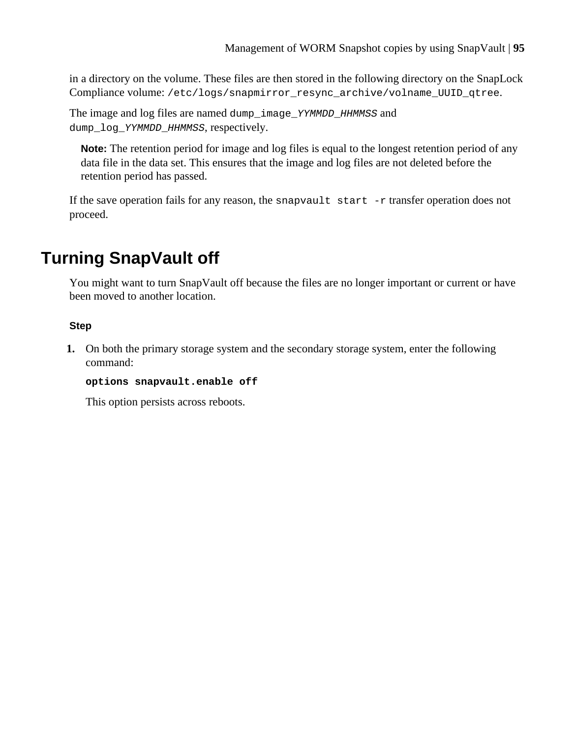in a directory on the volume. These files are then stored in the following directory on the SnapLock Compliance volume: `/etc/logs/snapmirror_resync_archive/volname_UUID_qtree`.

The image and log files are named `dump_image_YYMMDD_HHMMSS` and `dump_log_YYMMDD_HHMMSS`, respectively.

> **Note:** The retention period for image and log files is equal to the longest retention period of any data file in the data set. This ensures that the image and log files are not deleted before the retention period has passed.

If the save operation fails for any reason, the `snapvault start -r` transfer operation does not proceed.

# Turning SnapVault off

You might want to turn SnapVault off because the files are no longer important or current or have been moved to another location.

#### Step

1. On both the primary storage system and the secondary storage system, enter the following command:

   **`options snapvault.enable off`**

   This option persists across reboots.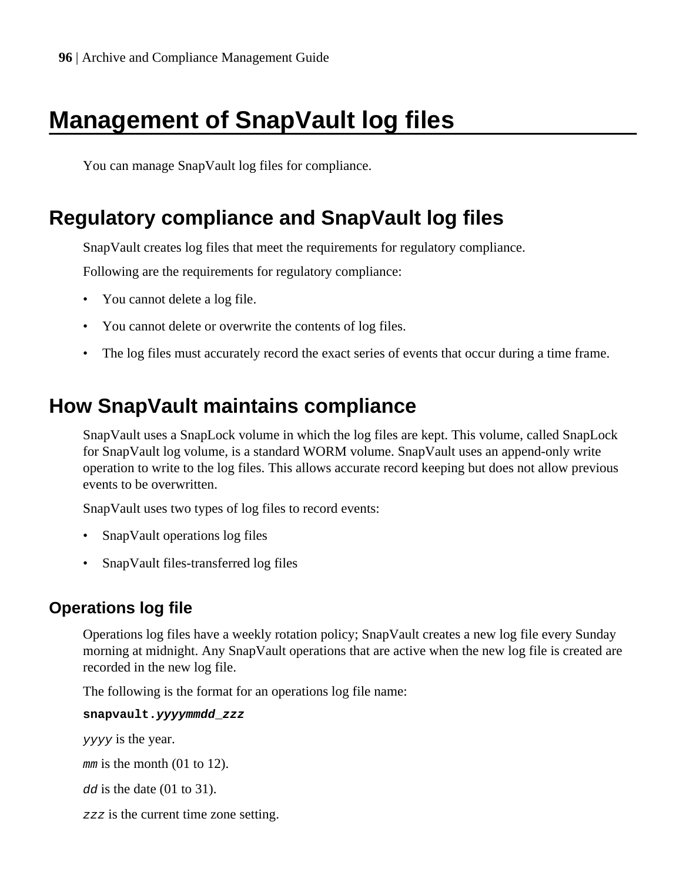# Management of SnapVault log files

You can manage SnapVault log files for compliance.

## Regulatory compliance and SnapVault log files

SnapVault creates log files that meet the requirements for regulatory compliance.

Following are the requirements for regulatory compliance:

- You cannot delete a log file.
- You cannot delete or overwrite the contents of log files.
- The log files must accurately record the exact series of events that occur during a time frame.

## How SnapVault maintains compliance

SnapVault uses a SnapLock volume in which the log files are kept. This volume, called SnapLock for SnapVault log volume, is a standard WORM volume. SnapVault uses an append-only write operation to write to the log files. This allows accurate record keeping but does not allow previous events to be overwritten.

SnapVault uses two types of log files to record events:

- SnapVault operations log files
- SnapVault files-transferred log files

### Operations log file

Operations log files have a weekly rotation policy; SnapVault creates a new log file every Sunday morning at midnight. Any SnapVault operations that are active when the new log file is created are recorded in the new log file.

The following is the format for an operations log file name:

**`snapvault.`*`yyyymmdd_zzz`***

*`yyyy`* is the year.

*`mm`* is the month (01 to 12).

*`dd`* is the date (01 to 31).

*`zzz`* is the current time zone setting.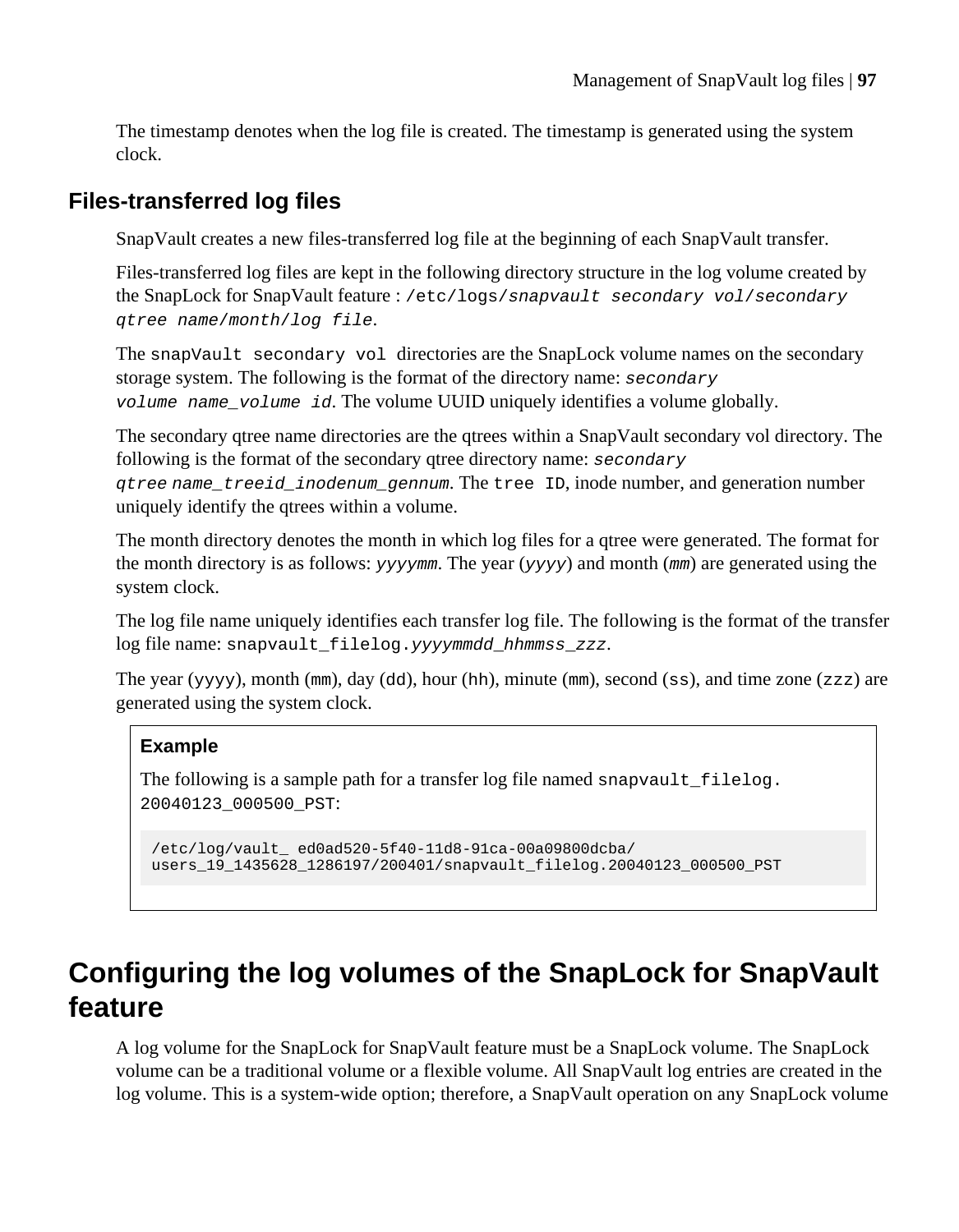The timestamp denotes when the log file is created. The timestamp is generated using the system clock.

## Files-transferred log files

SnapVault creates a new files-transferred log file at the beginning of each SnapVault transfer.

Files-transferred log files are kept in the following directory structure in the log volume created by the SnapLock for SnapVault feature : `/etc/logs/`*`snapvault secondary vol/secondary qtree name/month/log file`*.

The `snapVault secondary vol` directories are the SnapLock volume names on the secondary storage system. The following is the format of the directory name: *`secondary volume name_volume id`*. The volume UUID uniquely identifies a volume globally.

The secondary qtree name directories are the qtrees within a SnapVault secondary vol directory. The following is the format of the secondary qtree directory name: *`secondary qtree name_treeid_inodenum_gennum`*. The `tree ID`, inode number, and generation number uniquely identify the qtrees within a volume.

The month directory denotes the month in which log files for a qtree were generated. The format for the month directory is as follows: *`yyyymm`*. The year (*`yyyy`*) and month (*`mm`*) are generated using the system clock.

The log file name uniquely identifies each transfer log file. The following is the format of the transfer log file name: `snapvault_filelog.`*`yyyymmdd_hhmmss_zzz`*.

The year (`yyyy`), month (`mm`), day (`dd`), hour (`hh`), minute (`mm`), second (`ss`), and time zone (`zzz`) are generated using the system clock.

> **Example**
>
> The following is a sample path for a transfer log file named `snapvault_filelog.20040123_000500_PST`:
>
> ```
> /etc/log/vault_ ed0ad520-5f40-11d8-91ca-00a09800dcba/
> users_19_1435628_1286197/200401/snapvault_filelog.20040123_000500_PST
> ```

# Configuring the log volumes of the SnapLock for SnapVault feature

A log volume for the SnapLock for SnapVault feature must be a SnapLock volume. The SnapLock volume can be a traditional volume or a flexible volume. All SnapVault log entries are created in the log volume. This is a system-wide option; therefore, a SnapVault operation on any SnapLock volume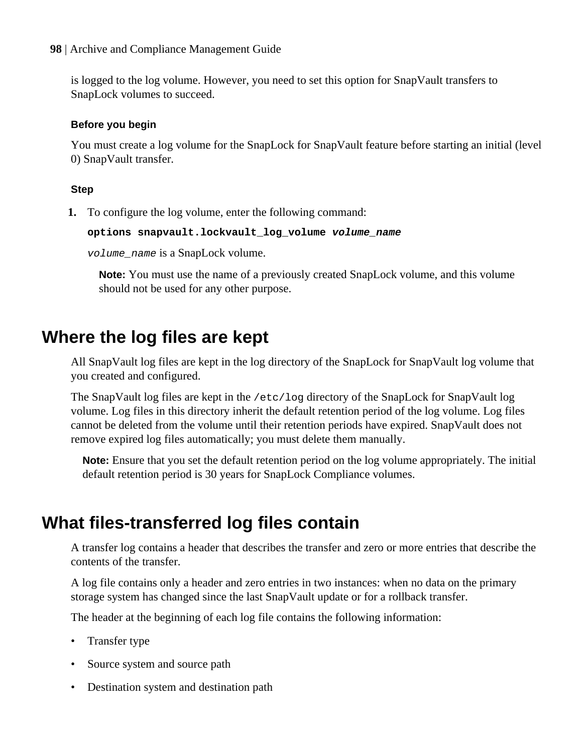is logged to the log volume. However, you need to set this option for SnapVault transfers to SnapLock volumes to succeed.

#### Before you begin

You must create a log volume for the SnapLock for SnapVault feature before starting an initial (level 0) SnapVault transfer.

#### Step

1. To configure the log volume, enter the following command:

   **`options snapvault.lockvault_log_volume`** ***`volume_name`***

   `volume_name` is a SnapLock volume.

   **Note:** You must use the name of a previously created SnapLock volume, and this volume should not be used for any other purpose.

## Where the log files are kept

All SnapVault log files are kept in the log directory of the SnapLock for SnapVault log volume that you created and configured.

The SnapVault log files are kept in the `/etc/log` directory of the SnapLock for SnapVault log volume. Log files in this directory inherit the default retention period of the log volume. Log files cannot be deleted from the volume until their retention periods have expired. SnapVault does not remove expired log files automatically; you must delete them manually.

**Note:** Ensure that you set the default retention period on the log volume appropriately. The initial default retention period is 30 years for SnapLock Compliance volumes.

## What files-transferred log files contain

A transfer log contains a header that describes the transfer and zero or more entries that describe the contents of the transfer.

A log file contains only a header and zero entries in two instances: when no data on the primary storage system has changed since the last SnapVault update or for a rollback transfer.

The header at the beginning of each log file contains the following information:

- Transfer type
- Source system and source path
- Destination system and destination path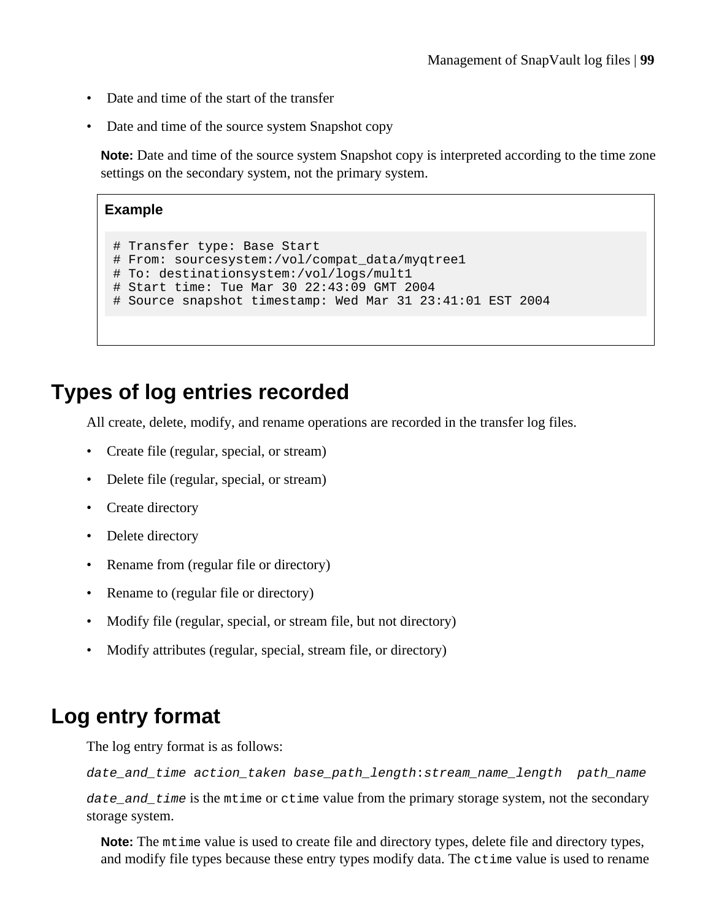- Date and time of the start of the transfer
- Date and time of the source system Snapshot copy

**Note:** Date and time of the source system Snapshot copy is interpreted according to the time zone settings on the secondary system, not the primary system.

**Example**

```
# Transfer type: Base Start
# From: sourcesystem:/vol/compat_data/myqtree1
# To: destinationsystem:/vol/logs/mult1
# Start time: Tue Mar 30 22:43:09 GMT 2004
# Source snapshot timestamp: Wed Mar 31 23:41:01 EST 2004
```

## Types of log entries recorded

All create, delete, modify, and rename operations are recorded in the transfer log files.

- Create file (regular, special, or stream)
- Delete file (regular, special, or stream)
- Create directory
- Delete directory
- Rename from (regular file or directory)
- Rename to (regular file or directory)
- Modify file (regular, special, or stream file, but not directory)
- Modify attributes (regular, special, stream file, or directory)

## Log entry format

The log entry format is as follows:

*`date_and_time action_taken base_path_length`*`:`*`stream_name_length  path_name`*

*`date_and_time`* is the `mtime` or `ctime` value from the primary storage system, not the secondary storage system.

**Note:** The `mtime` value is used to create file and directory types, delete file and directory types, and modify file types because these entry types modify data. The `ctime` value is used to rename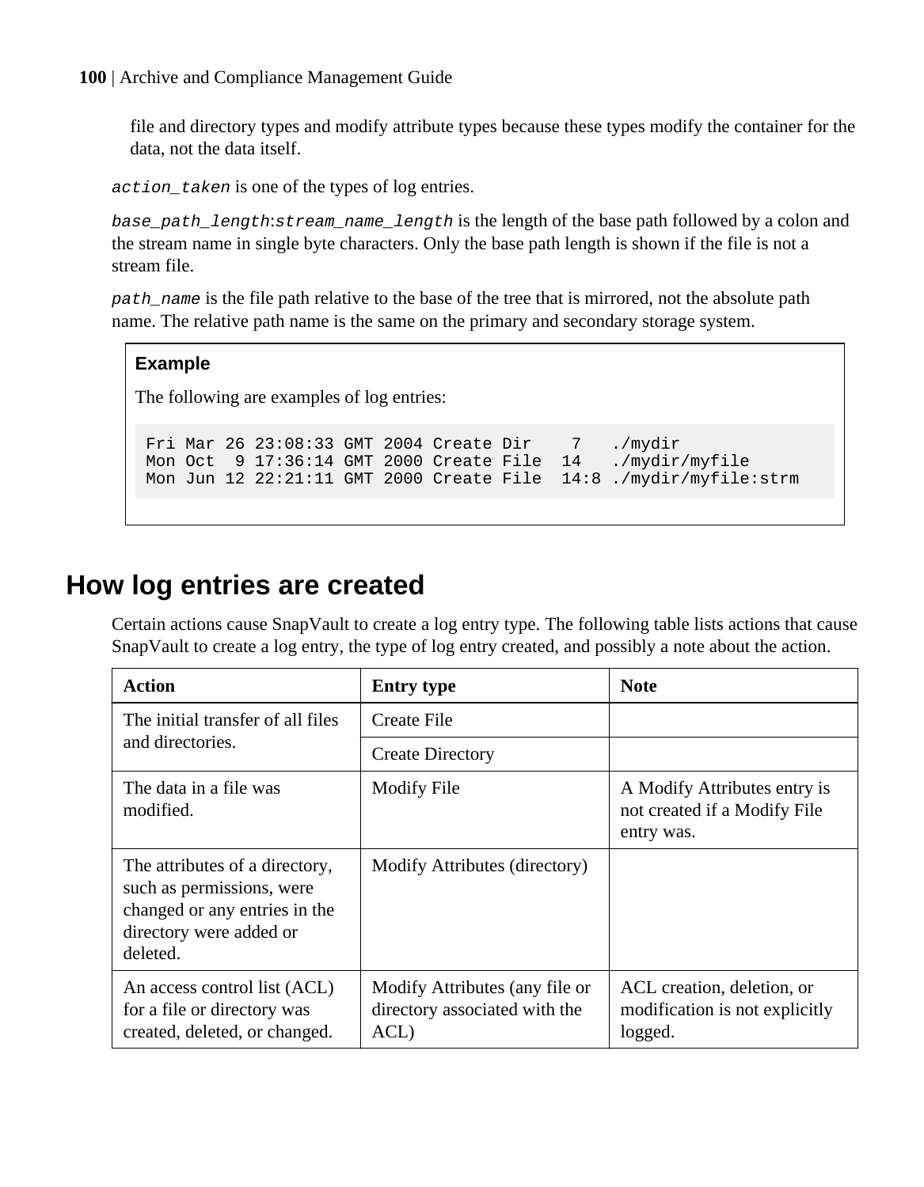file and directory types and modify attribute types because these types modify the container for the data, not the data itself.

*action_taken* is one of the types of log entries.

*base_path_length*:*stream_name_length* is the length of the base path followed by a colon and the stream name in single byte characters. Only the base path length is shown if the file is not a stream file.

*path_name* is the file path relative to the base of the tree that is mirrored, not the absolute path name. The relative path name is the same on the primary and secondary storage system.

**Example**

The following are examples of log entries:

```
Fri Mar 26 23:08:33 GMT 2004 Create Dir    7   ./mydir
Mon Oct  9 17:36:14 GMT 2000 Create File  14   ./mydir/myfile
Mon Jun 12 22:21:11 GMT 2000 Create File  14:8 ./mydir/myfile:strm
```

## How log entries are created

Certain actions cause SnapVault to create a log entry type. The following table lists actions that cause SnapVault to create a log entry, the type of log entry created, and possibly a note about the action.

| Action | Entry type | Note |
|---|---|---|
| The initial transfer of all files and directories. | Create File | |
| | Create Directory | |
| The data in a file was modified. | Modify File | A Modify Attributes entry is not created if a Modify File entry was. |
| The attributes of a directory, such as permissions, were changed or any entries in the directory were added or deleted. | Modify Attributes (directory) | |
| An access control list (ACL) for a file or directory was created, deleted, or changed. | Modify Attributes (any file or directory associated with the ACL) | ACL creation, deletion, or modification is not explicitly logged. |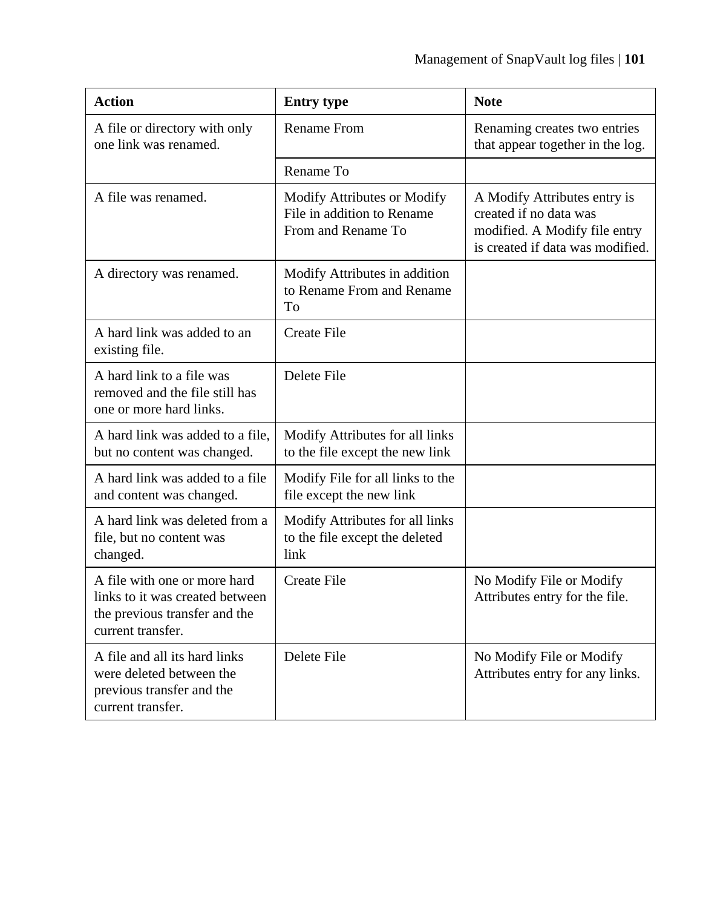| Action | Entry type | Note |
| --- | --- | --- |
| A file or directory with only one link was renamed. | Rename From | Renaming creates two entries that appear together in the log. |
| | Rename To | |
| A file was renamed. | Modify Attributes or Modify File in addition to Rename From and Rename To | A Modify Attributes entry is created if no data was modified. A Modify file entry is created if data was modified. |
| A directory was renamed. | Modify Attributes in addition to Rename From and Rename To | |
| A hard link was added to an existing file. | Create File | |
| A hard link to a file was removed and the file still has one or more hard links. | Delete File | |
| A hard link was added to a file, but no content was changed. | Modify Attributes for all links to the file except the new link | |
| A hard link was added to a file and content was changed. | Modify File for all links to the file except the new link | |
| A hard link was deleted from a file, but no content was changed. | Modify Attributes for all links to the file except the deleted link | |
| A file with one or more hard links to it was created between the previous transfer and the current transfer. | Create File | No Modify File or Modify Attributes entry for the file. |
| A file and all its hard links were deleted between the previous transfer and the current transfer. | Delete File | No Modify File or Modify Attributes entry for any links. |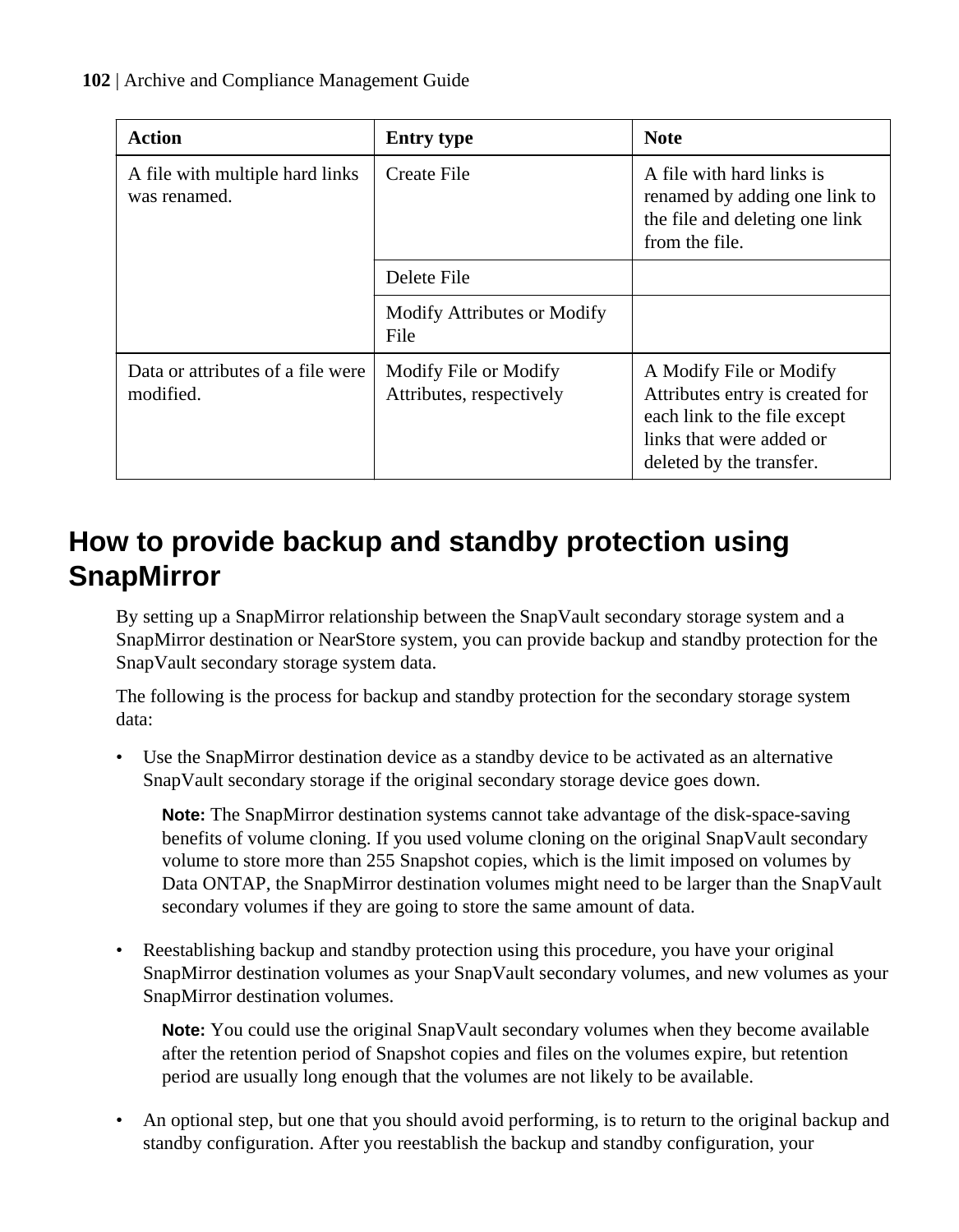| Action | Entry type | Note |
|---|---|---|
| A file with multiple hard links was renamed. | Create File | A file with hard links is renamed by adding one link to the file and deleting one link from the file. |
| | Delete File | |
| | Modify Attributes or Modify File | |
| Data or attributes of a file were modified. | Modify File or Modify Attributes, respectively | A Modify File or Modify Attributes entry is created for each link to the file except links that were added or deleted by the transfer. |

# How to provide backup and standby protection using SnapMirror

By setting up a SnapMirror relationship between the SnapVault secondary storage system and a SnapMirror destination or NearStore system, you can provide backup and standby protection for the SnapVault secondary storage system data.

The following is the process for backup and standby protection for the secondary storage system data:

- Use the SnapMirror destination device as a standby device to be activated as an alternative SnapVault secondary storage if the original secondary storage device goes down.

  **Note:** The SnapMirror destination systems cannot take advantage of the disk-space-saving benefits of volume cloning. If you used volume cloning on the original SnapVault secondary volume to store more than 255 Snapshot copies, which is the limit imposed on volumes by Data ONTAP, the SnapMirror destination volumes might need to be larger than the SnapVault secondary volumes if they are going to store the same amount of data.

- Reestablishing backup and standby protection using this procedure, you have your original SnapMirror destination volumes as your SnapVault secondary volumes, and new volumes as your SnapMirror destination volumes.

  **Note:** You could use the original SnapVault secondary volumes when they become available after the retention period of Snapshot copies and files on the volumes expire, but retention period are usually long enough that the volumes are not likely to be available.

- An optional step, but one that you should avoid performing, is to return to the original backup and standby configuration. After you reestablish the backup and standby configuration, your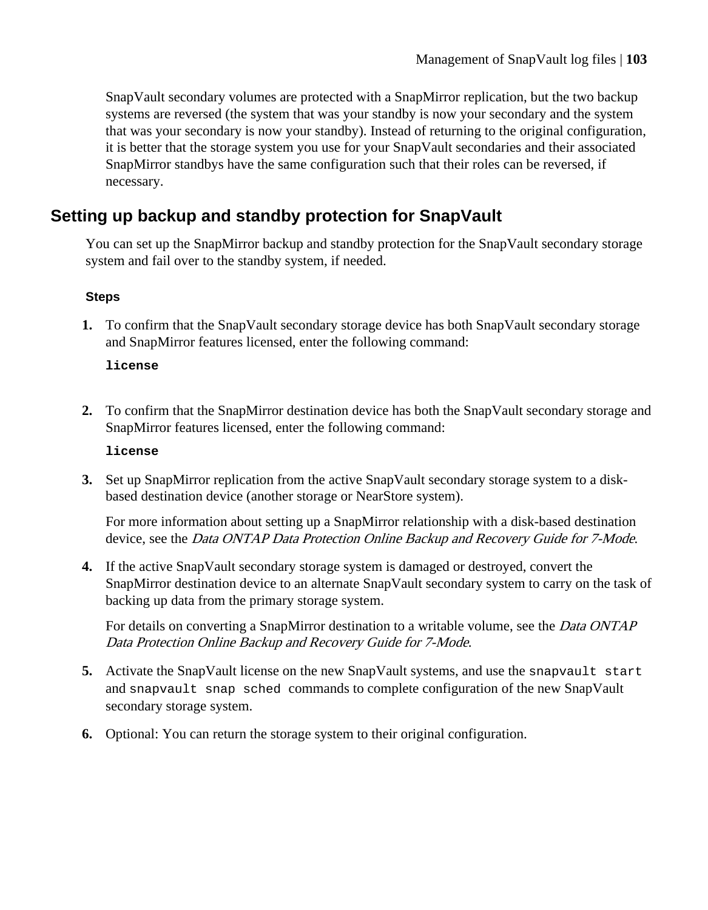SnapVault secondary volumes are protected with a SnapMirror replication, but the two backup systems are reversed (the system that was your standby is now your secondary and the system that was your secondary is now your standby). Instead of returning to the original configuration, it is better that the storage system you use for your SnapVault secondaries and their associated SnapMirror standbys have the same configuration such that their roles can be reversed, if necessary.

## Setting up backup and standby protection for SnapVault

You can set up the SnapMirror backup and standby protection for the SnapVault secondary storage system and fail over to the standby system, if needed.

#### Steps

1. To confirm that the SnapVault secondary storage device has both SnapVault secondary storage and SnapMirror features licensed, enter the following command:

   **`license`**

2. To confirm that the SnapMirror destination device has both the SnapVault secondary storage and SnapMirror features licensed, enter the following command:

   **`license`**

3. Set up SnapMirror replication from the active SnapVault secondary storage system to a disk-based destination device (another storage or NearStore system).

   For more information about setting up a SnapMirror relationship with a disk-based destination device, see the *Data ONTAP Data Protection Online Backup and Recovery Guide for 7-Mode*.

4. If the active SnapVault secondary storage system is damaged or destroyed, convert the SnapMirror destination device to an alternate SnapVault secondary system to carry on the task of backing up data from the primary storage system.

   For details on converting a SnapMirror destination to a writable volume, see the *Data ONTAP Data Protection Online Backup and Recovery Guide for 7-Mode*.

5. Activate the SnapVault license on the new SnapVault systems, and use the `snapvault start` and `snapvault snap sched` commands to complete configuration of the new SnapVault secondary storage system.

6. Optional: You can return the storage system to their original configuration.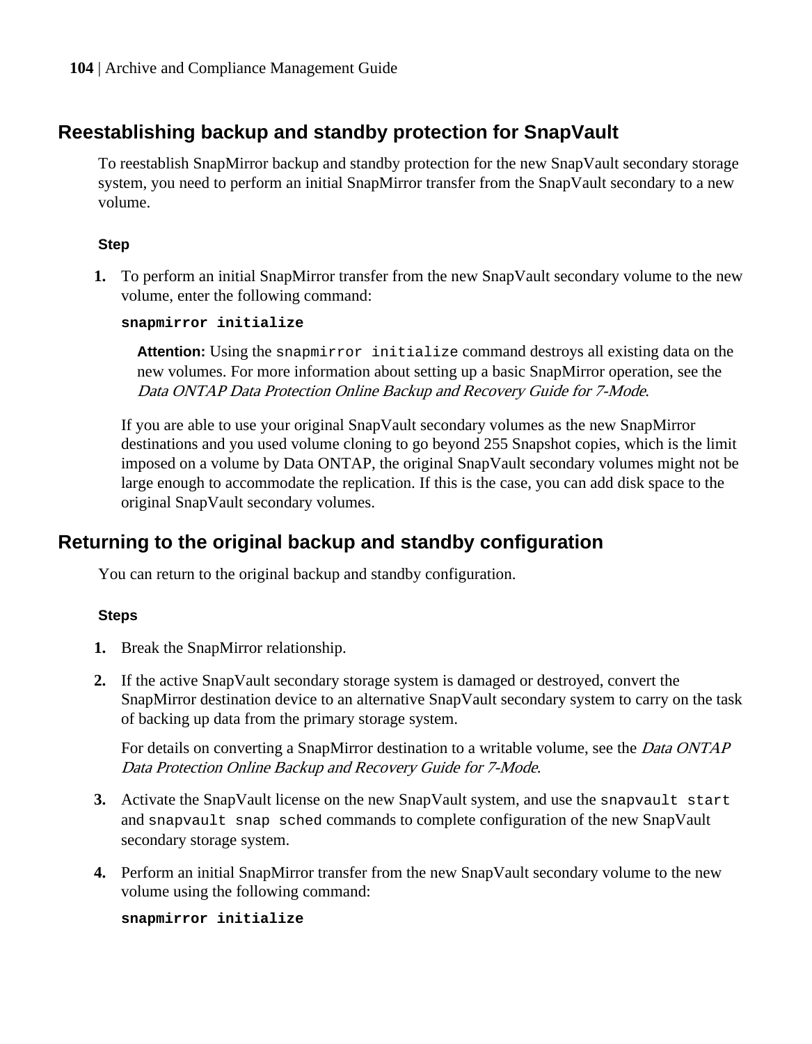## Reestablishing backup and standby protection for SnapVault

To reestablish SnapMirror backup and standby protection for the new SnapVault secondary storage system, you need to perform an initial SnapMirror transfer from the SnapVault secondary to a new volume.

#### Step

1. To perform an initial SnapMirror transfer from the new SnapVault secondary volume to the new volume, enter the following command:

   **`snapmirror initialize`**

   **Attention:** Using the `snapmirror initialize` command destroys all existing data on the new volumes. For more information about setting up a basic SnapMirror operation, see the *Data ONTAP Data Protection Online Backup and Recovery Guide for 7-Mode*.

   If you are able to use your original SnapVault secondary volumes as the new SnapMirror destinations and you used volume cloning to go beyond 255 Snapshot copies, which is the limit imposed on a volume by Data ONTAP, the original SnapVault secondary volumes might not be large enough to accommodate the replication. If this is the case, you can add disk space to the original SnapVault secondary volumes.

## Returning to the original backup and standby configuration

You can return to the original backup and standby configuration.

#### Steps

1. Break the SnapMirror relationship.
2. If the active SnapVault secondary storage system is damaged or destroyed, convert the SnapMirror destination device to an alternative SnapVault secondary system to carry on the task of backing up data from the primary storage system.

   For details on converting a SnapMirror destination to a writable volume, see the *Data ONTAP Data Protection Online Backup and Recovery Guide for 7-Mode*.
3. Activate the SnapVault license on the new SnapVault system, and use the `snapvault start` and `snapvault snap sched` commands to complete configuration of the new SnapVault secondary storage system.
4. Perform an initial SnapMirror transfer from the new SnapVault secondary volume to the new volume using the following command:

   **`snapmirror initialize`**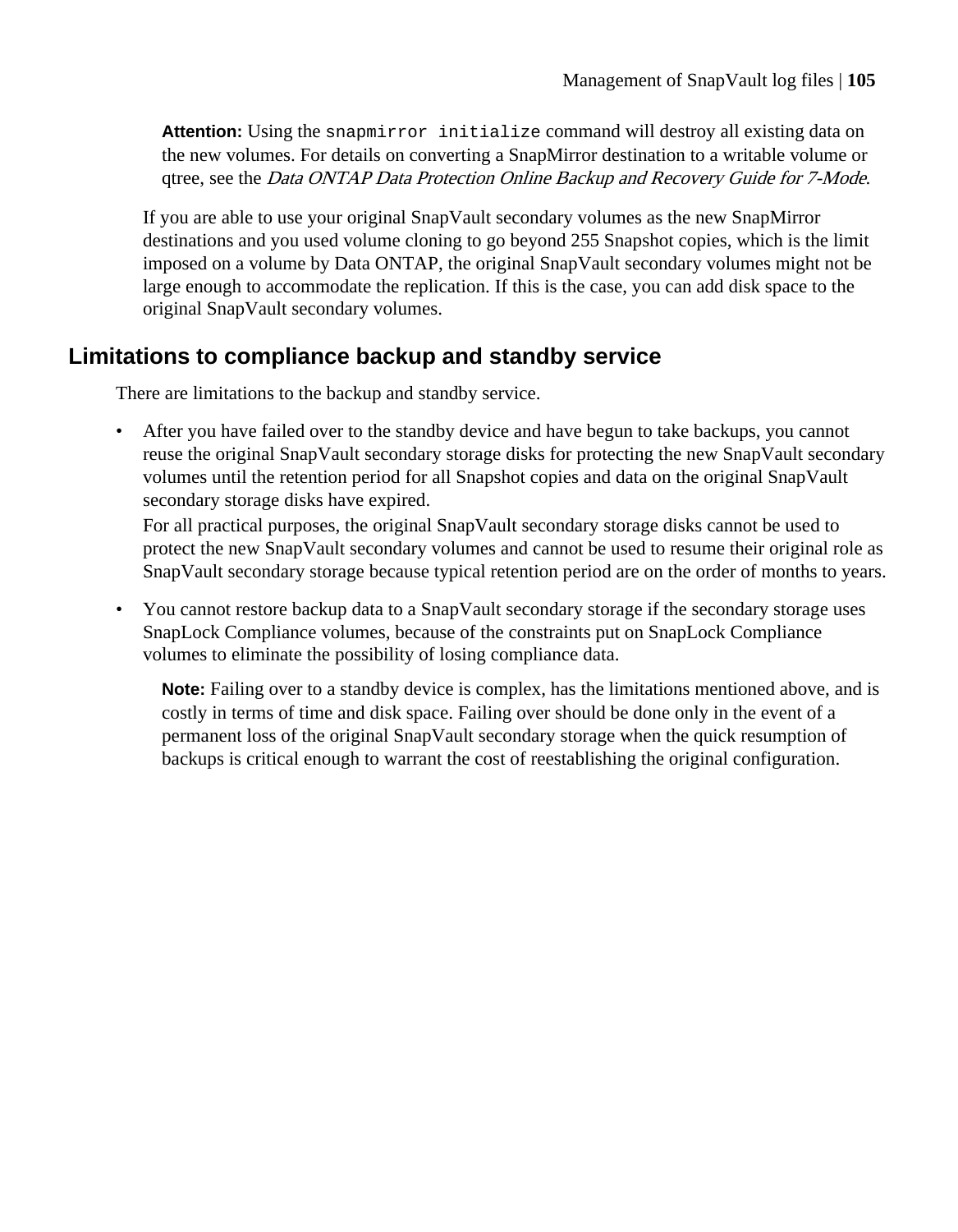**Attention:** Using the `snapmirror initialize` command will destroy all existing data on the new volumes. For details on converting a SnapMirror destination to a writable volume or qtree, see the *Data ONTAP Data Protection Online Backup and Recovery Guide for 7-Mode*.

If you are able to use your original SnapVault secondary volumes as the new SnapMirror destinations and you used volume cloning to go beyond 255 Snapshot copies, which is the limit imposed on a volume by Data ONTAP, the original SnapVault secondary volumes might not be large enough to accommodate the replication. If this is the case, you can add disk space to the original SnapVault secondary volumes.

## Limitations to compliance backup and standby service

There are limitations to the backup and standby service.

- After you have failed over to the standby device and have begun to take backups, you cannot reuse the original SnapVault secondary storage disks for protecting the new SnapVault secondary volumes until the retention period for all Snapshot copies and data on the original SnapVault secondary storage disks have expired.
  
  For all practical purposes, the original SnapVault secondary storage disks cannot be used to protect the new SnapVault secondary volumes and cannot be used to resume their original role as SnapVault secondary storage because typical retention period are on the order of months to years.
- You cannot restore backup data to a SnapVault secondary storage if the secondary storage uses SnapLock Compliance volumes, because of the constraints put on SnapLock Compliance volumes to eliminate the possibility of losing compliance data.

  **Note:** Failing over to a standby device is complex, has the limitations mentioned above, and is costly in terms of time and disk space. Failing over should be done only in the event of a permanent loss of the original SnapVault secondary storage when the quick resumption of backups is critical enough to warrant the cost of reestablishing the original configuration.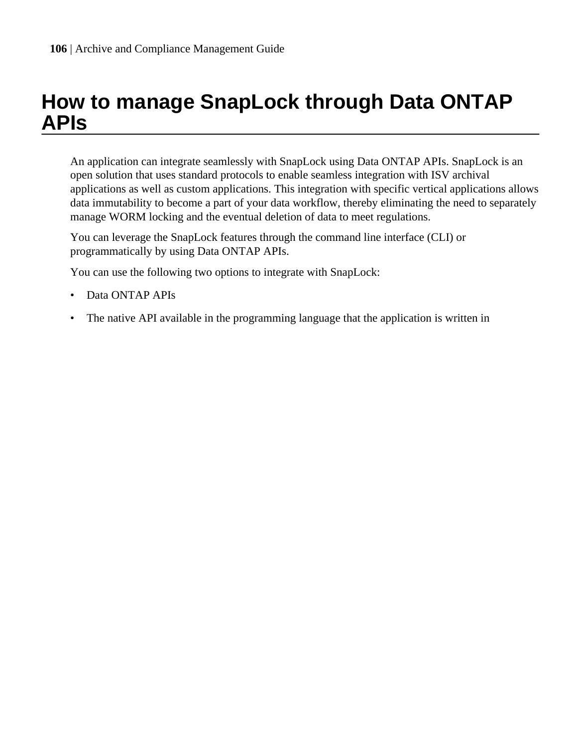# How to manage SnapLock through Data ONTAP APIs

An application can integrate seamlessly with SnapLock using Data ONTAP APIs. SnapLock is an open solution that uses standard protocols to enable seamless integration with ISV archival applications as well as custom applications. This integration with specific vertical applications allows data immutability to become a part of your data workflow, thereby eliminating the need to separately manage WORM locking and the eventual deletion of data to meet regulations.

You can leverage the SnapLock features through the command line interface (CLI) or programmatically by using Data ONTAP APIs.

You can use the following two options to integrate with SnapLock:

- Data ONTAP APIs
- The native API available in the programming language that the application is written in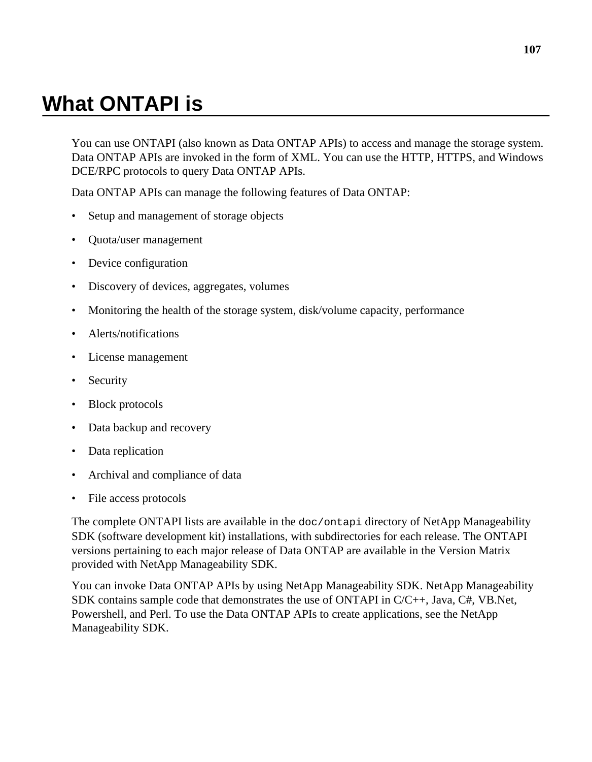# What ONTAPI is

You can use ONTAPI (also known as Data ONTAP APIs) to access and manage the storage system. Data ONTAP APIs are invoked in the form of XML. You can use the HTTP, HTTPS, and Windows DCE/RPC protocols to query Data ONTAP APIs.

Data ONTAP APIs can manage the following features of Data ONTAP:

- Setup and management of storage objects
- Quota/user management
- Device configuration
- Discovery of devices, aggregates, volumes
- Monitoring the health of the storage system, disk/volume capacity, performance
- Alerts/notifications
- License management
- Security
- Block protocols
- Data backup and recovery
- Data replication
- Archival and compliance of data
- File access protocols

The complete ONTAPI lists are available in the `doc/ontapi` directory of NetApp Manageability SDK (software development kit) installations, with subdirectories for each release. The ONTAPI versions pertaining to each major release of Data ONTAP are available in the Version Matrix provided with NetApp Manageability SDK.

You can invoke Data ONTAP APIs by using NetApp Manageability SDK. NetApp Manageability SDK contains sample code that demonstrates the use of ONTAPI in C/C++, Java, C#, VB.Net, Powershell, and Perl. To use the Data ONTAP APIs to create applications, see the NetApp Manageability SDK.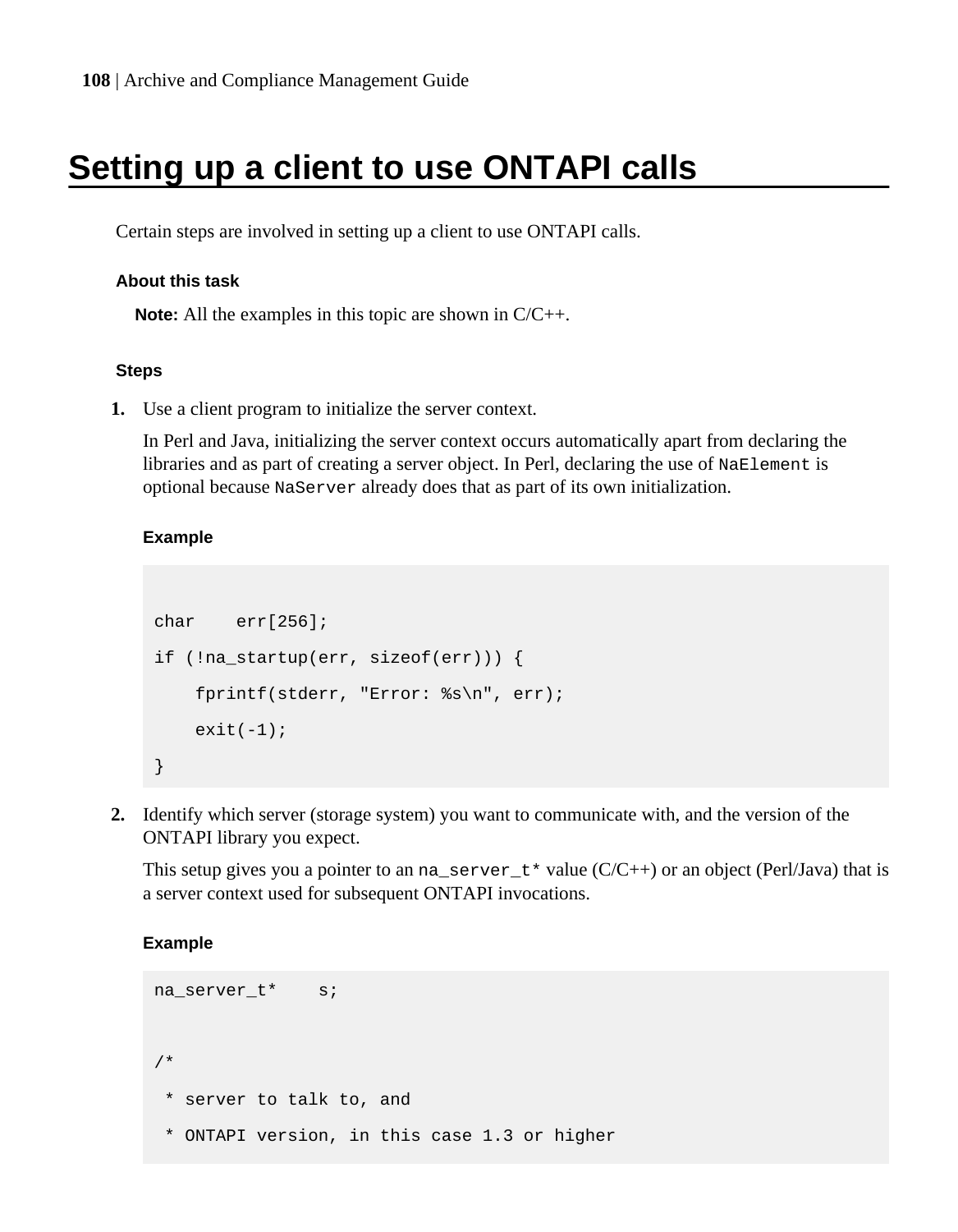# Setting up a client to use ONTAPI calls

Certain steps are involved in setting up a client to use ONTAPI calls.

### About this task

**Note:** All the examples in this topic are shown in C/C++.

### Steps

1. Use a client program to initialize the server context.

   In Perl and Java, initializing the server context occurs automatically apart from declaring the libraries and as part of creating a server object. In Perl, declaring the use of `NaElement` is optional because `NaServer` already does that as part of its own initialization.

   **Example**

   ```
   char    err[256];
   if (!na_startup(err, sizeof(err))) {
       fprintf(stderr, "Error: %s\n", err);
       exit(-1);
   }
   ```

2. Identify which server (storage system) you want to communicate with, and the version of the ONTAPI library you expect.

   This setup gives you a pointer to an `na_server_t*` value (C/C++) or an object (Perl/Java) that is a server context used for subsequent ONTAPI invocations.

   **Example**

   ```
   na_server_t*    s;

   /*
    * server to talk to, and
    * ONTAPI version, in this case 1.3 or higher
   ```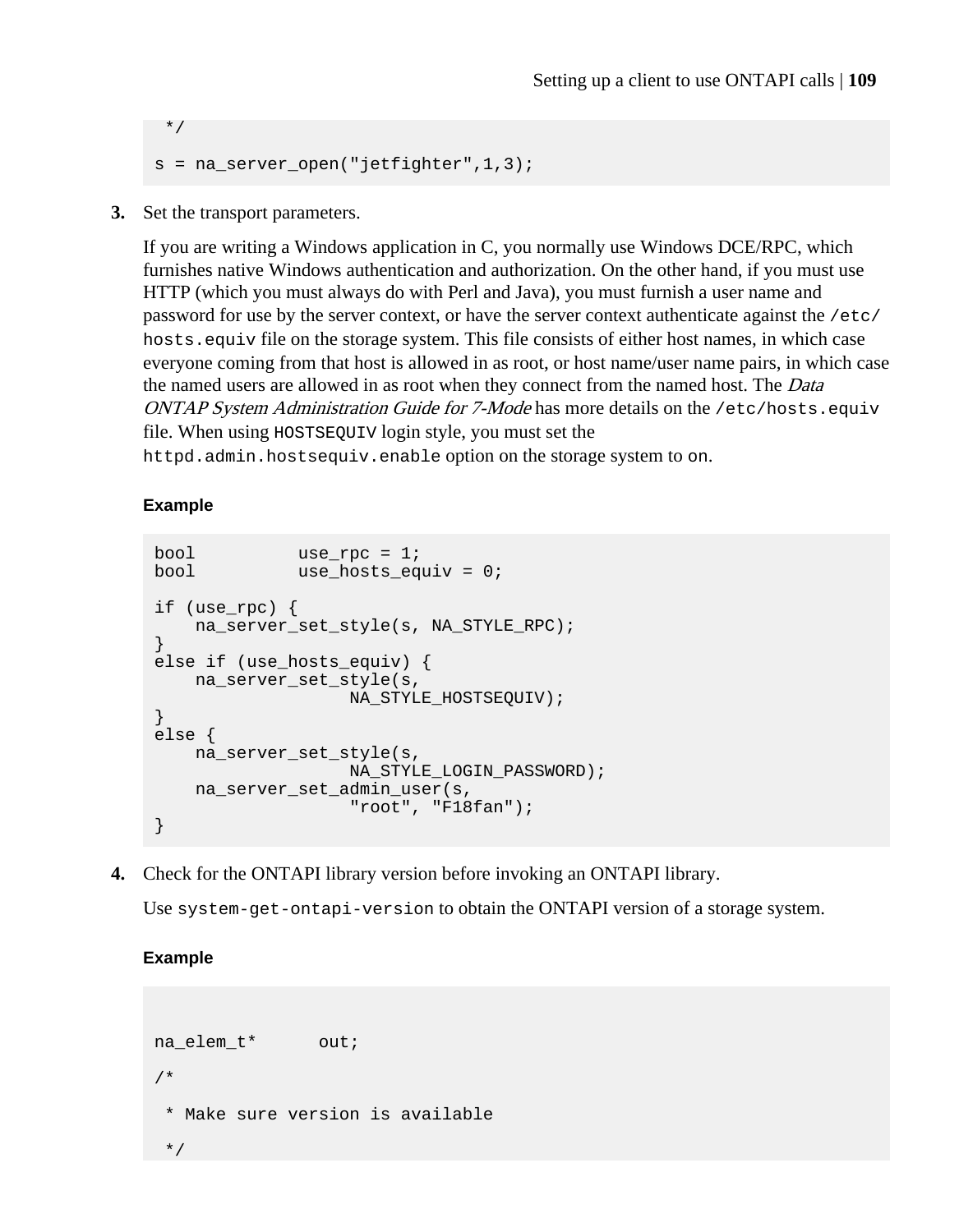```
 */

s = na_server_open("jetfighter",1,3);
```

3. Set the transport parameters.

   If you are writing a Windows application in C, you normally use Windows DCE/RPC, which furnishes native Windows authentication and authorization. On the other hand, if you must use HTTP (which you must always do with Perl and Java), you must furnish a user name and password for use by the server context, or have the server context authenticate against the `/etc/hosts.equiv` file on the storage system. This file consists of either host names, in which case everyone coming from that host is allowed in as root, or host name/user name pairs, in which case the named users are allowed in as root when they connect from the named host. The *Data ONTAP System Administration Guide for 7-Mode* has more details on the `/etc/hosts.equiv` file. When using `HOSTSEQUIV` login style, you must set the `httpd.admin.hostsequiv.enable` option on the storage system to `on`.

   **Example**

   ```
   bool          use_rpc = 1;
   bool          use_hosts_equiv = 0;

   if (use_rpc) {
       na_server_set_style(s, NA_STYLE_RPC);
   }
   else if (use_hosts_equiv) {
       na_server_set_style(s,
                  NA_STYLE_HOSTSEQUIV);
   }
   else {
       na_server_set_style(s,
                  NA_STYLE_LOGIN_PASSWORD);
       na_server_set_admin_user(s,
                  "root", "F18fan");
   }
   ```

4. Check for the ONTAPI library version before invoking an ONTAPI library.

   Use `system-get-ontapi-version` to obtain the ONTAPI version of a storage system.

   **Example**

   ```
   na_elem_t*      out;

   /*

    * Make sure version is available

    */
   ```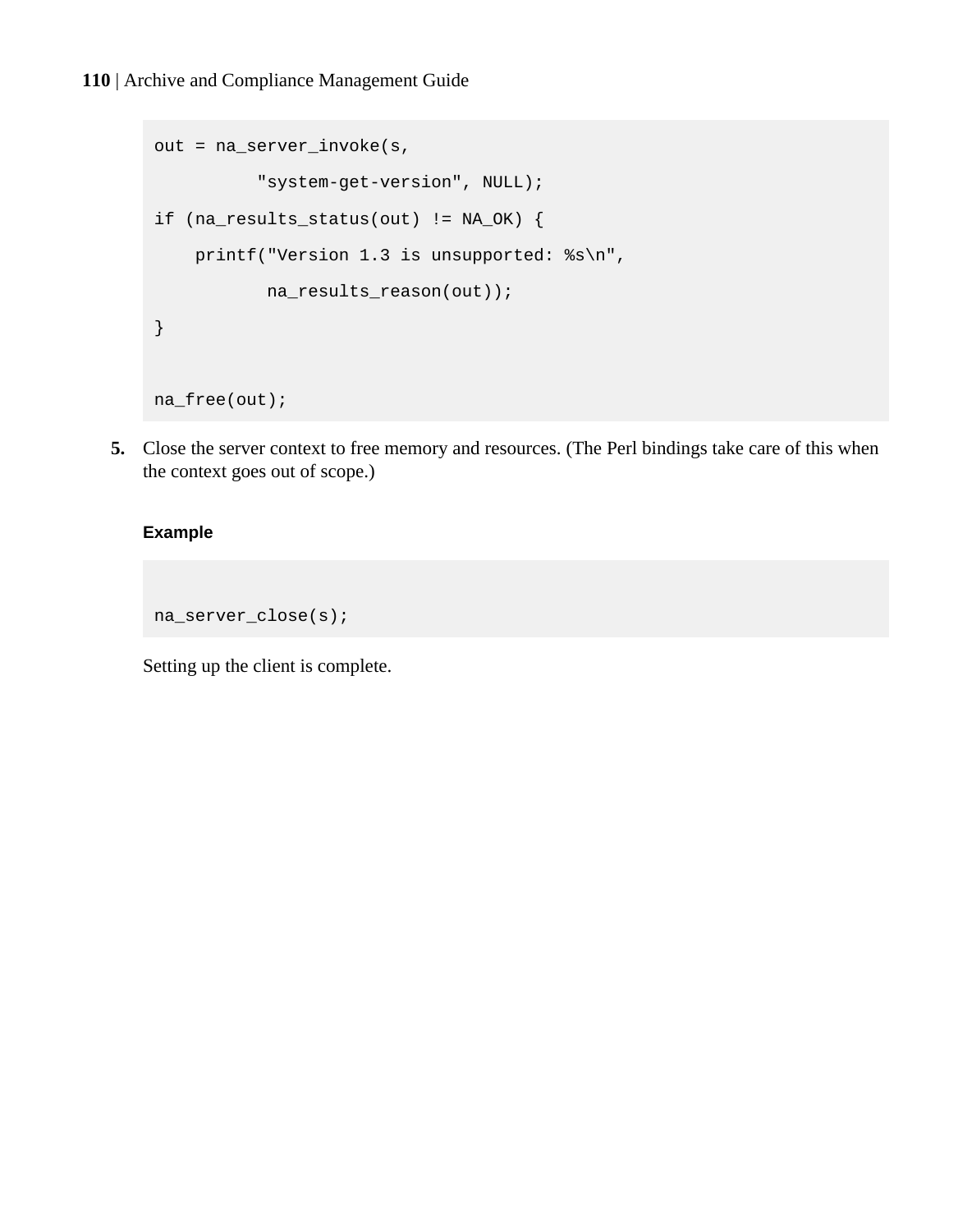```
out = na_server_invoke(s,
          "system-get-version", NULL);
if (na_results_status(out) != NA_OK) {
    printf("Version 1.3 is unsupported: %s\n",
           na_results_reason(out));
}

na_free(out);
```

5. Close the server context to free memory and resources. (The Perl bindings take care of this when the context goes out of scope.)

**Example**

```

na_server_close(s);
```

Setting up the client is complete.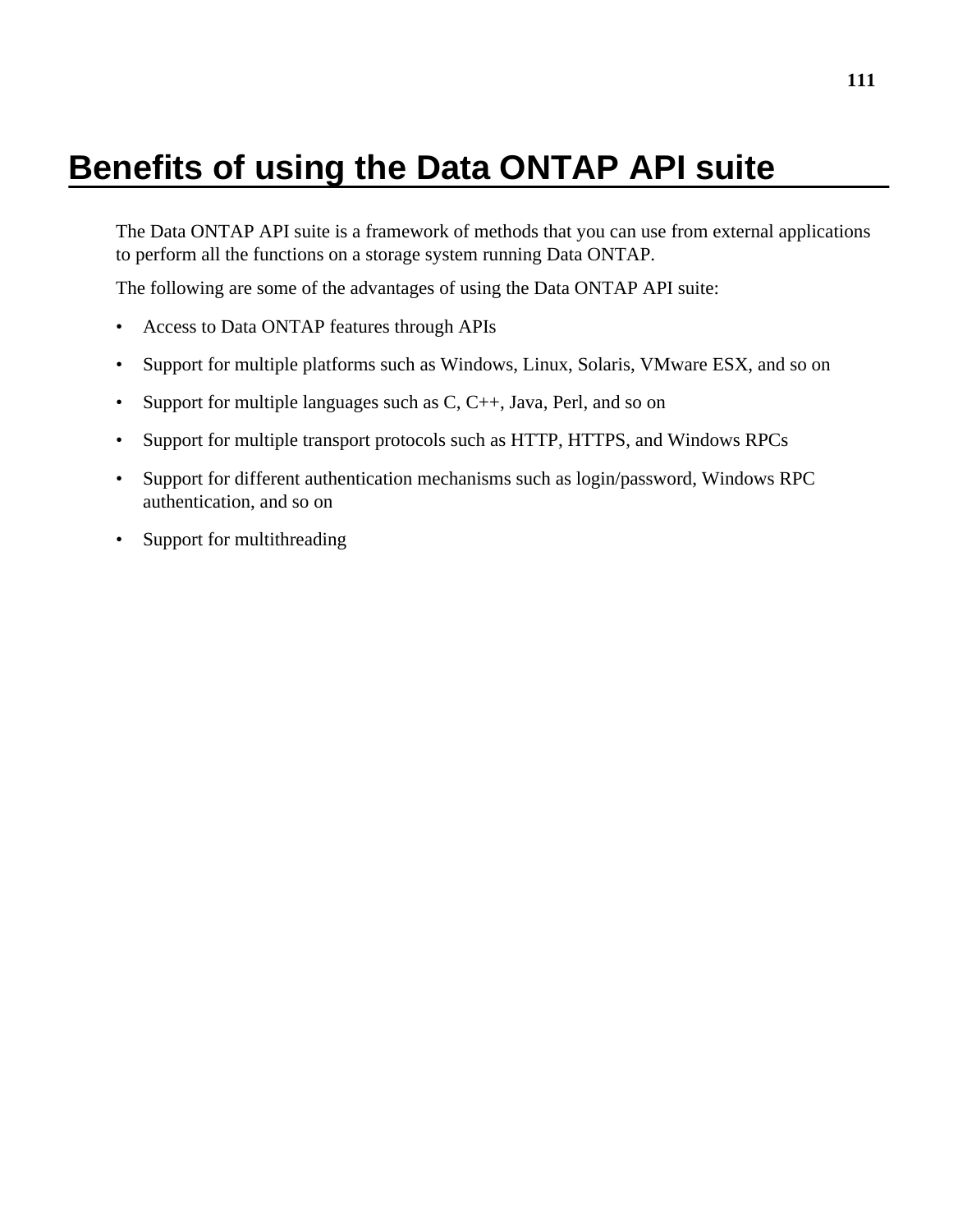# Benefits of using the Data ONTAP API suite

The Data ONTAP API suite is a framework of methods that you can use from external applications to perform all the functions on a storage system running Data ONTAP.

The following are some of the advantages of using the Data ONTAP API suite:

- Access to Data ONTAP features through APIs
- Support for multiple platforms such as Windows, Linux, Solaris, VMware ESX, and so on
- Support for multiple languages such as C, C++, Java, Perl, and so on
- Support for multiple transport protocols such as HTTP, HTTPS, and Windows RPCs
- Support for different authentication mechanisms such as login/password, Windows RPC authentication, and so on
- Support for multithreading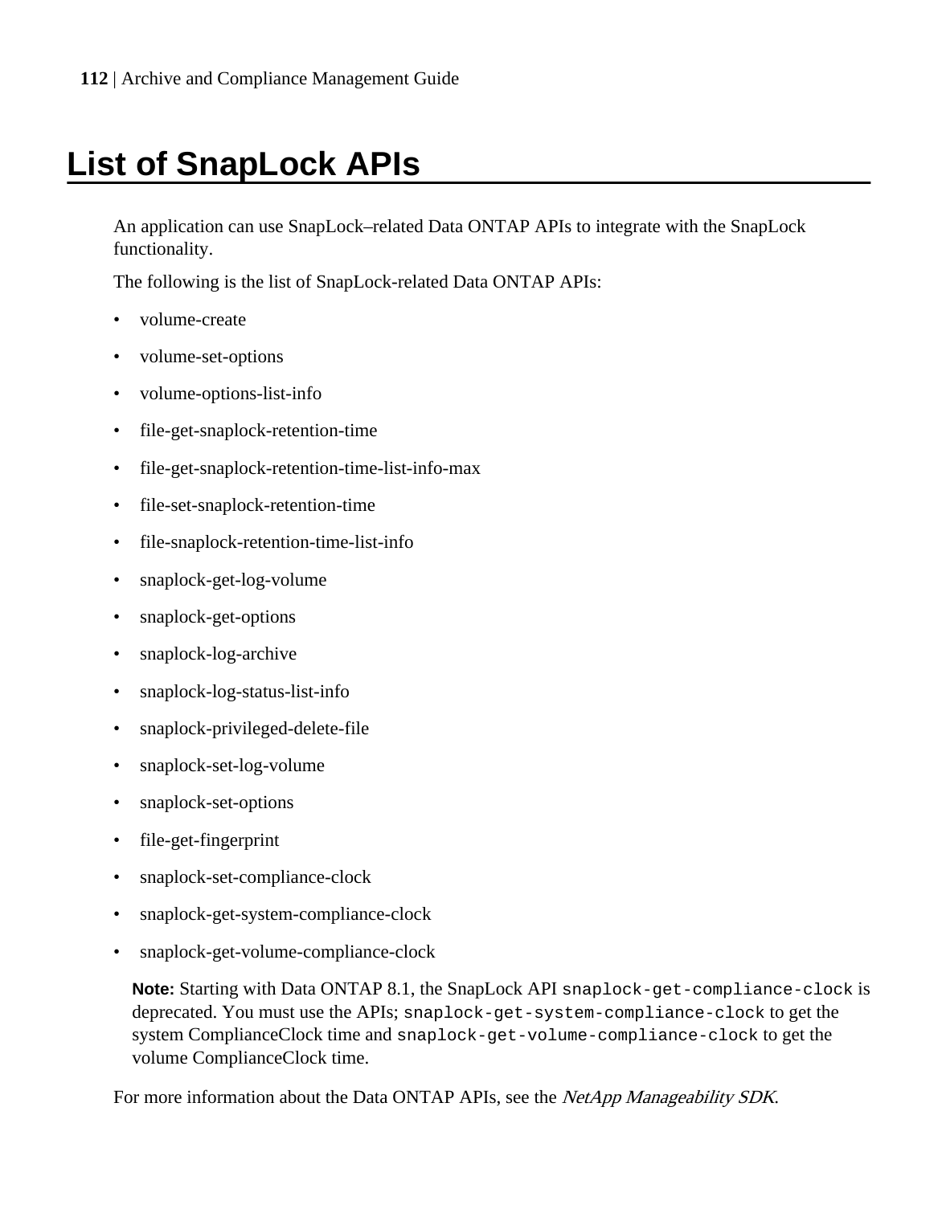# List of SnapLock APIs

An application can use SnapLock–related Data ONTAP APIs to integrate with the SnapLock functionality.

The following is the list of SnapLock-related Data ONTAP APIs:

- volume-create
- volume-set-options
- volume-options-list-info
- file-get-snaplock-retention-time
- file-get-snaplock-retention-time-list-info-max
- file-set-snaplock-retention-time
- file-snaplock-retention-time-list-info
- snaplock-get-log-volume
- snaplock-get-options
- snaplock-log-archive
- snaplock-log-status-list-info
- snaplock-privileged-delete-file
- snaplock-set-log-volume
- snaplock-set-options
- file-get-fingerprint
- snaplock-set-compliance-clock
- snaplock-get-system-compliance-clock
- snaplock-get-volume-compliance-clock

**Note:** Starting with Data ONTAP 8.1, the SnapLock API `snaplock-get-compliance-clock` is deprecated. You must use the APIs; `snaplock-get-system-compliance-clock` to get the system ComplianceClock time and `snaplock-get-volume-compliance-clock` to get the volume ComplianceClock time.

For more information about the Data ONTAP APIs, see the *NetApp Manageability SDK*.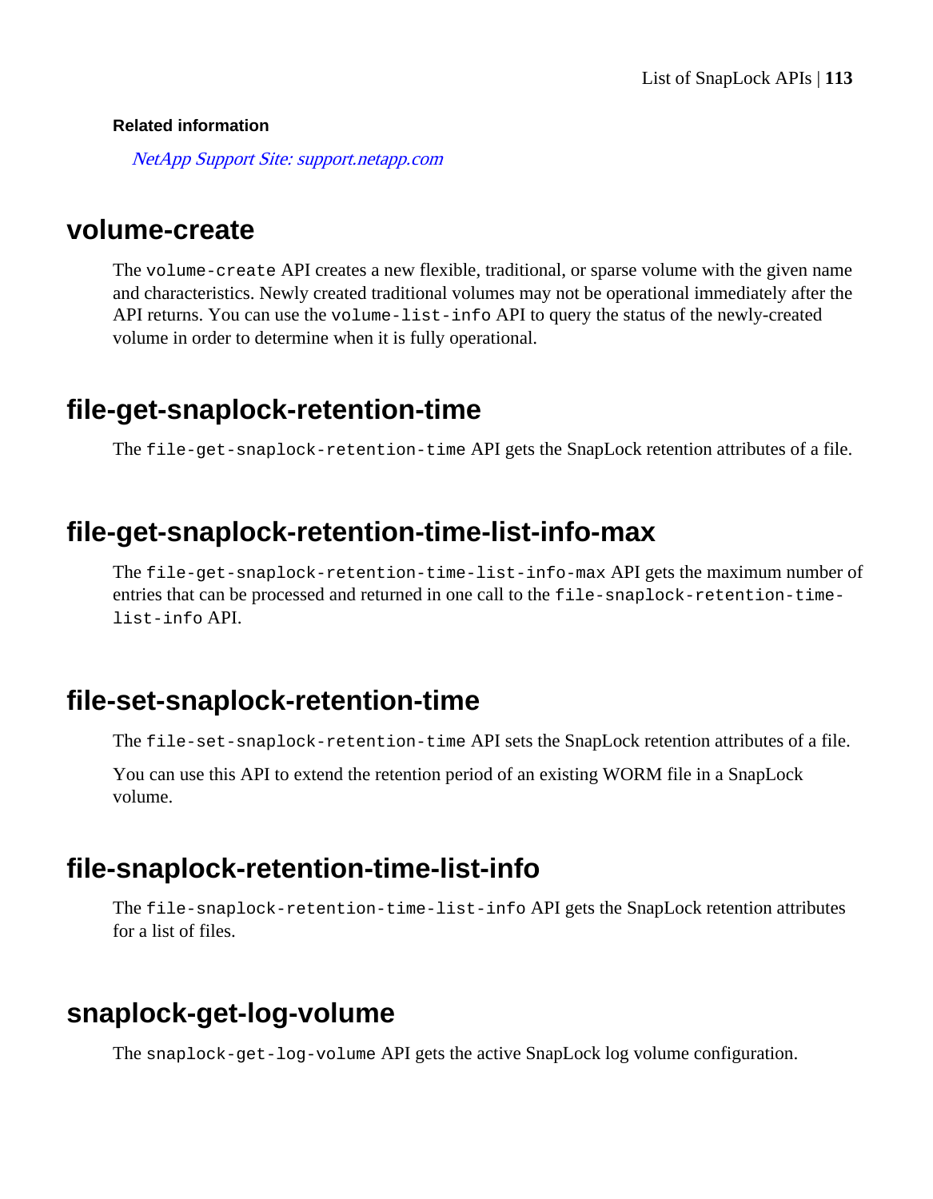**Related information**

*NetApp Support Site: support.netapp.com*

## volume-create

The `volume-create` API creates a new flexible, traditional, or sparse volume with the given name and characteristics. Newly created traditional volumes may not be operational immediately after the API returns. You can use the `volume-list-info` API to query the status of the newly-created volume in order to determine when it is fully operational.

## file-get-snaplock-retention-time

The `file-get-snaplock-retention-time` API gets the SnapLock retention attributes of a file.

## file-get-snaplock-retention-time-list-info-max

The `file-get-snaplock-retention-time-list-info-max` API gets the maximum number of entries that can be processed and returned in one call to the `file-snaplock-retention-time-list-info` API.

## file-set-snaplock-retention-time

The `file-set-snaplock-retention-time` API sets the SnapLock retention attributes of a file.

You can use this API to extend the retention period of an existing WORM file in a SnapLock volume.

## file-snaplock-retention-time-list-info

The `file-snaplock-retention-time-list-info` API gets the SnapLock retention attributes for a list of files.

## snaplock-get-log-volume

The `snaplock-get-log-volume` API gets the active SnapLock log volume configuration.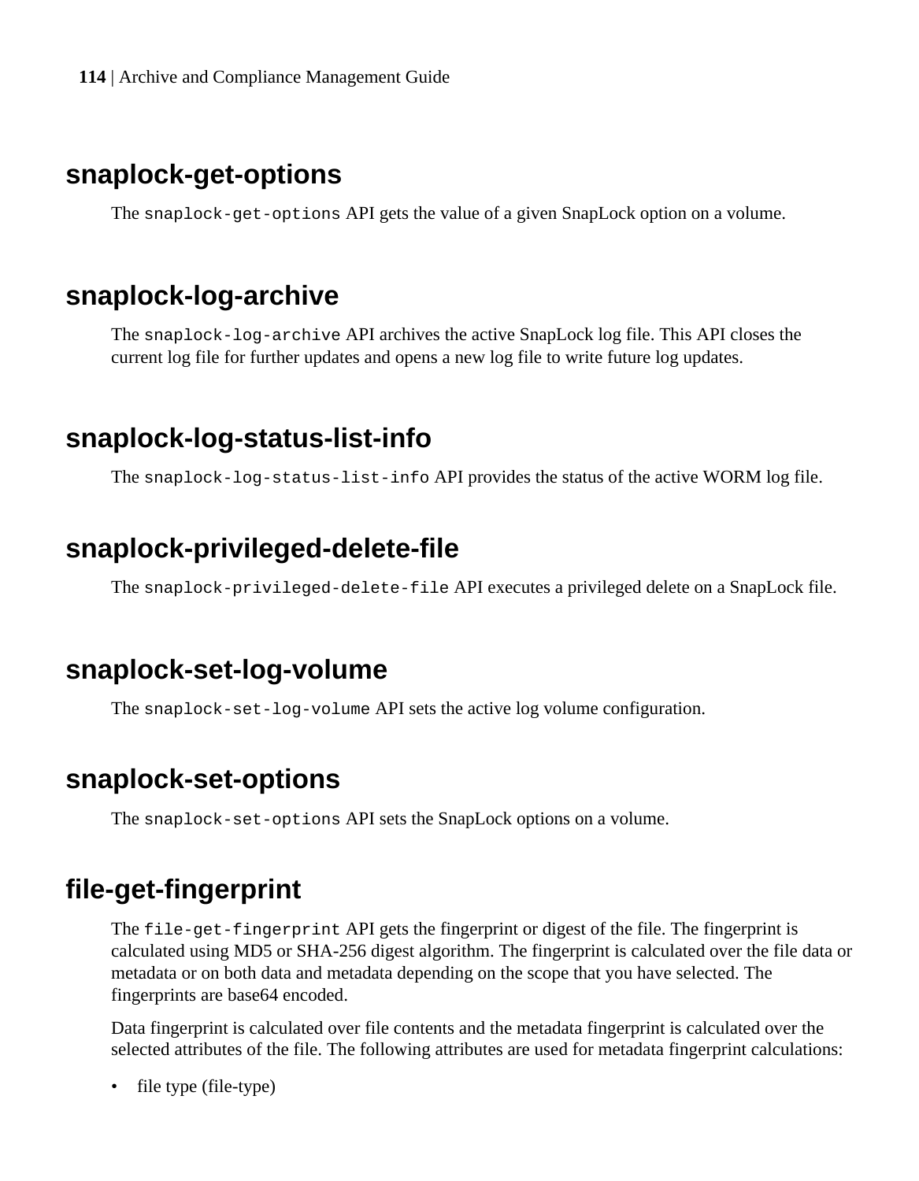## snaplock-get-options

The `snaplock-get-options` API gets the value of a given SnapLock option on a volume.

## snaplock-log-archive

The `snaplock-log-archive` API archives the active SnapLock log file. This API closes the current log file for further updates and opens a new log file to write future log updates.

## snaplock-log-status-list-info

The `snaplock-log-status-list-info` API provides the status of the active WORM log file.

## snaplock-privileged-delete-file

The `snaplock-privileged-delete-file` API executes a privileged delete on a SnapLock file.

## snaplock-set-log-volume

The `snaplock-set-log-volume` API sets the active log volume configuration.

## snaplock-set-options

The `snaplock-set-options` API sets the SnapLock options on a volume.

## file-get-fingerprint

The `file-get-fingerprint` API gets the fingerprint or digest of the file. The fingerprint is calculated using MD5 or SHA-256 digest algorithm. The fingerprint is calculated over the file data or metadata or on both data and metadata depending on the scope that you have selected. The fingerprints are base64 encoded.

Data fingerprint is calculated over file contents and the metadata fingerprint is calculated over the selected attributes of the file. The following attributes are used for metadata fingerprint calculations:

- file type (file-type)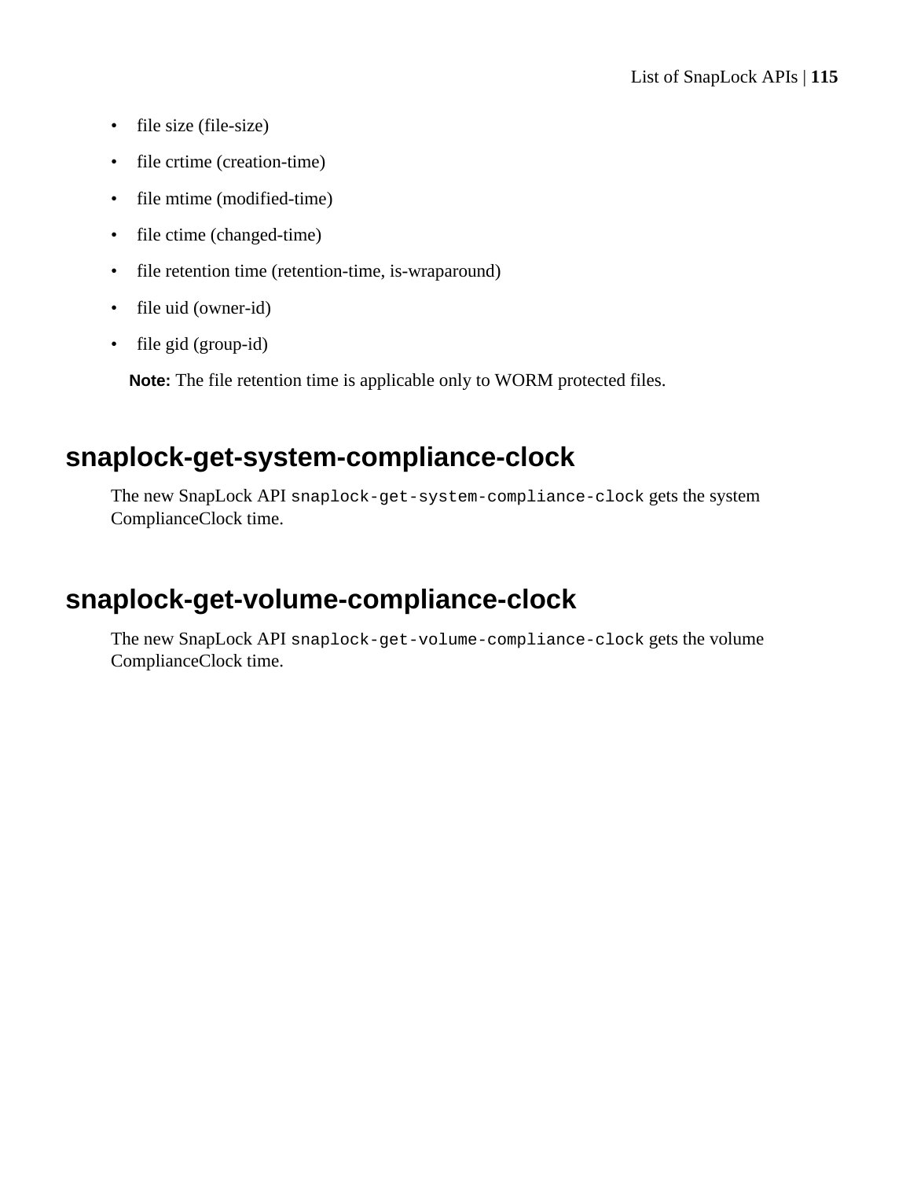- file size (file-size)
- file crtime (creation-time)
- file mtime (modified-time)
- file ctime (changed-time)
- file retention time (retention-time, is-wraparound)
- file uid (owner-id)
- file gid (group-id)

**Note:** The file retention time is applicable only to WORM protected files.

## snaplock-get-system-compliance-clock

The new SnapLock API `snaplock-get-system-compliance-clock` gets the system ComplianceClock time.

## snaplock-get-volume-compliance-clock

The new SnapLock API `snaplock-get-volume-compliance-clock` gets the volume ComplianceClock time.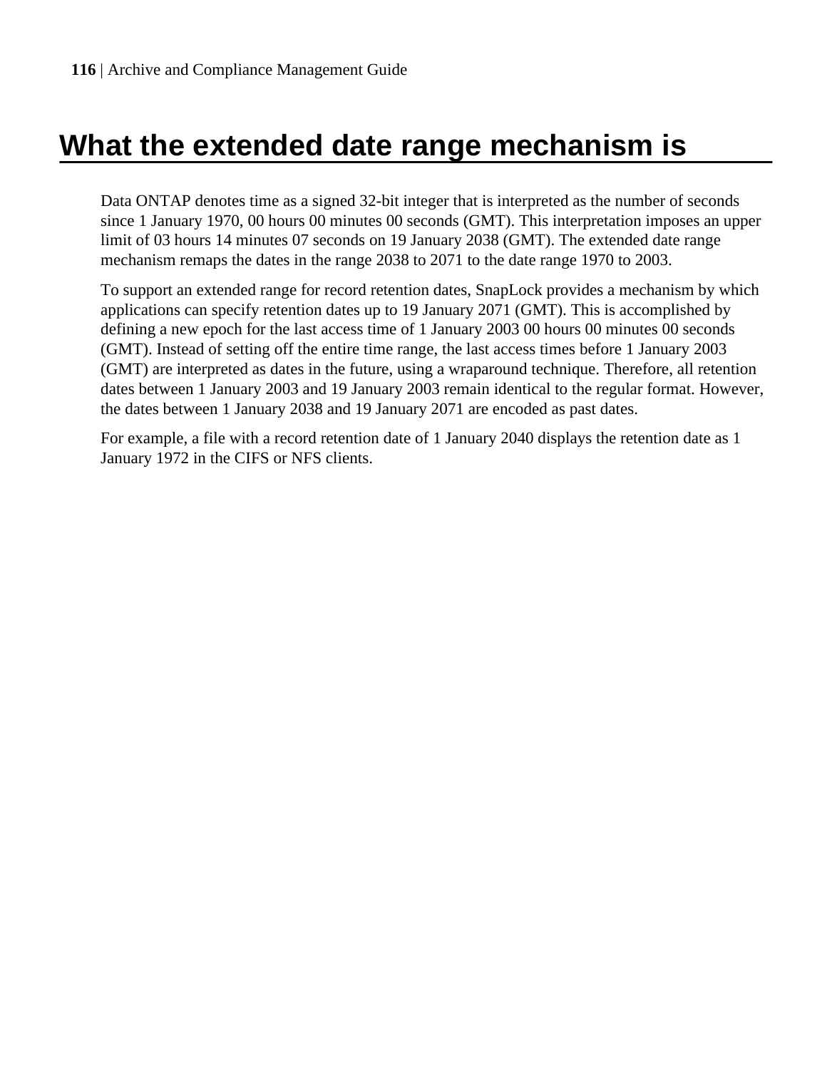# What the extended date range mechanism is

Data ONTAP denotes time as a signed 32-bit integer that is interpreted as the number of seconds since 1 January 1970, 00 hours 00 minutes 00 seconds (GMT). This interpretation imposes an upper limit of 03 hours 14 minutes 07 seconds on 19 January 2038 (GMT). The extended date range mechanism remaps the dates in the range 2038 to 2071 to the date range 1970 to 2003.

To support an extended range for record retention dates, SnapLock provides a mechanism by which applications can specify retention dates up to 19 January 2071 (GMT). This is accomplished by defining a new epoch for the last access time of 1 January 2003 00 hours 00 minutes 00 seconds (GMT). Instead of setting off the entire time range, the last access times before 1 January 2003 (GMT) are interpreted as dates in the future, using a wraparound technique. Therefore, all retention dates between 1 January 2003 and 19 January 2003 remain identical to the regular format. However, the dates between 1 January 2038 and 19 January 2071 are encoded as past dates.

For example, a file with a record retention date of 1 January 2040 displays the retention date as 1 January 1972 in the CIFS or NFS clients.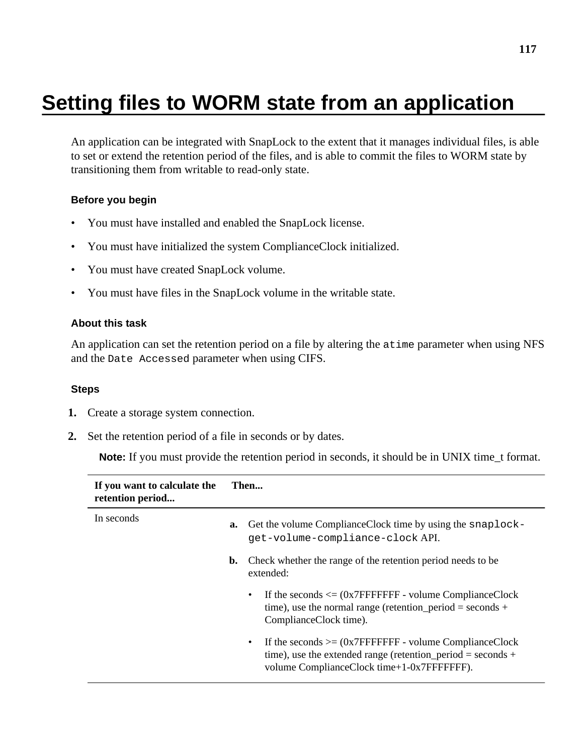# Setting files to WORM state from an application

An application can be integrated with SnapLock to the extent that it manages individual files, is able to set or extend the retention period of the files, and is able to commit the files to WORM state by transitioning them from writable to read-only state.

### Before you begin

- You must have installed and enabled the SnapLock license.
- You must have initialized the system ComplianceClock initialized.
- You must have created SnapLock volume.
- You must have files in the SnapLock volume in the writable state.

### About this task

An application can set the retention period on a file by altering the `atime` parameter when using NFS and the `Date Accessed` parameter when using CIFS.

### Steps

1. Create a storage system connection.
2. Set the retention period of a file in seconds or by dates.

   **Note:** If you must provide the retention period in seconds, it should be in UNIX time_t format.

| If you want to calculate the retention period... | Then... |
|---|---|
| In seconds | **a.** Get the volume ComplianceClock time by using the `snaplock-get-volume-compliance-clock` API.<br>**b.** Check whether the range of the retention period needs to be extended:<br>• If the seconds <= (0x7FFFFFFF - volume ComplianceClock time), use the normal range (retention_period = seconds + ComplianceClock time).<br>• If the seconds >= (0x7FFFFFFF - volume ComplianceClock time), use the extended range (retention_period = seconds + volume ComplianceClock time+1-0x7FFFFFFF). |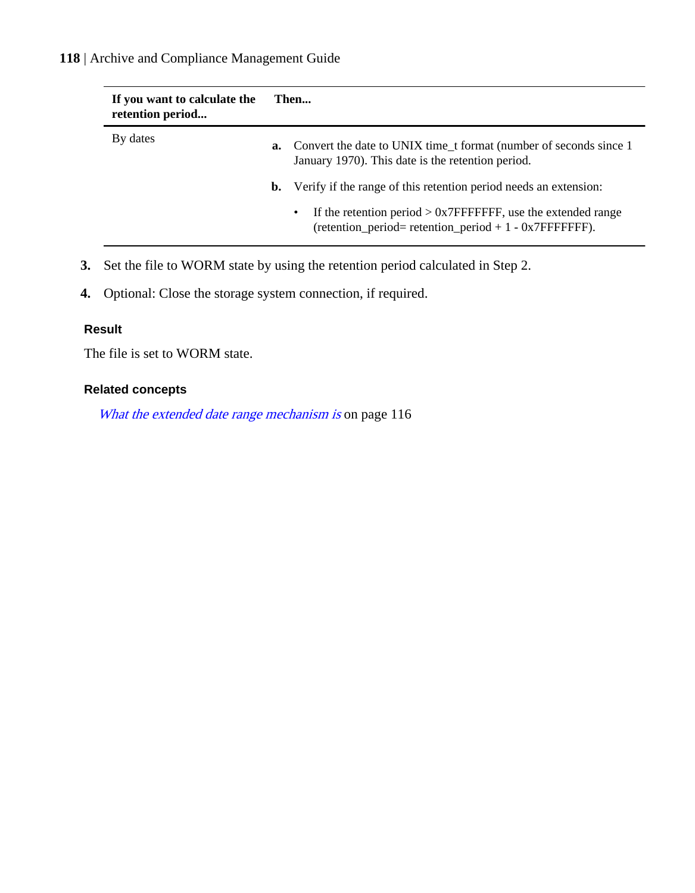| If you want to calculate the retention period... | Then... |
| --- | --- |
| By dates | **a.** Convert the date to UNIX time_t format (number of seconds since 1 January 1970). This date is the retention period.<br>**b.** Verify if the range of this retention period needs an extension:<br>• If the retention period > 0x7FFFFFFF, use the extended range (retention_period= retention_period + 1 - 0x7FFFFFFF). |

3. Set the file to WORM state by using the retention period calculated in Step 2.
4. Optional: Close the storage system connection, if required.

### Result

The file is set to WORM state.

### Related concepts

*What the extended date range mechanism is* on page 116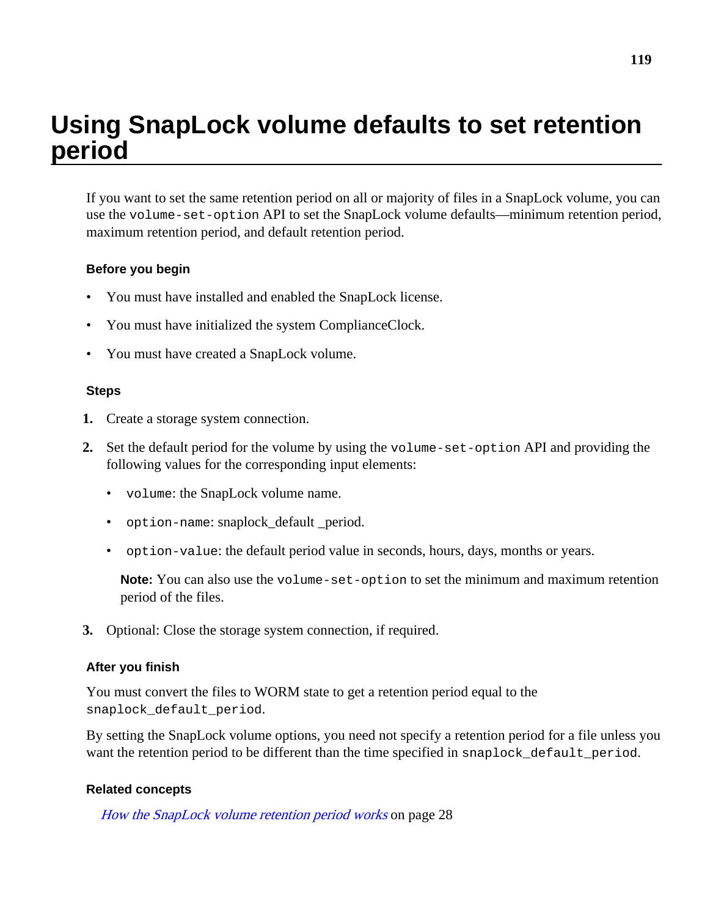# Using SnapLock volume defaults to set retention period

If you want to set the same retention period on all or majority of files in a SnapLock volume, you can use the `volume-set-option` API to set the SnapLock volume defaults—minimum retention period, maximum retention period, and default retention period.

### Before you begin

- You must have installed and enabled the SnapLock license.
- You must have initialized the system ComplianceClock.
- You must have created a SnapLock volume.

### Steps

1. Create a storage system connection.
2. Set the default period for the volume by using the `volume-set-option` API and providing the following values for the corresponding input elements:
   - `volume`: the SnapLock volume name.
   - `option-name`: snaplock_default _period.
   - `option-value`: the default period value in seconds, hours, days, months or years.

   **Note:** You can also use the `volume-set-option` to set the minimum and maximum retention period of the files.
3. Optional: Close the storage system connection, if required.

### After you finish

You must convert the files to WORM state to get a retention period equal to the `snaplock_default_period`.

By setting the SnapLock volume options, you need not specify a retention period for a file unless you want the retention period to be different than the time specified in `snaplock_default_period`.

### Related concepts

*How the SnapLock volume retention period works* on page 28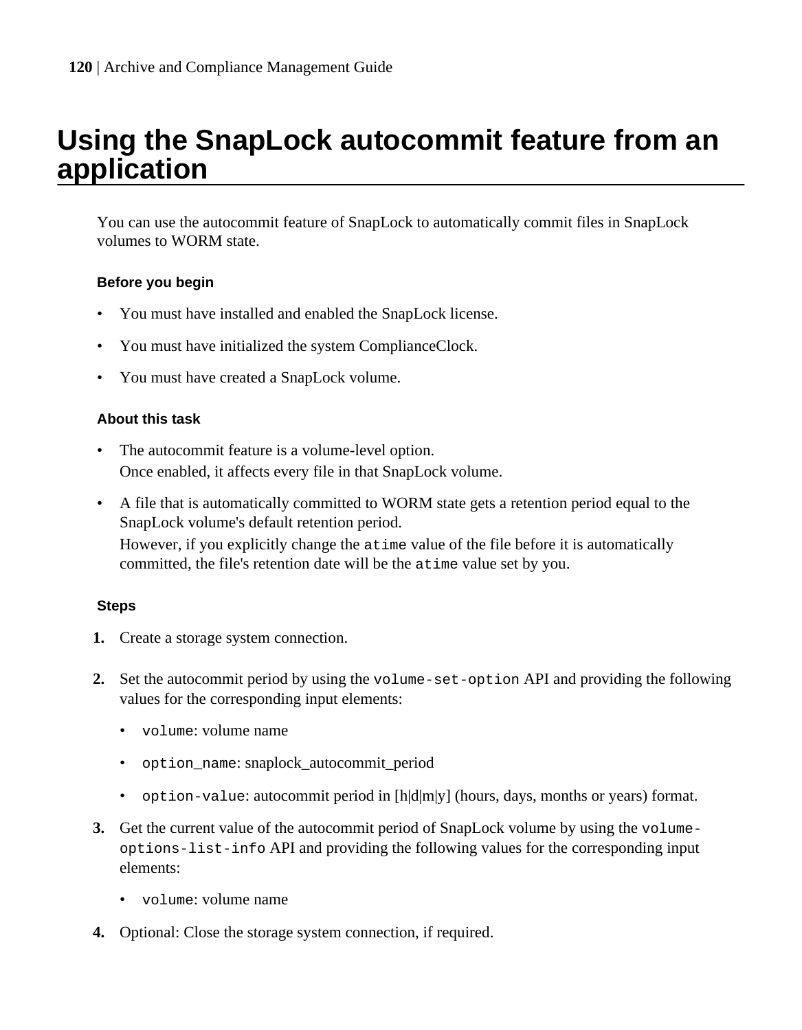# Using the SnapLock autocommit feature from an application

You can use the autocommit feature of SnapLock to automatically commit files in SnapLock volumes to WORM state.

### Before you begin

- You must have installed and enabled the SnapLock license.
- You must have initialized the system ComplianceClock.
- You must have created a SnapLock volume.

### About this task

- The autocommit feature is a volume-level option.
  Once enabled, it affects every file in that SnapLock volume.
- A file that is automatically committed to WORM state gets a retention period equal to the SnapLock volume's default retention period.
  However, if you explicitly change the `atime` value of the file before it is automatically committed, the file's retention date will be the `atime` value set by you.

### Steps

1. Create a storage system connection.
2. Set the autocommit period by using the `volume-set-option` API and providing the following values for the corresponding input elements:
   - `volume`: volume name
   - `option_name`: snaplock_autocommit_period
   - `option-value`: autocommit period in [h|d|m|y] (hours, days, months or years) format.
3. Get the current value of the autocommit period of SnapLock volume by using the `volume-options-list-info` API and providing the following values for the corresponding input elements:
   - `volume`: volume name
4. Optional: Close the storage system connection, if required.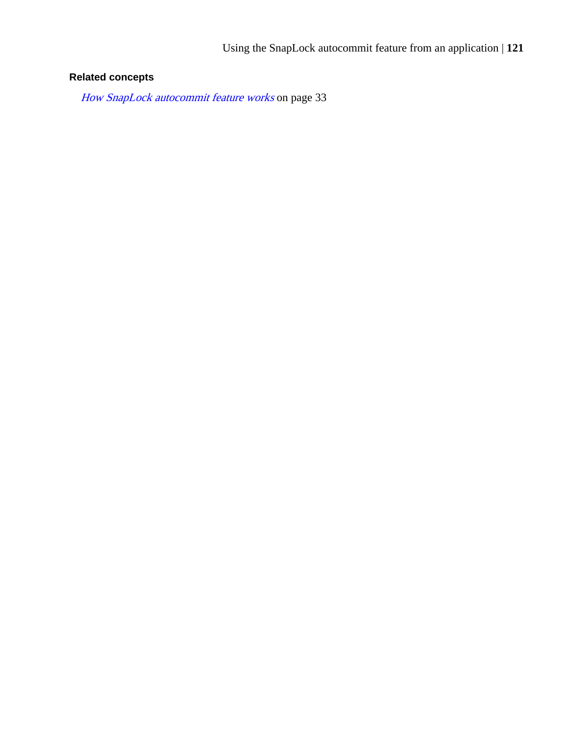**Related concepts**

*How SnapLock autocommit feature works* on page 33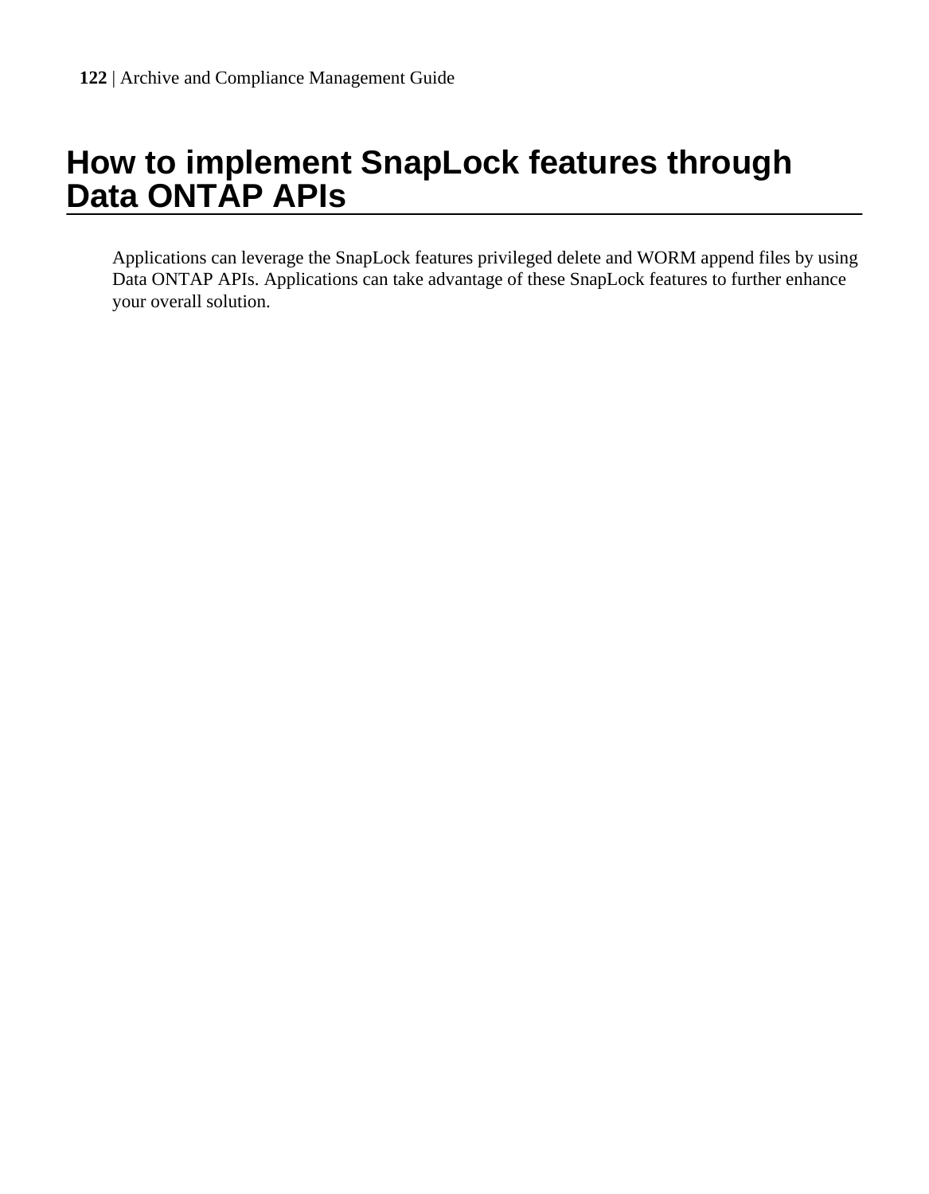# How to implement SnapLock features through Data ONTAP APIs

Applications can leverage the SnapLock features privileged delete and WORM append files by using Data ONTAP APIs. Applications can take advantage of these SnapLock features to further enhance your overall solution.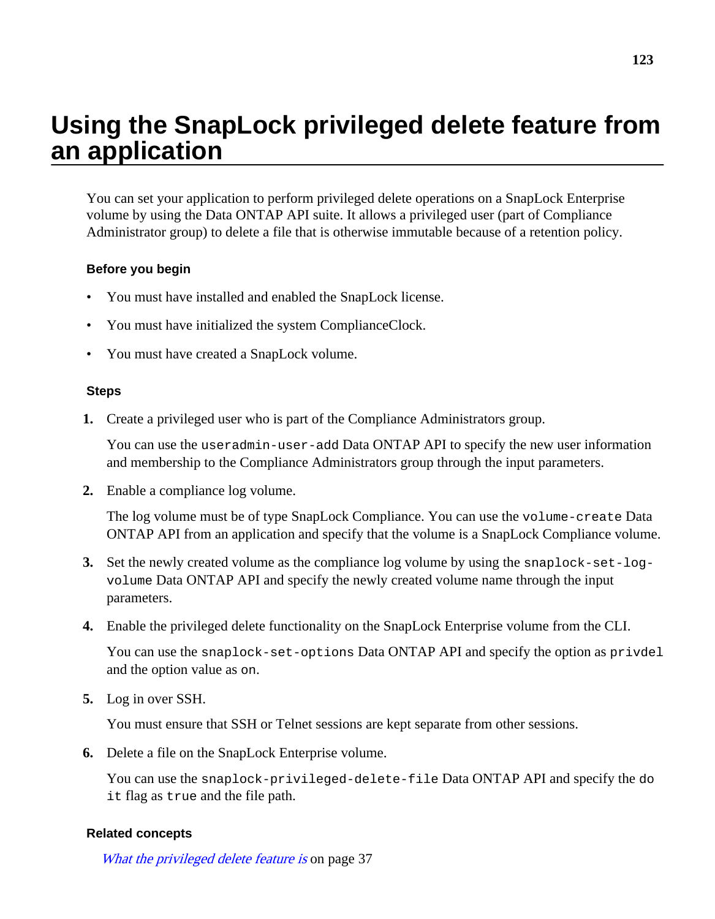# Using the SnapLock privileged delete feature from an application

You can set your application to perform privileged delete operations on a SnapLock Enterprise volume by using the Data ONTAP API suite. It allows a privileged user (part of Compliance Administrator group) to delete a file that is otherwise immutable because of a retention policy.

### Before you begin

- You must have installed and enabled the SnapLock license.
- You must have initialized the system ComplianceClock.
- You must have created a SnapLock volume.

### Steps

1. Create a privileged user who is part of the Compliance Administrators group.

   You can use the `useradmin-user-add` Data ONTAP API to specify the new user information and membership to the Compliance Administrators group through the input parameters.

2. Enable a compliance log volume.

   The log volume must be of type SnapLock Compliance. You can use the `volume-create` Data ONTAP API from an application and specify that the volume is a SnapLock Compliance volume.

3. Set the newly created volume as the compliance log volume by using the `snaplock-set-log-volume` Data ONTAP API and specify the newly created volume name through the input parameters.

4. Enable the privileged delete functionality on the SnapLock Enterprise volume from the CLI.

   You can use the `snaplock-set-options` Data ONTAP API and specify the option as `privdel` and the option value as `on`.

5. Log in over SSH.

   You must ensure that SSH or Telnet sessions are kept separate from other sessions.

6. Delete a file on the SnapLock Enterprise volume.

   You can use the `snaplock-privileged-delete-file` Data ONTAP API and specify the `do it` flag as `true` and the file path.

### Related concepts

*What the privileged delete feature is* on page 37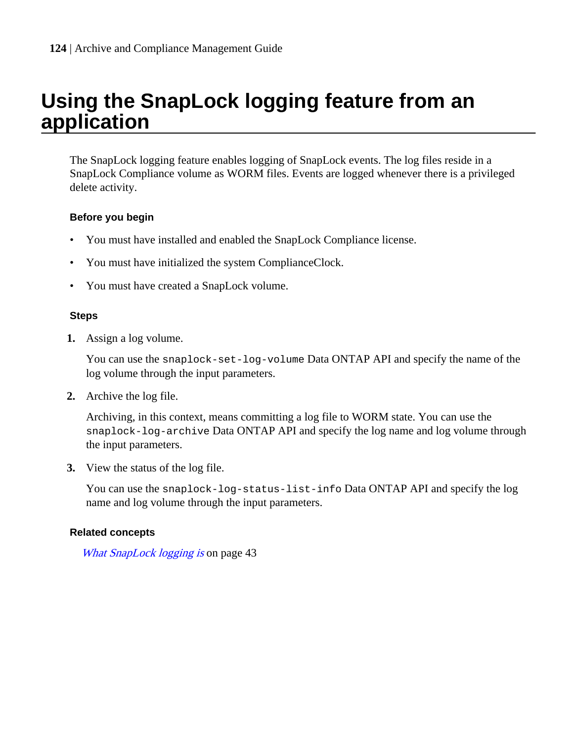# Using the SnapLock logging feature from an application

The SnapLock logging feature enables logging of SnapLock events. The log files reside in a SnapLock Compliance volume as WORM files. Events are logged whenever there is a privileged delete activity.

#### Before you begin

- You must have installed and enabled the SnapLock Compliance license.
- You must have initialized the system ComplianceClock.
- You must have created a SnapLock volume.

#### Steps

1. Assign a log volume.

   You can use the `snaplock-set-log-volume` Data ONTAP API and specify the name of the log volume through the input parameters.

2. Archive the log file.

   Archiving, in this context, means committing a log file to WORM state. You can use the `snaplock-log-archive` Data ONTAP API and specify the log name and log volume through the input parameters.

3. View the status of the log file.

   You can use the `snaplock-log-status-list-info` Data ONTAP API and specify the log name and log volume through the input parameters.

#### Related concepts

*What SnapLock logging is* on page 43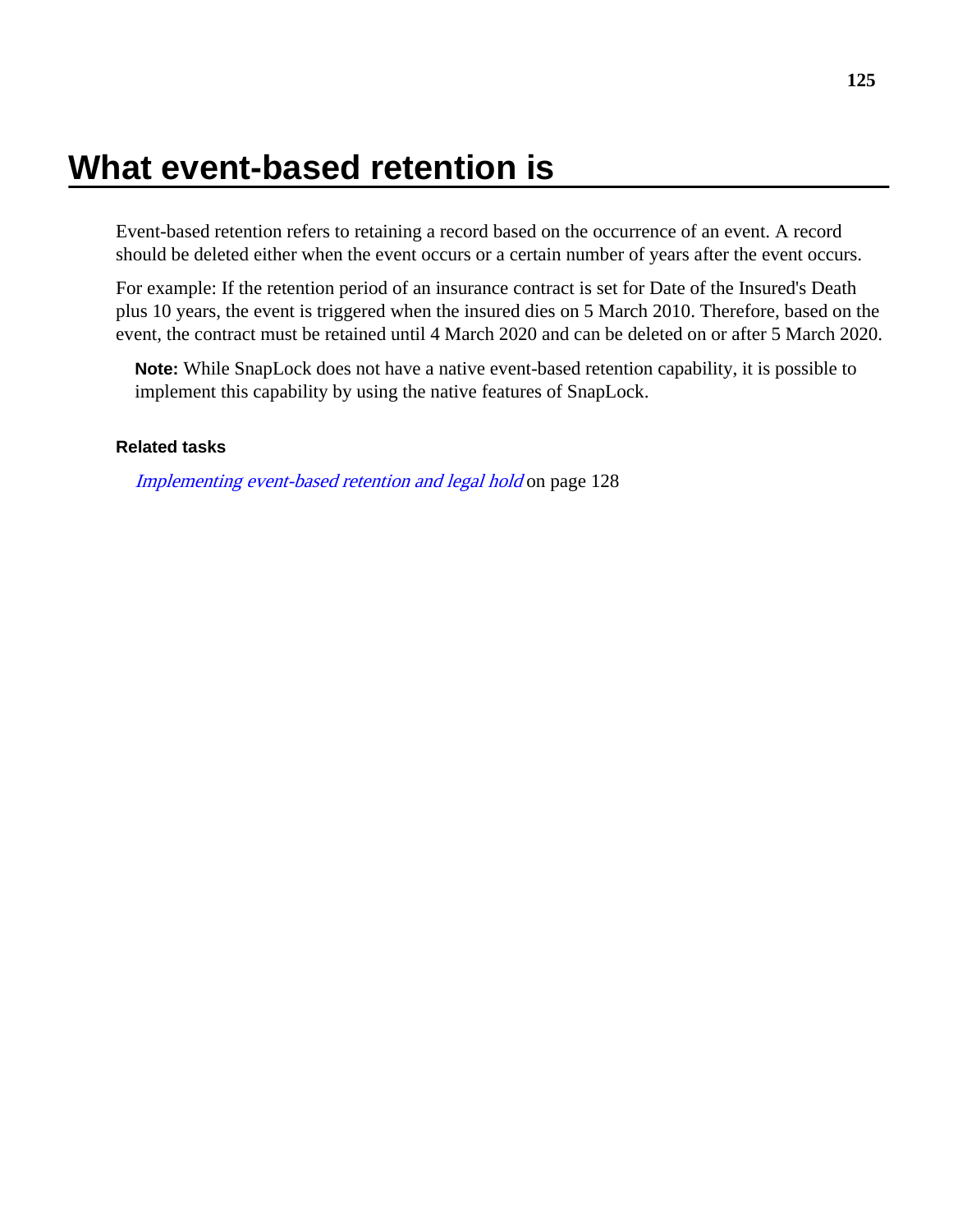# What event-based retention is

Event-based retention refers to retaining a record based on the occurrence of an event. A record should be deleted either when the event occurs or a certain number of years after the event occurs.

For example: If the retention period of an insurance contract is set for Date of the Insured's Death plus 10 years, the event is triggered when the insured dies on 5 March 2010. Therefore, based on the event, the contract must be retained until 4 March 2020 and can be deleted on or after 5 March 2020.

**Note:** While SnapLock does not have a native event-based retention capability, it is possible to implement this capability by using the native features of SnapLock.

**Related tasks**

*Implementing event-based retention and legal hold* on page 128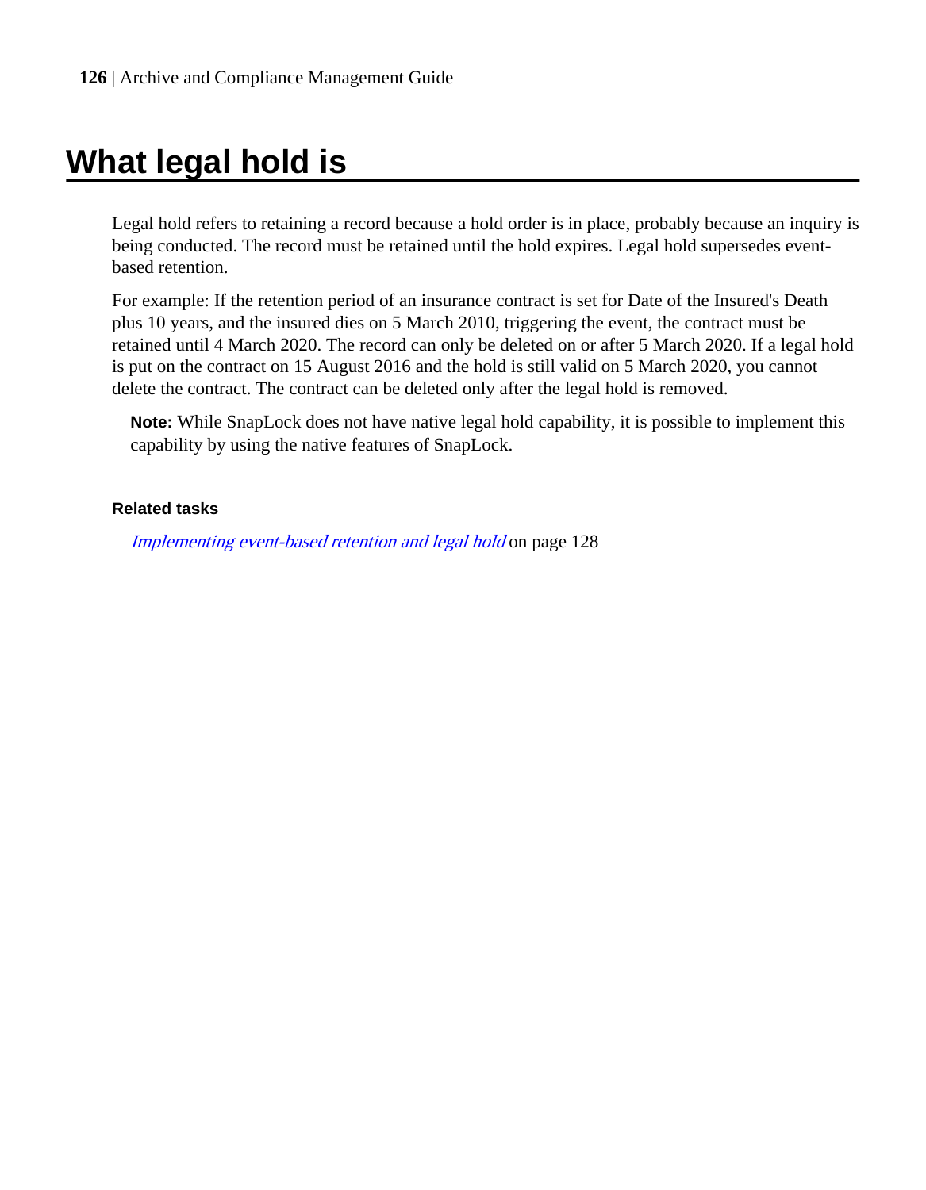# What legal hold is

Legal hold refers to retaining a record because a hold order is in place, probably because an inquiry is being conducted. The record must be retained until the hold expires. Legal hold supersedes event-based retention.

For example: If the retention period of an insurance contract is set for Date of the Insured's Death plus 10 years, and the insured dies on 5 March 2010, triggering the event, the contract must be retained until 4 March 2020. The record can only be deleted on or after 5 March 2020. If a legal hold is put on the contract on 15 August 2016 and the hold is still valid on 5 March 2020, you cannot delete the contract. The contract can be deleted only after the legal hold is removed.

**Note:** While SnapLock does not have native legal hold capability, it is possible to implement this capability by using the native features of SnapLock.

#### Related tasks

*Implementing event-based retention and legal hold* on page 128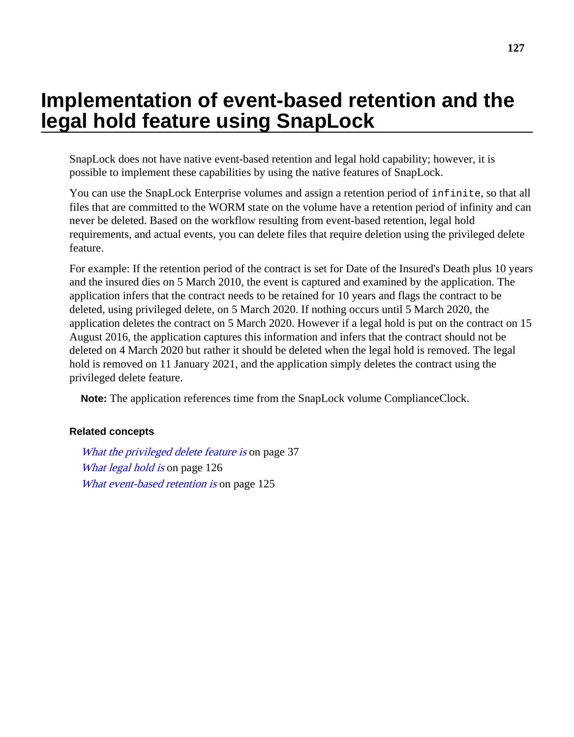# Implementation of event-based retention and the legal hold feature using SnapLock

SnapLock does not have native event-based retention and legal hold capability; however, it is possible to implement these capabilities by using the native features of SnapLock.

You can use the SnapLock Enterprise volumes and assign a retention period of `infinite`, so that all files that are committed to the WORM state on the volume have a retention period of infinity and can never be deleted. Based on the workflow resulting from event-based retention, legal hold requirements, and actual events, you can delete files that require deletion using the privileged delete feature.

For example: If the retention period of the contract is set for Date of the Insured's Death plus 10 years and the insured dies on 5 March 2010, the event is captured and examined by the application. The application infers that the contract needs to be retained for 10 years and flags the contract to be deleted, using privileged delete, on 5 March 2020. If nothing occurs until 5 March 2020, the application deletes the contract on 5 March 2020. However if a legal hold is put on the contract on 15 August 2016, the application captures this information and infers that the contract should not be deleted on 4 March 2020 but rather it should be deleted when the legal hold is removed. The legal hold is removed on 11 January 2021, and the application simply deletes the contract using the privileged delete feature.

**Note:** The application references time from the SnapLock volume ComplianceClock.

**Related concepts**

*What the privileged delete feature is* on page 37
*What legal hold is* on page 126
*What event-based retention is* on page 125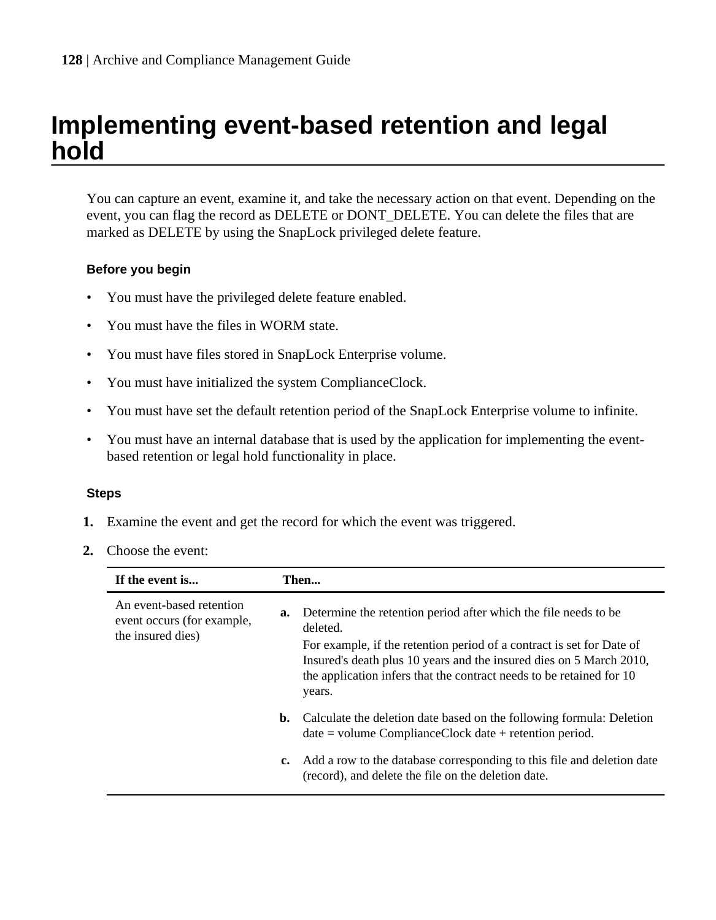# Implementing event-based retention and legal hold

You can capture an event, examine it, and take the necessary action on that event. Depending on the event, you can flag the record as DELETE or DONT_DELETE. You can delete the files that are marked as DELETE by using the SnapLock privileged delete feature.

### Before you begin

- You must have the privileged delete feature enabled.
- You must have the files in WORM state.
- You must have files stored in SnapLock Enterprise volume.
- You must have initialized the system ComplianceClock.
- You must have set the default retention period of the SnapLock Enterprise volume to infinite.
- You must have an internal database that is used by the application for implementing the event-based retention or legal hold functionality in place.

### Steps

1. Examine the event and get the record for which the event was triggered.
2. Choose the event:

| If the event is... | Then... |
|---|---|
| An event-based retention event occurs (for example, the insured dies) | **a.** Determine the retention period after which the file needs to be deleted.<br>For example, if the retention period of a contract is set for Date of Insured's death plus 10 years and the insured dies on 5 March 2010, the application infers that the contract needs to be retained for 10 years.<br>**b.** Calculate the deletion date based on the following formula: Deletion date = volume ComplianceClock date + retention period.<br>**c.** Add a row to the database corresponding to this file and deletion date (record), and delete the file on the deletion date. |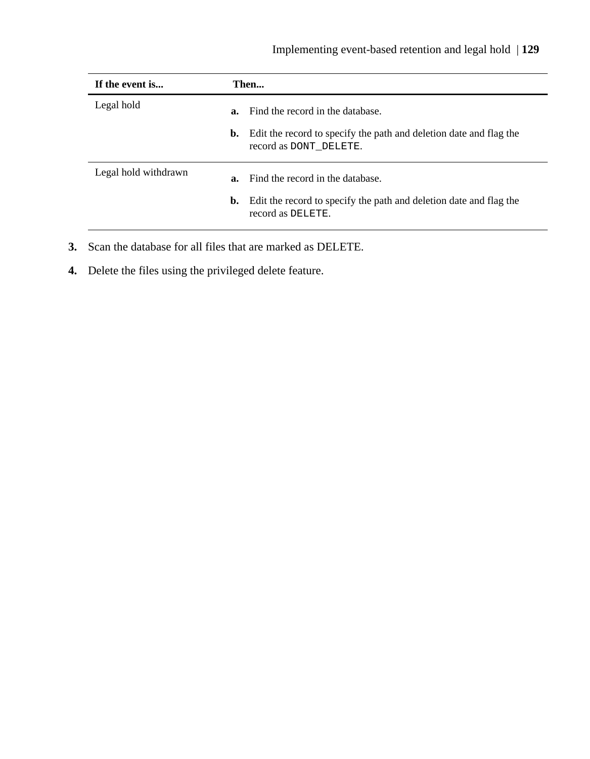| If the event is... | Then... |
| --- | --- |
| Legal hold | **a.** Find the record in the database.<br>**b.** Edit the record to specify the path and deletion date and flag the record as `DONT_DELETE`. |
| Legal hold withdrawn | **a.** Find the record in the database.<br>**b.** Edit the record to specify the path and deletion date and flag the record as `DELETE`. |

3. Scan the database for all files that are marked as DELETE.
4. Delete the files using the privileged delete feature.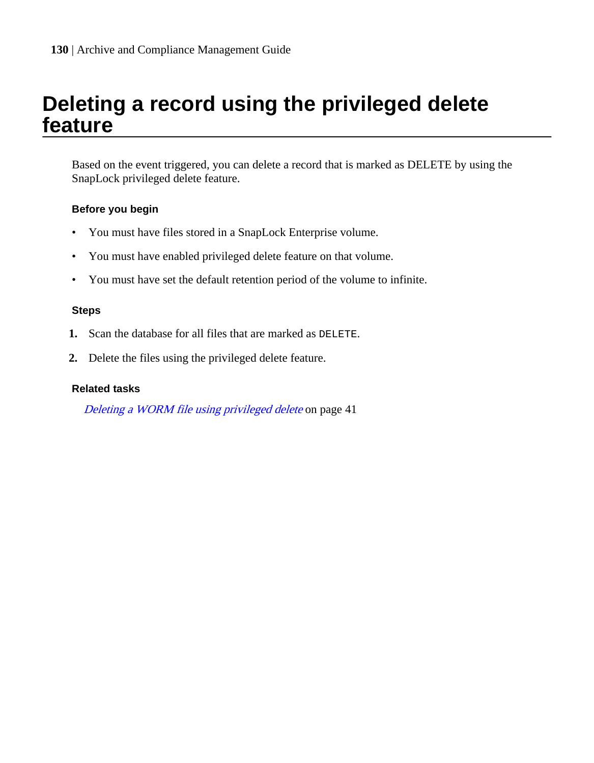# Deleting a record using the privileged delete feature

Based on the event triggered, you can delete a record that is marked as DELETE by using the SnapLock privileged delete feature.

### Before you begin

- You must have files stored in a SnapLock Enterprise volume.
- You must have enabled privileged delete feature on that volume.
- You must have set the default retention period of the volume to infinite.

### Steps

1. Scan the database for all files that are marked as `DELETE`.
2. Delete the files using the privileged delete feature.

### Related tasks

*Deleting a WORM file using privileged delete* on page 41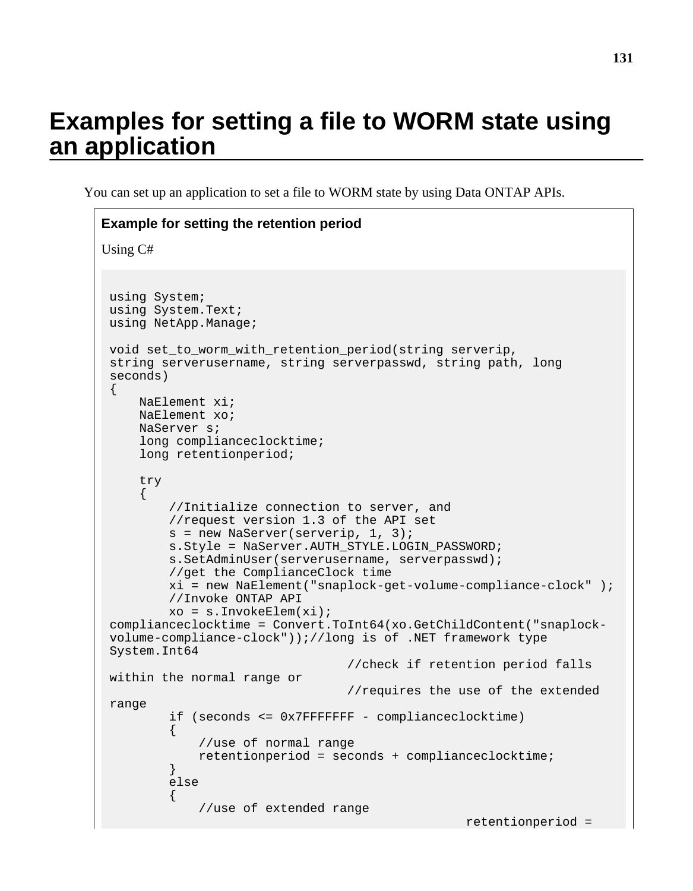# Examples for setting a file to WORM state using an application

You can set up an application to set a file to WORM state by using Data ONTAP APIs.

**Example for setting the retention period**

Using C#

```
using System;
using System.Text;
using NetApp.Manage;

void set_to_worm_with_retention_period(string serverip,
string serverusername, string serverpasswd, string path, long
seconds)
{
    NaElement xi;
    NaElement xo;
    NaServer s;
    long complianceclocktime;
    long retentionperiod;

    try
    {
        //Initialize connection to server, and
        //request version 1.3 of the API set
        s = new NaServer(serverip, 1, 3);
        s.Style = NaServer.AUTH_STYLE.LOGIN_PASSWORD;
        s.SetAdminUser(serverusername, serverpasswd);
        //get the ComplianceClock time
        xi = new NaElement("snaplock-get-volume-compliance-clock" );
        //Invoke ONTAP API
        xo = s.InvokeElem(xi);
complianceclocktime = Convert.ToInt64(xo.GetChildContent("snaplock-
volume-compliance-clock"));//long is of .NET framework type
System.Int64
                                //check if retention period falls
within the normal range or
                                //requires the use of the extended
range
        if (seconds <= 0x7FFFFFFF - complianceclocktime)
        {
            //use of normal range
            retentionperiod = seconds + complianceclocktime;
        }
        else
        {
            //use of extended range
                                                 retentionperiod =
```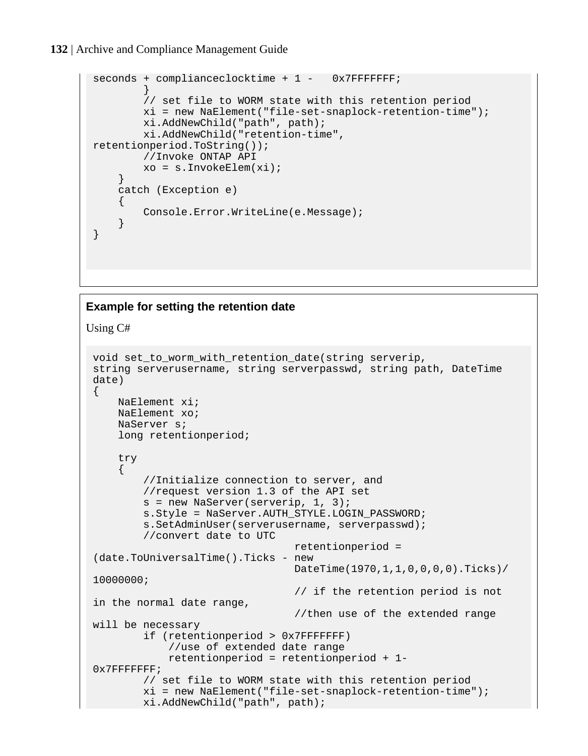```
seconds + complianceclocktime + 1 -   0x7FFFFFFF;
        }
        // set file to WORM state with this retention period
        xi = new NaElement("file-set-snaplock-retention-time");
        xi.AddNewChild("path", path);
        xi.AddNewChild("retention-time",
retentionperiod.ToString());
        //Invoke ONTAP API
        xo = s.InvokeElem(xi);
    }
    catch (Exception e)
    {
        Console.Error.WriteLine(e.Message);
    }
}
```

**Example for setting the retention date**

Using C#

```
void set_to_worm_with_retention_date(string serverip,
string serverusername, string serverpasswd, string path, DateTime
date)
{
    NaElement xi;
    NaElement xo;
    NaServer s;
    long retentionperiod;

    try
    {
        //Initialize connection to server, and
        //request version 1.3 of the API set
        s = new NaServer(serverip, 1, 3);
        s.Style = NaServer.AUTH_STYLE.LOGIN_PASSWORD;
        s.SetAdminUser(serverusername, serverpasswd);
        //convert date to UTC
                                retentionperiod =
(date.ToUniversalTime().Ticks - new
                                DateTime(1970,1,1,0,0,0,0).Ticks)/
10000000;
                                // if the retention period is not
in the normal date range,
                                //then use of the extended range
will be necessary
        if (retentionperiod > 0x7FFFFFFF)
            //use of extended date range
            retentionperiod = retentionperiod + 1-
0x7FFFFFFF;
        // set file to WORM state with this retention period
        xi = new NaElement("file-set-snaplock-retention-time");
        xi.AddNewChild("path", path);
```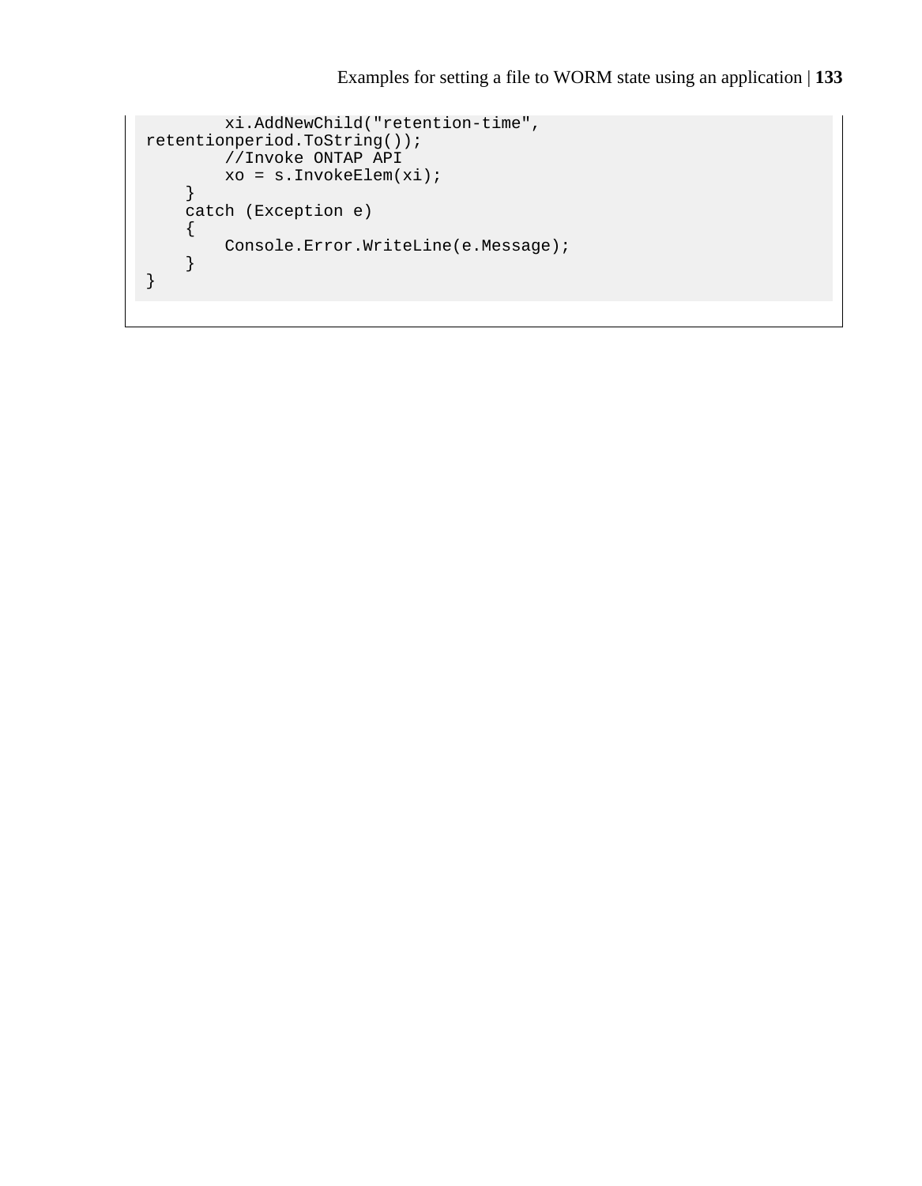```
        xi.AddNewChild("retention-time",
retentionperiod.ToString());
        //Invoke ONTAP API
        xo = s.InvokeElem(xi);
    }
    catch (Exception e)
    {
        Console.Error.WriteLine(e.Message);
    }
}
```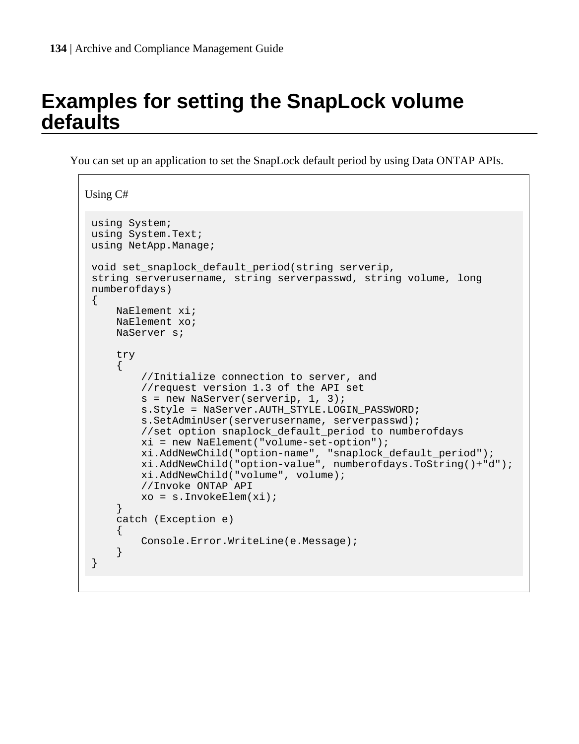# Examples for setting the SnapLock volume defaults

You can set up an application to set the SnapLock default period by using Data ONTAP APIs.

Using C#

```
using System;
using System.Text;
using NetApp.Manage;

void set_snaplock_default_period(string serverip,
string serverusername, string serverpasswd, string volume, long
numberofdays)
{
    NaElement xi;
    NaElement xo;
    NaServer s;

    try
    {
        //Initialize connection to server, and
        //request version 1.3 of the API set
        s = new NaServer(serverip, 1, 3);
        s.Style = NaServer.AUTH_STYLE.LOGIN_PASSWORD;
        s.SetAdminUser(serverusername, serverpasswd);
        //set option snaplock_default_period to numberofdays
        xi = new NaElement("volume-set-option");
        xi.AddNewChild("option-name", "snaplock_default_period");
        xi.AddNewChild("option-value", numberofdays.ToString()+"d");
        xi.AddNewChild("volume", volume);
        //Invoke ONTAP API
        xo = s.InvokeElem(xi);
    }
    catch (Exception e)
    {
        Console.Error.WriteLine(e.Message);
    }
}
```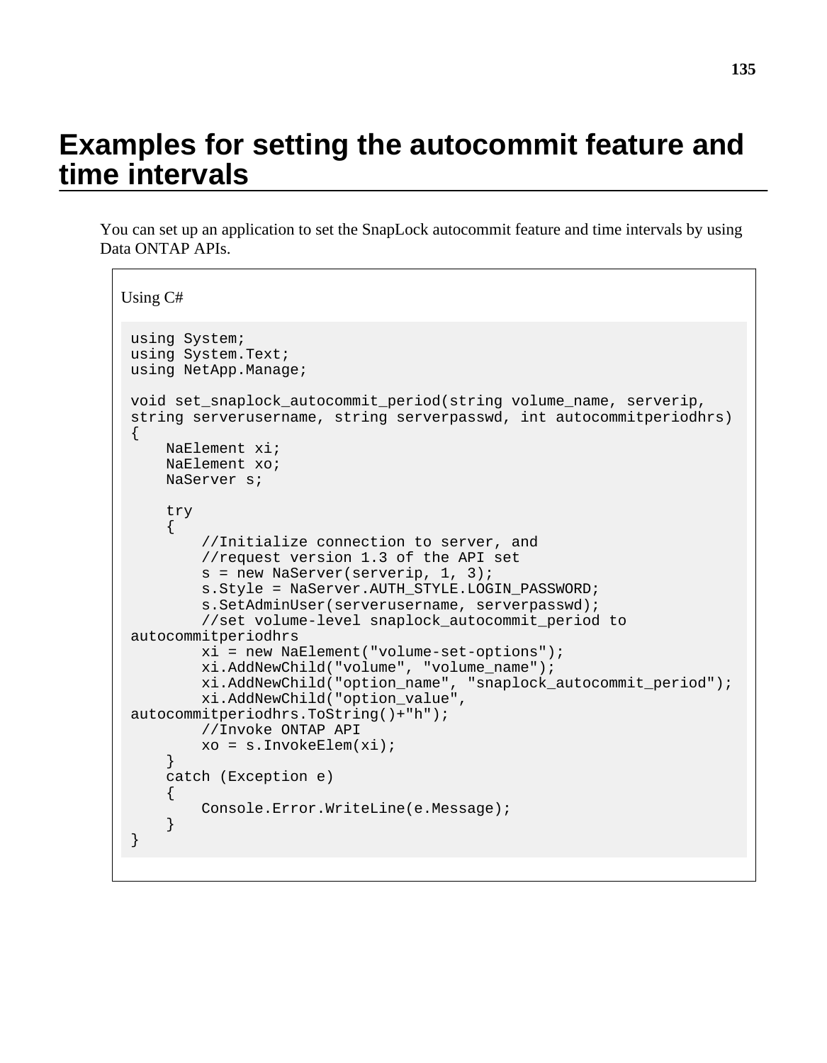# Examples for setting the autocommit feature and time intervals

You can set up an application to set the SnapLock autocommit feature and time intervals by using Data ONTAP APIs.

Using C#

```
using System;
using System.Text;
using NetApp.Manage;

void set_snaplock_autocommit_period(string volume_name, serverip,
string serverusername, string serverpasswd, int autocommitperiodhrs)
{
    NaElement xi;
    NaElement xo;
    NaServer s;

    try
    {
        //Initialize connection to server, and
        //request version 1.3 of the API set
        s = new NaServer(serverip, 1, 3);
        s.Style = NaServer.AUTH_STYLE.LOGIN_PASSWORD;
        s.SetAdminUser(serverusername, serverpasswd);
        //set volume-level snaplock_autocommit_period to
autocommitperiodhrs
        xi = new NaElement("volume-set-options");
        xi.AddNewChild("volume", "volume_name");
        xi.AddNewChild("option_name", "snaplock_autocommit_period");
        xi.AddNewChild("option_value",
autocommitperiodhrs.ToString()+"h");
        //Invoke ONTAP API
        xo = s.InvokeElem(xi);
    }
    catch (Exception e)
    {
        Console.Error.WriteLine(e.Message);
    }
}
```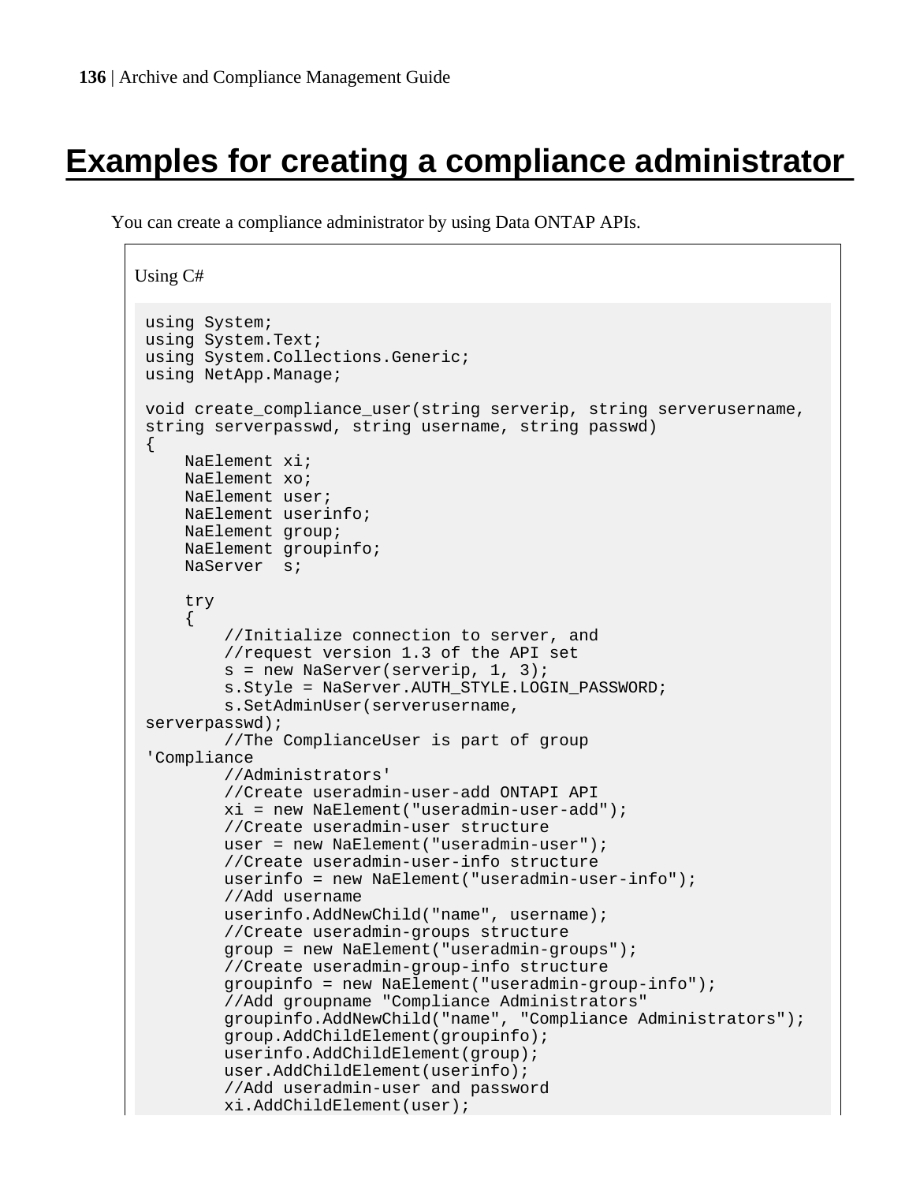# Examples for creating a compliance administrator

You can create a compliance administrator by using Data ONTAP APIs.

Using C#

```
using System;
using System.Text;
using System.Collections.Generic;
using NetApp.Manage;

void create_compliance_user(string serverip, string serverusername,
string serverpasswd, string username, string passwd)
{
    NaElement xi;
    NaElement xo;
    NaElement user;
    NaElement userinfo;
    NaElement group;
    NaElement groupinfo;
    NaServer  s;

    try
    {
        //Initialize connection to server, and
        //request version 1.3 of the API set
        s = new NaServer(serverip, 1, 3);
        s.Style = NaServer.AUTH_STYLE.LOGIN_PASSWORD;
        s.SetAdminUser(serverusername,
serverpasswd);
        //The ComplianceUser is part of group
'Compliance
        //Administrators'
        //Create useradmin-user-add ONTAPI API
        xi = new NaElement("useradmin-user-add");
        //Create useradmin-user structure
        user = new NaElement("useradmin-user");
        //Create useradmin-user-info structure
        userinfo = new NaElement("useradmin-user-info");
        //Add username
        userinfo.AddNewChild("name", username);
        //Create useradmin-groups structure
        group = new NaElement("useradmin-groups");
        //Create useradmin-group-info structure
        groupinfo = new NaElement("useradmin-group-info");
        //Add groupname "Compliance Administrators"
        groupinfo.AddNewChild("name", "Compliance Administrators");
        group.AddChildElement(groupinfo);
        userinfo.AddChildElement(group);
        user.AddChildElement(userinfo);
        //Add useradmin-user and password
        xi.AddChildElement(user);
```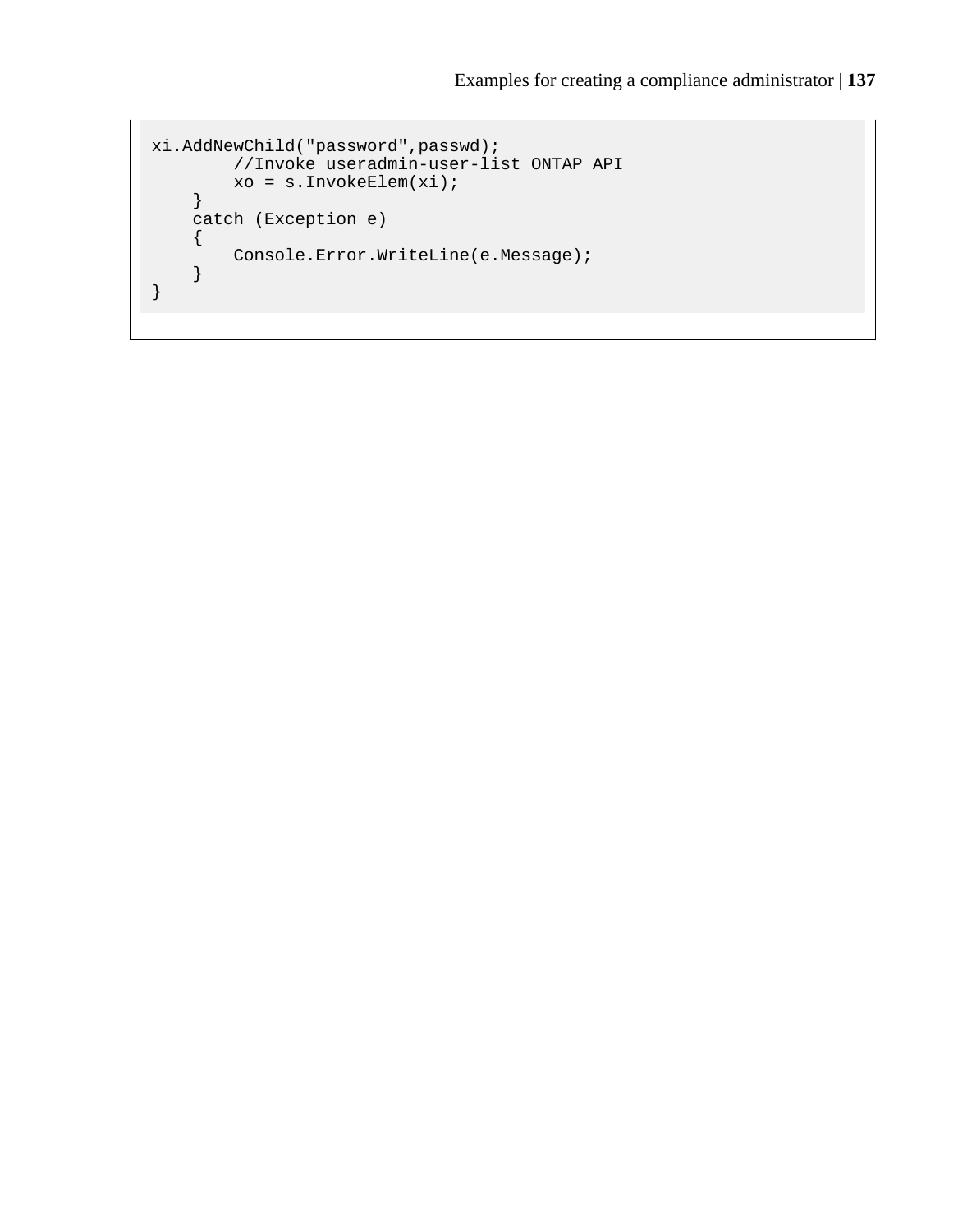```
xi.AddNewChild("password",passwd);
        //Invoke useradmin-user-list ONTAP API
        xo = s.InvokeElem(xi);
    }
    catch (Exception e)
    {
        Console.Error.WriteLine(e.Message);
    }
}
```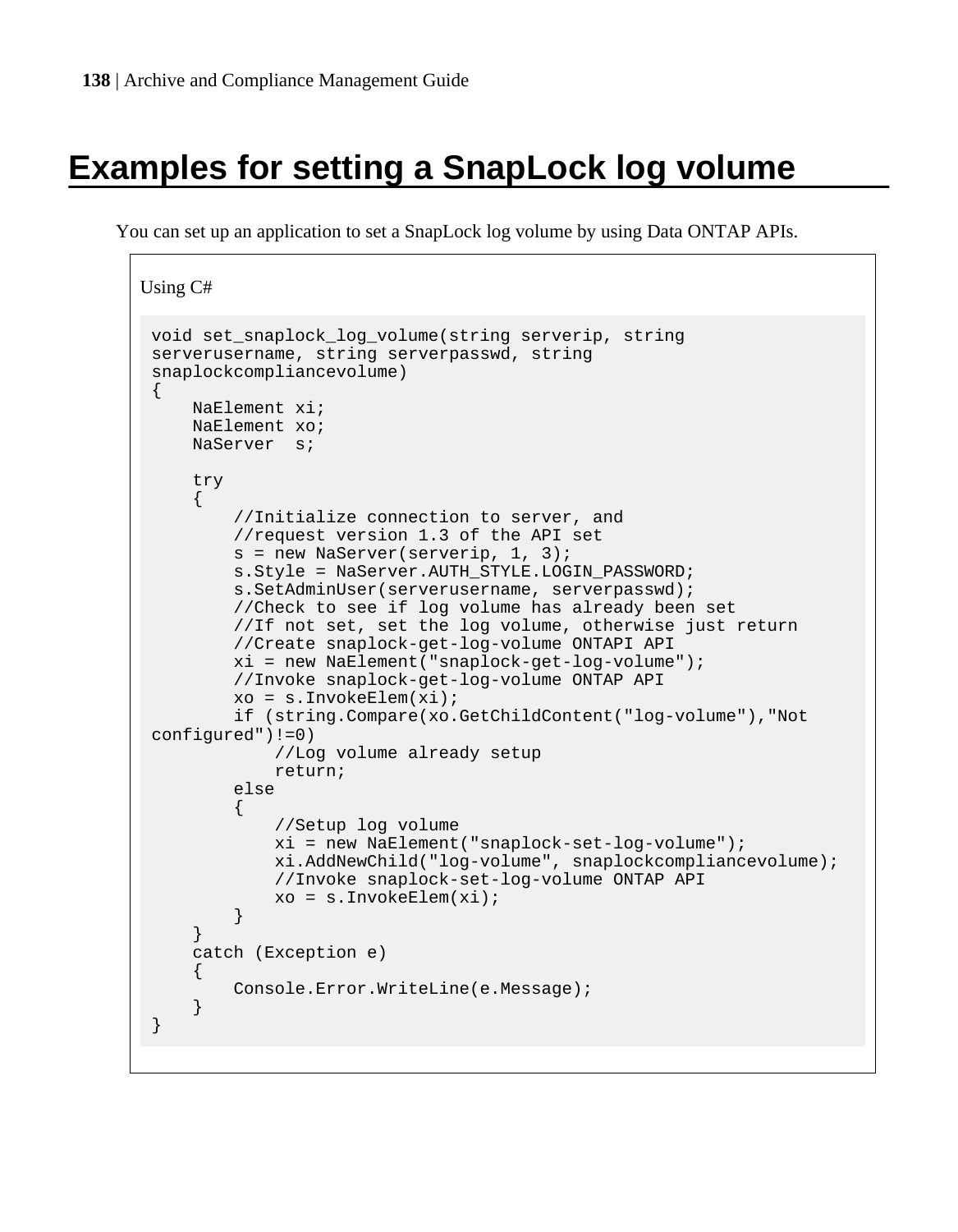# Examples for setting a SnapLock log volume

You can set up an application to set a SnapLock log volume by using Data ONTAP APIs.

Using C#

```
void set_snaplock_log_volume(string serverip, string
serverusername, string serverpasswd, string
snaplockcompliancevolume)
{
    NaElement xi;
    NaElement xo;
    NaServer  s;

    try
    {
        //Initialize connection to server, and
        //request version 1.3 of the API set
        s = new NaServer(serverip, 1, 3);
        s.Style = NaServer.AUTH_STYLE.LOGIN_PASSWORD;
        s.SetAdminUser(serverusername, serverpasswd);
        //Check to see if log volume has already been set
        //If not set, set the log volume, otherwise just return
        //Create snaplock-get-log-volume ONTAPI API
        xi = new NaElement("snaplock-get-log-volume");
        //Invoke snaplock-get-log-volume ONTAP API
        xo = s.InvokeElem(xi);
        if (string.Compare(xo.GetChildContent("log-volume"),"Not
configured")!=0)
            //Log volume already setup
            return;
        else
        {
            //Setup log volume
            xi = new NaElement("snaplock-set-log-volume");
            xi.AddNewChild("log-volume", snaplockcompliancevolume);
            //Invoke snaplock-set-log-volume ONTAP API
            xo = s.InvokeElem(xi);
        }
    }
    catch (Exception e)
    {
        Console.Error.WriteLine(e.Message);
    }
}
```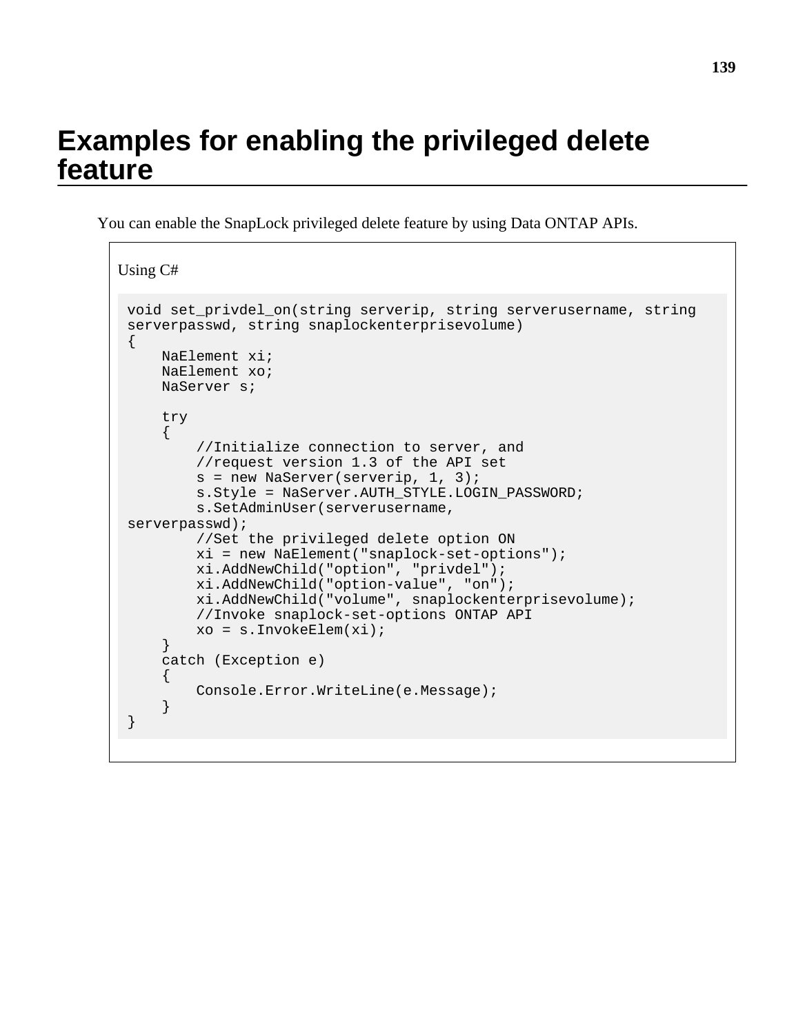# Examples for enabling the privileged delete feature

You can enable the SnapLock privileged delete feature by using Data ONTAP APIs.

Using C#

```
void set_privdel_on(string serverip, string serverusername, string
serverpasswd, string snaplockenterprisevolume)
{
    NaElement xi;
    NaElement xo;
    NaServer s;

    try
    {
        //Initialize connection to server, and
        //request version 1.3 of the API set
        s = new NaServer(serverip, 1, 3);
        s.Style = NaServer.AUTH_STYLE.LOGIN_PASSWORD;
        s.SetAdminUser(serverusername,
serverpasswd);
        //Set the privileged delete option ON
        xi = new NaElement("snaplock-set-options");
        xi.AddNewChild("option", "privdel");
        xi.AddNewChild("option-value", "on");
        xi.AddNewChild("volume", snaplockenterprisevolume);
        //Invoke snaplock-set-options ONTAP API
        xo = s.InvokeElem(xi);
    }
    catch (Exception e)
    {
        Console.Error.WriteLine(e.Message);
    }
}
```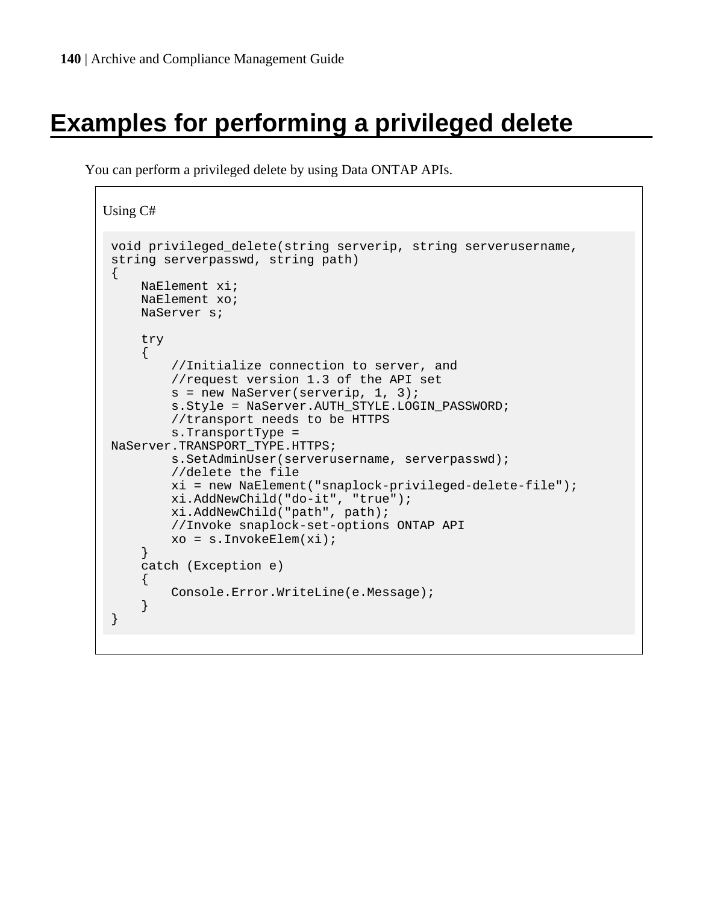# Examples for performing a privileged delete

You can perform a privileged delete by using Data ONTAP APIs.

Using C#

```
void privileged_delete(string serverip, string serverusername,
string serverpasswd, string path)
{
    NaElement xi;
    NaElement xo;
    NaServer s;

    try
    {
        //Initialize connection to server, and
        //request version 1.3 of the API set
        s = new NaServer(serverip, 1, 3);
        s.Style = NaServer.AUTH_STYLE.LOGIN_PASSWORD;
        //transport needs to be HTTPS
        s.TransportType =
NaServer.TRANSPORT_TYPE.HTTPS;
        s.SetAdminUser(serverusername, serverpasswd);
        //delete the file
        xi = new NaElement("snaplock-privileged-delete-file");
        xi.AddNewChild("do-it", "true");
        xi.AddNewChild("path", path);
        //Invoke snaplock-set-options ONTAP API
        xo = s.InvokeElem(xi);
    }
    catch (Exception e)
    {
        Console.Error.WriteLine(e.Message);
    }
}
```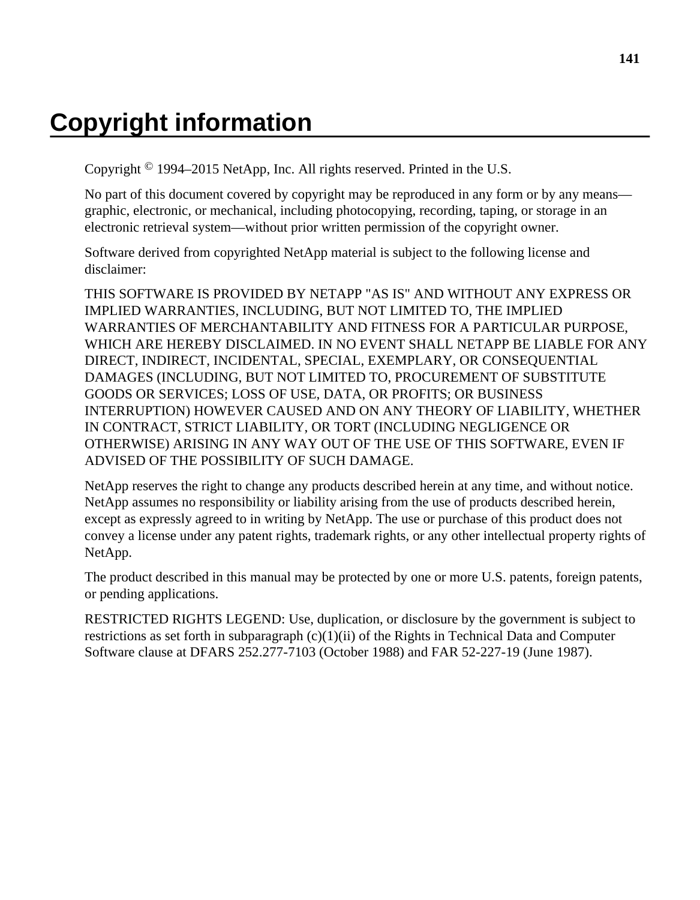# Copyright information

Copyright © 1994–2015 NetApp, Inc. All rights reserved. Printed in the U.S.

No part of this document covered by copyright may be reproduced in any form or by any means—graphic, electronic, or mechanical, including photocopying, recording, taping, or storage in an electronic retrieval system—without prior written permission of the copyright owner.

Software derived from copyrighted NetApp material is subject to the following license and disclaimer:

THIS SOFTWARE IS PROVIDED BY NETAPP "AS IS" AND WITHOUT ANY EXPRESS OR IMPLIED WARRANTIES, INCLUDING, BUT NOT LIMITED TO, THE IMPLIED WARRANTIES OF MERCHANTABILITY AND FITNESS FOR A PARTICULAR PURPOSE, WHICH ARE HEREBY DISCLAIMED. IN NO EVENT SHALL NETAPP BE LIABLE FOR ANY DIRECT, INDIRECT, INCIDENTAL, SPECIAL, EXEMPLARY, OR CONSEQUENTIAL DAMAGES (INCLUDING, BUT NOT LIMITED TO, PROCUREMENT OF SUBSTITUTE GOODS OR SERVICES; LOSS OF USE, DATA, OR PROFITS; OR BUSINESS INTERRUPTION) HOWEVER CAUSED AND ON ANY THEORY OF LIABILITY, WHETHER IN CONTRACT, STRICT LIABILITY, OR TORT (INCLUDING NEGLIGENCE OR OTHERWISE) ARISING IN ANY WAY OUT OF THE USE OF THIS SOFTWARE, EVEN IF ADVISED OF THE POSSIBILITY OF SUCH DAMAGE.

NetApp reserves the right to change any products described herein at any time, and without notice. NetApp assumes no responsibility or liability arising from the use of products described herein, except as expressly agreed to in writing by NetApp. The use or purchase of this product does not convey a license under any patent rights, trademark rights, or any other intellectual property rights of NetApp.

The product described in this manual may be protected by one or more U.S. patents, foreign patents, or pending applications.

RESTRICTED RIGHTS LEGEND: Use, duplication, or disclosure by the government is subject to restrictions as set forth in subparagraph (c)(1)(ii) of the Rights in Technical Data and Computer Software clause at DFARS 252.277-7103 (October 1988) and FAR 52-227-19 (June 1987).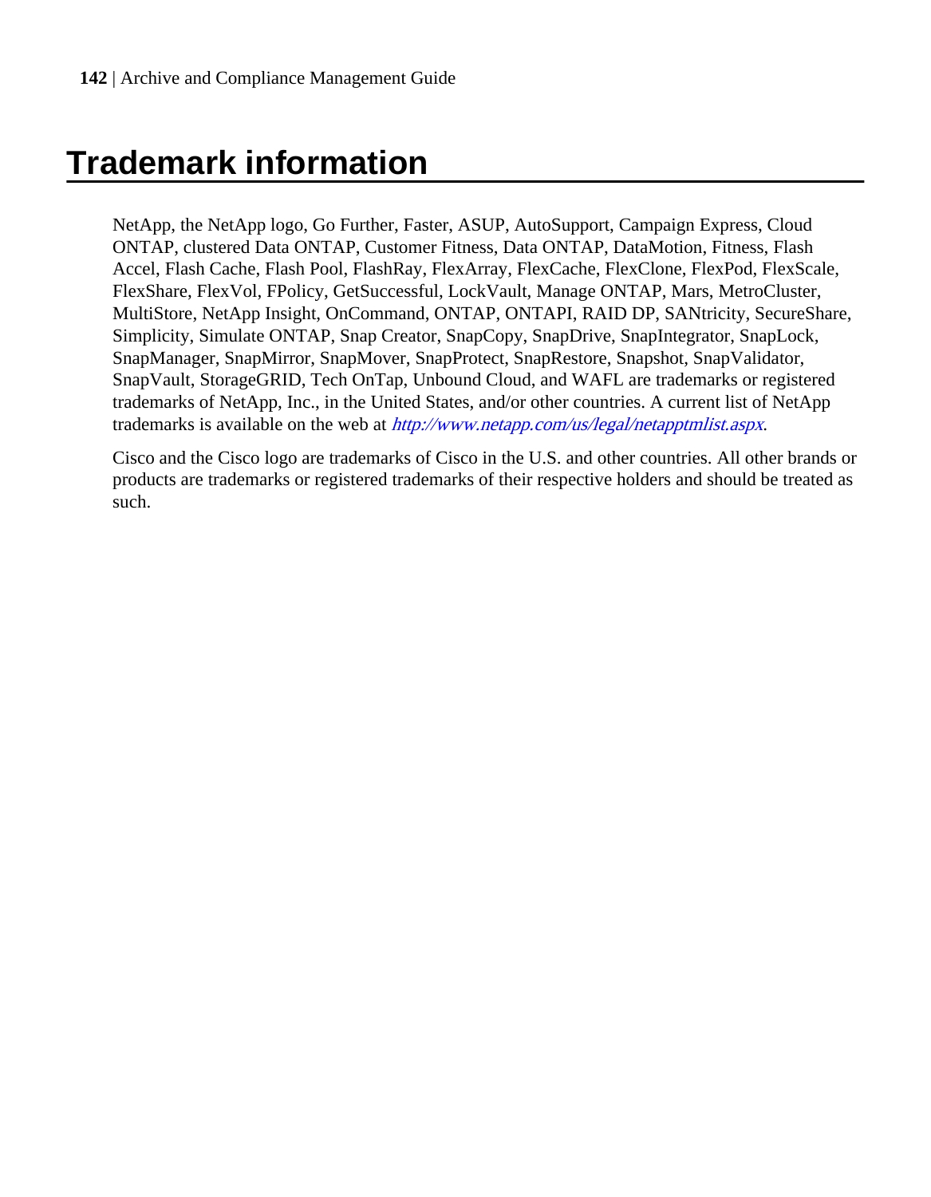# Trademark information

NetApp, the NetApp logo, Go Further, Faster, ASUP, AutoSupport, Campaign Express, Cloud ONTAP, clustered Data ONTAP, Customer Fitness, Data ONTAP, DataMotion, Fitness, Flash Accel, Flash Cache, Flash Pool, FlashRay, FlexArray, FlexCache, FlexClone, FlexPod, FlexScale, FlexShare, FlexVol, FPolicy, GetSuccessful, LockVault, Manage ONTAP, Mars, MetroCluster, MultiStore, NetApp Insight, OnCommand, ONTAP, ONTAPI, RAID DP, SANtricity, SecureShare, Simplicity, Simulate ONTAP, Snap Creator, SnapCopy, SnapDrive, SnapIntegrator, SnapLock, SnapManager, SnapMirror, SnapMover, SnapProtect, SnapRestore, Snapshot, SnapValidator, SnapVault, StorageGRID, Tech OnTap, Unbound Cloud, and WAFL are trademarks or registered trademarks of NetApp, Inc., in the United States, and/or other countries. A current list of NetApp trademarks is available on the web at *http://www.netapp.com/us/legal/netapptmlist.aspx*.

Cisco and the Cisco logo are trademarks of Cisco in the U.S. and other countries. All other brands or products are trademarks or registered trademarks of their respective holders and should be treated as such.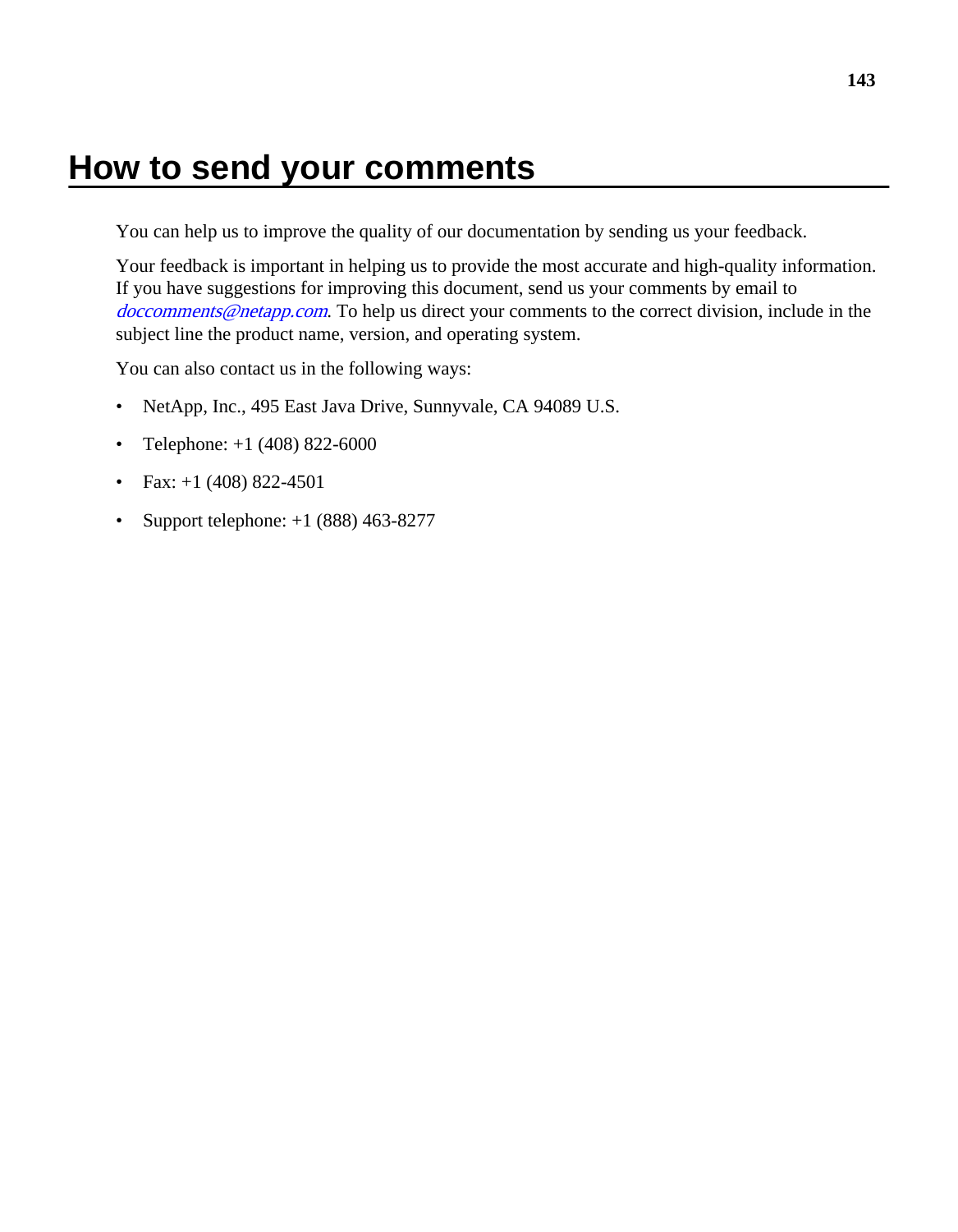# How to send your comments

You can help us to improve the quality of our documentation by sending us your feedback.

Your feedback is important in helping us to provide the most accurate and high-quality information. If you have suggestions for improving this document, send us your comments by email to *doccomments@netapp.com*. To help us direct your comments to the correct division, include in the subject line the product name, version, and operating system.

You can also contact us in the following ways:

- NetApp, Inc., 495 East Java Drive, Sunnyvale, CA 94089 U.S.
- Telephone: +1 (408) 822-6000
- Fax: +1 (408) 822-4501
- Support telephone: +1 (888) 463-8277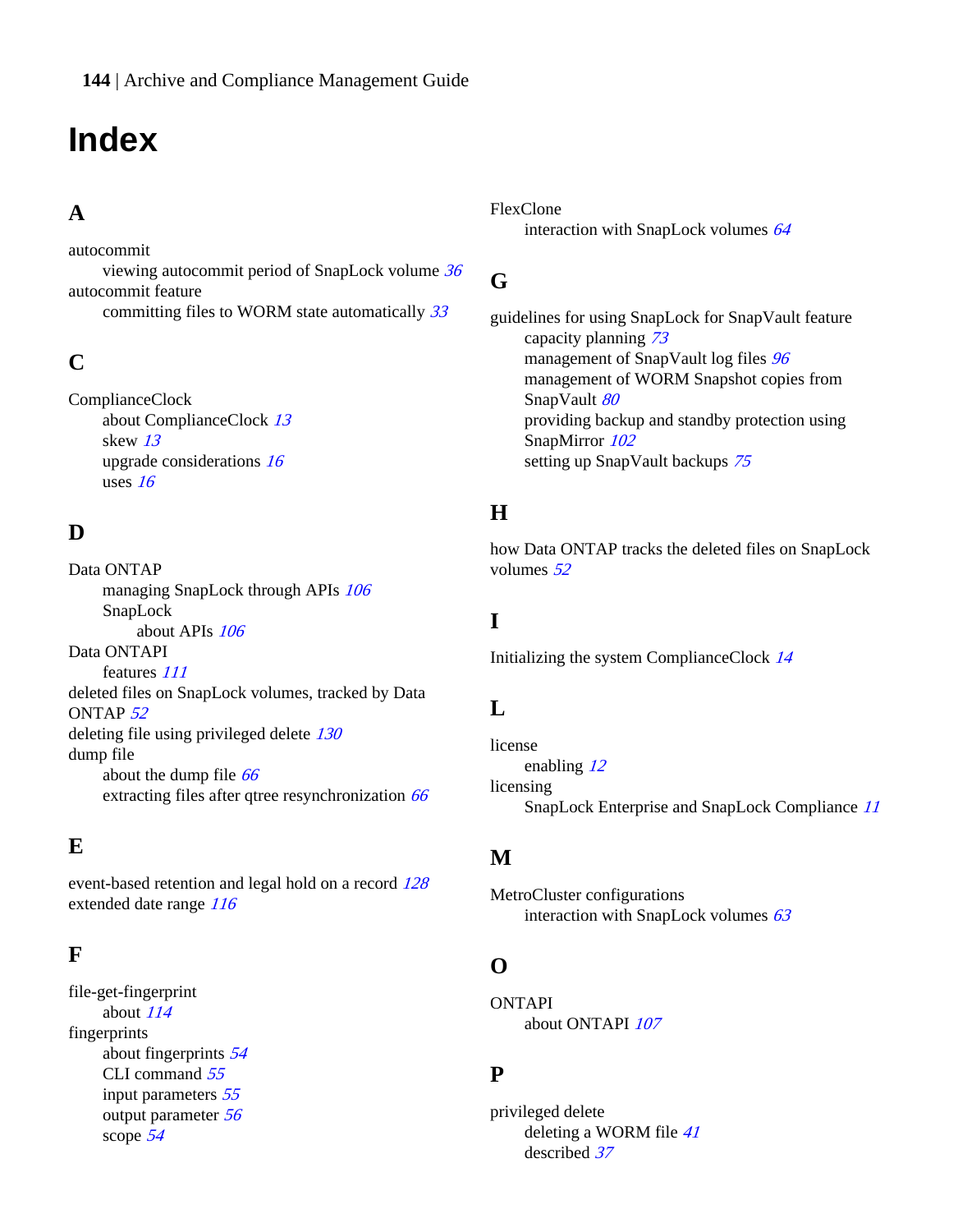# Index

## A

autocommit
- viewing autocommit period of SnapLock volume *36*

autocommit feature
- committing files to WORM state automatically *33*

## C

ComplianceClock
- about ComplianceClock *13*
- skew *13*
- upgrade considerations *16*
- uses *16*

## D

Data ONTAP
- managing SnapLock through APIs *106*
- SnapLock
  - about APIs *106*

Data ONTAPI
- features *111*

deleted files on SnapLock volumes, tracked by Data ONTAP *52*

deleting file using privileged delete *130*

dump file
- about the dump file *66*
- extracting files after qtree resynchronization *66*

## E

event-based retention and legal hold on a record *128*

extended date range *116*

## F

file-get-fingerprint
- about *114*

fingerprints
- about fingerprints *54*
- CLI command *55*
- input parameters *55*
- output parameter *56*
- scope *54*

FlexClone
- interaction with SnapLock volumes *64*

## G

guidelines for using SnapLock for SnapVault feature
- capacity planning *73*
- management of SnapVault log files *96*
- management of WORM Snapshot copies from SnapVault *80*
- providing backup and standby protection using SnapMirror *102*
- setting up SnapVault backups *75*

## H

how Data ONTAP tracks the deleted files on SnapLock volumes *52*

## I

Initializing the system ComplianceClock *14*

## L

license
- enabling *12*

licensing
- SnapLock Enterprise and SnapLock Compliance *11*

## M

MetroCluster configurations
- interaction with SnapLock volumes *63*

## O

ONTAPI
- about ONTAPI *107*

## P

privileged delete
- deleting a WORM file *41*
- described *37*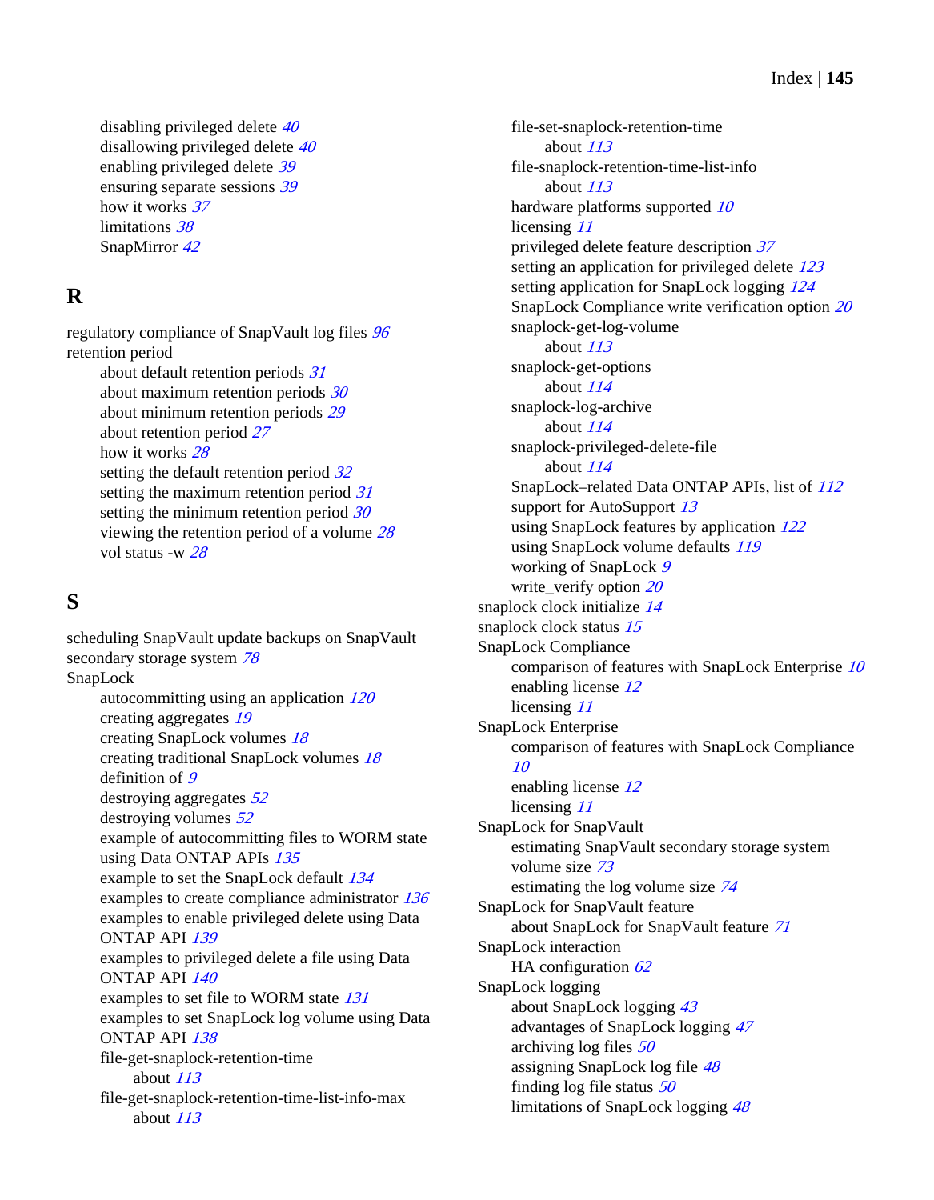- disabling privileged delete *40*
- disallowing privileged delete *40*
- enabling privileged delete *39*
- ensuring separate sessions *39*
- how it works *37*
- limitations *38*
- SnapMirror *42*

## R

regulatory compliance of SnapVault log files *96*

retention period

- about default retention periods *31*
- about maximum retention periods *30*
- about minimum retention periods *29*
- about retention period *27*
- how it works *28*
- setting the default retention period *32*
- setting the maximum retention period *31*
- setting the minimum retention period *30*
- viewing the retention period of a volume *28*
- vol status -w *28*

## S

scheduling SnapVault update backups on SnapVault secondary storage system *78*

SnapLock

- autocommitting using an application *120*
- creating aggregates *19*
- creating SnapLock volumes *18*
- creating traditional SnapLock volumes *18*
- definition of *9*
- destroying aggregates *52*
- destroying volumes *52*
- example of autocommitting files to WORM state using Data ONTAP APIs *135*
- example to set the SnapLock default *134*
- examples to create compliance administrator *136*
- examples to enable privileged delete using Data ONTAP API *139*
- examples to privileged delete a file using Data ONTAP API *140*
- examples to set file to WORM state *131*
- examples to set SnapLock log volume using Data ONTAP API *138*
- file-get-snaplock-retention-time
    - about *113*
- file-get-snaplock-retention-time-list-info-max
    - about *113*
- file-set-snaplock-retention-time
    - about *113*
- file-snaplock-retention-time-list-info
    - about *113*
- hardware platforms supported *10*
- licensing *11*
- privileged delete feature description *37*
- setting an application for privileged delete *123*
- setting application for SnapLock logging *124*
- SnapLock Compliance write verification option *20*
- snaplock-get-log-volume
    - about *113*
- snaplock-get-options
    - about *114*
- snaplock-log-archive
    - about *114*
- snaplock-privileged-delete-file
    - about *114*
- SnapLock–related Data ONTAP APIs, list of *112*
- support for AutoSupport *13*
- using SnapLock features by application *122*
- using SnapLock volume defaults *119*
- working of SnapLock *9*
- write_verify option *20*

snaplock clock initialize *14*

snaplock clock status *15*

SnapLock Compliance

- comparison of features with SnapLock Enterprise *10*
- enabling license *12*
- licensing *11*

SnapLock Enterprise

- comparison of features with SnapLock Compliance *10*
- enabling license *12*
- licensing *11*

SnapLock for SnapVault

- estimating SnapVault secondary storage system volume size *73*
- estimating the log volume size *74*

SnapLock for SnapVault feature

- about SnapLock for SnapVault feature *71*

SnapLock interaction

- HA configuration *62*

SnapLock logging

- about SnapLock logging *43*
- advantages of SnapLock logging *47*
- archiving log files *50*
- assigning SnapLock log file *48*
- finding log file status *50*
- limitations of SnapLock logging *48*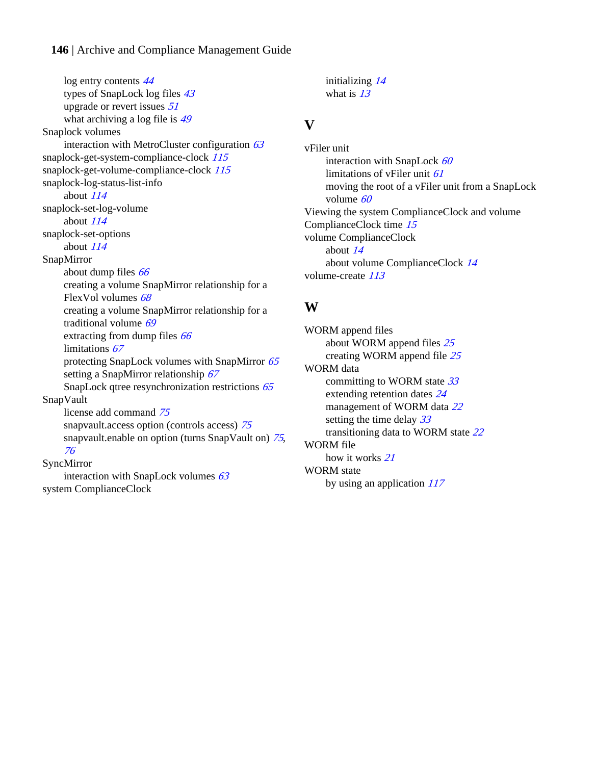log entry contents 44
types of SnapLock log files 43
upgrade or revert issues 51
what archiving a log file is 49

Snaplock volumes
interaction with MetroCluster configuration 63

snaplock-get-system-compliance-clock 115

snaplock-get-volume-compliance-clock 115

snaplock-log-status-list-info
about 114

snaplock-set-log-volume
about 114

snaplock-set-options
about 114

SnapMirror
about dump files 66
creating a volume SnapMirror relationship for a FlexVol volumes 68
creating a volume SnapMirror relationship for a traditional volume 69
extracting from dump files 66
limitations 67
protecting SnapLock volumes with SnapMirror 65
setting a SnapMirror relationship 67
SnapLock qtree resynchronization restrictions 65

SnapVault
license add command 75
snapvault.access option (controls access) 75
snapvault.enable on option (turns SnapVault on) 75, 76

SyncMirror
interaction with SnapLock volumes 63

system ComplianceClock
initializing 14
what is 13

## V

vFiler unit
interaction with SnapLock 60
limitations of vFiler unit 61
moving the root of a vFiler unit from a SnapLock volume 60

Viewing the system ComplianceClock and volume ComplianceClock time 15

volume ComplianceClock
about 14
about volume ComplianceClock 14

volume-create 113

## W

WORM append files
about WORM append files 25
creating WORM append file 25

WORM data
committing to WORM state 33
extending retention dates 24
management of WORM data 22
setting the time delay 33
transitioning data to WORM state 22

WORM file
how it works 21

WORM state
by using an application 117